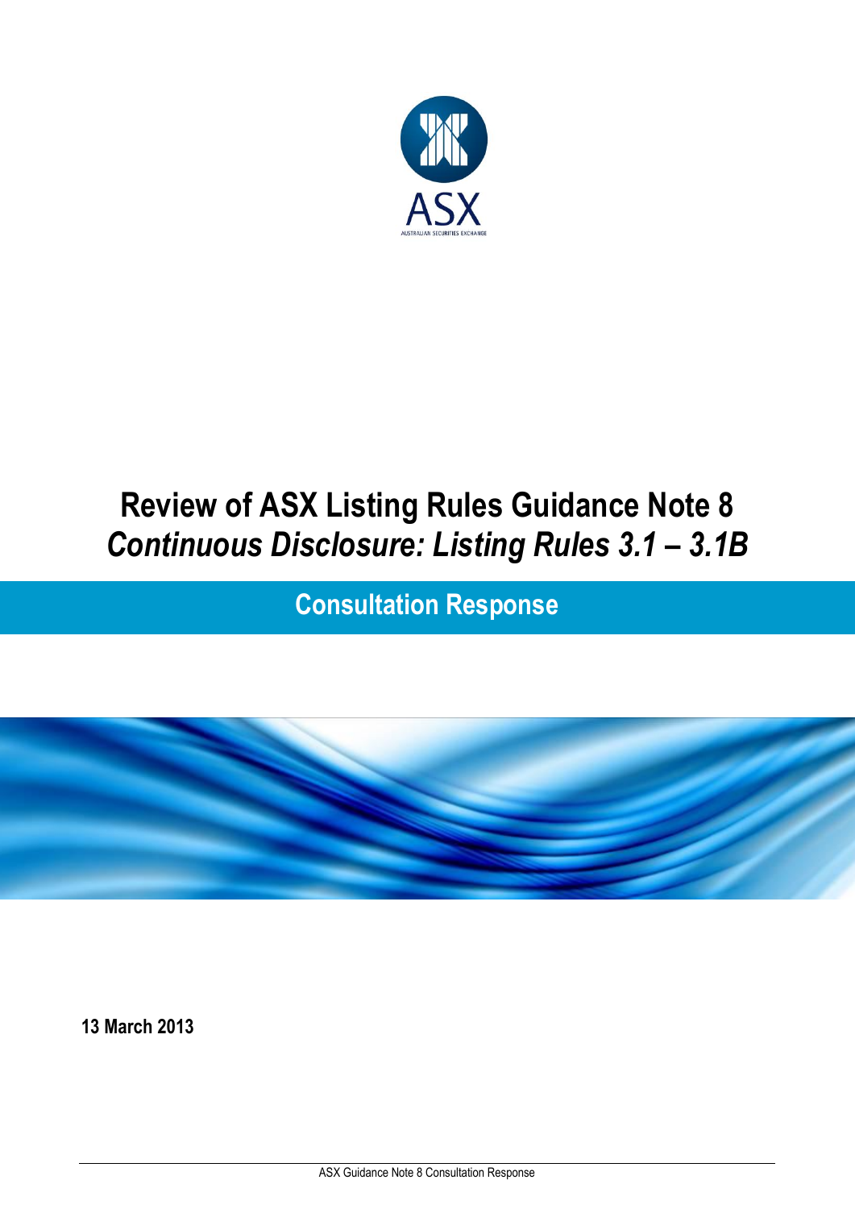# Review of ASX Listing Rules Guidance Note 8

## *Continuous Disclosure: Listing Rules 3.1 – 3.1B*

## Consultation Response

**13 March 2013**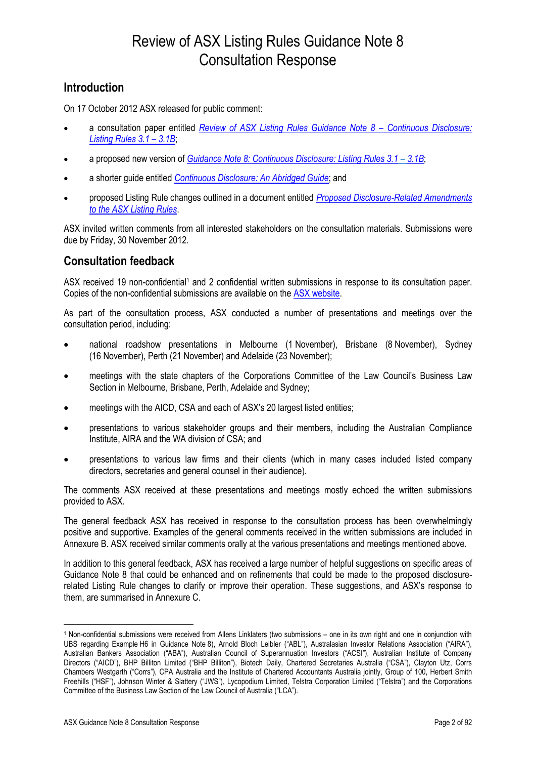# Review of ASX Listing Rules Guidance Note 8 Consultation Response

## Introduction

On 17 October 2012 ASX released for public comment:

- a consultation paper entitled *Review of ASX Listing Rules Guidance Note 8 – Continuous Disclosure: Listing Rules 3.1 – 3.1B*;
- a proposed new version of *Guidance Note 8: Continuous Disclosure: Listing Rules 3.1 – 3.1B*;
- a shorter guide entitled *Continuous Disclosure: An Abridged Guide*; and
- proposed Listing Rule changes outlined in a document entitled *Proposed Disclosure-Related Amendments to the ASX Listing Rules*.

ASX invited written comments from all interested stakeholders on the consultation materials. Submissions were due by Friday, 30 November 2012.

## Consultation feedback

ASX received 19 non-confidential[1] and 2 confidential written submissions in response to its consultation paper. Copies of the non-confidential submissions are available on the ASX website.

As part of the consultation process, ASX conducted a number of presentations and meetings over the consultation period, including:

- national roadshow presentations in Melbourne (1 November), Brisbane (8 November), Sydney (16 November), Perth (21 November) and Adelaide (23 November);
- meetings with the state chapters of the Corporations Committee of the Law Council's Business Law Section in Melbourne, Brisbane, Perth, Adelaide and Sydney;
- meetings with the AICD, CSA and each of ASX's 20 largest listed entities;
- presentations to various stakeholder groups and their members, including the Australian Compliance Institute, AIRA and the WA division of CSA; and
- presentations to various law firms and their clients (which in many cases included listed company directors, secretaries and general counsel in their audience).

The comments ASX received at these presentations and meetings mostly echoed the written submissions provided to ASX.

The general feedback ASX has received in response to the consultation process has been overwhelmingly positive and supportive. Examples of the general comments received in the written submissions are included in Annexure B. ASX received similar comments orally at the various presentations and meetings mentioned above.

In addition to this general feedback, ASX has received a large number of helpful suggestions on specific areas of Guidance Note 8 that could be enhanced and on refinements that could be made to the proposed disclosure-related Listing Rule changes to clarify or improve their operation. These suggestions, and ASX's response to them, are summarised in Annexure C.

---

[1] Non-confidential submissions were received from Allens Linklaters (two submissions – one in its own right and one in conjunction with UBS regarding Example H6 in Guidance Note 8), Arnold Bloch Leibler ("ABL"), Australasian Investor Relations Association ("AIRA"), Australian Bankers Association ("ABA"), Australian Council of Superannuation Investors ("ACSI"), Australian Institute of Company Directors ("AICD"), BHP Billiton Limited ("BHP Billiton"), Biotech Daily, Chartered Secretaries Australia ("CSA"), Clayton Utz, Corrs Chambers Westgarth ("Corrs"), CPA Australia and the Institute of Chartered Accountants Australia jointly, Group of 100, Herbert Smith Freehills ("HSF"), Johnson Winter & Slattery ("JWS"), Lycopodium Limited, Telstra Corporation Limited ("Telstra") and the Corporations Committee of the Business Law Section of the Law Council of Australia ("LCA").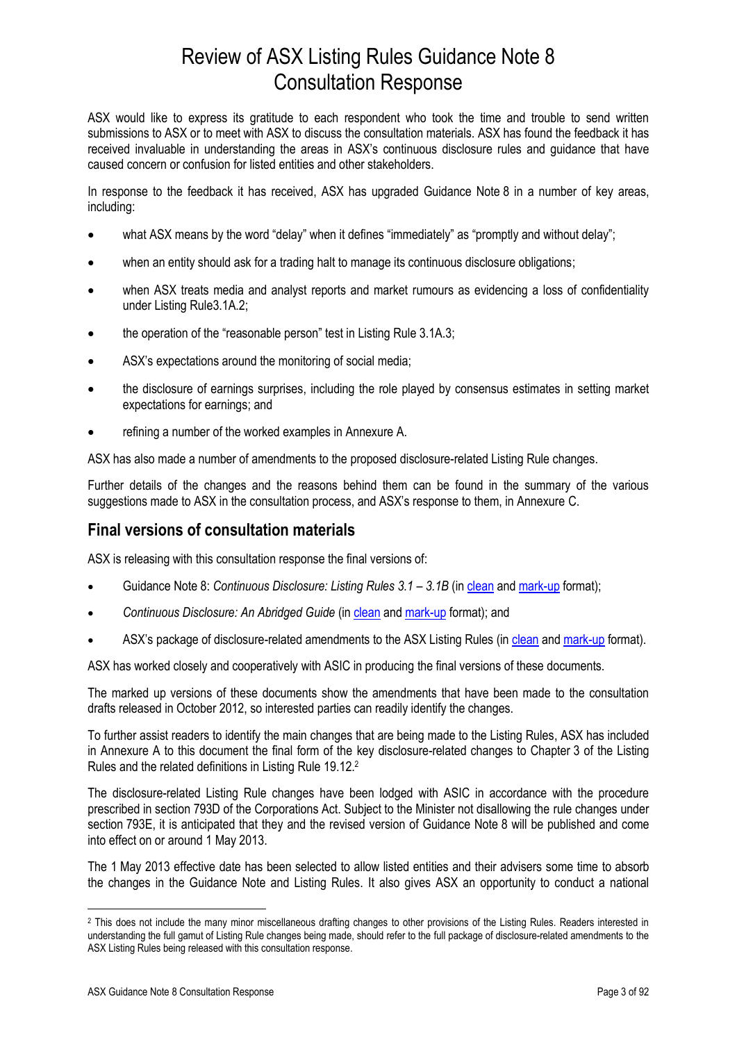# Review of ASX Listing Rules Guidance Note 8 Consultation Response

ASX would like to express its gratitude to each respondent who took the time and trouble to send written submissions to ASX or to meet with ASX to discuss the consultation materials. ASX has found the feedback it has received invaluable in understanding the areas in ASX's continuous disclosure rules and guidance that have caused concern or confusion for listed entities and other stakeholders.

In response to the feedback it has received, ASX has upgraded Guidance Note 8 in a number of key areas, including:

- what ASX means by the word "delay" when it defines "immediately" as "promptly and without delay";
- when an entity should ask for a trading halt to manage its continuous disclosure obligations;
- when ASX treats media and analyst reports and market rumours as evidencing a loss of confidentiality under Listing Rule3.1A.2;
- the operation of the "reasonable person" test in Listing Rule 3.1A.3;
- ASX's expectations around the monitoring of social media;
- the disclosure of earnings surprises, including the role played by consensus estimates in setting market expectations for earnings; and
- refining a number of the worked examples in Annexure A.

ASX has also made a number of amendments to the proposed disclosure-related Listing Rule changes.

Further details of the changes and the reasons behind them can be found in the summary of the various suggestions made to ASX in the consultation process, and ASX's response to them, in Annexure C.

## Final versions of consultation materials

ASX is releasing with this consultation response the final versions of:

- Guidance Note 8: *Continuous Disclosure: Listing Rules 3.1 – 3.1B* (in clean and mark-up format);
- *Continuous Disclosure: An Abridged Guide* (in clean and mark-up format); and
- ASX's package of disclosure-related amendments to the ASX Listing Rules (in clean and mark-up format).

ASX has worked closely and cooperatively with ASIC in producing the final versions of these documents.

The marked up versions of these documents show the amendments that have been made to the consultation drafts released in October 2012, so interested parties can readily identify the changes.

To further assist readers to identify the main changes that are being made to the Listing Rules, ASX has included in Annexure A to this document the final form of the key disclosure-related changes to Chapter 3 of the Listing Rules and the related definitions in Listing Rule 19.12.[2]

The disclosure-related Listing Rule changes have been lodged with ASIC in accordance with the procedure prescribed in section 793D of the Corporations Act. Subject to the Minister not disallowing the rule changes under section 793E, it is anticipated that they and the revised version of Guidance Note 8 will be published and come into effect on or around 1 May 2013.

The 1 May 2013 effective date has been selected to allow listed entities and their advisers some time to absorb the changes in the Guidance Note and Listing Rules. It also gives ASX an opportunity to conduct a national

---

[2] This does not include the many minor miscellaneous drafting changes to other provisions of the Listing Rules. Readers interested in understanding the full gamut of Listing Rule changes being made, should refer to the full package of disclosure-related amendments to the ASX Listing Rules being released with this consultation response.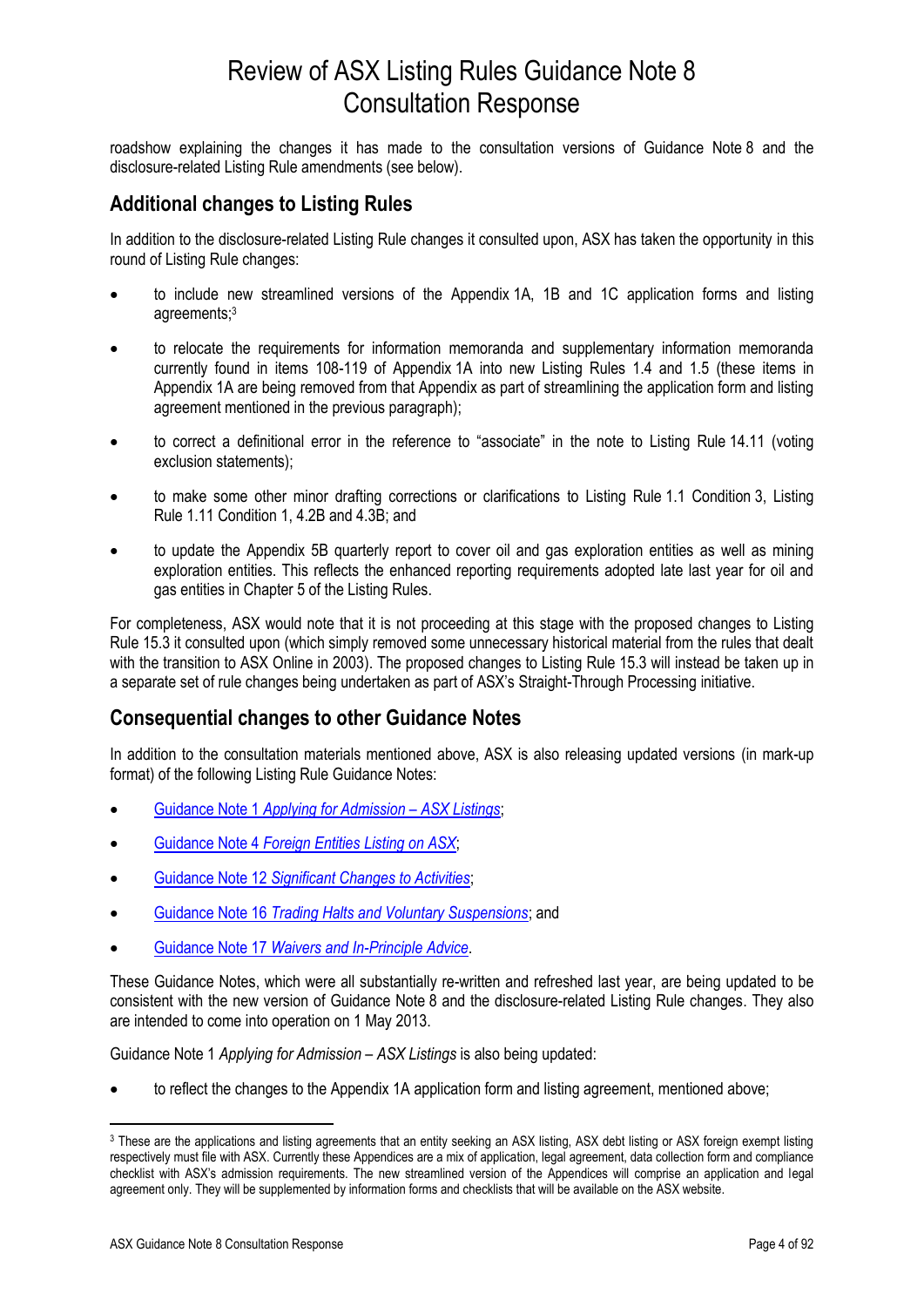roadshow explaining the changes it has made to the consultation versions of Guidance Note 8 and the disclosure-related Listing Rule amendments (see below).

## Additional changes to Listing Rules

In addition to the disclosure-related Listing Rule changes it consulted upon, ASX has taken the opportunity in this round of Listing Rule changes:

- to include new streamlined versions of the Appendix 1A, 1B and 1C application forms and listing agreements;[3]
- to relocate the requirements for information memoranda and supplementary information memoranda currently found in items 108-119 of Appendix 1A into new Listing Rules 1.4 and 1.5 (these items in Appendix 1A are being removed from that Appendix as part of streamlining the application form and listing agreement mentioned in the previous paragraph);
- to correct a definitional error in the reference to "associate" in the note to Listing Rule 14.11 (voting exclusion statements);
- to make some other minor drafting corrections or clarifications to Listing Rule 1.1 Condition 3, Listing Rule 1.11 Condition 1, 4.2B and 4.3B; and
- to update the Appendix 5B quarterly report to cover oil and gas exploration entities as well as mining exploration entities. This reflects the enhanced reporting requirements adopted late last year for oil and gas entities in Chapter 5 of the Listing Rules.

For completeness, ASX would note that it is not proceeding at this stage with the proposed changes to Listing Rule 15.3 it consulted upon (which simply removed some unnecessary historical material from the rules that dealt with the transition to ASX Online in 2003). The proposed changes to Listing Rule 15.3 will instead be taken up in a separate set of rule changes being undertaken as part of ASX's Straight-Through Processing initiative.

## Consequential changes to other Guidance Notes

In addition to the consultation materials mentioned above, ASX is also releasing updated versions (in mark-up format) of the following Listing Rule Guidance Notes:

- Guidance Note 1 *Applying for Admission – ASX Listings*;
- Guidance Note 4 *Foreign Entities Listing on ASX*;
- Guidance Note 12 *Significant Changes to Activities*;
- Guidance Note 16 *Trading Halts and Voluntary Suspensions*; and
- Guidance Note 17 *Waivers and In-Principle Advice*.

These Guidance Notes, which were all substantially re-written and refreshed last year, are being updated to be consistent with the new version of Guidance Note 8 and the disclosure-related Listing Rule changes. They also are intended to come into operation on 1 May 2013.

Guidance Note 1 *Applying for Admission – ASX Listings* is also being updated:

- to reflect the changes to the Appendix 1A application form and listing agreement, mentioned above;

[3] These are the applications and listing agreements that an entity seeking an ASX listing, ASX debt listing or ASX foreign exempt listing respectively must file with ASX. Currently these Appendices are a mix of application, legal agreement, data collection form and compliance checklist with ASX's admission requirements. The new streamlined version of the Appendices will comprise an application and legal agreement only. They will be supplemented by information forms and checklists that will be available on the ASX website.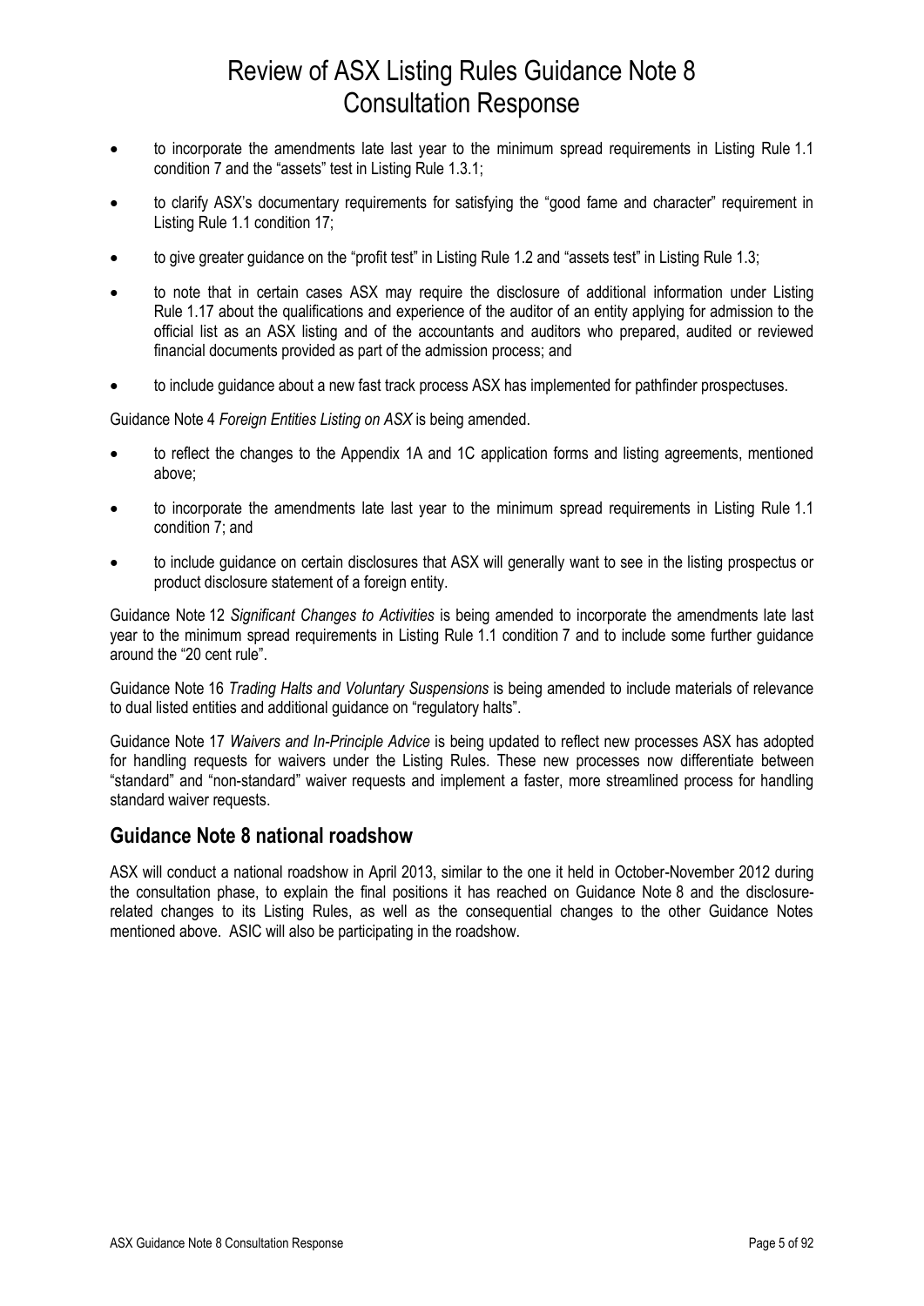- to incorporate the amendments late last year to the minimum spread requirements in Listing Rule 1.1 condition 7 and the "assets" test in Listing Rule 1.3.1;
- to clarify ASX's documentary requirements for satisfying the "good fame and character" requirement in Listing Rule 1.1 condition 17;
- to give greater guidance on the "profit test" in Listing Rule 1.2 and "assets test" in Listing Rule 1.3;
- to note that in certain cases ASX may require the disclosure of additional information under Listing Rule 1.17 about the qualifications and experience of the auditor of an entity applying for admission to the official list as an ASX listing and of the accountants and auditors who prepared, audited or reviewed financial documents provided as part of the admission process; and
- to include guidance about a new fast track process ASX has implemented for pathfinder prospectuses.

Guidance Note 4 *Foreign Entities Listing on ASX* is being amended.

- to reflect the changes to the Appendix 1A and 1C application forms and listing agreements, mentioned above;
- to incorporate the amendments late last year to the minimum spread requirements in Listing Rule 1.1 condition 7; and
- to include guidance on certain disclosures that ASX will generally want to see in the listing prospectus or product disclosure statement of a foreign entity.

Guidance Note 12 *Significant Changes to Activities* is being amended to incorporate the amendments late last year to the minimum spread requirements in Listing Rule 1.1 condition 7 and to include some further guidance around the "20 cent rule".

Guidance Note 16 *Trading Halts and Voluntary Suspensions* is being amended to include materials of relevance to dual listed entities and additional guidance on "regulatory halts".

Guidance Note 17 *Waivers and In-Principle Advice* is being updated to reflect new processes ASX has adopted for handling requests for waivers under the Listing Rules. These new processes now differentiate between "standard" and "non-standard" waiver requests and implement a faster, more streamlined process for handling standard waiver requests.

## Guidance Note 8 national roadshow

ASX will conduct a national roadshow in April 2013, similar to the one it held in October-November 2012 during the consultation phase, to explain the final positions it has reached on Guidance Note 8 and the disclosure-related changes to its Listing Rules, as well as the consequential changes to the other Guidance Notes mentioned above. ASIC will also be participating in the roadshow.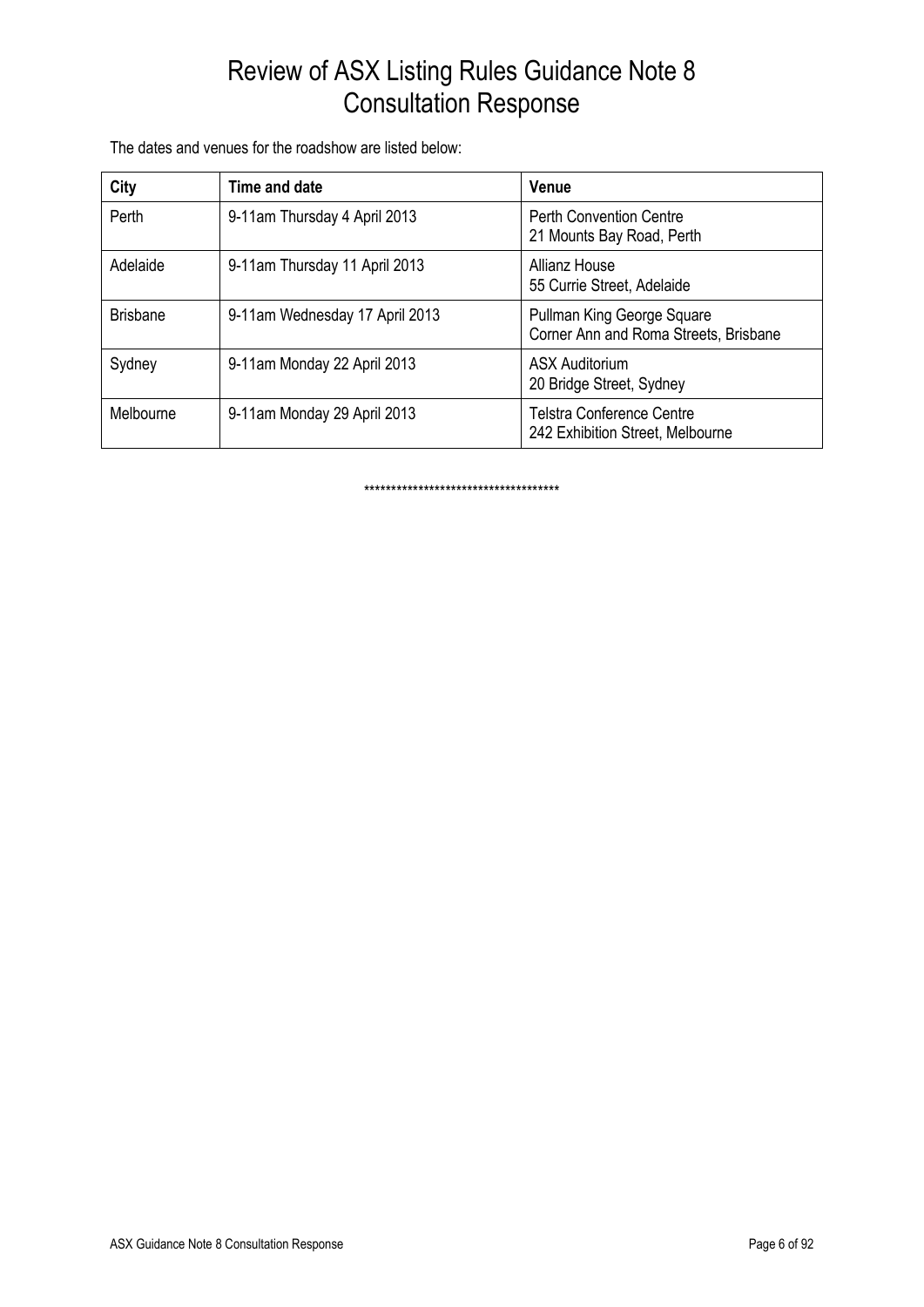# Review of ASX Listing Rules Guidance Note 8 Consultation Response

The dates and venues for the roadshow are listed below:

| City | Time and date | Venue |
|---|---|---|
| Perth | 9-11am Thursday 4 April 2013 | Perth Convention Centre<br>21 Mounts Bay Road, Perth |
| Adelaide | 9-11am Thursday 11 April 2013 | Allianz House<br>55 Currie Street, Adelaide |
| Brisbane | 9-11am Wednesday 17 April 2013 | Pullman King George Square<br>Corner Ann and Roma Streets, Brisbane |
| Sydney | 9-11am Monday 22 April 2013 | ASX Auditorium<br>20 Bridge Street, Sydney |
| Melbourne | 9-11am Monday 29 April 2013 | Telstra Conference Centre<br>242 Exhibition Street, Melbourne |

************************************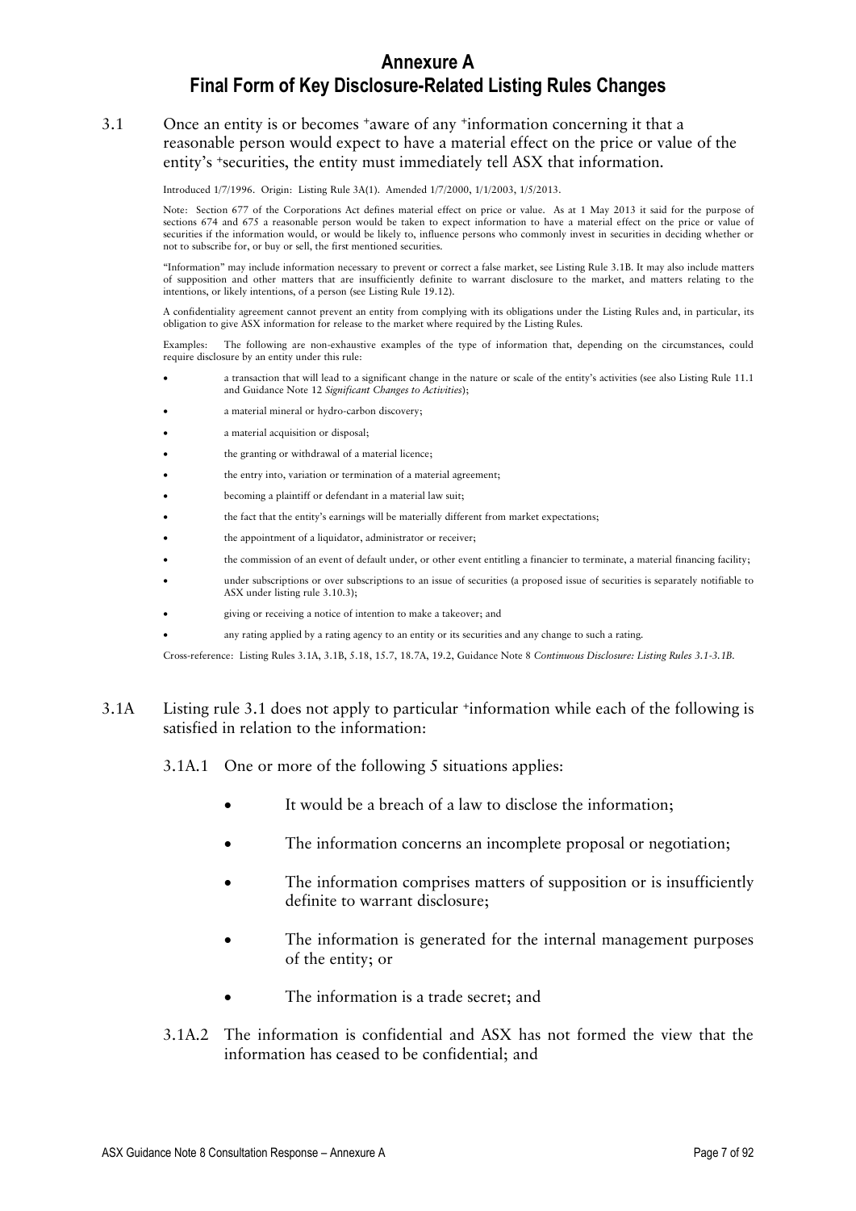# Annexure A

# Final Form of Key Disclosure-Related Listing Rules Changes

3.1 Once an entity is or becomes +aware of any +information concerning it that a reasonable person would expect to have a material effect on the price or value of the entity's +securities, the entity must immediately tell ASX that information.

Introduced 1/7/1996. Origin: Listing Rule 3A(1). Amended 1/7/2000, 1/1/2003, 1/5/2013.

Note: Section 677 of the Corporations Act defines material effect on price or value. As at 1 May 2013 it said for the purpose of sections 674 and 675 a reasonable person would be taken to expect information to have a material effect on the price or value of securities if the information would, or would be likely to, influence persons who commonly invest in securities in deciding whether or not to subscribe for, or buy or sell, the first mentioned securities.

"Information" may include information necessary to prevent or correct a false market, see Listing Rule 3.1B. It may also include matters of supposition and other matters that are insufficiently definite to warrant disclosure to the market, and matters relating to the intentions, or likely intentions, of a person (see Listing Rule 19.12).

A confidentiality agreement cannot prevent an entity from complying with its obligations under the Listing Rules and, in particular, its obligation to give ASX information for release to the market where required by the Listing Rules.

Examples: The following are non-exhaustive examples of the type of information that, depending on the circumstances, could require disclosure by an entity under this rule:

- a transaction that will lead to a significant change in the nature or scale of the entity's activities (see also Listing Rule 11.1 and Guidance Note 12 *Significant Changes to Activities*);
- a material mineral or hydro-carbon discovery;
- a material acquisition or disposal;
- the granting or withdrawal of a material licence;
- the entry into, variation or termination of a material agreement;
- becoming a plaintiff or defendant in a material law suit;
- the fact that the entity's earnings will be materially different from market expectations;
- the appointment of a liquidator, administrator or receiver;
- the commission of an event of default under, or other event entitling a financier to terminate, a material financing facility;
- under subscriptions or over subscriptions to an issue of securities (a proposed issue of securities is separately notifiable to ASX under listing rule 3.10.3);
- giving or receiving a notice of intention to make a takeover; and
- any rating applied by a rating agency to an entity or its securities and any change to such a rating.

Cross-reference: Listing Rules 3.1A, 3.1B, 5.18, 15.7, 18.7A, 19.2, Guidance Note 8 *Continuous Disclosure: Listing Rules 3.1-3.1B.*

3.1A Listing rule 3.1 does not apply to particular +information while each of the following is satisfied in relation to the information:

3.1A.1 One or more of the following 5 situations applies:

- It would be a breach of a law to disclose the information;
- The information concerns an incomplete proposal or negotiation;
- The information comprises matters of supposition or is insufficiently definite to warrant disclosure;
- The information is generated for the internal management purposes of the entity; or
- The information is a trade secret; and

3.1A.2 The information is confidential and ASX has not formed the view that the information has ceased to be confidential; and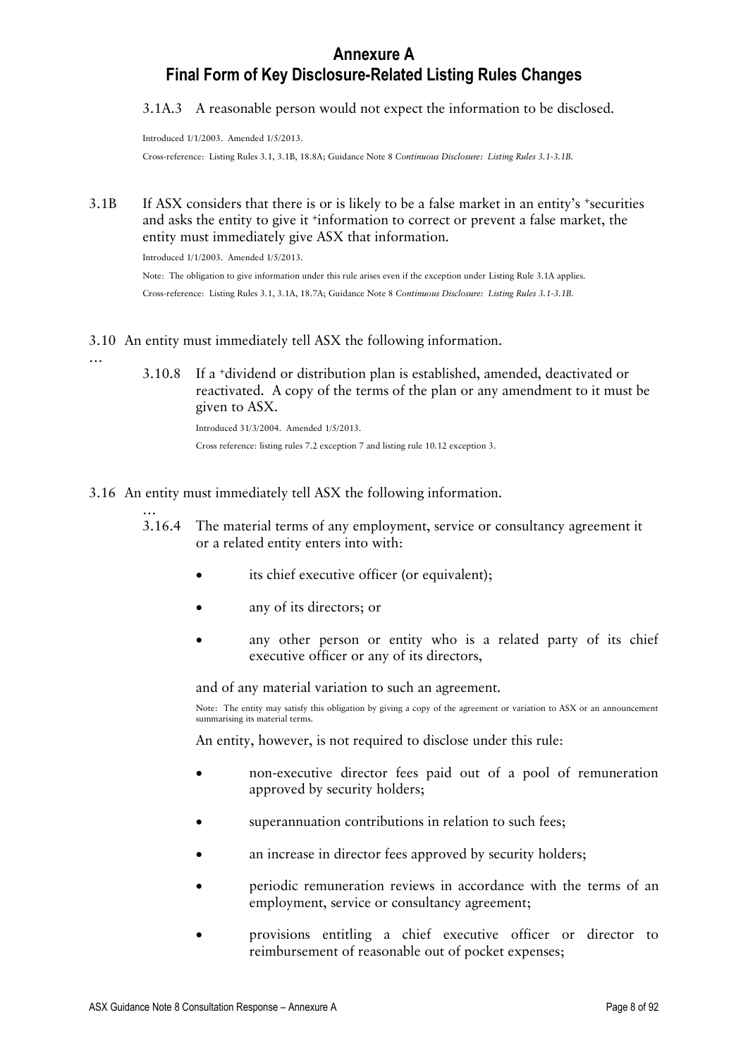# Annexure A
## Final Form of Key Disclosure-Related Listing Rules Changes

3.1A.3 A reasonable person would not expect the information to be disclosed.

Introduced 1/1/2003. Amended 1/5/2013.

Cross-reference: Listing Rules 3.1, 3.1B, 18.8A; Guidance Note 8 *Continuous Disclosure: Listing Rules 3.1-3.1B.*

3.1B If ASX considers that there is or is likely to be a false market in an entity's +securities and asks the entity to give it +information to correct or prevent a false market, the entity must immediately give ASX that information.

Introduced 1/1/2003. Amended 1/5/2013.

Note: The obligation to give information under this rule arises even if the exception under Listing Rule 3.1A applies.

Cross-reference: Listing Rules 3.1, 3.1A, 18.7A; Guidance Note 8 *Continuous Disclosure: Listing Rules 3.1-3.1B.*

3.10 An entity must immediately tell ASX the following information.

…

3.10.8 If a +dividend or distribution plan is established, amended, deactivated or reactivated. A copy of the terms of the plan or any amendment to it must be given to ASX.

Introduced 31/3/2004. Amended 1/5/2013.

Cross reference: listing rules 7.2 exception 7 and listing rule 10.12 exception 3.

3.16 An entity must immediately tell ASX the following information.

…

3.16.4 The material terms of any employment, service or consultancy agreement it or a related entity enters into with:

- its chief executive officer (or equivalent);
- any of its directors; or
- any other person or entity who is a related party of its chief executive officer or any of its directors,

and of any material variation to such an agreement.

Note: The entity may satisfy this obligation by giving a copy of the agreement or variation to ASX or an announcement summarising its material terms.

An entity, however, is not required to disclose under this rule:

- non-executive director fees paid out of a pool of remuneration approved by security holders;
- superannuation contributions in relation to such fees;
- an increase in director fees approved by security holders;
- periodic remuneration reviews in accordance with the terms of an employment, service or consultancy agreement;
- provisions entitling a chief executive officer or director to reimbursement of reasonable out of pocket expenses;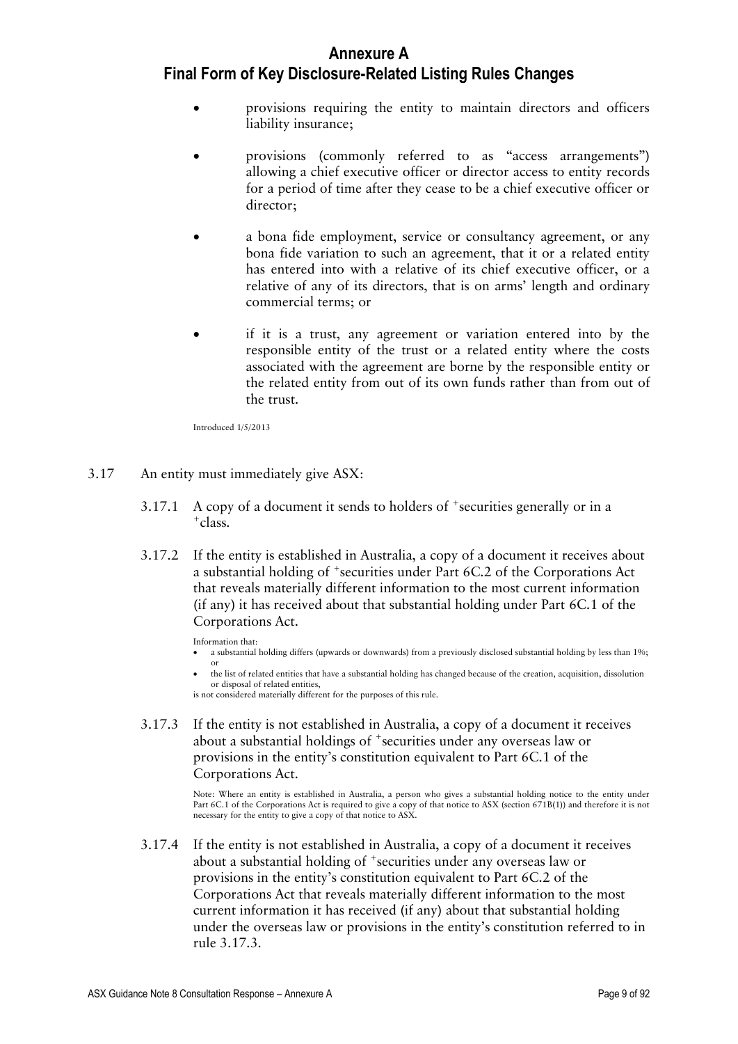# Annexure A
## Final Form of Key Disclosure-Related Listing Rules Changes

- provisions requiring the entity to maintain directors and officers liability insurance;
- provisions (commonly referred to as "access arrangements") allowing a chief executive officer or director access to entity records for a period of time after they cease to be a chief executive officer or director;
- a bona fide employment, service or consultancy agreement, or any bona fide variation to such an agreement, that it or a related entity has entered into with a relative of its chief executive officer, or a relative of any of its directors, that is on arms' length and ordinary commercial terms; or
- if it is a trust, any agreement or variation entered into by the responsible entity of the trust or a related entity where the costs associated with the agreement are borne by the responsible entity or the related entity from out of its own funds rather than from out of the trust.

Introduced 1/5/2013

3.17 An entity must immediately give ASX:

3.17.1 A copy of a document it sends to holders of +securities generally or in a +class.

3.17.2 If the entity is established in Australia, a copy of a document it receives about a substantial holding of +securities under Part 6C.2 of the Corporations Act that reveals materially different information to the most current information (if any) it has received about that substantial holding under Part 6C.1 of the Corporations Act.

Information that:

- a substantial holding differs (upwards or downwards) from a previously disclosed substantial holding by less than 1%; or
- the list of related entities that have a substantial holding has changed because of the creation, acquisition, dissolution or disposal of related entities,

is not considered materially different for the purposes of this rule.

3.17.3 If the entity is not established in Australia, a copy of a document it receives about a substantial holdings of +securities under any overseas law or provisions in the entity's constitution equivalent to Part 6C.1 of the Corporations Act.

Note: Where an entity is established in Australia, a person who gives a substantial holding notice to the entity under Part 6C.1 of the Corporations Act is required to give a copy of that notice to ASX (section 671B(1)) and therefore it is not necessary for the entity to give a copy of that notice to ASX.

3.17.4 If the entity is not established in Australia, a copy of a document it receives about a substantial holding of +securities under any overseas law or provisions in the entity's constitution equivalent to Part 6C.2 of the Corporations Act that reveals materially different information to the most current information it has received (if any) about that substantial holding under the overseas law or provisions in the entity's constitution referred to in rule 3.17.3.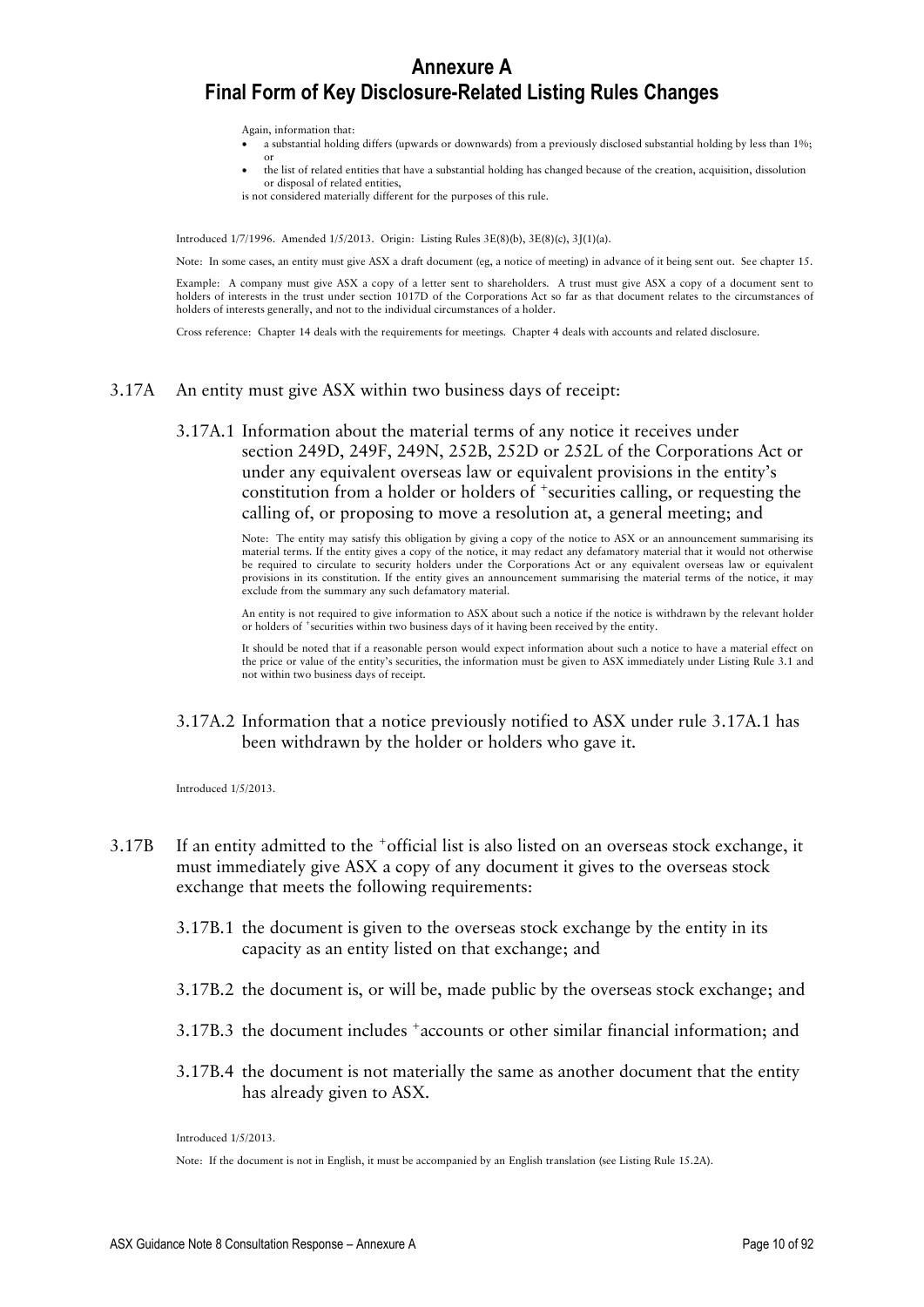# Annexure A
# Final Form of Key Disclosure-Related Listing Rules Changes

Again, information that:

- a substantial holding differs (upwards or downwards) from a previously disclosed substantial holding by less than 1%; or
- the list of related entities that have a substantial holding has changed because of the creation, acquisition, dissolution or disposal of related entities,

is not considered materially different for the purposes of this rule.

Introduced 1/7/1996. Amended 1/5/2013. Origin: Listing Rules 3E(8)(b), 3E(8)(c), 3J(1)(a).

Note: In some cases, an entity must give ASX a draft document (eg, a notice of meeting) in advance of it being sent out. See chapter 15.

Example: A company must give ASX a copy of a letter sent to shareholders. A trust must give ASX a copy of a document sent to holders of interests in the trust under section 1017D of the Corporations Act so far as that document relates to the circumstances of holders of interests generally, and not to the individual circumstances of a holder.

Cross reference: Chapter 14 deals with the requirements for meetings. Chapter 4 deals with accounts and related disclosure.

3.17A An entity must give ASX within two business days of receipt:

3.17A.1 Information about the material terms of any notice it receives under section 249D, 249F, 249N, 252B, 252D or 252L of the Corporations Act or under any equivalent overseas law or equivalent provisions in the entity's constitution from a holder or holders of +securities calling, or requesting the calling of, or proposing to move a resolution at, a general meeting; and

Note: The entity may satisfy this obligation by giving a copy of the notice to ASX or an announcement summarising its material terms. If the entity gives a copy of the notice, it may redact any defamatory material that it would not otherwise be required to circulate to security holders under the Corporations Act or any equivalent overseas law or equivalent provisions in its constitution. If the entity gives an announcement summarising the material terms of the notice, it may exclude from the summary any such defamatory material.

An entity is not required to give information to ASX about such a notice if the notice is withdrawn by the relevant holder or holders of +securities within two business days of it having been received by the entity.

It should be noted that if a reasonable person would expect information about such a notice to have a material effect on the price or value of the entity's securities, the information must be given to ASX immediately under Listing Rule 3.1 and not within two business days of receipt.

3.17A.2 Information that a notice previously notified to ASX under rule 3.17A.1 has been withdrawn by the holder or holders who gave it.

Introduced 1/5/2013.

3.17B If an entity admitted to the +official list is also listed on an overseas stock exchange, it must immediately give ASX a copy of any document it gives to the overseas stock exchange that meets the following requirements:

3.17B.1 the document is given to the overseas stock exchange by the entity in its capacity as an entity listed on that exchange; and

3.17B.2 the document is, or will be, made public by the overseas stock exchange; and

3.17B.3 the document includes +accounts or other similar financial information; and

3.17B.4 the document is not materially the same as another document that the entity has already given to ASX.

Introduced 1/5/2013.

Note: If the document is not in English, it must be accompanied by an English translation (see Listing Rule 15.2A).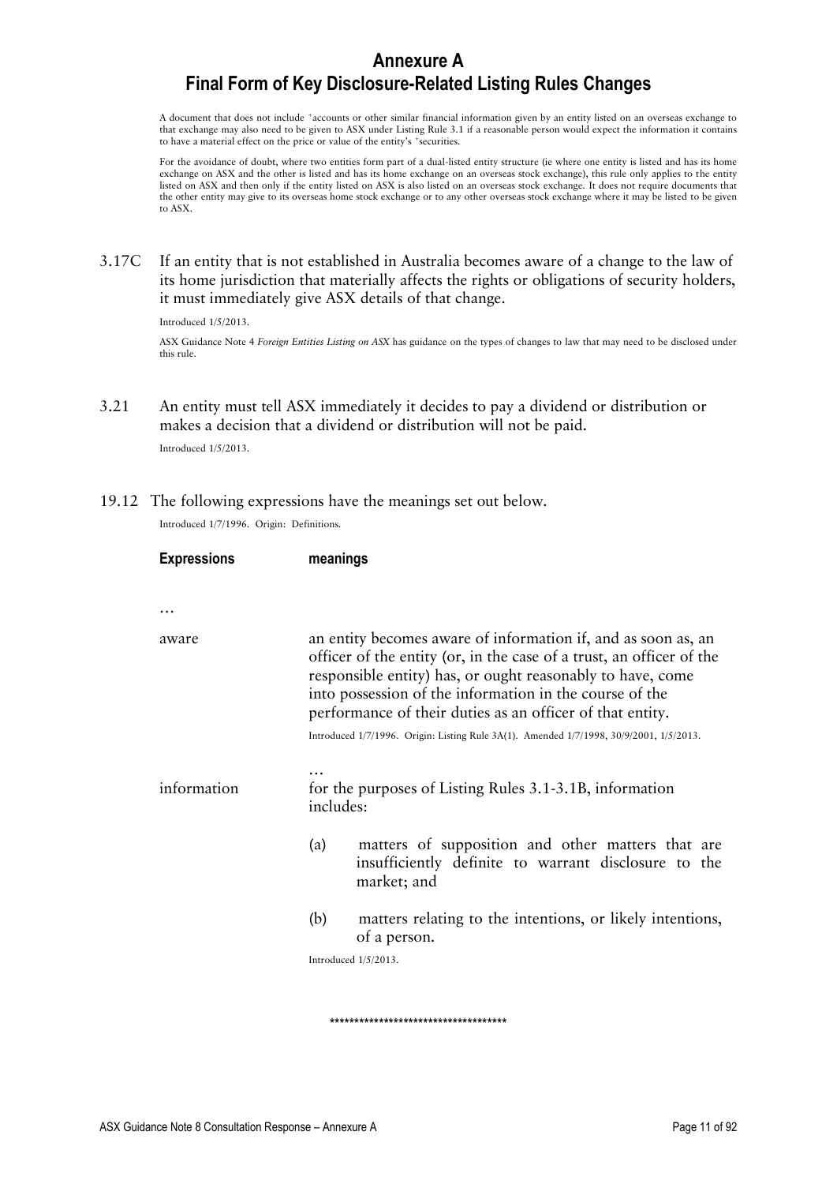# Annexure A
# Final Form of Key Disclosure-Related Listing Rules Changes

A document that does not include +accounts or other similar financial information given by an entity listed on an overseas exchange to that exchange may also need to be given to ASX under Listing Rule 3.1 if a reasonable person would expect the information it contains to have a material effect on the price or value of the entity's +securities.

For the avoidance of doubt, where two entities form part of a dual-listed entity structure (ie where one entity is listed and has its home exchange on ASX and the other is listed and has its home exchange on an overseas stock exchange), this rule only applies to the entity listed on ASX and then only if the entity listed on ASX is also listed on an overseas stock exchange. It does not require documents that the other entity may give to its overseas home stock exchange or to any other overseas stock exchange where it may be listed to be given to ASX.

3.17C If an entity that is not established in Australia becomes aware of a change to the law of its home jurisdiction that materially affects the rights or obligations of security holders, it must immediately give ASX details of that change.

Introduced 1/5/2013.

ASX Guidance Note 4 *Foreign Entities Listing on ASX* has guidance on the types of changes to law that may need to be disclosed under this rule.

3.21 An entity must tell ASX immediately it decides to pay a dividend or distribution or makes a decision that a dividend or distribution will not be paid.

Introduced 1/5/2013.

19.12 The following expressions have the meanings set out below.

Introduced 1/7/1996. Origin: Definitions.

| **Expressions** | **meanings** |
|---|---|
| … | |
| aware | an entity becomes aware of information if, and as soon as, an officer of the entity (or, in the case of a trust, an officer of the responsible entity) has, or ought reasonably to have, come into possession of the information in the course of the performance of their duties as an officer of that entity.<br>Introduced 1/7/1996. Origin: Listing Rule 3A(1). Amended 1/7/1998, 30/9/2001, 1/5/2013. |
| | … |
| information | for the purposes of Listing Rules 3.1-3.1B, information includes:<br>(a) matters of supposition and other matters that are insufficiently definite to warrant disclosure to the market; and<br>(b) matters relating to the intentions, or likely intentions, of a person.<br>Introduced 1/5/2013. |

***********************************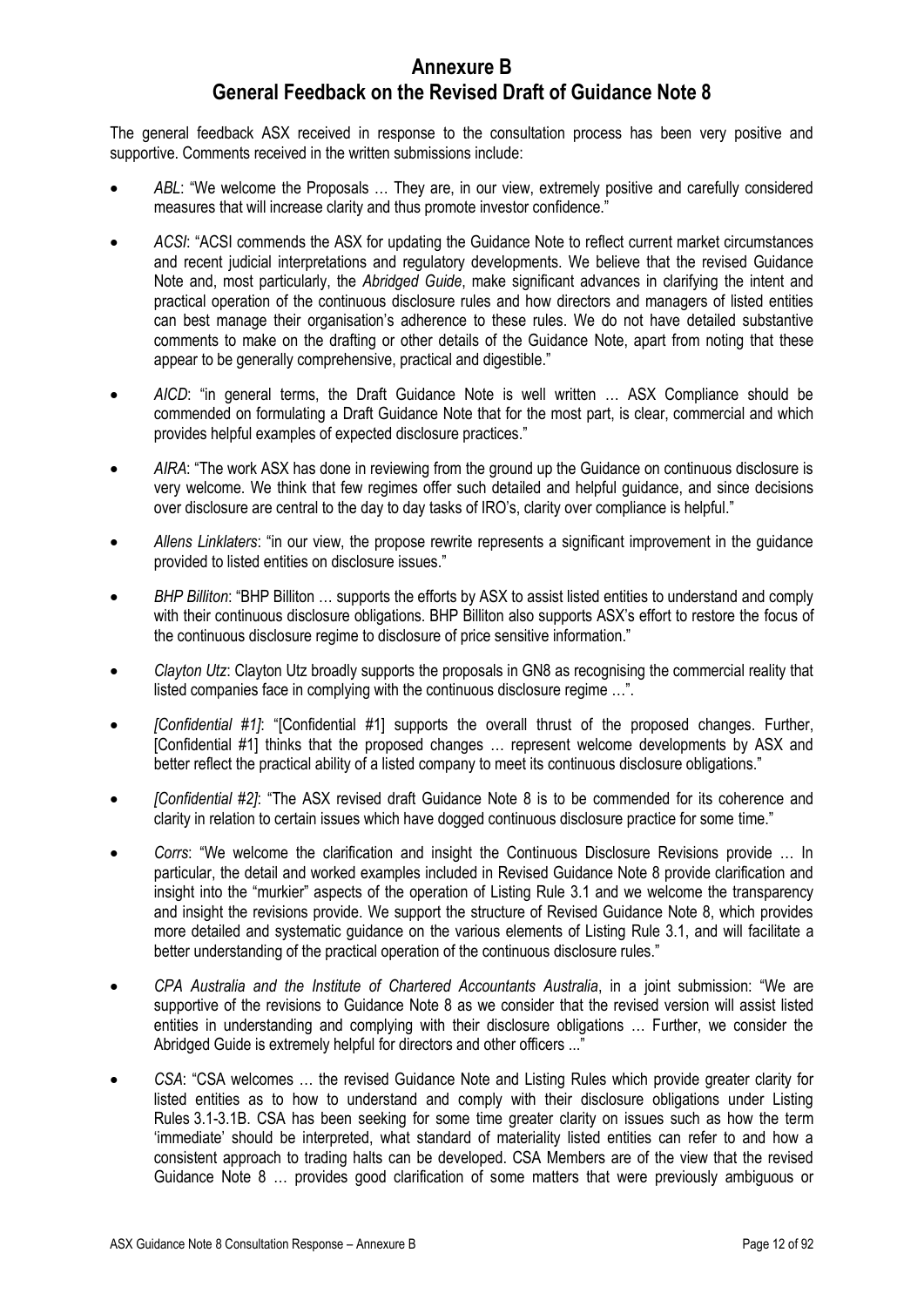# Annexure B
# General Feedback on the Revised Draft of Guidance Note 8

The general feedback ASX received in response to the consultation process has been very positive and supportive. Comments received in the written submissions include:

- *ABL*: "We welcome the Proposals … They are, in our view, extremely positive and carefully considered measures that will increase clarity and thus promote investor confidence."
- *ACSI*: "ACSI commends the ASX for updating the Guidance Note to reflect current market circumstances and recent judicial interpretations and regulatory developments. We believe that the revised Guidance Note and, most particularly, the *Abridged Guide*, make significant advances in clarifying the intent and practical operation of the continuous disclosure rules and how directors and managers of listed entities can best manage their organisation's adherence to these rules. We do not have detailed substantive comments to make on the drafting or other details of the Guidance Note, apart from noting that these appear to be generally comprehensive, practical and digestible."
- *AICD*: "in general terms, the Draft Guidance Note is well written … ASX Compliance should be commended on formulating a Draft Guidance Note that for the most part, is clear, commercial and which provides helpful examples of expected disclosure practices."
- *AIRA*: "The work ASX has done in reviewing from the ground up the Guidance on continuous disclosure is very welcome. We think that few regimes offer such detailed and helpful guidance, and since decisions over disclosure are central to the day to day tasks of IRO's, clarity over compliance is helpful."
- *Allens Linklaters*: "in our view, the propose rewrite represents a significant improvement in the guidance provided to listed entities on disclosure issues."
- *BHP Billiton*: "BHP Billiton … supports the efforts by ASX to assist listed entities to understand and comply with their continuous disclosure obligations. BHP Billiton also supports ASX's effort to restore the focus of the continuous disclosure regime to disclosure of price sensitive information."
- *Clayton Utz*: Clayton Utz broadly supports the proposals in GN8 as recognising the commercial reality that listed companies face in complying with the continuous disclosure regime …".
- *[Confidential #1]*: "[Confidential #1] supports the overall thrust of the proposed changes. Further, [Confidential #1] thinks that the proposed changes … represent welcome developments by ASX and better reflect the practical ability of a listed company to meet its continuous disclosure obligations."
- *[Confidential #2]*: "The ASX revised draft Guidance Note 8 is to be commended for its coherence and clarity in relation to certain issues which have dogged continuous disclosure practice for some time."
- *Corrs*: "We welcome the clarification and insight the Continuous Disclosure Revisions provide … In particular, the detail and worked examples included in Revised Guidance Note 8 provide clarification and insight into the "murkier" aspects of the operation of Listing Rule 3.1 and we welcome the transparency and insight the revisions provide. We support the structure of Revised Guidance Note 8, which provides more detailed and systematic guidance on the various elements of Listing Rule 3.1, and will facilitate a better understanding of the practical operation of the continuous disclosure rules."
- *CPA Australia and the Institute of Chartered Accountants Australia*, in a joint submission: "We are supportive of the revisions to Guidance Note 8 as we consider that the revised version will assist listed entities in understanding and complying with their disclosure obligations … Further, we consider the Abridged Guide is extremely helpful for directors and other officers ..."
- *CSA*: "CSA welcomes … the revised Guidance Note and Listing Rules which provide greater clarity for listed entities as to how to understand and comply with their disclosure obligations under Listing Rules 3.1-3.1B. CSA has been seeking for some time greater clarity on issues such as how the term 'immediate' should be interpreted, what standard of materiality listed entities can refer to and how a consistent approach to trading halts can be developed. CSA Members are of the view that the revised Guidance Note 8 … provides good clarification of some matters that were previously ambiguous or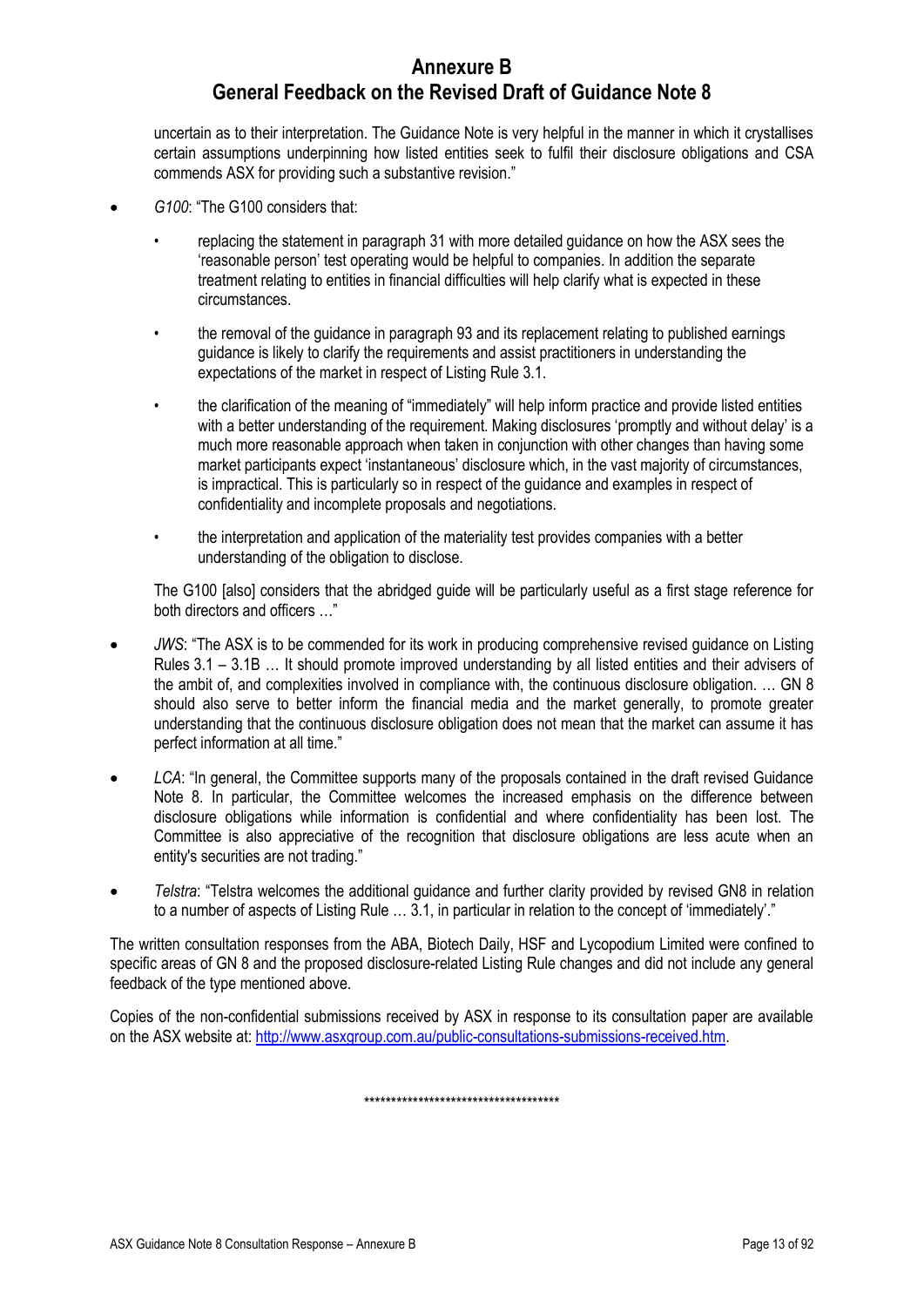# Annexure B
## General Feedback on the Revised Draft of Guidance Note 8

uncertain as to their interpretation. The Guidance Note is very helpful in the manner in which it crystallises certain assumptions underpinning how listed entities seek to fulfil their disclosure obligations and CSA commends ASX for providing such a substantive revision."

- *G100*: "The G100 considers that:

  - replacing the statement in paragraph 31 with more detailed guidance on how the ASX sees the 'reasonable person' test operating would be helpful to companies. In addition the separate treatment relating to entities in financial difficulties will help clarify what is expected in these circumstances.
  - the removal of the guidance in paragraph 93 and its replacement relating to published earnings guidance is likely to clarify the requirements and assist practitioners in understanding the expectations of the market in respect of Listing Rule 3.1.
  - the clarification of the meaning of "immediately" will help inform practice and provide listed entities with a better understanding of the requirement. Making disclosures 'promptly and without delay' is a much more reasonable approach when taken in conjunction with other changes than having some market participants expect 'instantaneous' disclosure which, in the vast majority of circumstances, is impractical. This is particularly so in respect of the guidance and examples in respect of confidentiality and incomplete proposals and negotiations.
  - the interpretation and application of the materiality test provides companies with a better understanding of the obligation to disclose.

  The G100 [also] considers that the abridged guide will be particularly useful as a first stage reference for both directors and officers …"

- *JWS*: "The ASX is to be commended for its work in producing comprehensive revised guidance on Listing Rules 3.1 – 3.1B … It should promote improved understanding by all listed entities and their advisers of the ambit of, and complexities involved in compliance with, the continuous disclosure obligation. … GN 8 should also serve to better inform the financial media and the market generally, to promote greater understanding that the continuous disclosure obligation does not mean that the market can assume it has perfect information at all time."

- *LCA*: "In general, the Committee supports many of the proposals contained in the draft revised Guidance Note 8. In particular, the Committee welcomes the increased emphasis on the difference between disclosure obligations while information is confidential and where confidentiality has been lost. The Committee is also appreciative of the recognition that disclosure obligations are less acute when an entity's securities are not trading."

- *Telstra*: "Telstra welcomes the additional guidance and further clarity provided by revised GN8 in relation to a number of aspects of Listing Rule … 3.1, in particular in relation to the concept of 'immediately'."

The written consultation responses from the ABA, Biotech Daily, HSF and Lycopodium Limited were confined to specific areas of GN 8 and the proposed disclosure-related Listing Rule changes and did not include any general feedback of the type mentioned above.

Copies of the non-confidential submissions received by ASX in response to its consultation paper are available on the ASX website at: http://www.asxgroup.com.au/public-consultations-submissions-received.htm.

************************************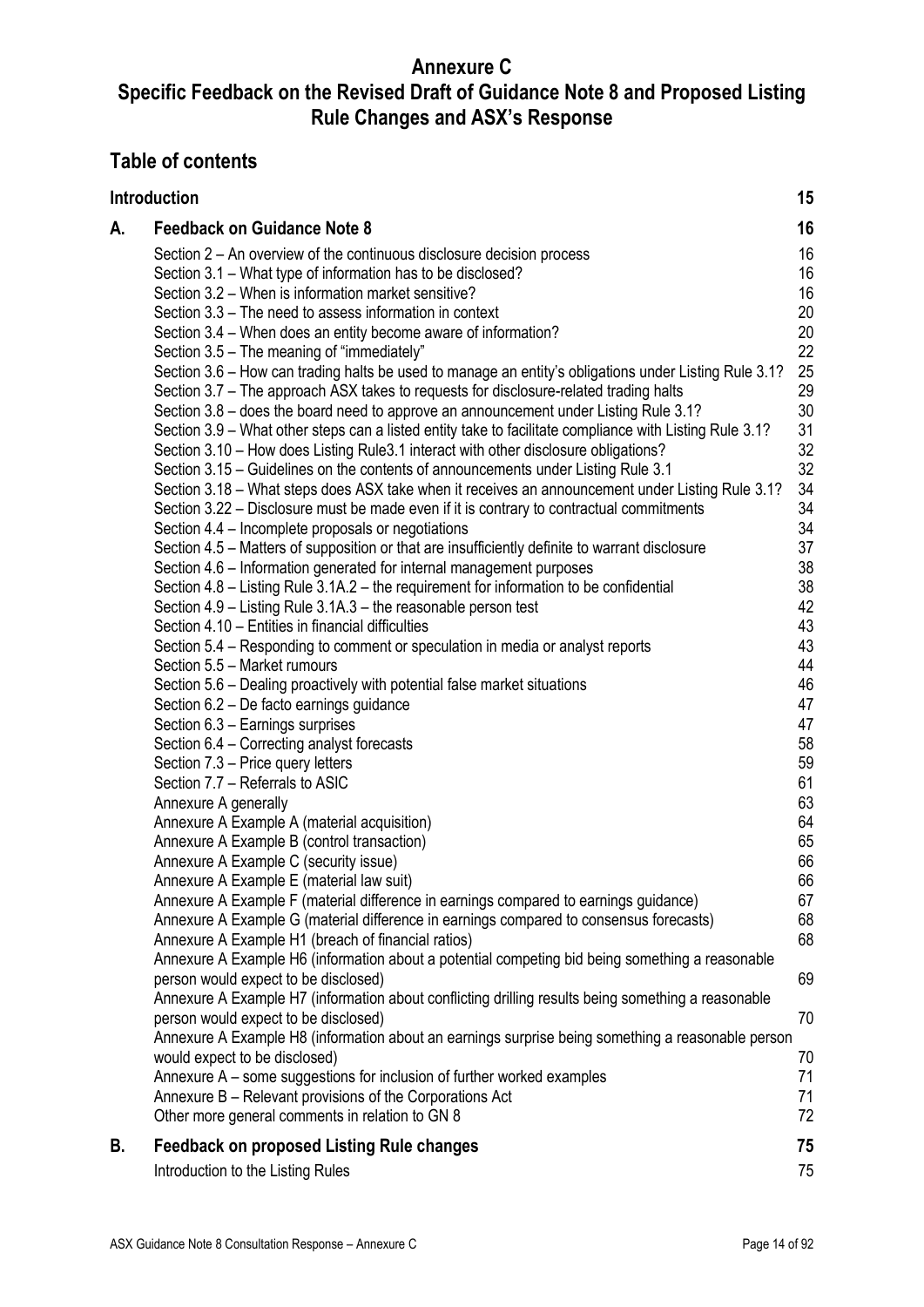# Annexure C

# Specific Feedback on the Revised Draft of Guidance Note 8 and Proposed Listing Rule Changes and ASX's Response

## Table of contents

| | | |
|---|---|---|
| **Introduction** | | **15** |
| **A.** | **Feedback on Guidance Note 8** | **16** |
| | Section 2 – An overview of the continuous disclosure decision process | 16 |
| | Section 3.1 – What type of information has to be disclosed? | 16 |
| | Section 3.2 – When is information market sensitive? | 16 |
| | Section 3.3 – The need to assess information in context | 20 |
| | Section 3.4 – When does an entity become aware of information? | 20 |
| | Section 3.5 – The meaning of "immediately" | 22 |
| | Section 3.6 – How can trading halts be used to manage an entity's obligations under Listing Rule 3.1? | 25 |
| | Section 3.7 – The approach ASX takes to requests for disclosure-related trading halts | 29 |
| | Section 3.8 – does the board need to approve an announcement under Listing Rule 3.1? | 30 |
| | Section 3.9 – What other steps can a listed entity take to facilitate compliance with Listing Rule 3.1? | 31 |
| | Section 3.10 – How does Listing Rule3.1 interact with other disclosure obligations? | 32 |
| | Section 3.15 – Guidelines on the contents of announcements under Listing Rule 3.1 | 32 |
| | Section 3.18 – What steps does ASX take when it receives an announcement under Listing Rule 3.1? | 34 |
| | Section 3.22 – Disclosure must be made even if it is contrary to contractual commitments | 34 |
| | Section 4.4 – Incomplete proposals or negotiations | 34 |
| | Section 4.5 – Matters of supposition or that are insufficiently definite to warrant disclosure | 37 |
| | Section 4.6 – Information generated for internal management purposes | 38 |
| | Section 4.8 – Listing Rule 3.1A.2 – the requirement for information to be confidential | 38 |
| | Section 4.9 – Listing Rule 3.1A.3 – the reasonable person test | 42 |
| | Section 4.10 – Entities in financial difficulties | 43 |
| | Section 5.4 – Responding to comment or speculation in media or analyst reports | 43 |
| | Section 5.5 – Market rumours | 44 |
| | Section 5.6 – Dealing proactively with potential false market situations | 46 |
| | Section 6.2 – De facto earnings guidance | 47 |
| | Section 6.3 – Earnings surprises | 47 |
| | Section 6.4 – Correcting analyst forecasts | 58 |
| | Section 7.3 – Price query letters | 59 |
| | Section 7.7 – Referrals to ASIC | 61 |
| | Annexure A generally | 63 |
| | Annexure A Example A (material acquisition) | 64 |
| | Annexure A Example B (control transaction) | 65 |
| | Annexure A Example C (security issue) | 66 |
| | Annexure A Example E (material law suit) | 66 |
| | Annexure A Example F (material difference in earnings compared to earnings guidance) | 67 |
| | Annexure A Example G (material difference in earnings compared to consensus forecasts) | 68 |
| | Annexure A Example H1 (breach of financial ratios) | 68 |
| | Annexure A Example H6 (information about a potential competing bid being something a reasonable person would expect to be disclosed) | 69 |
| | Annexure A Example H7 (information about conflicting drilling results being something a reasonable person would expect to be disclosed) | 70 |
| | Annexure A Example H8 (information about an earnings surprise being something a reasonable person would expect to be disclosed) | 70 |
| | Annexure A – some suggestions for inclusion of further worked examples | 71 |
| | Annexure B – Relevant provisions of the Corporations Act | 71 |
| | Other more general comments in relation to GN 8 | 72 |
| **B.** | **Feedback on proposed Listing Rule changes** | **75** |
| | Introduction to the Listing Rules | 75 |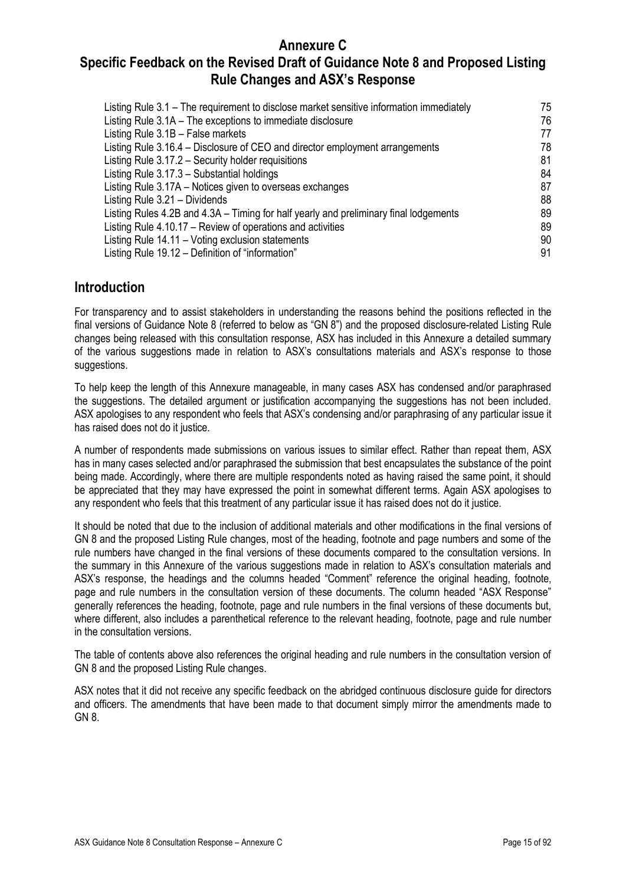# Annexure C

## Specific Feedback on the Revised Draft of Guidance Note 8 and Proposed Listing Rule Changes and ASX's Response

| | |
|---|---|
| Listing Rule 3.1 – The requirement to disclose market sensitive information immediately | 75 |
| Listing Rule 3.1A – The exceptions to immediate disclosure | 76 |
| Listing Rule 3.1B – False markets | 77 |
| Listing Rule 3.16.4 – Disclosure of CEO and director employment arrangements | 78 |
| Listing Rule 3.17.2 – Security holder requisitions | 81 |
| Listing Rule 3.17.3 – Substantial holdings | 84 |
| Listing Rule 3.17A – Notices given to overseas exchanges | 87 |
| Listing Rule 3.21 – Dividends | 88 |
| Listing Rules 4.2B and 4.3A – Timing for half yearly and preliminary final lodgements | 89 |
| Listing Rule 4.10.17 – Review of operations and activities | 89 |
| Listing Rule 14.11 – Voting exclusion statements | 90 |
| Listing Rule 19.12 – Definition of "information" | 91 |

## Introduction

For transparency and to assist stakeholders in understanding the reasons behind the positions reflected in the final versions of Guidance Note 8 (referred to below as "GN 8") and the proposed disclosure-related Listing Rule changes being released with this consultation response, ASX has included in this Annexure a detailed summary of the various suggestions made in relation to ASX's consultations materials and ASX's response to those suggestions.

To help keep the length of this Annexure manageable, in many cases ASX has condensed and/or paraphrased the suggestions. The detailed argument or justification accompanying the suggestions has not been included. ASX apologises to any respondent who feels that ASX's condensing and/or paraphrasing of any particular issue it has raised does not do it justice.

A number of respondents made submissions on various issues to similar effect. Rather than repeat them, ASX has in many cases selected and/or paraphrased the submission that best encapsulates the substance of the point being made. Accordingly, where there are multiple respondents noted as having raised the same point, it should be appreciated that they may have expressed the point in somewhat different terms. Again ASX apologises to any respondent who feels that this treatment of any particular issue it has raised does not do it justice.

It should be noted that due to the inclusion of additional materials and other modifications in the final versions of GN 8 and the proposed Listing Rule changes, most of the heading, footnote and page numbers and some of the rule numbers have changed in the final versions of these documents compared to the consultation versions. In the summary in this Annexure of the various suggestions made in relation to ASX's consultation materials and ASX's response, the headings and the columns headed "Comment" reference the original heading, footnote, page and rule numbers in the consultation version of these documents. The column headed "ASX Response" generally references the heading, footnote, page and rule numbers in the final versions of these documents but, where different, also includes a parenthetical reference to the relevant heading, footnote, page and rule number in the consultation versions.

The table of contents above also references the original heading and rule numbers in the consultation version of GN 8 and the proposed Listing Rule changes.

ASX notes that it did not receive any specific feedback on the abridged continuous disclosure guide for directors and officers. The amendments that have been made to that document simply mirror the amendments made to GN 8.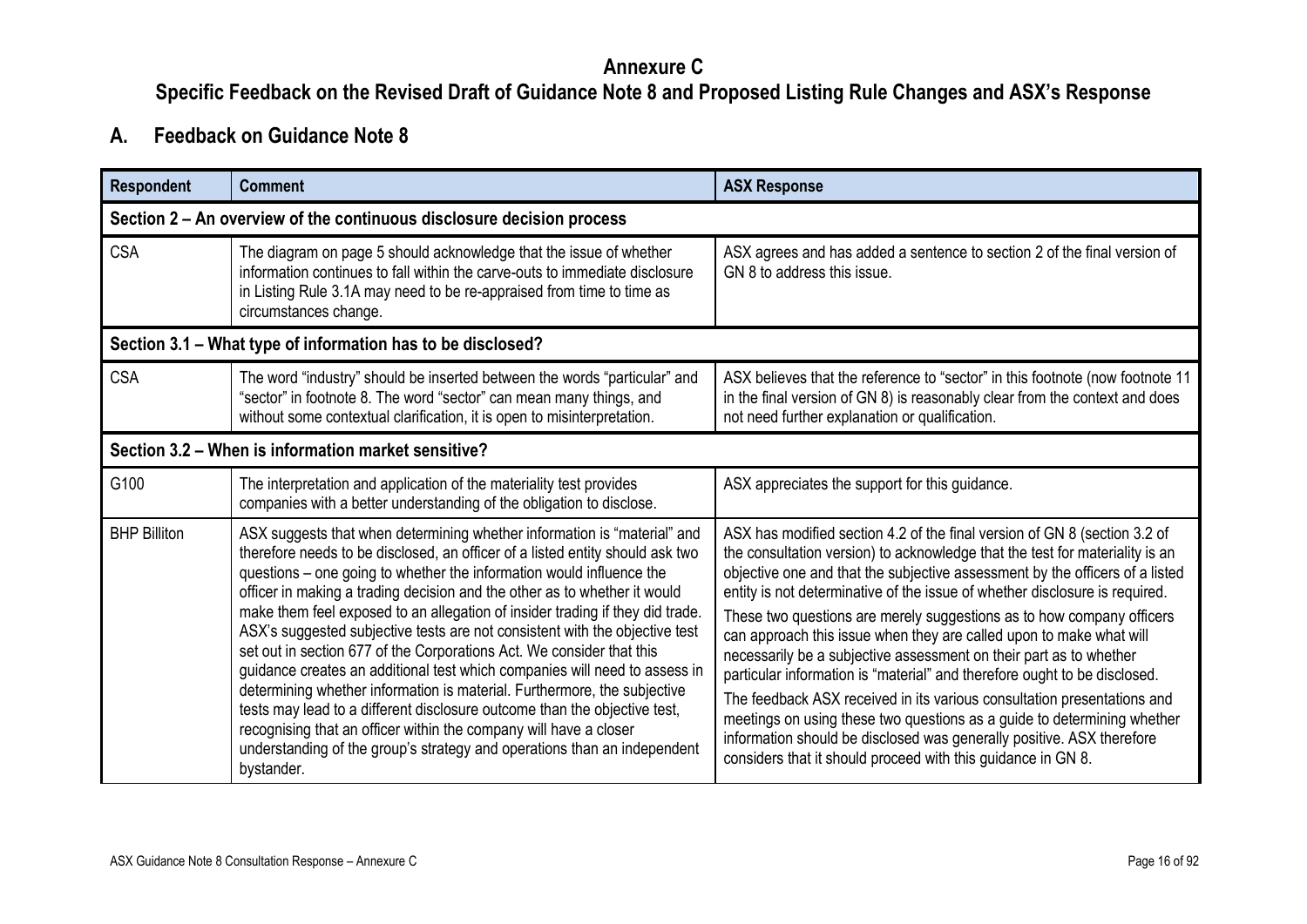# Annexure C

## Specific Feedback on the Revised Draft of Guidance Note 8 and Proposed Listing Rule Changes and ASX's Response

## A. Feedback on Guidance Note 8

| Respondent | Comment | ASX Response |
|---|---|---|
| **Section 2 – An overview of the continuous disclosure decision process** | | |
| CSA | The diagram on page 5 should acknowledge that the issue of whether information continues to fall within the carve-outs to immediate disclosure in Listing Rule 3.1A may need to be re-appraised from time to time as circumstances change. | ASX agrees and has added a sentence to section 2 of the final version of GN 8 to address this issue. |
| **Section 3.1 – What type of information has to be disclosed?** | | |
| CSA | The word "industry" should be inserted between the words "particular" and "sector" in footnote 8. The word "sector" can mean many things, and without some contextual clarification, it is open to misinterpretation. | ASX believes that the reference to "sector" in this footnote (now footnote 11 in the final version of GN 8) is reasonably clear from the context and does not need further explanation or qualification. |
| **Section 3.2 – When is information market sensitive?** | | |
| G100 | The interpretation and application of the materiality test provides companies with a better understanding of the obligation to disclose. | ASX appreciates the support for this guidance. |
| BHP Billiton | ASX suggests that when determining whether information is "material" and therefore needs to be disclosed, an officer of a listed entity should ask two questions – one going to whether the information would influence the officer in making a trading decision and the other as to whether it would make them feel exposed to an allegation of insider trading if they did trade. ASX's suggested subjective tests are not consistent with the objective test set out in section 677 of the Corporations Act. We consider that this guidance creates an additional test which companies will need to assess in determining whether information is material. Furthermore, the subjective tests may lead to a different disclosure outcome than the objective test, recognising that an officer within the company will have a closer understanding of the group's strategy and operations than an independent bystander. | ASX has modified section 4.2 of the final version of GN 8 (section 3.2 of the consultation version) to acknowledge that the test for materiality is an objective one and that the subjective assessment by the officers of a listed entity is not determinative of the issue of whether disclosure is required.<br><br>These two questions are merely suggestions as to how company officers can approach this issue when they are called upon to make what will necessarily be a subjective assessment on their part as to whether particular information is "material" and therefore ought to be disclosed.<br><br>The feedback ASX received in its various consultation presentations and meetings on using these two questions as a guide to determining whether information should be disclosed was generally positive. ASX therefore considers that it should proceed with this guidance in GN 8. |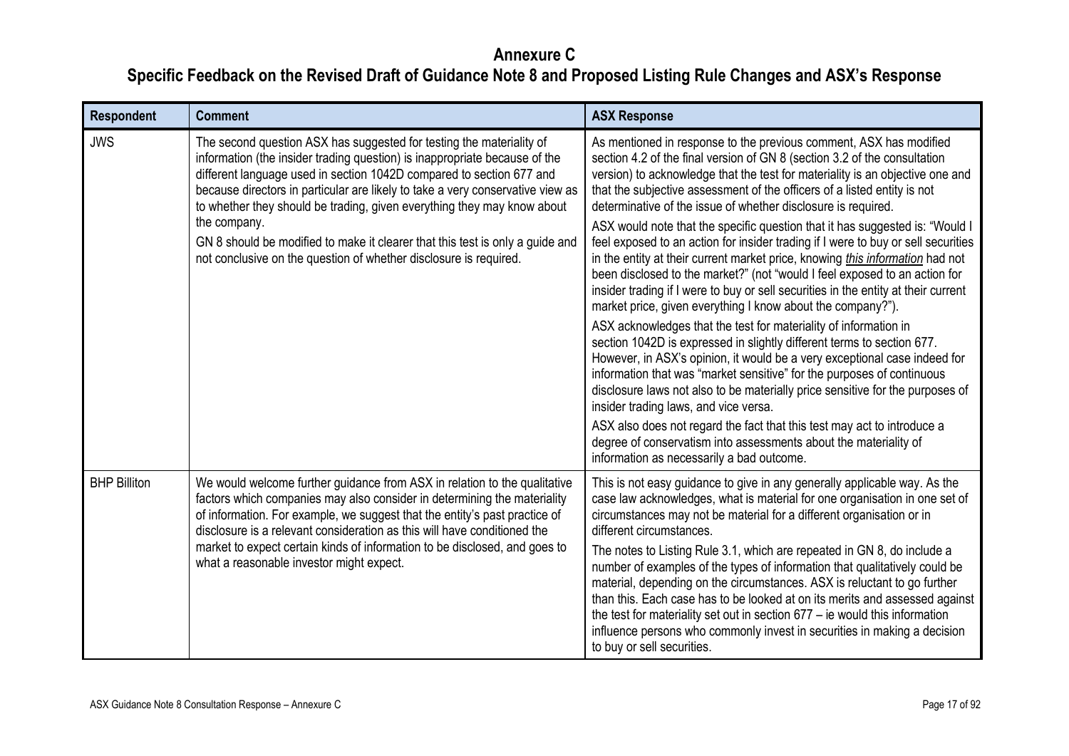# Annexure C

## Specific Feedback on the Revised Draft of Guidance Note 8 and Proposed Listing Rule Changes and ASX's Response

| Respondent | Comment | ASX Response |
|---|---|---|
| JWS | The second question ASX has suggested for testing the materiality of information (the insider trading question) is inappropriate because of the different language used in section 1042D compared to section 677 and because directors in particular are likely to take a very conservative view as to whether they should be trading, given everything they may know about the company.<br><br>GN 8 should be modified to make it clearer that this test is only a guide and not conclusive on the question of whether disclosure is required. | As mentioned in response to the previous comment, ASX has modified section 4.2 of the final version of GN 8 (section 3.2 of the consultation version) to acknowledge that the test for materiality is an objective one and that the subjective assessment of the officers of a listed entity is not determinative of the issue of whether disclosure is required.<br><br>ASX would note that the specific question that it has suggested is: "Would I feel exposed to an action for insider trading if I were to buy or sell securities in the entity at their current market price, knowing ***this information*** had not been disclosed to the market?" (not "would I feel exposed to an action for insider trading if I were to buy or sell securities in the entity at their current market price, given everything I know about the company?").<br><br>ASX acknowledges that the test for materiality of information in section 1042D is expressed in slightly different terms to section 677. However, in ASX's opinion, it would be a very exceptional case indeed for information that was "market sensitive" for the purposes of continuous disclosure laws not also to be materially price sensitive for the purposes of insider trading laws, and vice versa.<br><br>ASX also does not regard the fact that this test may act to introduce a degree of conservatism into assessments about the materiality of information as necessarily a bad outcome. |
| BHP Billiton | We would welcome further guidance from ASX in relation to the qualitative factors which companies may also consider in determining the materiality of information. For example, we suggest that the entity's past practice of disclosure is a relevant consideration as this will have conditioned the market to expect certain kinds of information to be disclosed, and goes to what a reasonable investor might expect. | This is not easy guidance to give in any generally applicable way. As the case law acknowledges, what is material for one organisation in one set of circumstances may not be material for a different organisation or in different circumstances.<br><br>The notes to Listing Rule 3.1, which are repeated in GN 8, do include a number of examples of the types of information that qualitatively could be material, depending on the circumstances. ASX is reluctant to go further than this. Each case has to be looked at on its merits and assessed against the test for materiality set out in section 677 – ie would this information influence persons who commonly invest in securities in making a decision to buy or sell securities. |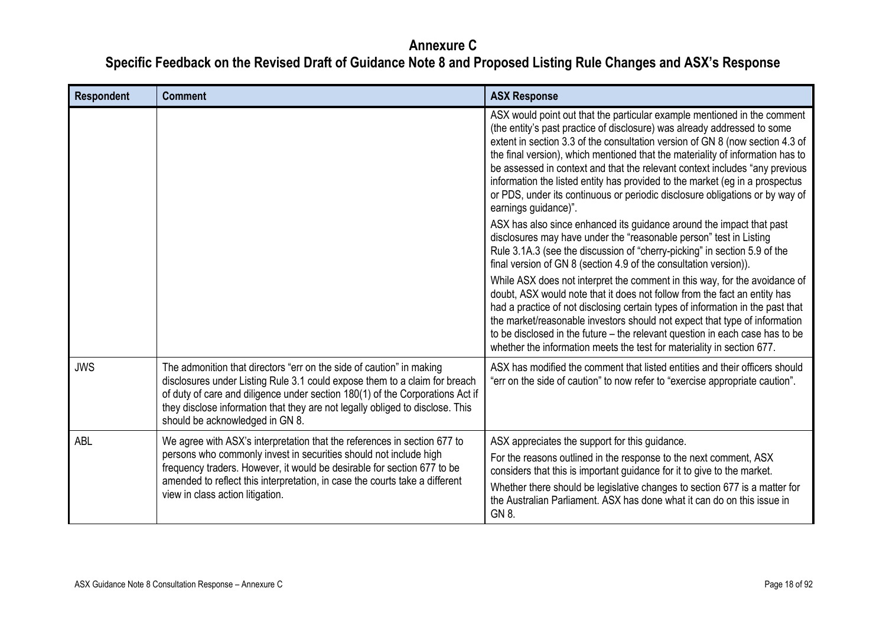# Annexure C

## Specific Feedback on the Revised Draft of Guidance Note 8 and Proposed Listing Rule Changes and ASX's Response

| Respondent | Comment | ASX Response |
|---|---|---|
| | | ASX would point out that the particular example mentioned in the comment (the entity's past practice of disclosure) was already addressed to some extent in section 3.3 of the consultation version of GN 8 (now section 4.3 of the final version), which mentioned that the materiality of information has to be assessed in context and that the relevant context includes "any previous information the listed entity has provided to the market (eg in a prospectus or PDS, under its continuous or periodic disclosure obligations or by way of earnings guidance)".<br><br>ASX has also since enhanced its guidance around the impact that past disclosures may have under the "reasonable person" test in Listing Rule 3.1A.3 (see the discussion of "cherry-picking" in section 5.9 of the final version of GN 8 (section 4.9 of the consultation version)).<br><br>While ASX does not interpret the comment in this way, for the avoidance of doubt, ASX would note that it does not follow from the fact an entity has had a practice of not disclosing certain types of information in the past that the market/reasonable investors should not expect that type of information to be disclosed in the future – the relevant question in each case has to be whether the information meets the test for materiality in section 677. |
| JWS | The admonition that directors "err on the side of caution" in making disclosures under Listing Rule 3.1 could expose them to a claim for breach of duty of care and diligence under section 180(1) of the Corporations Act if they disclose information that they are not legally obliged to disclose. This should be acknowledged in GN 8. | ASX has modified the comment that listed entities and their officers should "err on the side of caution" to now refer to "exercise appropriate caution". |
| ABL | We agree with ASX's interpretation that the references in section 677 to persons who commonly invest in securities should not include high frequency traders. However, it would be desirable for section 677 to be amended to reflect this interpretation, in case the courts take a different view in class action litigation. | ASX appreciates the support for this guidance.<br><br>For the reasons outlined in the response to the next comment, ASX considers that this is important guidance for it to give to the market.<br><br>Whether there should be legislative changes to section 677 is a matter for the Australian Parliament. ASX has done what it can do on this issue in GN 8. |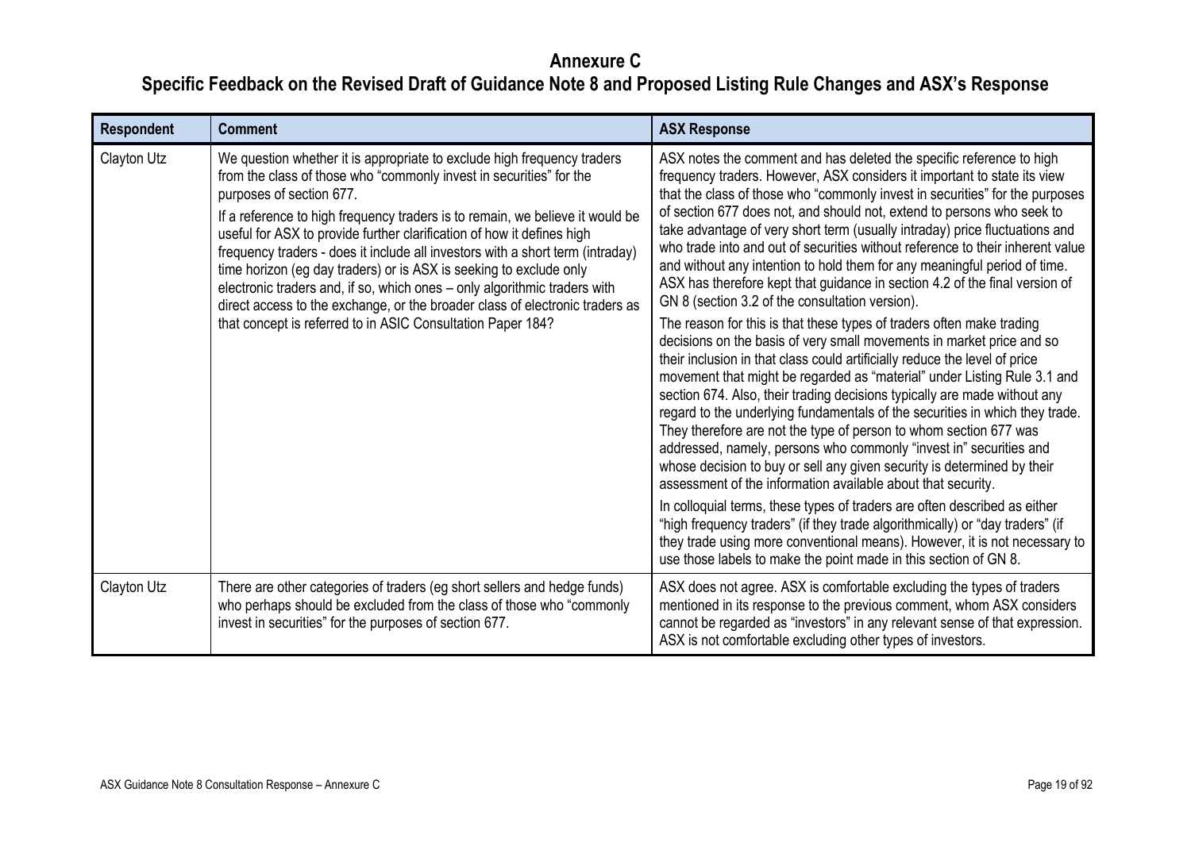# Annexure C

## Specific Feedback on the Revised Draft of Guidance Note 8 and Proposed Listing Rule Changes and ASX's Response

| Respondent | Comment | ASX Response |
|---|---|---|
| Clayton Utz | We question whether it is appropriate to exclude high frequency traders from the class of those who "commonly invest in securities" for the purposes of section 677.<br><br>If a reference to high frequency traders is to remain, we believe it would be useful for ASX to provide further clarification of how it defines high frequency traders - does it include all investors with a short term (intraday) time horizon (eg day traders) or is ASX is seeking to exclude only electronic traders and, if so, which ones – only algorithmic traders with direct access to the exchange, or the broader class of electronic traders as that concept is referred to in ASIC Consultation Paper 184? | ASX notes the comment and has deleted the specific reference to high frequency traders. However, ASX considers it important to state its view that the class of those who "commonly invest in securities" for the purposes of section 677 does not, and should not, extend to persons who seek to take advantage of very short term (usually intraday) price fluctuations and who trade into and out of securities without reference to their inherent value and without any intention to hold them for any meaningful period of time. ASX has therefore kept that guidance in section 4.2 of the final version of GN 8 (section 3.2 of the consultation version).<br><br>The reason for this is that these types of traders often make trading decisions on the basis of very small movements in market price and so their inclusion in that class could artificially reduce the level of price movement that might be regarded as "material" under Listing Rule 3.1 and section 674. Also, their trading decisions typically are made without any regard to the underlying fundamentals of the securities in which they trade. They therefore are not the type of person to whom section 677 was addressed, namely, persons who commonly "invest in" securities and whose decision to buy or sell any given security is determined by their assessment of the information available about that security.<br><br>In colloquial terms, these types of traders are often described as either "high frequency traders" (if they trade algorithmically) or "day traders" (if they trade using more conventional means). However, it is not necessary to use those labels to make the point made in this section of GN 8. |
| Clayton Utz | There are other categories of traders (eg short sellers and hedge funds) who perhaps should be excluded from the class of those who "commonly invest in securities" for the purposes of section 677. | ASX does not agree. ASX is comfortable excluding the types of traders mentioned in its response to the previous comment, whom ASX considers cannot be regarded as "investors" in any relevant sense of that expression. ASX is not comfortable excluding other types of investors. |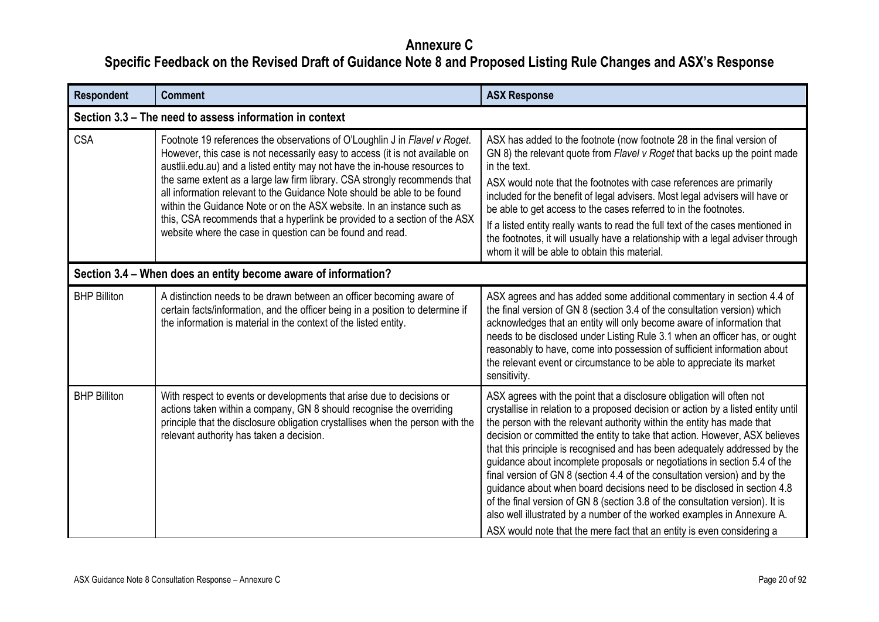# Annexure C

## Specific Feedback on the Revised Draft of Guidance Note 8 and Proposed Listing Rule Changes and ASX's Response

| Respondent | Comment | ASX Response |
|---|---|---|
| **Section 3.3 – The need to assess information in context** | | |
| CSA | Footnote 19 references the observations of O'Loughlin J in *Flavel v Roget*. However, this case is not necessarily easy to access (it is not available on austlii.edu.au) and a listed entity may not have the in-house resources to the same extent as a large law firm library. CSA strongly recommends that all information relevant to the Guidance Note should be able to be found within the Guidance Note or on the ASX website. In an instance such as this, CSA recommends that a hyperlink be provided to a section of the ASX website where the case in question can be found and read. | ASX has added to the footnote (now footnote 28 in the final version of GN 8) the relevant quote from *Flavel v Roget* that backs up the point made in the text.<br>ASX would note that the footnotes with case references are primarily included for the benefit of legal advisers. Most legal advisers will have or be able to get access to the cases referred to in the footnotes.<br>If a listed entity really wants to read the full text of the cases mentioned in the footnotes, it will usually have a relationship with a legal adviser through whom it will be able to obtain this material. |
| **Section 3.4 – When does an entity become aware of information?** | | |
| BHP Billiton | A distinction needs to be drawn between an officer becoming aware of certain facts/information, and the officer being in a position to determine if the information is material in the context of the listed entity. | ASX agrees and has added some additional commentary in section 4.4 of the final version of GN 8 (section 3.4 of the consultation version) which acknowledges that an entity will only become aware of information that needs to be disclosed under Listing Rule 3.1 when an officer has, or ought reasonably to have, come into possession of sufficient information about the relevant event or circumstance to be able to appreciate its market sensitivity. |
| BHP Billiton | With respect to events or developments that arise due to decisions or actions taken within a company, GN 8 should recognise the overriding principle that the disclosure obligation crystallises when the person with the relevant authority has taken a decision. | ASX agrees with the point that a disclosure obligation will often not crystallise in relation to a proposed decision or action by a listed entity until the person with the relevant authority within the entity has made that decision or committed the entity to take that action. However, ASX believes that this principle is recognised and has been adequately addressed by the guidance about incomplete proposals or negotiations in section 5.4 of the final version of GN 8 (section 4.4 of the consultation version) and by the guidance about when board decisions need to be disclosed in section 4.8 of the final version of GN 8 (section 3.8 of the consultation version). It is also well illustrated by a number of the worked examples in Annexure A.<br>ASX would note that the mere fact that an entity is even considering a |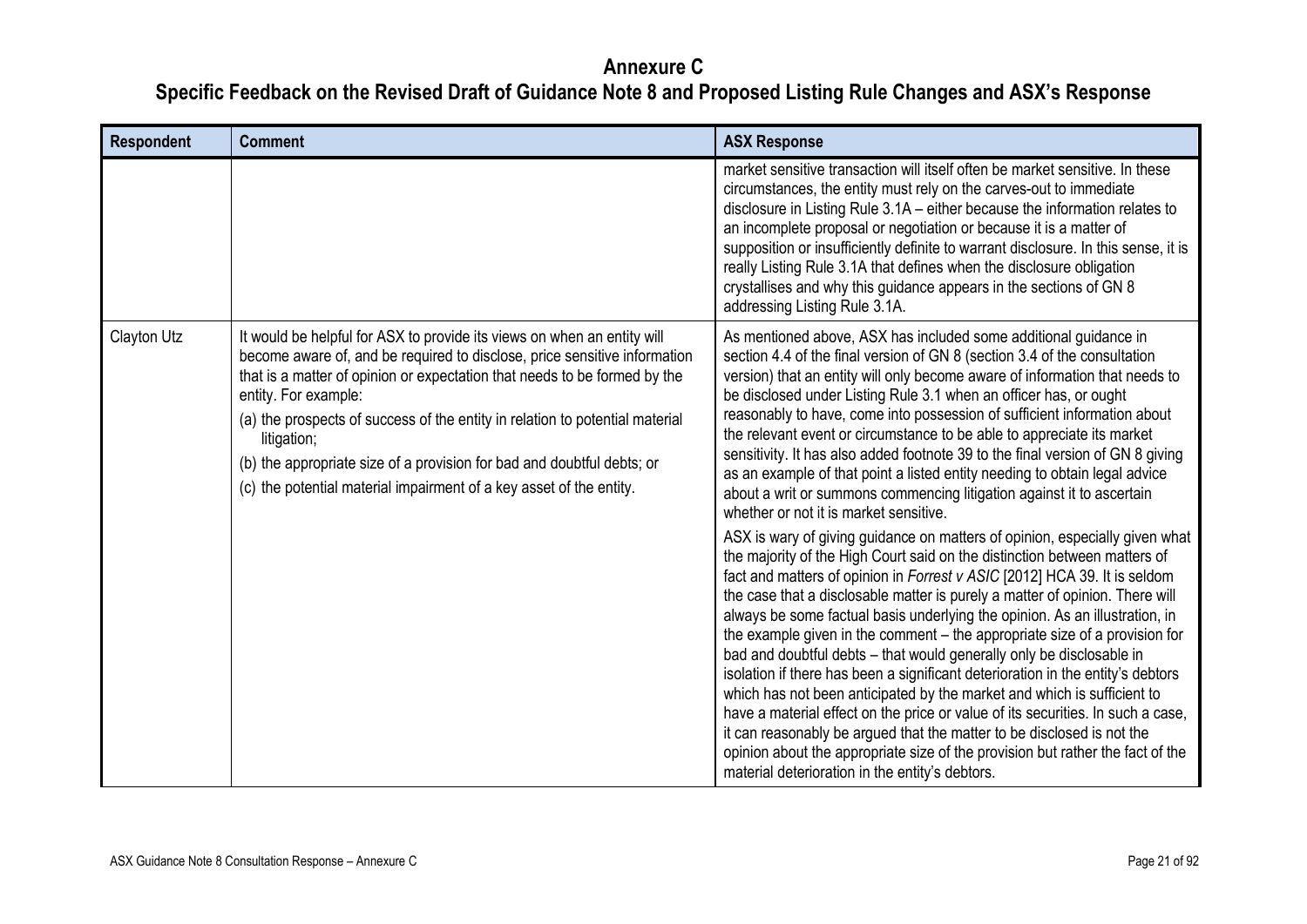# Annexure C

## Specific Feedback on the Revised Draft of Guidance Note 8 and Proposed Listing Rule Changes and ASX's Response

| Respondent | Comment | ASX Response |
| --- | --- | --- |
| | | market sensitive transaction will itself often be market sensitive. In these circumstances, the entity must rely on the carves-out to immediate disclosure in Listing Rule 3.1A – either because the information relates to an incomplete proposal or negotiation or because it is a matter of supposition or insufficiently definite to warrant disclosure. In this sense, it is really Listing Rule 3.1A that defines when the disclosure obligation crystallises and why this guidance appears in the sections of GN 8 addressing Listing Rule 3.1A. |
| Clayton Utz | It would be helpful for ASX to provide its views on when an entity will become aware of, and be required to disclose, price sensitive information that is a matter of opinion or expectation that needs to be formed by the entity. For example:<br>(a) the prospects of success of the entity in relation to potential material litigation;<br>(b) the appropriate size of a provision for bad and doubtful debts; or<br>(c) the potential material impairment of a key asset of the entity. | As mentioned above, ASX has included some additional guidance in section 4.4 of the final version of GN 8 (section 3.4 of the consultation version) that an entity will only become aware of information that needs to be disclosed under Listing Rule 3.1 when an officer has, or ought reasonably to have, come into possession of sufficient information about the relevant event or circumstance to be able to appreciate its market sensitivity. It has also added footnote 39 to the final version of GN 8 giving as an example of that point a listed entity needing to obtain legal advice about a writ or summons commencing litigation against it to ascertain whether or not it is market sensitive.<br><br>ASX is wary of giving guidance on matters of opinion, especially given what the majority of the High Court said on the distinction between matters of fact and matters of opinion in *Forrest v ASIC* [2012] HCA 39. It is seldom the case that a disclosable matter is purely a matter of opinion. There will always be some factual basis underlying the opinion. As an illustration, in the example given in the comment – the appropriate size of a provision for bad and doubtful debts – that would generally only be disclosable in isolation if there has been a significant deterioration in the entity's debtors which has not been anticipated by the market and which is sufficient to have a material effect on the price or value of its securities. In such a case, it can reasonably be argued that the matter to be disclosed is not the opinion about the appropriate size of the provision but rather the fact of the material deterioration in the entity's debtors. |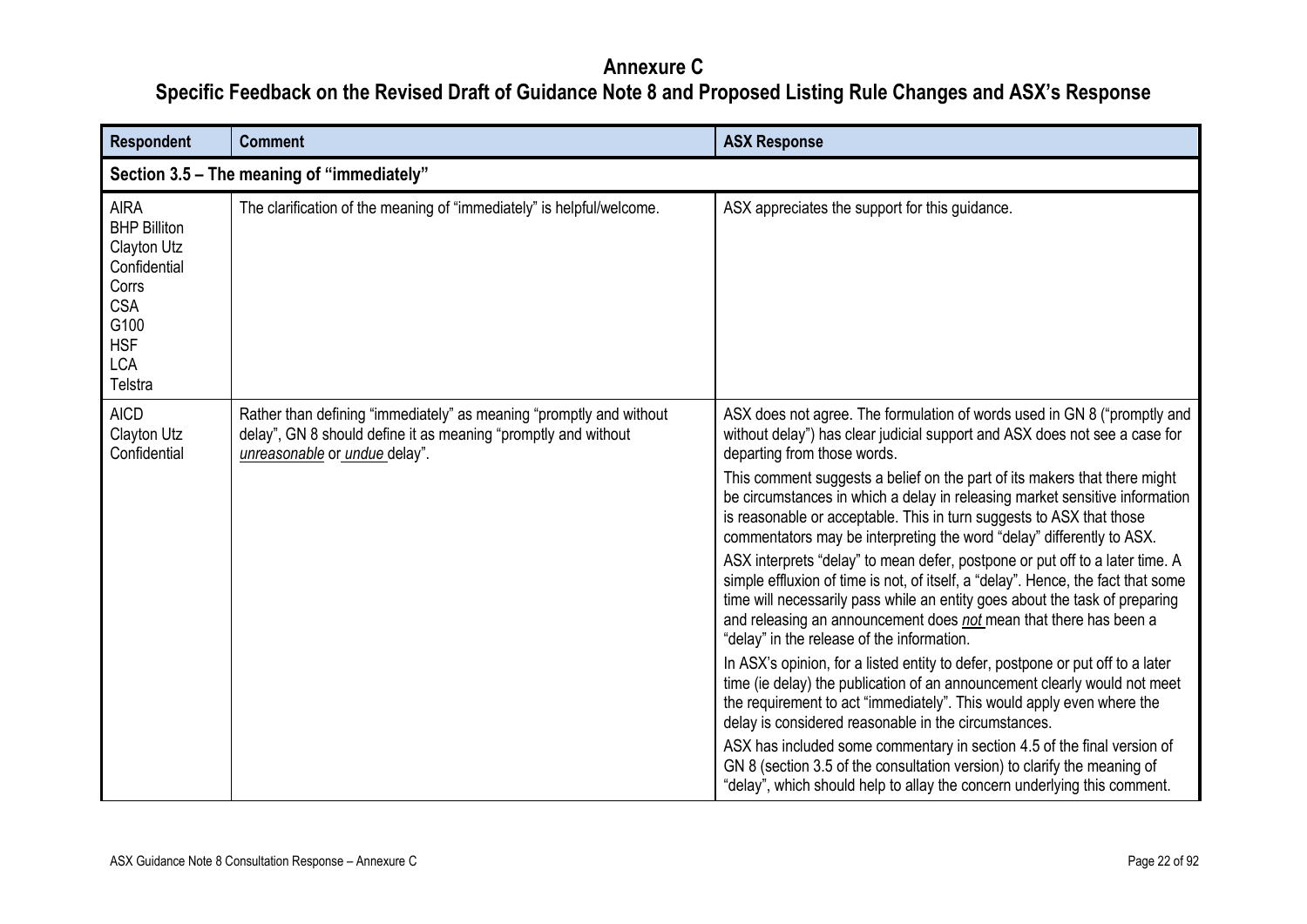# Annexure C

## Specific Feedback on the Revised Draft of Guidance Note 8 and Proposed Listing Rule Changes and ASX's Response

| Respondent | Comment | ASX Response |
|---|---|---|
| **Section 3.5 – The meaning of "immediately"** | | |
| AIRA<br>BHP Billiton<br>Clayton Utz<br>Confidential<br>Corrs<br>CSA<br>G100<br>HSF<br>LCA<br>Telstra | The clarification of the meaning of "immediately" is helpful/welcome. | ASX appreciates the support for this guidance. |
| AICD<br>Clayton Utz<br>Confidential | Rather than defining "immediately" as meaning "promptly and without delay", GN 8 should define it as meaning "promptly and without *unreasonable* or *undue* delay". | ASX does not agree. The formulation of words used in GN 8 ("promptly and without delay") has clear judicial support and ASX does not see a case for departing from those words.<br><br>This comment suggests a belief on the part of its makers that there might be circumstances in which a delay in releasing market sensitive information is reasonable or acceptable. This in turn suggests to ASX that those commentators may be interpreting the word "delay" differently to ASX.<br><br>ASX interprets "delay" to mean defer, postpone or put off to a later time. A simple effluxion of time is not, of itself, a "delay". Hence, the fact that some time will necessarily pass while an entity goes about the task of preparing and releasing an announcement does ***not*** mean that there has been a "delay" in the release of the information.<br><br>In ASX's opinion, for a listed entity to defer, postpone or put off to a later time (ie delay) the publication of an announcement clearly would not meet the requirement to act "immediately". This would apply even where the delay is considered reasonable in the circumstances.<br><br>ASX has included some commentary in section 4.5 of the final version of GN 8 (section 3.5 of the consultation version) to clarify the meaning of "delay", which should help to allay the concern underlying this comment. |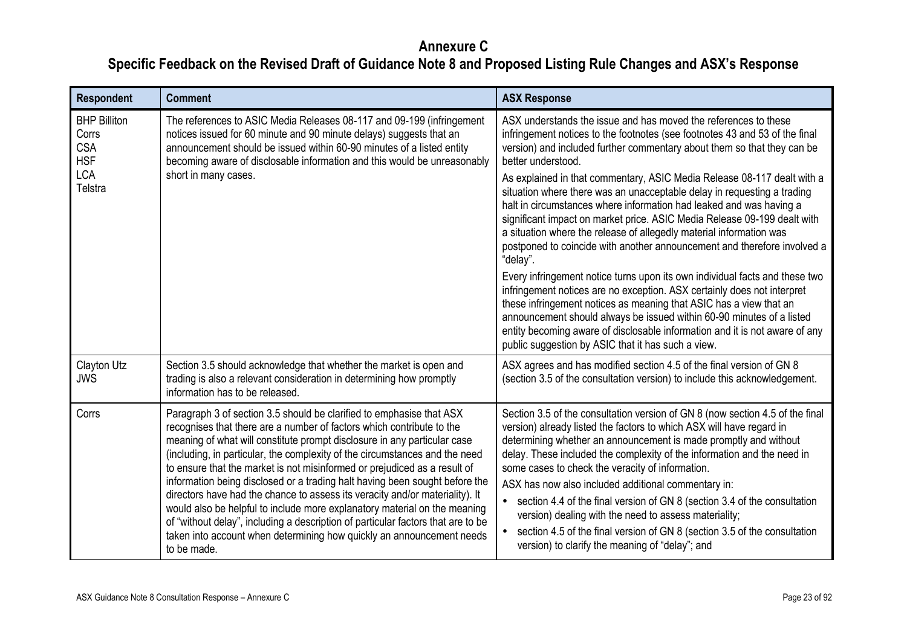# Annexure C

## Specific Feedback on the Revised Draft of Guidance Note 8 and Proposed Listing Rule Changes and ASX's Response

| Respondent | Comment | ASX Response |
|---|---|---|
| BHP Billiton<br>Corrs<br>CSA<br>HSF<br>LCA<br>Telstra | The references to ASIC Media Releases 08-117 and 09-199 (infringement notices issued for 60 minute and 90 minute delays) suggests that an announcement should be issued within 60-90 minutes of a listed entity becoming aware of disclosable information and this would be unreasonably short in many cases. | ASX understands the issue and has moved the references to these infringement notices to the footnotes (see footnotes 43 and 53 of the final version) and included further commentary about them so that they can be better understood.<br><br>As explained in that commentary, ASIC Media Release 08-117 dealt with a situation where there was an unacceptable delay in requesting a trading halt in circumstances where information had leaked and was having a significant impact on market price. ASIC Media Release 09-199 dealt with a situation where the release of allegedly material information was postponed to coincide with another announcement and therefore involved a "delay".<br><br>Every infringement notice turns upon its own individual facts and these two infringement notices are no exception. ASX certainly does not interpret these infringement notices as meaning that ASIC has a view that an announcement should always be issued within 60-90 minutes of a listed entity becoming aware of disclosable information and it is not aware of any public suggestion by ASIC that it has such a view. |
| Clayton Utz<br>JWS | Section 3.5 should acknowledge that whether the market is open and trading is also a relevant consideration in determining how promptly information has to be released. | ASX agrees and has modified section 4.5 of the final version of GN 8 (section 3.5 of the consultation version) to include this acknowledgement. |
| Corrs | Paragraph 3 of section 3.5 should be clarified to emphasise that ASX recognises that there are a number of factors which contribute to the meaning of what will constitute prompt disclosure in any particular case (including, in particular, the complexity of the circumstances and the need to ensure that the market is not misinformed or prejudiced as a result of information being disclosed or a trading halt having been sought before the directors have had the chance to assess its veracity and/or materiality). It would also be helpful to include more explanatory material on the meaning of "without delay", including a description of particular factors that are to be taken into account when determining how quickly an announcement needs to be made. | Section 3.5 of the consultation version of GN 8 (now section 4.5 of the final version) already listed the factors to which ASX will have regard in determining whether an announcement is made promptly and without delay. These included the complexity of the information and the need in some cases to check the veracity of information.<br><br>ASX has now also included additional commentary in:<br><br>• section 4.4 of the final version of GN 8 (section 3.4 of the consultation version) dealing with the need to assess materiality;<br>• section 4.5 of the final version of GN 8 (section 3.5 of the consultation version) to clarify the meaning of "delay"; and |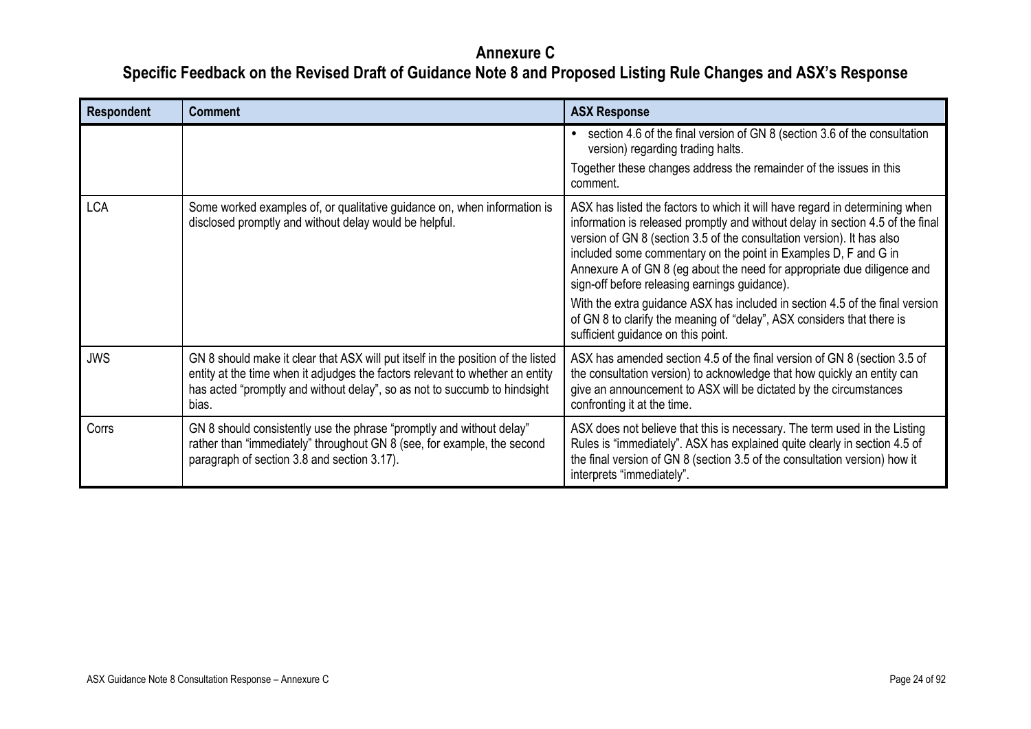# Annexure C

## Specific Feedback on the Revised Draft of Guidance Note 8 and Proposed Listing Rule Changes and ASX's Response

| Respondent | Comment | ASX Response |
|---|---|---|
| | | • section 4.6 of the final version of GN 8 (section 3.6 of the consultation version) regarding trading halts.<br><br>Together these changes address the remainder of the issues in this comment. |
| LCA | Some worked examples of, or qualitative guidance on, when information is disclosed promptly and without delay would be helpful. | ASX has listed the factors to which it will have regard in determining when information is released promptly and without delay in section 4.5 of the final version of GN 8 (section 3.5 of the consultation version). It has also included some commentary on the point in Examples D, F and G in Annexure A of GN 8 (eg about the need for appropriate due diligence and sign-off before releasing earnings guidance).<br><br>With the extra guidance ASX has included in section 4.5 of the final version of GN 8 to clarify the meaning of "delay", ASX considers that there is sufficient guidance on this point. |
| JWS | GN 8 should make it clear that ASX will put itself in the position of the listed entity at the time when it adjudges the factors relevant to whether an entity has acted "promptly and without delay", so as not to succumb to hindsight bias. | ASX has amended section 4.5 of the final version of GN 8 (section 3.5 of the consultation version) to acknowledge that how quickly an entity can give an announcement to ASX will be dictated by the circumstances confronting it at the time. |
| Corrs | GN 8 should consistently use the phrase "promptly and without delay" rather than "immediately" throughout GN 8 (see, for example, the second paragraph of section 3.8 and section 3.17). | ASX does not believe that this is necessary. The term used in the Listing Rules is "immediately". ASX has explained quite clearly in section 4.5 of the final version of GN 8 (section 3.5 of the consultation version) how it interprets "immediately". |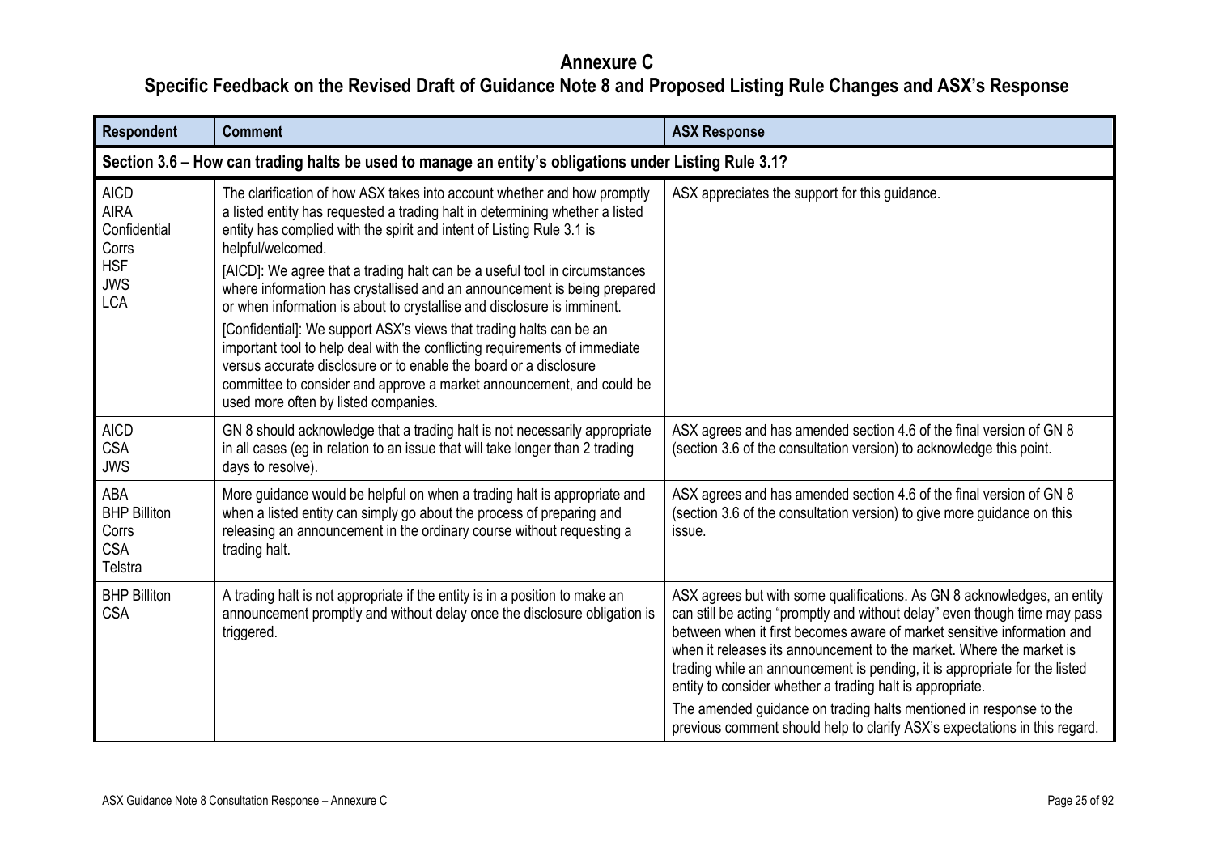# Annexure C

## Specific Feedback on the Revised Draft of Guidance Note 8 and Proposed Listing Rule Changes and ASX's Response

| Respondent | Comment | ASX Response |
|---|---|---|
| **Section 3.6 – How can trading halts be used to manage an entity's obligations under Listing Rule 3.1?** | | |
| AICD<br>AIRA<br>Confidential<br>Corrs<br>HSF<br>JWS<br>LCA | The clarification of how ASX takes into account whether and how promptly a listed entity has requested a trading halt in determining whether a listed entity has complied with the spirit and intent of Listing Rule 3.1 is helpful/welcomed.<br>[AICD]: We agree that a trading halt can be a useful tool in circumstances where information has crystallised and an announcement is being prepared or when information is about to crystallise and disclosure is imminent.<br>[Confidential]: We support ASX's views that trading halts can be an important tool to help deal with the conflicting requirements of immediate versus accurate disclosure or to enable the board or a disclosure committee to consider and approve a market announcement, and could be used more often by listed companies. | ASX appreciates the support for this guidance. |
| AICD<br>CSA<br>JWS | GN 8 should acknowledge that a trading halt is not necessarily appropriate in all cases (eg in relation to an issue that will take longer than 2 trading days to resolve). | ASX agrees and has amended section 4.6 of the final version of GN 8 (section 3.6 of the consultation version) to acknowledge this point. |
| ABA<br>BHP Billiton<br>Corrs<br>CSA<br>Telstra | More guidance would be helpful on when a trading halt is appropriate and when a listed entity can simply go about the process of preparing and releasing an announcement in the ordinary course without requesting a trading halt. | ASX agrees and has amended section 4.6 of the final version of GN 8 (section 3.6 of the consultation version) to give more guidance on this issue. |
| BHP Billiton<br>CSA | A trading halt is not appropriate if the entity is in a position to make an announcement promptly and without delay once the disclosure obligation is triggered. | ASX agrees but with some qualifications. As GN 8 acknowledges, an entity can still be acting "promptly and without delay" even though time may pass between when it first becomes aware of market sensitive information and when it releases its announcement to the market. Where the market is trading while an announcement is pending, it is appropriate for the listed entity to consider whether a trading halt is appropriate.<br>The amended guidance on trading halts mentioned in response to the previous comment should help to clarify ASX's expectations in this regard. |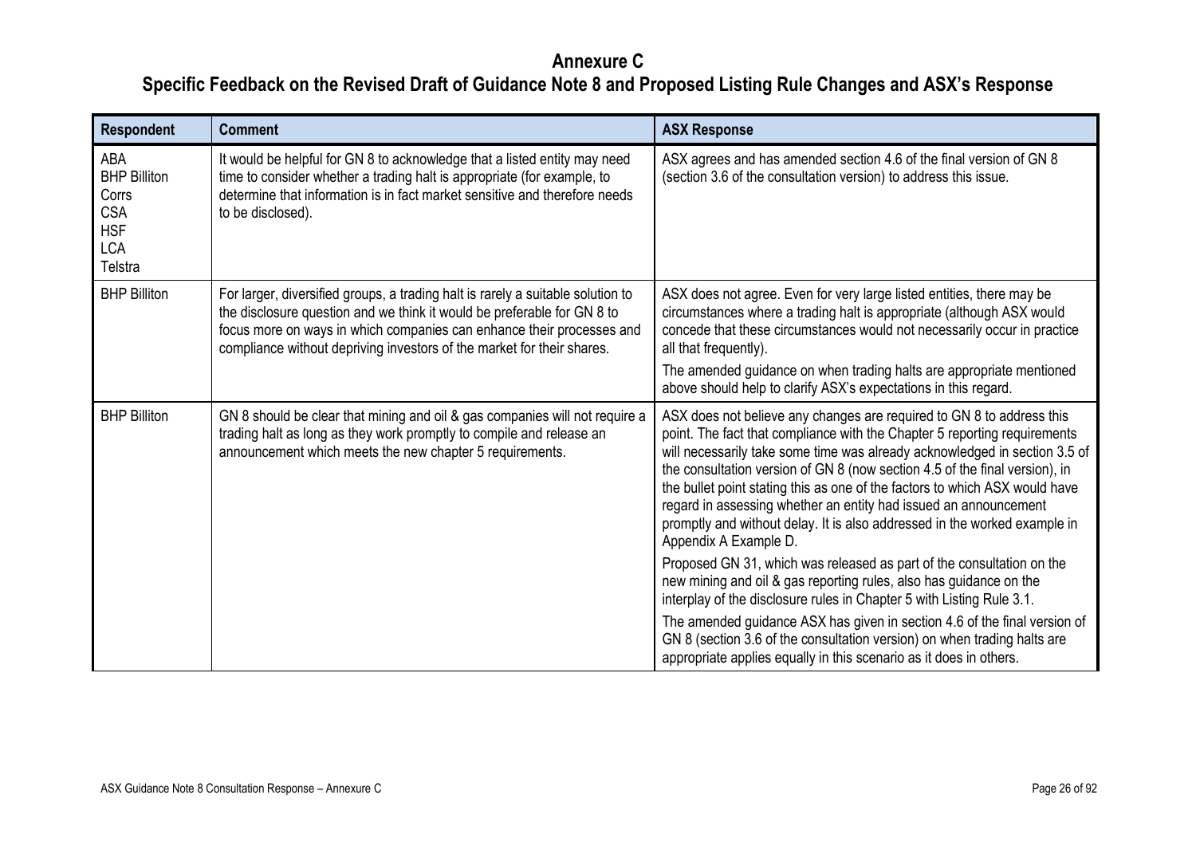# Annexure C

## Specific Feedback on the Revised Draft of Guidance Note 8 and Proposed Listing Rule Changes and ASX's Response

| Respondent | Comment | ASX Response |
| --- | --- | --- |
| ABA<br>BHP Billiton<br>Corrs<br>CSA<br>HSF<br>LCA<br>Telstra | It would be helpful for GN 8 to acknowledge that a listed entity may need time to consider whether a trading halt is appropriate (for example, to determine that information is in fact market sensitive and therefore needs to be disclosed). | ASX agrees and has amended section 4.6 of the final version of GN 8 (section 3.6 of the consultation version) to address this issue. |
| BHP Billiton | For larger, diversified groups, a trading halt is rarely a suitable solution to the disclosure question and we think it would be preferable for GN 8 to focus more on ways in which companies can enhance their processes and compliance without depriving investors of the market for their shares. | ASX does not agree. Even for very large listed entities, there may be circumstances where a trading halt is appropriate (although ASX would concede that these circumstances would not necessarily occur in practice all that frequently).<br><br>The amended guidance on when trading halts are appropriate mentioned above should help to clarify ASX's expectations in this regard. |
| BHP Billiton | GN 8 should be clear that mining and oil & gas companies will not require a trading halt as long as they work promptly to compile and release an announcement which meets the new chapter 5 requirements. | ASX does not believe any changes are required to GN 8 to address this point. The fact that compliance with the Chapter 5 reporting requirements will necessarily take some time was already acknowledged in section 3.5 of the consultation version of GN 8 (now section 4.5 of the final version), in the bullet point stating this as one of the factors to which ASX would have regard in assessing whether an entity had issued an announcement promptly and without delay. It is also addressed in the worked example in Appendix A Example D.<br><br>Proposed GN 31, which was released as part of the consultation on the new mining and oil & gas reporting rules, also has guidance on the interplay of the disclosure rules in Chapter 5 with Listing Rule 3.1.<br><br>The amended guidance ASX has given in section 4.6 of the final version of GN 8 (section 3.6 of the consultation version) on when trading halts are appropriate applies equally in this scenario as it does in others. |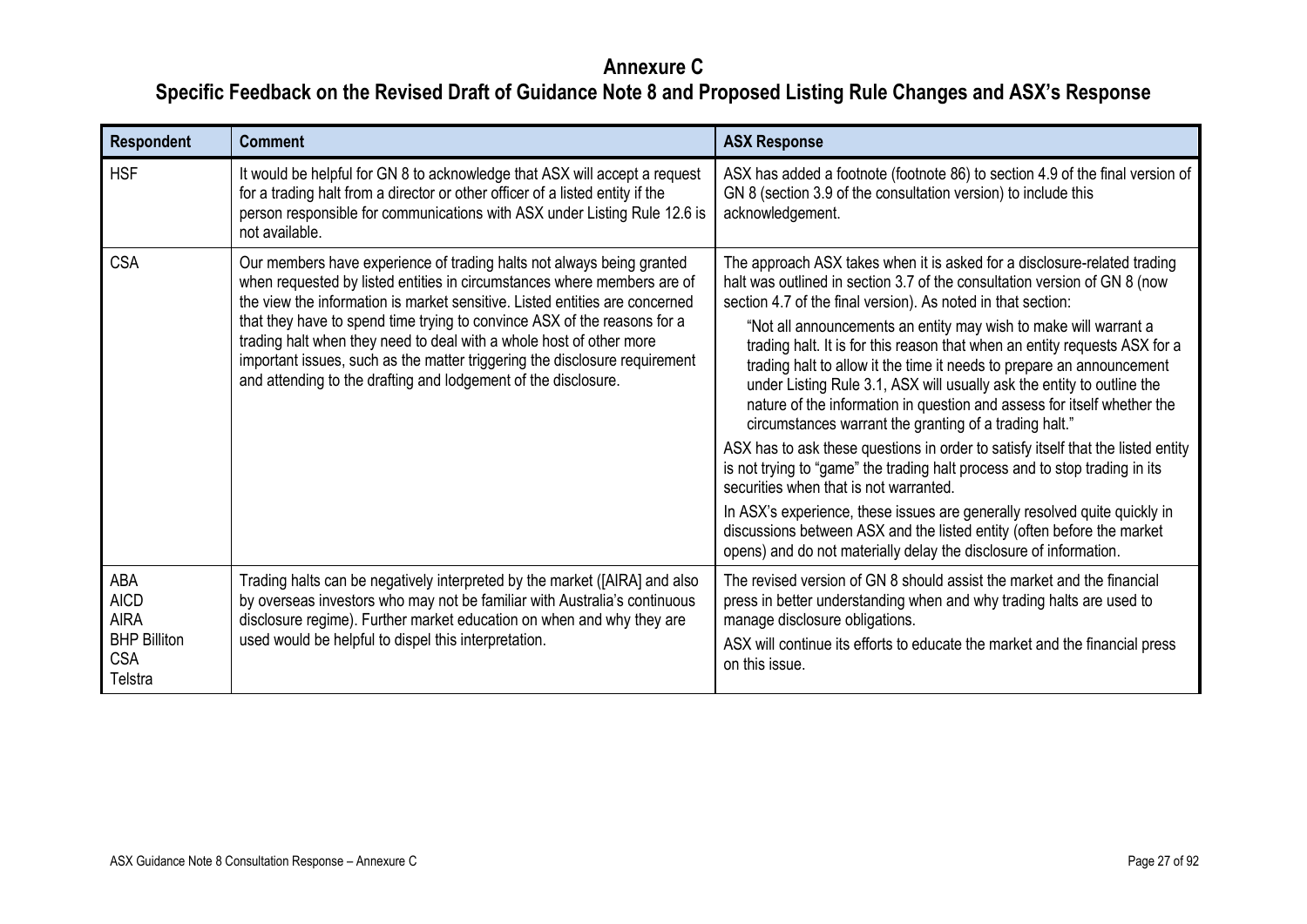# Annexure C

## Specific Feedback on the Revised Draft of Guidance Note 8 and Proposed Listing Rule Changes and ASX's Response

| Respondent | Comment | ASX Response |
|---|---|---|
| HSF | It would be helpful for GN 8 to acknowledge that ASX will accept a request for a trading halt from a director or other officer of a listed entity if the person responsible for communications with ASX under Listing Rule 12.6 is not available. | ASX has added a footnote (footnote 86) to section 4.9 of the final version of GN 8 (section 3.9 of the consultation version) to include this acknowledgement. |
| CSA | Our members have experience of trading halts not always being granted when requested by listed entities in circumstances where members are of the view the information is market sensitive. Listed entities are concerned that they have to spend time trying to convince ASX of the reasons for a trading halt when they need to deal with a whole host of other more important issues, such as the matter triggering the disclosure requirement and attending to the drafting and lodgement of the disclosure. | The approach ASX takes when it is asked for a disclosure-related trading halt was outlined in section 3.7 of the consultation version of GN 8 (now section 4.7 of the final version). As noted in that section:<br><br>"Not all announcements an entity may wish to make will warrant a trading halt. It is for this reason that when an entity requests ASX for a trading halt to allow it the time it needs to prepare an announcement under Listing Rule 3.1, ASX will usually ask the entity to outline the nature of the information in question and assess for itself whether the circumstances warrant the granting of a trading halt."<br><br>ASX has to ask these questions in order to satisfy itself that the listed entity is not trying to "game" the trading halt process and to stop trading in its securities when that is not warranted.<br><br>In ASX's experience, these issues are generally resolved quite quickly in discussions between ASX and the listed entity (often before the market opens) and do not materially delay the disclosure of information. |
| ABA<br>AICD<br>AIRA<br>BHP Billiton<br>CSA<br>Telstra | Trading halts can be negatively interpreted by the market ([AIRA] and also by overseas investors who may not be familiar with Australia's continuous disclosure regime). Further market education on when and why they are used would be helpful to dispel this interpretation. | The revised version of GN 8 should assist the market and the financial press in better understanding when and why trading halts are used to manage disclosure obligations.<br><br>ASX will continue its efforts to educate the market and the financial press on this issue. |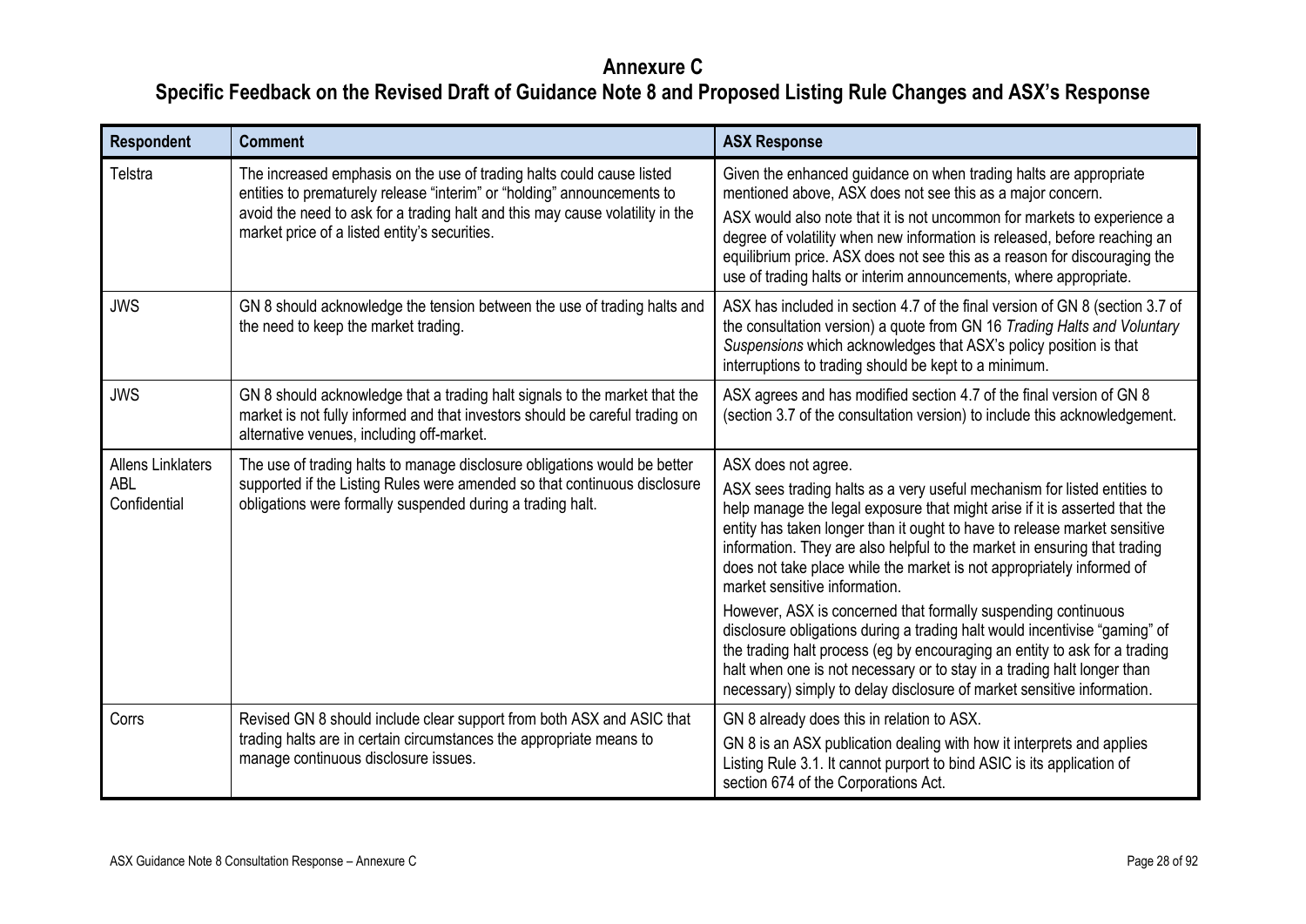# Annexure C

## Specific Feedback on the Revised Draft of Guidance Note 8 and Proposed Listing Rule Changes and ASX's Response

| Respondent | Comment | ASX Response |
|---|---|---|
| Telstra | The increased emphasis on the use of trading halts could cause listed entities to prematurely release "interim" or "holding" announcements to avoid the need to ask for a trading halt and this may cause volatility in the market price of a listed entity's securities. | Given the enhanced guidance on when trading halts are appropriate mentioned above, ASX does not see this as a major concern.<br><br>ASX would also note that it is not uncommon for markets to experience a degree of volatility when new information is released, before reaching an equilibrium price. ASX does not see this as a reason for discouraging the use of trading halts or interim announcements, where appropriate. |
| JWS | GN 8 should acknowledge the tension between the use of trading halts and the need to keep the market trading. | ASX has included in section 4.7 of the final version of GN 8 (section 3.7 of the consultation version) a quote from GN 16 *Trading Halts and Voluntary Suspensions* which acknowledges that ASX's policy position is that interruptions to trading should be kept to a minimum. |
| JWS | GN 8 should acknowledge that a trading halt signals to the market that the market is not fully informed and that investors should be careful trading on alternative venues, including off-market. | ASX agrees and has modified section 4.7 of the final version of GN 8 (section 3.7 of the consultation version) to include this acknowledgement. |
| Allens Linklaters<br>ABL<br>Confidential | The use of trading halts to manage disclosure obligations would be better supported if the Listing Rules were amended so that continuous disclosure obligations were formally suspended during a trading halt. | ASX does not agree.<br><br>ASX sees trading halts as a very useful mechanism for listed entities to help manage the legal exposure that might arise if it is asserted that the entity has taken longer than it ought to have to release market sensitive information. They are also helpful to the market in ensuring that trading does not take place while the market is not appropriately informed of market sensitive information.<br><br>However, ASX is concerned that formally suspending continuous disclosure obligations during a trading halt would incentivise "gaming" of the trading halt process (eg by encouraging an entity to ask for a trading halt when one is not necessary or to stay in a trading halt longer than necessary) simply to delay disclosure of market sensitive information. |
| Corrs | Revised GN 8 should include clear support from both ASX and ASIC that trading halts are in certain circumstances the appropriate means to manage continuous disclosure issues. | GN 8 already does this in relation to ASX.<br><br>GN 8 is an ASX publication dealing with how it interprets and applies Listing Rule 3.1. It cannot purport to bind ASIC is its application of section 674 of the Corporations Act. |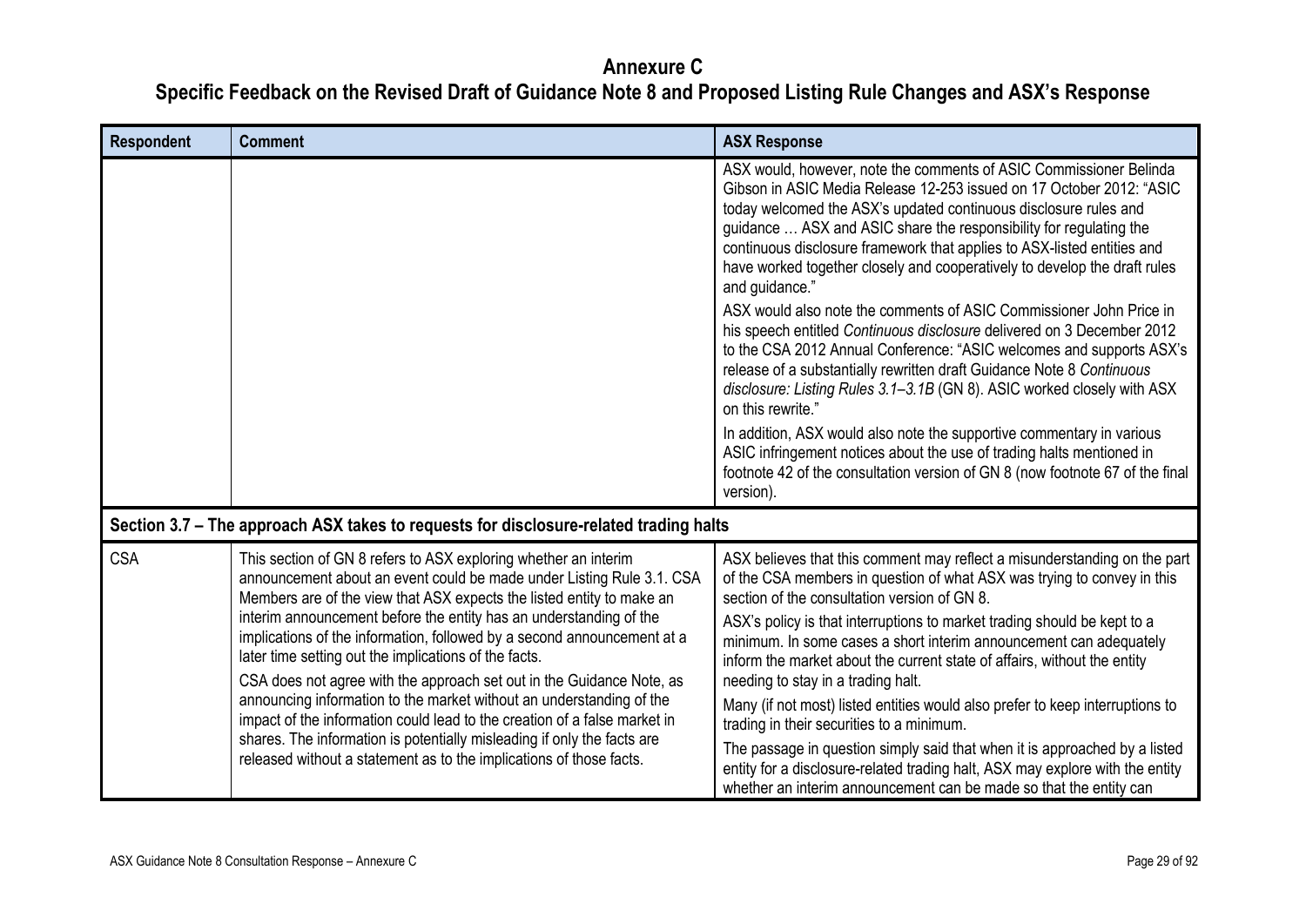# Annexure C

## Specific Feedback on the Revised Draft of Guidance Note 8 and Proposed Listing Rule Changes and ASX's Response

| Respondent | Comment | ASX Response |
|---|---|---|
| | | ASX would, however, note the comments of ASIC Commissioner Belinda Gibson in ASIC Media Release 12-253 issued on 17 October 2012: "ASIC today welcomed the ASX's updated continuous disclosure rules and guidance … ASX and ASIC share the responsibility for regulating the continuous disclosure framework that applies to ASX-listed entities and have worked together closely and cooperatively to develop the draft rules and guidance."<br><br>ASX would also note the comments of ASIC Commissioner John Price in his speech entitled *Continuous disclosure* delivered on 3 December 2012 to the CSA 2012 Annual Conference: "ASIC welcomes and supports ASX's release of a substantially rewritten draft Guidance Note 8 *Continuous disclosure: Listing Rules 3.1–3.1B* (GN 8). ASIC worked closely with ASX on this rewrite."<br><br>In addition, ASX would also note the supportive commentary in various ASIC infringement notices about the use of trading halts mentioned in footnote 42 of the consultation version of GN 8 (now footnote 67 of the final version). |
| **Section 3.7 – The approach ASX takes to requests for disclosure-related trading halts** | | |
| CSA | This section of GN 8 refers to ASX exploring whether an interim announcement about an event could be made under Listing Rule 3.1. CSA Members are of the view that ASX expects the listed entity to make an interim announcement before the entity has an understanding of the implications of the information, followed by a second announcement at a later time setting out the implications of the facts.<br><br>CSA does not agree with the approach set out in the Guidance Note, as announcing information to the market without an understanding of the impact of the information could lead to the creation of a false market in shares. The information is potentially misleading if only the facts are released without a statement as to the implications of those facts. | ASX believes that this comment may reflect a misunderstanding on the part of the CSA members in question of what ASX was trying to convey in this section of the consultation version of GN 8.<br><br>ASX's policy is that interruptions to market trading should be kept to a minimum. In some cases a short interim announcement can adequately inform the market about the current state of affairs, without the entity needing to stay in a trading halt.<br><br>Many (if not most) listed entities would also prefer to keep interruptions to trading in their securities to a minimum.<br><br>The passage in question simply said that when it is approached by a listed entity for a disclosure-related trading halt, ASX may explore with the entity whether an interim announcement can be made so that the entity can |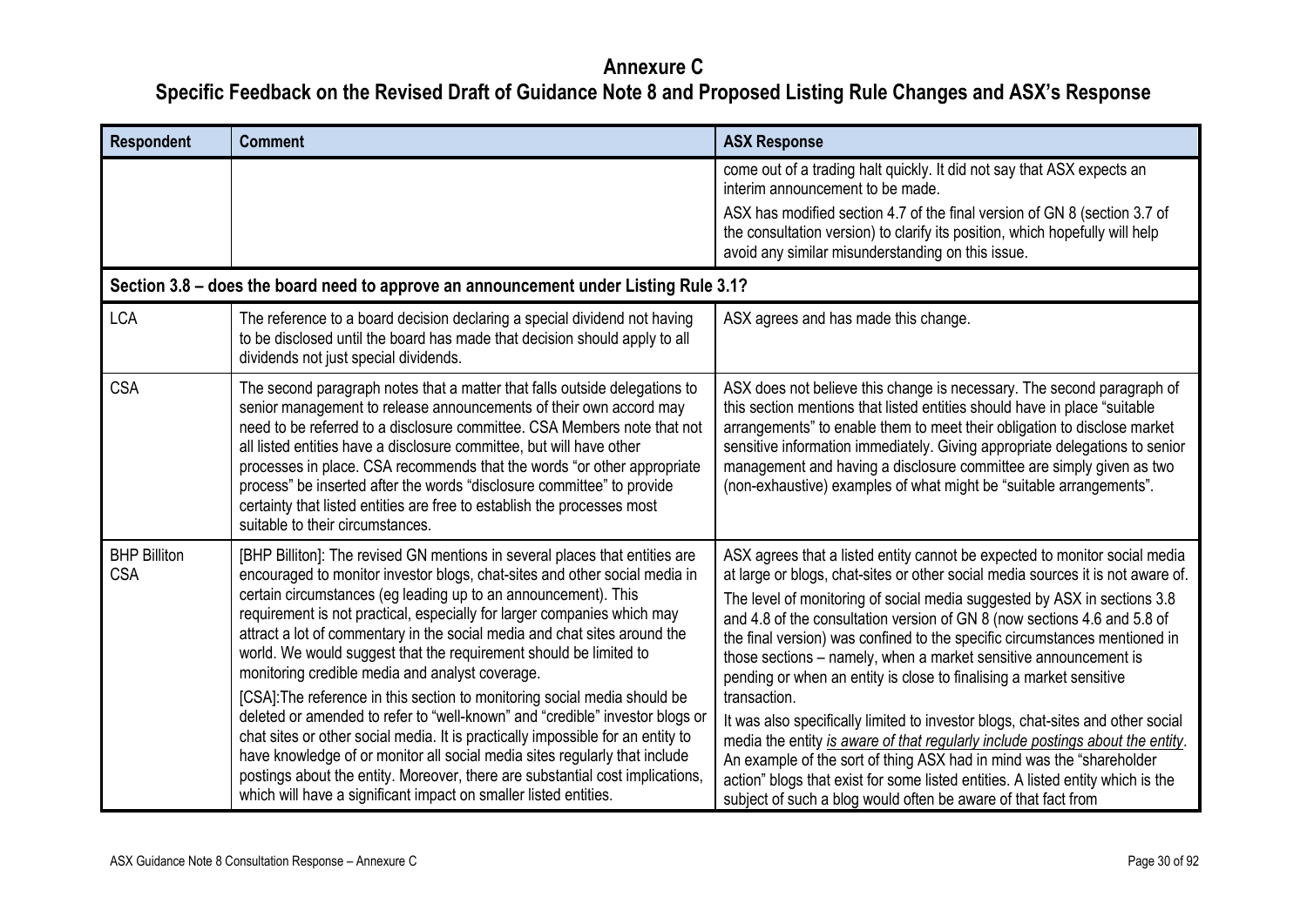# Annexure C

## Specific Feedback on the Revised Draft of Guidance Note 8 and Proposed Listing Rule Changes and ASX's Response

| Respondent | Comment | ASX Response |
|---|---|---|
| | | come out of a trading halt quickly. It did not say that ASX expects an interim announcement to be made.<br><br>ASX has modified section 4.7 of the final version of GN 8 (section 3.7 of the consultation version) to clarify its position, which hopefully will help avoid any similar misunderstanding on this issue. |
| **Section 3.8 – does the board need to approve an announcement under Listing Rule 3.1?** | | |
| LCA | The reference to a board decision declaring a special dividend not having to be disclosed until the board has made that decision should apply to all dividends not just special dividends. | ASX agrees and has made this change. |
| CSA | The second paragraph notes that a matter that falls outside delegations to senior management to release announcements of their own accord may need to be referred to a disclosure committee. CSA Members note that not all listed entities have a disclosure committee, but will have other processes in place. CSA recommends that the words "or other appropriate process" be inserted after the words "disclosure committee" to provide certainty that listed entities are free to establish the processes most suitable to their circumstances. | ASX does not believe this change is necessary. The second paragraph of this section mentions that listed entities should have in place "suitable arrangements" to enable them to meet their obligation to disclose market sensitive information immediately. Giving appropriate delegations to senior management and having a disclosure committee are simply given as two (non-exhaustive) examples of what might be "suitable arrangements". |
| BHP Billiton<br>CSA | [BHP Billiton]: The revised GN mentions in several places that entities are encouraged to monitor investor blogs, chat-sites and other social media in certain circumstances (eg leading up to an announcement). This requirement is not practical, especially for larger companies which may attract a lot of commentary in the social media and chat sites around the world. We would suggest that the requirement should be limited to monitoring credible media and analyst coverage.<br><br>[CSA]:The reference in this section to monitoring social media should be deleted or amended to refer to "well-known" and "credible" investor blogs or chat sites or other social media. It is practically impossible for an entity to have knowledge of or monitor all social media sites regularly that include postings about the entity. Moreover, there are substantial cost implications, which will have a significant impact on smaller listed entities. | ASX agrees that a listed entity cannot be expected to monitor social media at large or blogs, chat-sites or other social media sources it is not aware of.<br><br>The level of monitoring of social media suggested by ASX in sections 3.8 and 4.8 of the consultation version of GN 8 (now sections 4.6 and 5.8 of the final version) was confined to the specific circumstances mentioned in those sections – namely, when a market sensitive announcement is pending or when an entity is close to finalising a market sensitive transaction.<br><br>It was also specifically limited to investor blogs, chat-sites and other social media the entity *is aware of that regularly include postings about the entity*. An example of the sort of thing ASX had in mind was the "shareholder action" blogs that exist for some listed entities. A listed entity which is the subject of such a blog would often be aware of that fact from |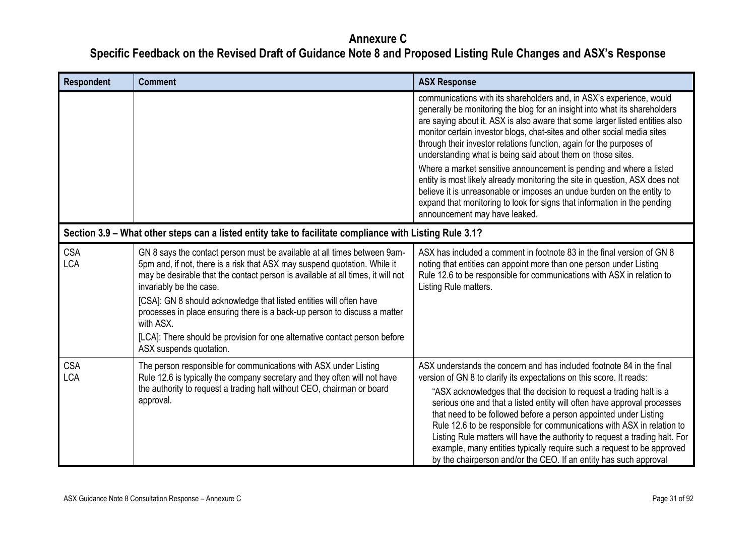# Annexure C

## Specific Feedback on the Revised Draft of Guidance Note 8 and Proposed Listing Rule Changes and ASX's Response

| Respondent | Comment | ASX Response |
|---|---|---|
| | | communications with its shareholders and, in ASX's experience, would generally be monitoring the blog for an insight into what its shareholders are saying about it. ASX is also aware that some larger listed entities also monitor certain investor blogs, chat-sites and other social media sites through their investor relations function, again for the purposes of understanding what is being said about them on those sites.<br><br>Where a market sensitive announcement is pending and where a listed entity is most likely already monitoring the site in question, ASX does not believe it is unreasonable or imposes an undue burden on the entity to expand that monitoring to look for signs that information in the pending announcement may have leaked. |
| **Section 3.9 – What other steps can a listed entity take to facilitate compliance with Listing Rule 3.1?** | | |
| CSA<br>LCA | GN 8 says the contact person must be available at all times between 9am-5pm and, if not, there is a risk that ASX may suspend quotation. While it may be desirable that the contact person is available at all times, it will not invariably be the case.<br><br>[CSA]: GN 8 should acknowledge that listed entities will often have processes in place ensuring there is a back-up person to discuss a matter with ASX.<br><br>[LCA]: There should be provision for one alternative contact person before ASX suspends quotation. | ASX has included a comment in footnote 83 in the final version of GN 8 noting that entities can appoint more than one person under Listing Rule 12.6 to be responsible for communications with ASX in relation to Listing Rule matters. |
| CSA<br>LCA | The person responsible for communications with ASX under Listing Rule 12.6 is typically the company secretary and they often will not have the authority to request a trading halt without CEO, chairman or board approval. | ASX understands the concern and has included footnote 84 in the final version of GN 8 to clarify its expectations on this score. It reads:<br><br>"ASX acknowledges that the decision to request a trading halt is a serious one and that a listed entity will often have approval processes that need to be followed before a person appointed under Listing Rule 12.6 to be responsible for communications with ASX in relation to Listing Rule matters will have the authority to request a trading halt. For example, many entities typically require such a request to be approved by the chairperson and/or the CEO. If an entity has such approval |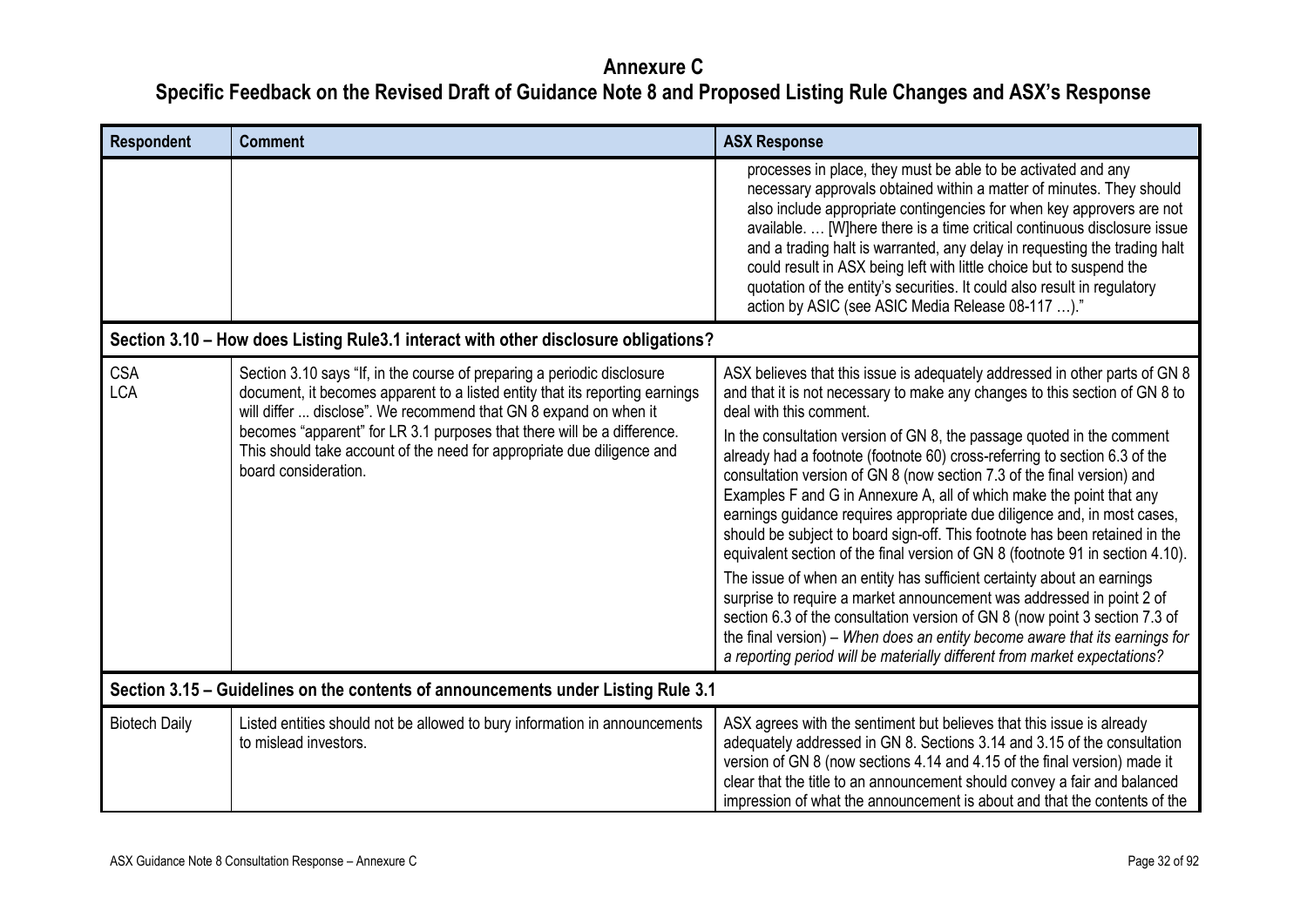# Annexure C

## Specific Feedback on the Revised Draft of Guidance Note 8 and Proposed Listing Rule Changes and ASX's Response

| Respondent | Comment | ASX Response |
|---|---|---|
| | | processes in place, they must be able to be activated and any necessary approvals obtained within a matter of minutes. They should also include appropriate contingencies for when key approvers are not available. … [W]here there is a time critical continuous disclosure issue and a trading halt is warranted, any delay in requesting the trading halt could result in ASX being left with little choice but to suspend the quotation of the entity's securities. It could also result in regulatory action by ASIC (see ASIC Media Release 08-117 …)." |
| **Section 3.10 – How does Listing Rule3.1 interact with other disclosure obligations?** | | |
| CSA<br>LCA | Section 3.10 says "If, in the course of preparing a periodic disclosure document, it becomes apparent to a listed entity that its reporting earnings will differ ... disclose". We recommend that GN 8 expand on when it becomes "apparent" for LR 3.1 purposes that there will be a difference. This should take account of the need for appropriate due diligence and board consideration. | ASX believes that this issue is adequately addressed in other parts of GN 8 and that it is not necessary to make any changes to this section of GN 8 to deal with this comment.<br><br>In the consultation version of GN 8, the passage quoted in the comment already had a footnote (footnote 60) cross-referring to section 6.3 of the consultation version of GN 8 (now section 7.3 of the final version) and Examples F and G in Annexure A, all of which make the point that any earnings guidance requires appropriate due diligence and, in most cases, should be subject to board sign-off. This footnote has been retained in the equivalent section of the final version of GN 8 (footnote 91 in section 4.10).<br><br>The issue of when an entity has sufficient certainty about an earnings surprise to require a market announcement was addressed in point 2 of section 6.3 of the consultation version of GN 8 (now point 3 section 7.3 of the final version) – *When does an entity become aware that its earnings for a reporting period will be materially different from market expectations?* |
| **Section 3.15 – Guidelines on the contents of announcements under Listing Rule 3.1** | | |
| Biotech Daily | Listed entities should not be allowed to bury information in announcements to mislead investors. | ASX agrees with the sentiment but believes that this issue is already adequately addressed in GN 8. Sections 3.14 and 3.15 of the consultation version of GN 8 (now sections 4.14 and 4.15 of the final version) made it clear that the title to an announcement should convey a fair and balanced impression of what the announcement is about and that the contents of the |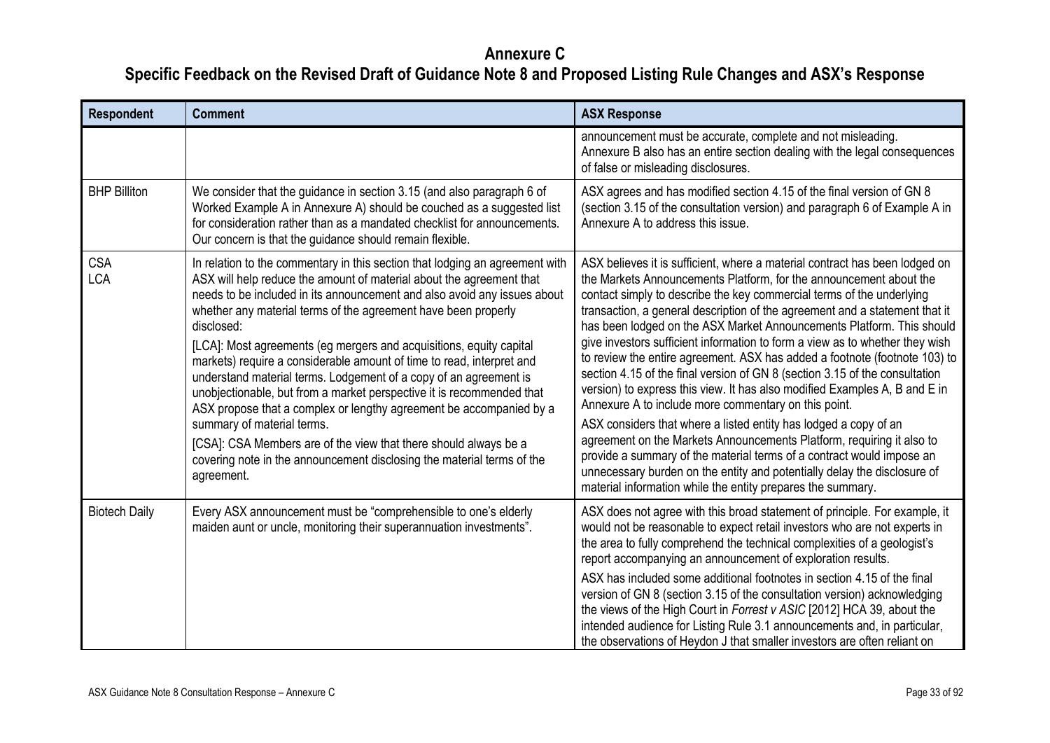# Annexure C

## Specific Feedback on the Revised Draft of Guidance Note 8 and Proposed Listing Rule Changes and ASX's Response

| Respondent | Comment | ASX Response |
|---|---|---|
| | | announcement must be accurate, complete and not misleading. Annexure B also has an entire section dealing with the legal consequences of false or misleading disclosures. |
| BHP Billiton | We consider that the guidance in section 3.15 (and also paragraph 6 of Worked Example A in Annexure A) should be couched as a suggested list for consideration rather than as a mandated checklist for announcements. Our concern is that the guidance should remain flexible. | ASX agrees and has modified section 4.15 of the final version of GN 8 (section 3.15 of the consultation version) and paragraph 6 of Example A in Annexure A to address this issue. |
| CSA<br>LCA | In relation to the commentary in this section that lodging an agreement with ASX will help reduce the amount of material about the agreement that needs to be included in its announcement and also avoid any issues about whether any material terms of the agreement have been properly disclosed:<br><br>[LCA]: Most agreements (eg mergers and acquisitions, equity capital markets) require a considerable amount of time to read, interpret and understand material terms. Lodgement of a copy of an agreement is unobjectionable, but from a market perspective it is recommended that ASX propose that a complex or lengthy agreement be accompanied by a summary of material terms.<br><br>[CSA]: CSA Members are of the view that there should always be a covering note in the announcement disclosing the material terms of the agreement. | ASX believes it is sufficient, where a material contract has been lodged on the Markets Announcements Platform, for the announcement about the contact simply to describe the key commercial terms of the underlying transaction, a general description of the agreement and a statement that it has been lodged on the ASX Market Announcements Platform. This should give investors sufficient information to form a view as to whether they wish to review the entire agreement. ASX has added a footnote (footnote 103) to section 4.15 of the final version of GN 8 (section 3.15 of the consultation version) to express this view. It has also modified Examples A, B and E in Annexure A to include more commentary on this point.<br><br>ASX considers that where a listed entity has lodged a copy of an agreement on the Markets Announcements Platform, requiring it also to provide a summary of the material terms of a contract would impose an unnecessary burden on the entity and potentially delay the disclosure of material information while the entity prepares the summary. |
| Biotech Daily | Every ASX announcement must be "comprehensible to one's elderly maiden aunt or uncle, monitoring their superannuation investments". | ASX does not agree with this broad statement of principle. For example, it would not be reasonable to expect retail investors who are not experts in the area to fully comprehend the technical complexities of a geologist's report accompanying an announcement of exploration results.<br><br>ASX has included some additional footnotes in section 4.15 of the final version of GN 8 (section 3.15 of the consultation version) acknowledging the views of the High Court in *Forrest v ASIC* [2012] HCA 39, about the intended audience for Listing Rule 3.1 announcements and, in particular, the observations of Heydon J that smaller investors are often reliant on |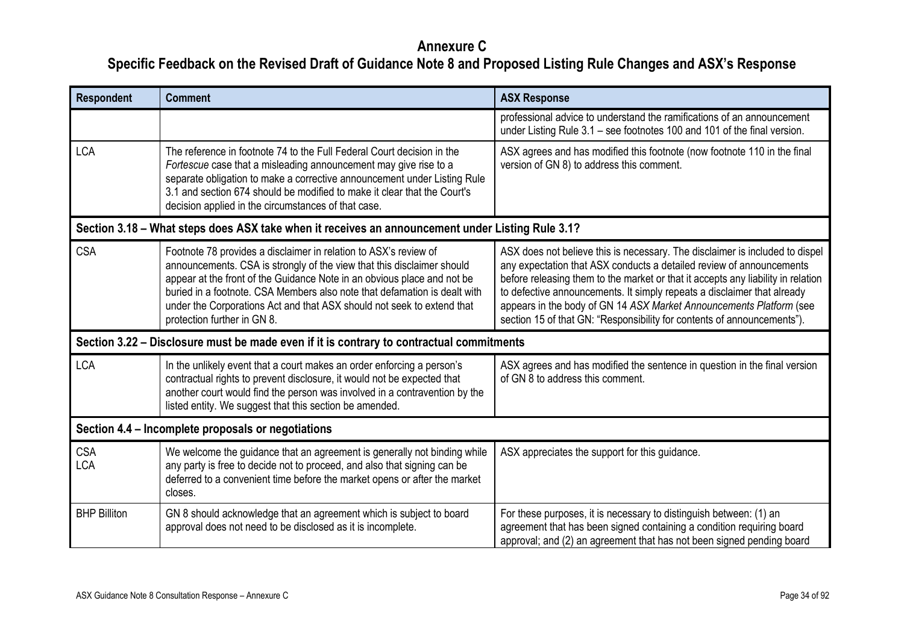# Annexure C

## Specific Feedback on the Revised Draft of Guidance Note 8 and Proposed Listing Rule Changes and ASX's Response

| Respondent | Comment | ASX Response |
|---|---|---|
| | | professional advice to understand the ramifications of an announcement under Listing Rule 3.1 – see footnotes 100 and 101 of the final version. |
| LCA | The reference in footnote 74 to the Full Federal Court decision in the *Fortescue* case that a misleading announcement may give rise to a separate obligation to make a corrective announcement under Listing Rule 3.1 and section 674 should be modified to make it clear that the Court's decision applied in the circumstances of that case. | ASX agrees and has modified this footnote (now footnote 110 in the final version of GN 8) to address this comment. |
| **Section 3.18 – What steps does ASX take when it receives an announcement under Listing Rule 3.1?** | | |
| CSA | Footnote 78 provides a disclaimer in relation to ASX's review of announcements. CSA is strongly of the view that this disclaimer should appear at the front of the Guidance Note in an obvious place and not be buried in a footnote. CSA Members also note that defamation is dealt with under the Corporations Act and that ASX should not seek to extend that protection further in GN 8. | ASX does not believe this is necessary. The disclaimer is included to dispel any expectation that ASX conducts a detailed review of announcements before releasing them to the market or that it accepts any liability in relation to defective announcements. It simply repeats a disclaimer that already appears in the body of GN 14 *ASX Market Announcements Platform* (see section 15 of that GN: "Responsibility for contents of announcements"). |
| **Section 3.22 – Disclosure must be made even if it is contrary to contractual commitments** | | |
| LCA | In the unlikely event that a court makes an order enforcing a person's contractual rights to prevent disclosure, it would not be expected that another court would find the person was involved in a contravention by the listed entity. We suggest that this section be amended. | ASX agrees and has modified the sentence in question in the final version of GN 8 to address this comment. |
| **Section 4.4 – Incomplete proposals or negotiations** | | |
| CSA<br>LCA | We welcome the guidance that an agreement is generally not binding while any party is free to decide not to proceed, and also that signing can be deferred to a convenient time before the market opens or after the market closes. | ASX appreciates the support for this guidance. |
| BHP Billiton | GN 8 should acknowledge that an agreement which is subject to board approval does not need to be disclosed as it is incomplete. | For these purposes, it is necessary to distinguish between: (1) an agreement that has been signed containing a condition requiring board approval; and (2) an agreement that has not been signed pending board |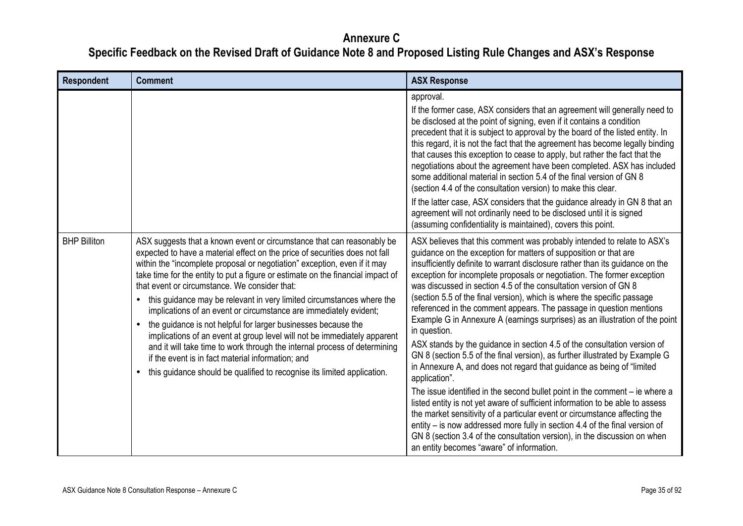# Annexure C

## Specific Feedback on the Revised Draft of Guidance Note 8 and Proposed Listing Rule Changes and ASX's Response

| Respondent | Comment | ASX Response |
|---|---|---|
| | | approval.<br><br>If the former case, ASX considers that an agreement will generally need to be disclosed at the point of signing, even if it contains a condition precedent that it is subject to approval by the board of the listed entity. In this regard, it is not the fact that the agreement has become legally binding that causes this exception to cease to apply, but rather the fact that the negotiations about the agreement have been completed. ASX has included some additional material in section 5.4 of the final version of GN 8 (section 4.4 of the consultation version) to make this clear.<br><br>If the latter case, ASX considers that the guidance already in GN 8 that an agreement will not ordinarily need to be disclosed until it is signed (assuming confidentiality is maintained), covers this point. |
| BHP Billiton | ASX suggests that a known event or circumstance that can reasonably be expected to have a material effect on the price of securities does not fall within the "incomplete proposal or negotiation" exception, even if it may take time for the entity to put a figure or estimate on the financial impact of that event or circumstance. We consider that:<br><br>• this guidance may be relevant in very limited circumstances where the implications of an event or circumstance are immediately evident;<br>• the guidance is not helpful for larger businesses because the implications of an event at group level will not be immediately apparent and it will take time to work through the internal process of determining if the event is in fact material information; and<br>• this guidance should be qualified to recognise its limited application. | ASX believes that this comment was probably intended to relate to ASX's guidance on the exception for matters of supposition or that are insufficiently definite to warrant disclosure rather than its guidance on the exception for incomplete proposals or negotiation. The former exception was discussed in section 4.5 of the consultation version of GN 8 (section 5.5 of the final version), which is where the specific passage referenced in the comment appears. The passage in question mentions Example G in Annexure A (earnings surprises) as an illustration of the point in question.<br><br>ASX stands by the guidance in section 4.5 of the consultation version of GN 8 (section 5.5 of the final version), as further illustrated by Example G in Annexure A, and does not regard that guidance as being of "limited application".<br><br>The issue identified in the second bullet point in the comment – ie where a listed entity is not yet aware of sufficient information to be able to assess the market sensitivity of a particular event or circumstance affecting the entity – is now addressed more fully in section 4.4 of the final version of GN 8 (section 3.4 of the consultation version), in the discussion on when an entity becomes "aware" of information. |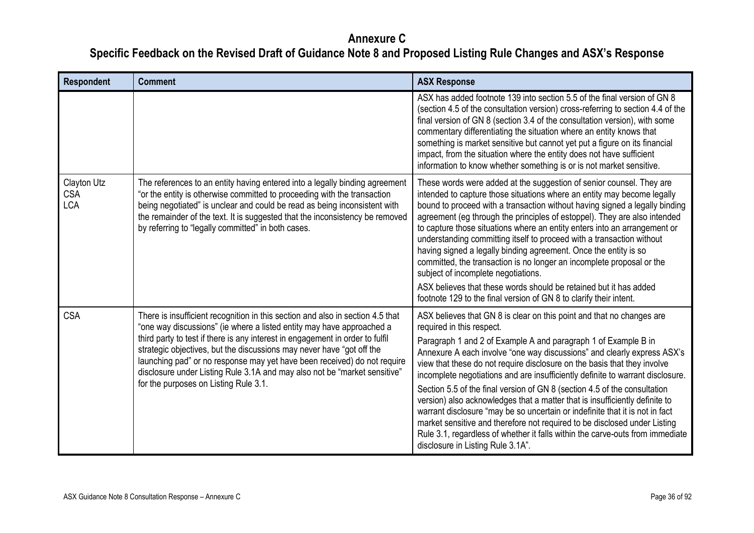# Annexure C

## Specific Feedback on the Revised Draft of Guidance Note 8 and Proposed Listing Rule Changes and ASX's Response

| Respondent | Comment | ASX Response |
| --- | --- | --- |
| | | ASX has added footnote 139 into section 5.5 of the final version of GN 8 (section 4.5 of the consultation version) cross-referring to section 4.4 of the final version of GN 8 (section 3.4 of the consultation version), with some commentary differentiating the situation where an entity knows that something is market sensitive but cannot yet put a figure on its financial impact, from the situation where the entity does not have sufficient information to know whether something is or is not market sensitive. |
| Clayton Utz<br>CSA<br>LCA | The references to an entity having entered into a legally binding agreement "or the entity is otherwise committed to proceeding with the transaction being negotiated" is unclear and could be read as being inconsistent with the remainder of the text. It is suggested that the inconsistency be removed by referring to "legally committed" in both cases. | These words were added at the suggestion of senior counsel. They are intended to capture those situations where an entity may become legally bound to proceed with a transaction without having signed a legally binding agreement (eg through the principles of estoppel). They are also intended to capture those situations where an entity enters into an arrangement or understanding committing itself to proceed with a transaction without having signed a legally binding agreement. Once the entity is so committed, the transaction is no longer an incomplete proposal or the subject of incomplete negotiations.<br><br>ASX believes that these words should be retained but it has added footnote 129 to the final version of GN 8 to clarify their intent. |
| CSA | There is insufficient recognition in this section and also in section 4.5 that "one way discussions" (ie where a listed entity may have approached a third party to test if there is any interest in engagement in order to fulfil strategic objectives, but the discussions may never have "got off the launching pad" or no response may yet have been received) do not require disclosure under Listing Rule 3.1A and may also not be "market sensitive" for the purposes on Listing Rule 3.1. | ASX believes that GN 8 is clear on this point and that no changes are required in this respect.<br><br>Paragraph 1 and 2 of Example A and paragraph 1 of Example B in Annexure A each involve "one way discussions" and clearly express ASX's view that these do not require disclosure on the basis that they involve incomplete negotiations and are insufficiently definite to warrant disclosure.<br><br>Section 5.5 of the final version of GN 8 (section 4.5 of the consultation version) also acknowledges that a matter that is insufficiently definite to warrant disclosure "may be so uncertain or indefinite that it is not in fact market sensitive and therefore not required to be disclosed under Listing Rule 3.1, regardless of whether it falls within the carve-outs from immediate disclosure in Listing Rule 3.1A". |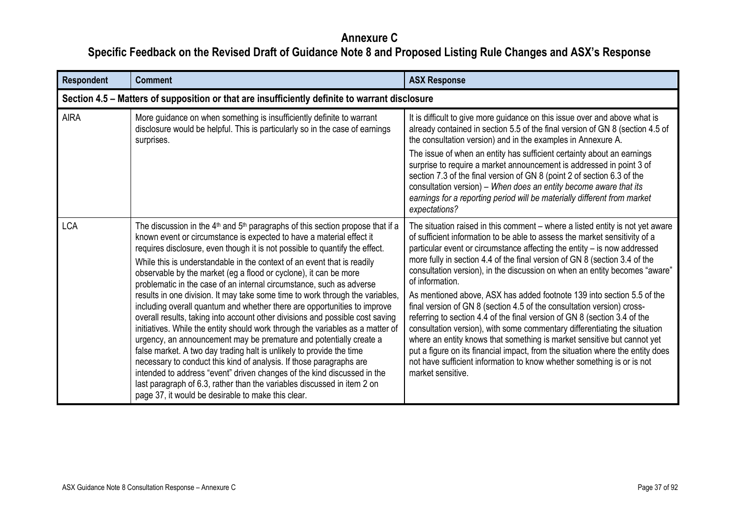# Annexure C

## Specific Feedback on the Revised Draft of Guidance Note 8 and Proposed Listing Rule Changes and ASX's Response

| Respondent | Comment | ASX Response |
|---|---|---|
| **Section 4.5 – Matters of supposition or that are insufficiently definite to warrant disclosure** | | |
| AIRA | More guidance on when something is insufficiently definite to warrant disclosure would be helpful. This is particularly so in the case of earnings surprises. | It is difficult to give more guidance on this issue over and above what is already contained in section 5.5 of the final version of GN 8 (section 4.5 of the consultation version) and in the examples in Annexure A.<br><br>The issue of when an entity has sufficient certainty about an earnings surprise to require a market announcement is addressed in point 3 of section 7.3 of the final version of GN 8 (point 2 of section 6.3 of the consultation version) – *When does an entity become aware that its earnings for a reporting period will be materially different from market expectations?* |
| LCA | The discussion in the 4th and 5th paragraphs of this section propose that if a known event or circumstance is expected to have a material effect it requires disclosure, even though it is not possible to quantify the effect.<br><br>While this is understandable in the context of an event that is readily observable by the market (eg a flood or cyclone), it can be more problematic in the case of an internal circumstance, such as adverse results in one division. It may take some time to work through the variables, including overall quantum and whether there are opportunities to improve overall results, taking into account other divisions and possible cost saving initiatives. While the entity should work through the variables as a matter of urgency, an announcement may be premature and potentially create a false market. A two day trading halt is unlikely to provide the time necessary to conduct this kind of analysis. If those paragraphs are intended to address "event" driven changes of the kind discussed in the last paragraph of 6.3, rather than the variables discussed in item 2 on page 37, it would be desirable to make this clear. | The situation raised in this comment – where a listed entity is not yet aware of sufficient information to be able to assess the market sensitivity of a particular event or circumstance affecting the entity – is now addressed more fully in section 4.4 of the final version of GN 8 (section 3.4 of the consultation version), in the discussion on when an entity becomes "aware" of information.<br><br>As mentioned above, ASX has added footnote 139 into section 5.5 of the final version of GN 8 (section 4.5 of the consultation version) cross-referring to section 4.4 of the final version of GN 8 (section 3.4 of the consultation version), with some commentary differentiating the situation where an entity knows that something is market sensitive but cannot yet put a figure on its financial impact, from the situation where the entity does not have sufficient information to know whether something is or is not market sensitive. |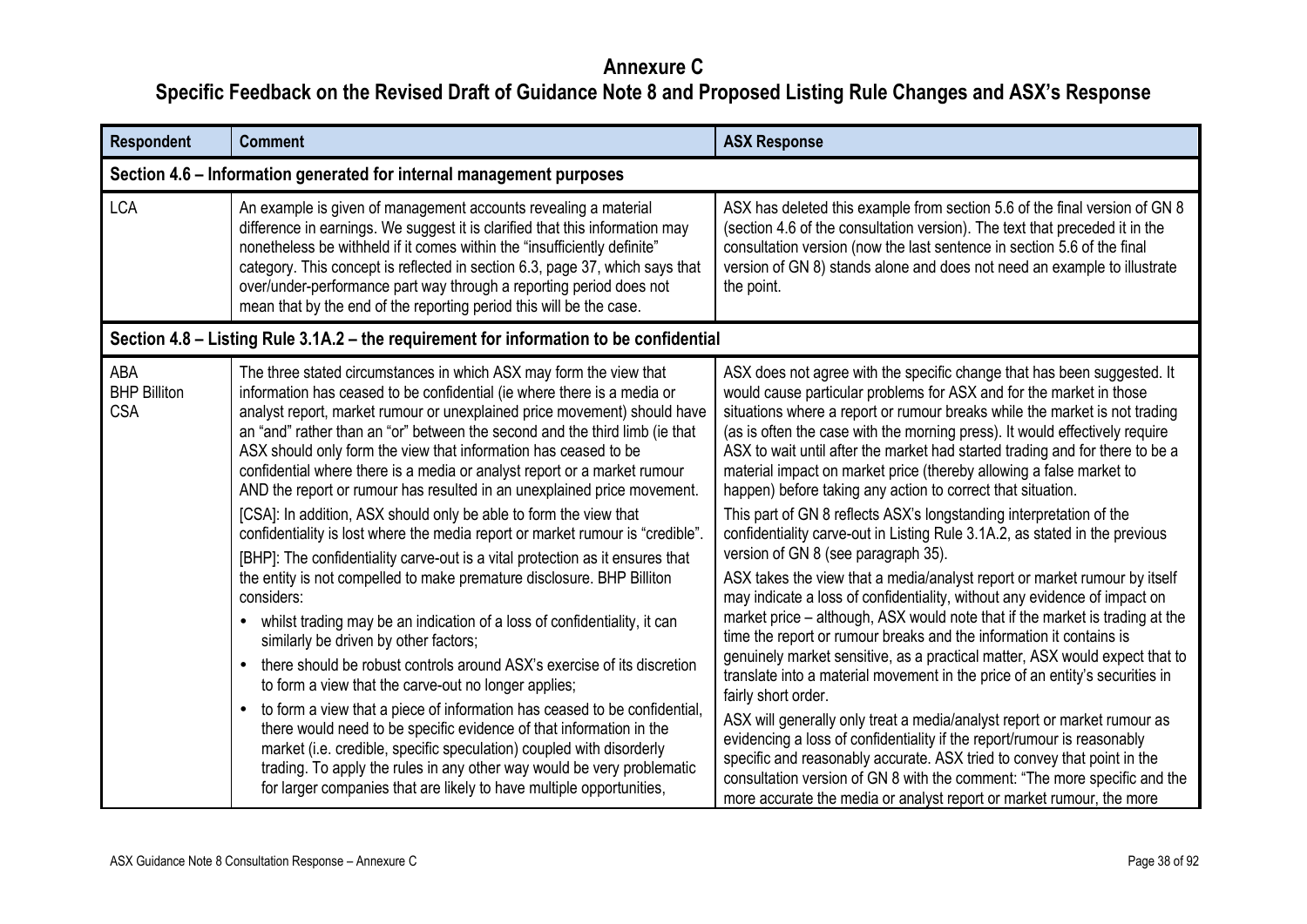# Annexure C

## Specific Feedback on the Revised Draft of Guidance Note 8 and Proposed Listing Rule Changes and ASX's Response

| Respondent | Comment | ASX Response |
|---|---|---|
| **Section 4.6 – Information generated for internal management purposes** | | |
| LCA | An example is given of management accounts revealing a material difference in earnings. We suggest it is clarified that this information may nonetheless be withheld if it comes within the "insufficiently definite" category. This concept is reflected in section 6.3, page 37, which says that over/under-performance part way through a reporting period does not mean that by the end of the reporting period this will be the case. | ASX has deleted this example from section 5.6 of the final version of GN 8 (section 4.6 of the consultation version). The text that preceded it in the consultation version (now the last sentence in section 5.6 of the final version of GN 8) stands alone and does not need an example to illustrate the point. |
| **Section 4.8 – Listing Rule 3.1A.2 – the requirement for information to be confidential** | | |
| ABA<br>BHP Billiton<br>CSA | The three stated circumstances in which ASX may form the view that information has ceased to be confidential (ie where there is a media or analyst report, market rumour or unexplained price movement) should have an "and" rather than an "or" between the second and the third limb (ie that ASX should only form the view that information has ceased to be confidential where there is a media or analyst report or a market rumour AND the report or rumour has resulted in an unexplained price movement.<br>[CSA]: In addition, ASX should only be able to form the view that confidentiality is lost where the media report or market rumour is "credible".<br>[BHP]: The confidentiality carve-out is a vital protection as it ensures that the entity is not compelled to make premature disclosure. BHP Billiton considers:<br>• whilst trading may be an indication of a loss of confidentiality, it can similarly be driven by other factors;<br>• there should be robust controls around ASX's exercise of its discretion to form a view that the carve-out no longer applies;<br>• to form a view that a piece of information has ceased to be confidential, there would need to be specific evidence of that information in the market (i.e. credible, specific speculation) coupled with disorderly trading. To apply the rules in any other way would be very problematic for larger companies that are likely to have multiple opportunities, | ASX does not agree with the specific change that has been suggested. It would cause particular problems for ASX and for the market in those situations where a report or rumour breaks while the market is not trading (as is often the case with the morning press). It would effectively require ASX to wait until after the market had started trading and for there to be a material impact on market price (thereby allowing a false market to happen) before taking any action to correct that situation.<br>This part of GN 8 reflects ASX's longstanding interpretation of the confidentiality carve-out in Listing Rule 3.1A.2, as stated in the previous version of GN 8 (see paragraph 35).<br>ASX takes the view that a media/analyst report or market rumour by itself may indicate a loss of confidentiality, without any evidence of impact on market price – although, ASX would note that if the market is trading at the time the report or rumour breaks and the information it contains is genuinely market sensitive, as a practical matter, ASX would expect that to translate into a material movement in the price of an entity's securities in fairly short order.<br>ASX will generally only treat a media/analyst report or market rumour as evidencing a loss of confidentiality if the report/rumour is reasonably specific and reasonably accurate. ASX tried to convey that point in the consultation version of GN 8 with the comment: "The more specific and the more accurate the media or analyst report or market rumour, the more |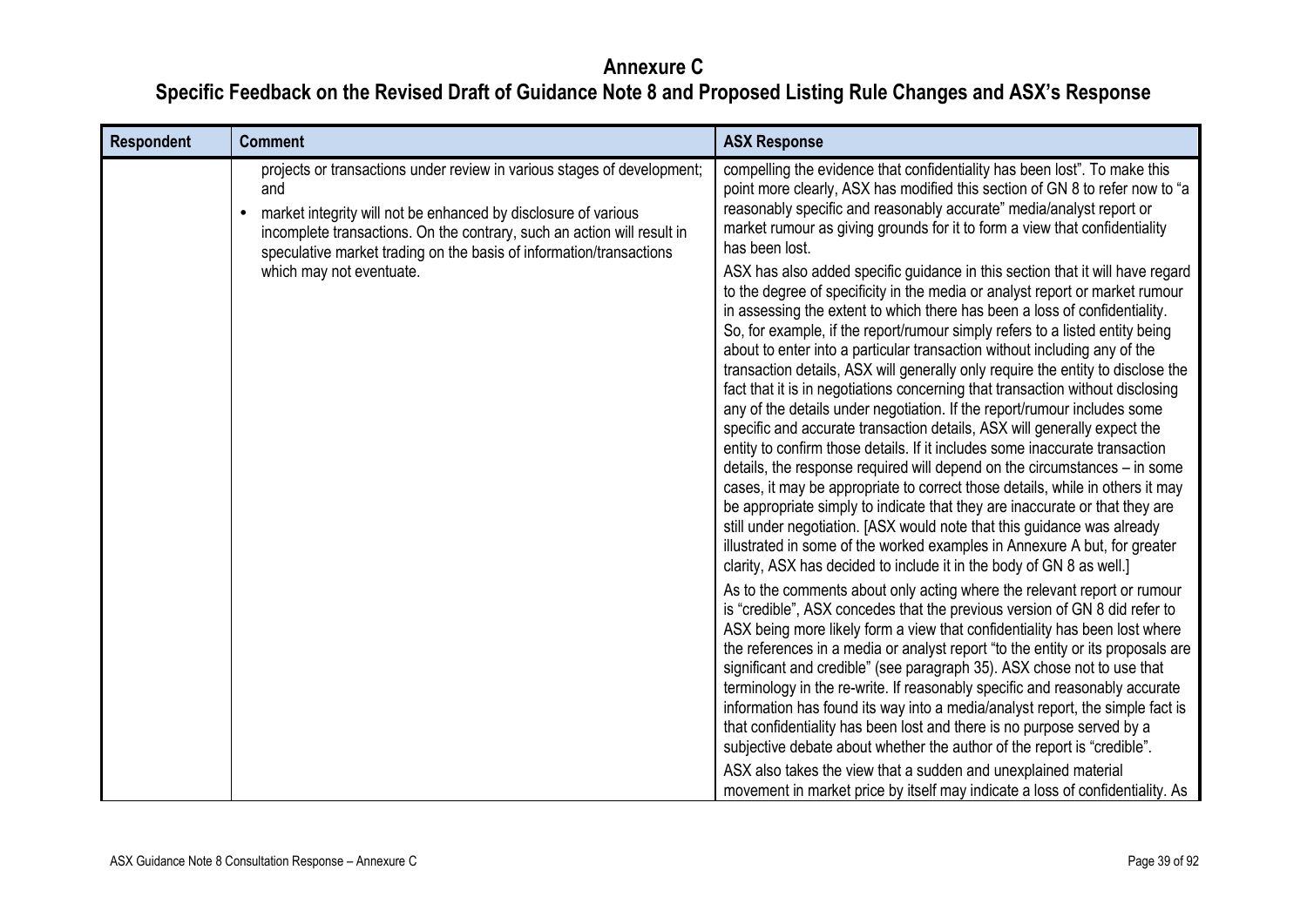# Annexure C

## Specific Feedback on the Revised Draft of Guidance Note 8 and Proposed Listing Rule Changes and ASX's Response

| Respondent | Comment | ASX Response |
|---|---|---|
| | projects or transactions under review in various stages of development; and<br>• market integrity will not be enhanced by disclosure of various incomplete transactions. On the contrary, such an action will result in speculative market trading on the basis of information/transactions which may not eventuate. | compelling the evidence that confidentiality has been lost". To make this point more clearly, ASX has modified this section of GN 8 to refer now to "a reasonably specific and reasonably accurate" media/analyst report or market rumour as giving grounds for it to form a view that confidentiality has been lost.<br><br>ASX has also added specific guidance in this section that it will have regard to the degree of specificity in the media or analyst report or market rumour in assessing the extent to which there has been a loss of confidentiality. So, for example, if the report/rumour simply refers to a listed entity being about to enter into a particular transaction without including any of the transaction details, ASX will generally only require the entity to disclose the fact that it is in negotiations concerning that transaction without disclosing any of the details under negotiation. If the report/rumour includes some specific and accurate transaction details, ASX will generally expect the entity to confirm those details. If it includes some inaccurate transaction details, the response required will depend on the circumstances – in some cases, it may be appropriate to correct those details, while in others it may be appropriate simply to indicate that they are inaccurate or that they are still under negotiation. [ASX would note that this guidance was already illustrated in some of the worked examples in Annexure A but, for greater clarity, ASX has decided to include it in the body of GN 8 as well.]<br><br>As to the comments about only acting where the relevant report or rumour is "credible", ASX concedes that the previous version of GN 8 did refer to ASX being more likely form a view that confidentiality has been lost where the references in a media or analyst report "to the entity or its proposals are significant and credible" (see paragraph 35). ASX chose not to use that terminology in the re-write. If reasonably specific and reasonably accurate information has found its way into a media/analyst report, the simple fact is that confidentiality has been lost and there is no purpose served by a subjective debate about whether the author of the report is "credible".<br><br>ASX also takes the view that a sudden and unexplained material movement in market price by itself may indicate a loss of confidentiality. As |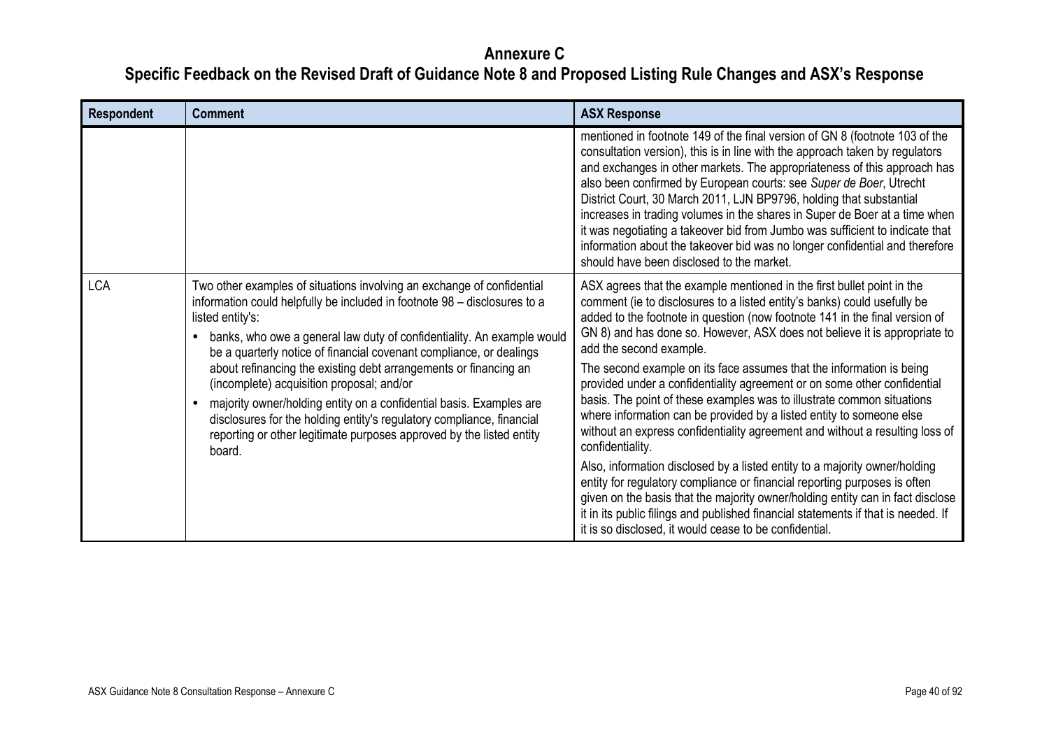# Annexure C

## Specific Feedback on the Revised Draft of Guidance Note 8 and Proposed Listing Rule Changes and ASX's Response

| Respondent | Comment | ASX Response |
|---|---|---|
| | | mentioned in footnote 149 of the final version of GN 8 (footnote 103 of the consultation version), this is in line with the approach taken by regulators and exchanges in other markets. The appropriateness of this approach has also been confirmed by European courts: see *Super de Boer*, Utrecht District Court, 30 March 2011, LJN BP9796, holding that substantial increases in trading volumes in the shares in Super de Boer at a time when it was negotiating a takeover bid from Jumbo was sufficient to indicate that information about the takeover bid was no longer confidential and therefore should have been disclosed to the market. |
| LCA | Two other examples of situations involving an exchange of confidential information could helpfully be included in footnote 98 – disclosures to a listed entity's:<br>• banks, who owe a general law duty of confidentiality. An example would be a quarterly notice of financial covenant compliance, or dealings about refinancing the existing debt arrangements or financing an (incomplete) acquisition proposal; and/or<br>• majority owner/holding entity on a confidential basis. Examples are disclosures for the holding entity's regulatory compliance, financial reporting or other legitimate purposes approved by the listed entity board. | ASX agrees that the example mentioned in the first bullet point in the comment (ie to disclosures to a listed entity's banks) could usefully be added to the footnote in question (now footnote 141 in the final version of GN 8) and has done so. However, ASX does not believe it is appropriate to add the second example.<br><br>The second example on its face assumes that the information is being provided under a confidentiality agreement or on some other confidential basis. The point of these examples was to illustrate common situations where information can be provided by a listed entity to someone else without an express confidentiality agreement and without a resulting loss of confidentiality.<br><br>Also, information disclosed by a listed entity to a majority owner/holding entity for regulatory compliance or financial reporting purposes is often given on the basis that the majority owner/holding entity can in fact disclose it in its public filings and published financial statements if that is needed. If it is so disclosed, it would cease to be confidential. |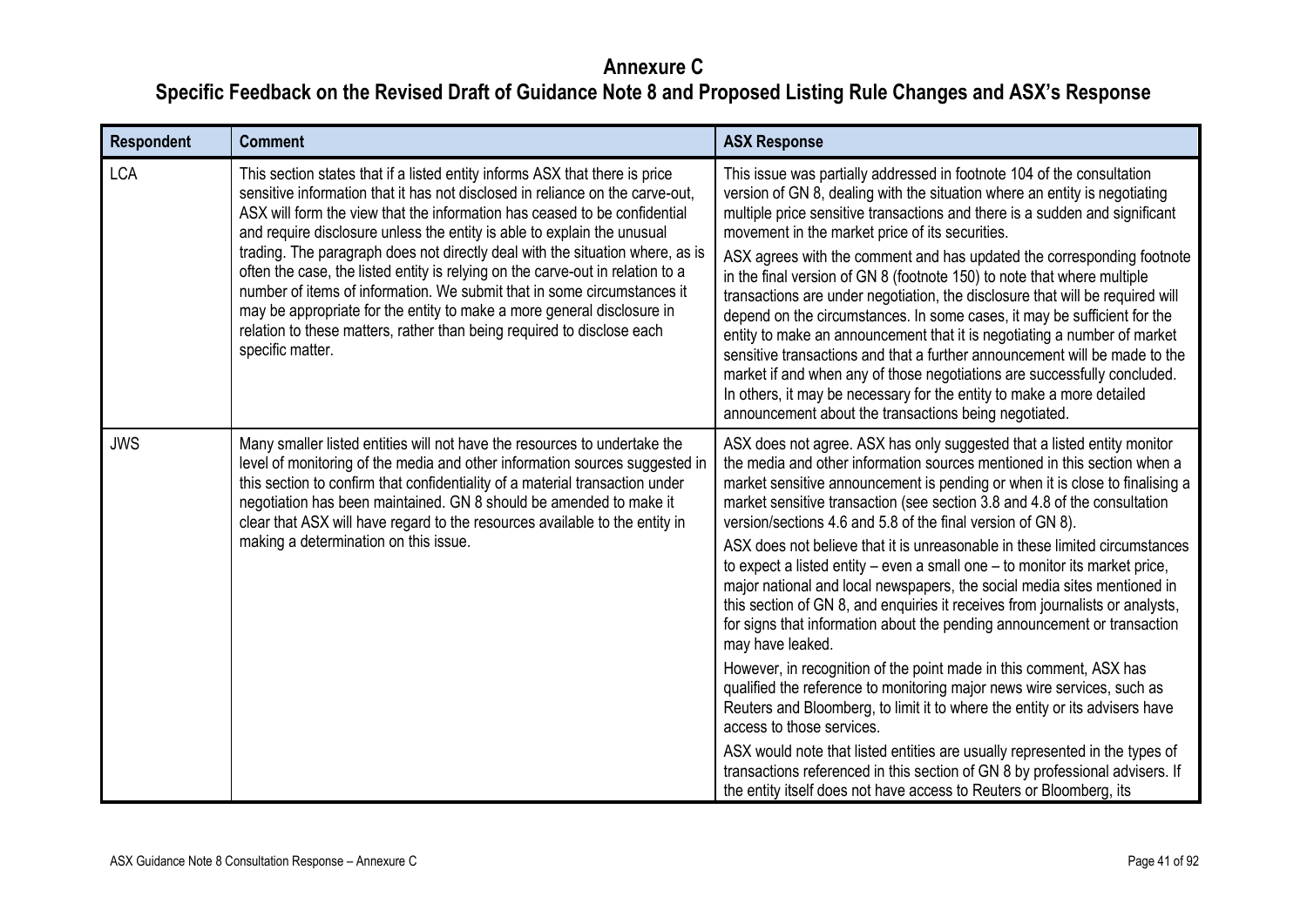# Annexure C

## Specific Feedback on the Revised Draft of Guidance Note 8 and Proposed Listing Rule Changes and ASX's Response

| Respondent | Comment | ASX Response |
|---|---|---|
| LCA | This section states that if a listed entity informs ASX that there is price sensitive information that it has not disclosed in reliance on the carve-out, ASX will form the view that the information has ceased to be confidential and require disclosure unless the entity is able to explain the unusual trading. The paragraph does not directly deal with the situation where, as is often the case, the listed entity is relying on the carve-out in relation to a number of items of information. We submit that in some circumstances it may be appropriate for the entity to make a more general disclosure in relation to these matters, rather than being required to disclose each specific matter. | This issue was partially addressed in footnote 104 of the consultation version of GN 8, dealing with the situation where an entity is negotiating multiple price sensitive transactions and there is a sudden and significant movement in the market price of its securities.<br><br>ASX agrees with the comment and has updated the corresponding footnote in the final version of GN 8 (footnote 150) to note that where multiple transactions are under negotiation, the disclosure that will be required will depend on the circumstances. In some cases, it may be sufficient for the entity to make an announcement that it is negotiating a number of market sensitive transactions and that a further announcement will be made to the market if and when any of those negotiations are successfully concluded. In others, it may be necessary for the entity to make a more detailed announcement about the transactions being negotiated. |
| JWS | Many smaller listed entities will not have the resources to undertake the level of monitoring of the media and other information sources suggested in this section to confirm that confidentiality of a material transaction under negotiation has been maintained. GN 8 should be amended to make it clear that ASX will have regard to the resources available to the entity in making a determination on this issue. | ASX does not agree. ASX has only suggested that a listed entity monitor the media and other information sources mentioned in this section when a market sensitive announcement is pending or when it is close to finalising a market sensitive transaction (see section 3.8 and 4.8 of the consultation version/sections 4.6 and 5.8 of the final version of GN 8).<br><br>ASX does not believe that it is unreasonable in these limited circumstances to expect a listed entity – even a small one – to monitor its market price, major national and local newspapers, the social media sites mentioned in this section of GN 8, and enquiries it receives from journalists or analysts, for signs that information about the pending announcement or transaction may have leaked.<br><br>However, in recognition of the point made in this comment, ASX has qualified the reference to monitoring major news wire services, such as Reuters and Bloomberg, to limit it to where the entity or its advisers have access to those services.<br><br>ASX would note that listed entities are usually represented in the types of transactions referenced in this section of GN 8 by professional advisers. If the entity itself does not have access to Reuters or Bloomberg, its |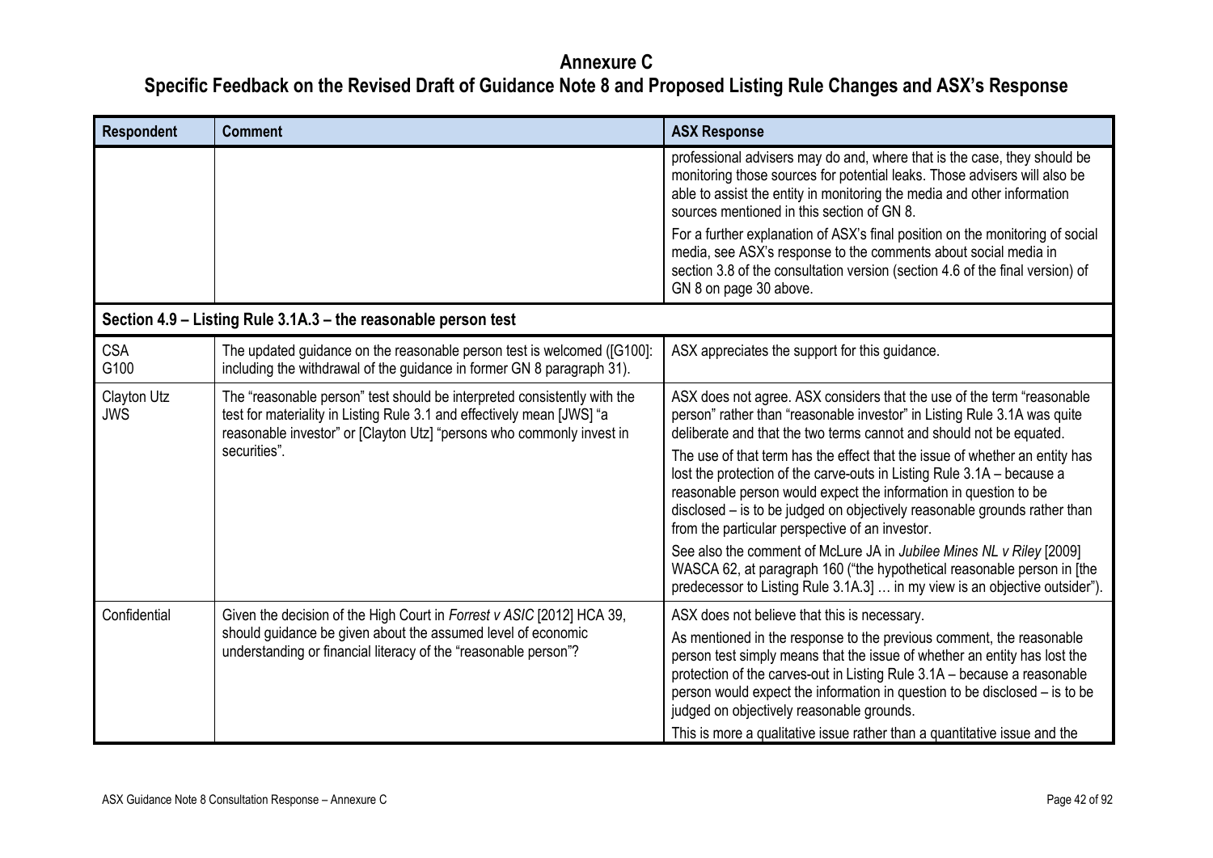# Annexure C

## Specific Feedback on the Revised Draft of Guidance Note 8 and Proposed Listing Rule Changes and ASX's Response

| Respondent | Comment | ASX Response |
|---|---|---|
| | | professional advisers may do and, where that is the case, they should be monitoring those sources for potential leaks. Those advisers will also be able to assist the entity in monitoring the media and other information sources mentioned in this section of GN 8.<br><br>For a further explanation of ASX's final position on the monitoring of social media, see ASX's response to the comments about social media in section 3.8 of the consultation version (section 4.6 of the final version) of GN 8 on page 30 above. |
| **Section 4.9 – Listing Rule 3.1A.3 – the reasonable person test** | | |
| CSA<br>G100 | The updated guidance on the reasonable person test is welcomed ([G100]: including the withdrawal of the guidance in former GN 8 paragraph 31). | ASX appreciates the support for this guidance. |
| Clayton Utz<br>JWS | The "reasonable person" test should be interpreted consistently with the test for materiality in Listing Rule 3.1 and effectively mean [JWS] "a reasonable investor" or [Clayton Utz] "persons who commonly invest in securities". | ASX does not agree. ASX considers that the use of the term "reasonable person" rather than "reasonable investor" in Listing Rule 3.1A was quite deliberate and that the two terms cannot and should not be equated.<br><br>The use of that term has the effect that the issue of whether an entity has lost the protection of the carve-outs in Listing Rule 3.1A – because a reasonable person would expect the information in question to be disclosed – is to be judged on objectively reasonable grounds rather than from the particular perspective of an investor.<br><br>See also the comment of McLure JA in *Jubilee Mines NL v Riley* [2009] WASCA 62, at paragraph 160 ("the hypothetical reasonable person in [the predecessor to Listing Rule 3.1A.3] … in my view is an objective outsider"). |
| Confidential | Given the decision of the High Court in *Forrest v ASIC* [2012] HCA 39, should guidance be given about the assumed level of economic understanding or financial literacy of the "reasonable person"? | ASX does not believe that this is necessary.<br><br>As mentioned in the response to the previous comment, the reasonable person test simply means that the issue of whether an entity has lost the protection of the carves-out in Listing Rule 3.1A – because a reasonable person would expect the information in question to be disclosed – is to be judged on objectively reasonable grounds.<br><br>This is more a qualitative issue rather than a quantitative issue and the |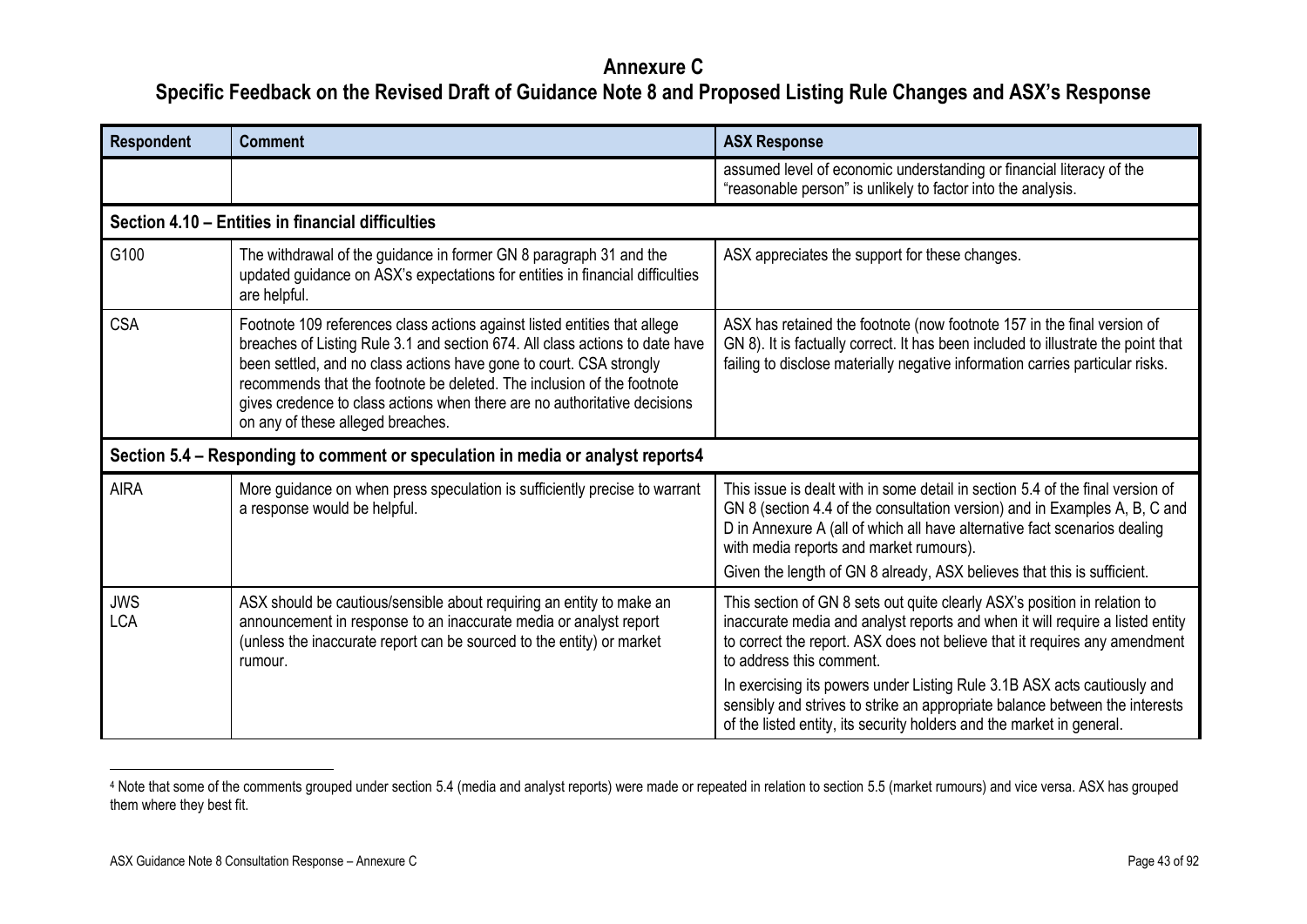# Annexure C

## Specific Feedback on the Revised Draft of Guidance Note 8 and Proposed Listing Rule Changes and ASX's Response

| Respondent | Comment | ASX Response |
|---|---|---|
| | | assumed level of economic understanding or financial literacy of the "reasonable person" is unlikely to factor into the analysis. |
| **Section 4.10 – Entities in financial difficulties** | | |
| G100 | The withdrawal of the guidance in former GN 8 paragraph 31 and the updated guidance on ASX's expectations for entities in financial difficulties are helpful. | ASX appreciates the support for these changes. |
| CSA | Footnote 109 references class actions against listed entities that allege breaches of Listing Rule 3.1 and section 674. All class actions to date have been settled, and no class actions have gone to court. CSA strongly recommends that the footnote be deleted. The inclusion of the footnote gives credence to class actions when there are no authoritative decisions on any of these alleged breaches. | ASX has retained the footnote (now footnote 157 in the final version of GN 8). It is factually correct. It has been included to illustrate the point that failing to disclose materially negative information carries particular risks. |
| **Section 5.4 – Responding to comment or speculation in media or analyst reports[4]** | | |
| AIRA | More guidance on when press speculation is sufficiently precise to warrant a response would be helpful. | This issue is dealt with in some detail in section 5.4 of the final version of GN 8 (section 4.4 of the consultation version) and in Examples A, B, C and D in Annexure A (all of which all have alternative fact scenarios dealing with media reports and market rumours).<br><br>Given the length of GN 8 already, ASX believes that this is sufficient. |
| JWS<br>LCA | ASX should be cautious/sensible about requiring an entity to make an announcement in response to an inaccurate media or analyst report (unless the inaccurate report can be sourced to the entity) or market rumour. | This section of GN 8 sets out quite clearly ASX's position in relation to inaccurate media and analyst reports and when it will require a listed entity to correct the report. ASX does not believe that it requires any amendment to address this comment.<br><br>In exercising its powers under Listing Rule 3.1B ASX acts cautiously and sensibly and strives to strike an appropriate balance between the interests of the listed entity, its security holders and the market in general. |

[4] Note that some of the comments grouped under section 5.4 (media and analyst reports) were made or repeated in relation to section 5.5 (market rumours) and vice versa. ASX has grouped them where they best fit.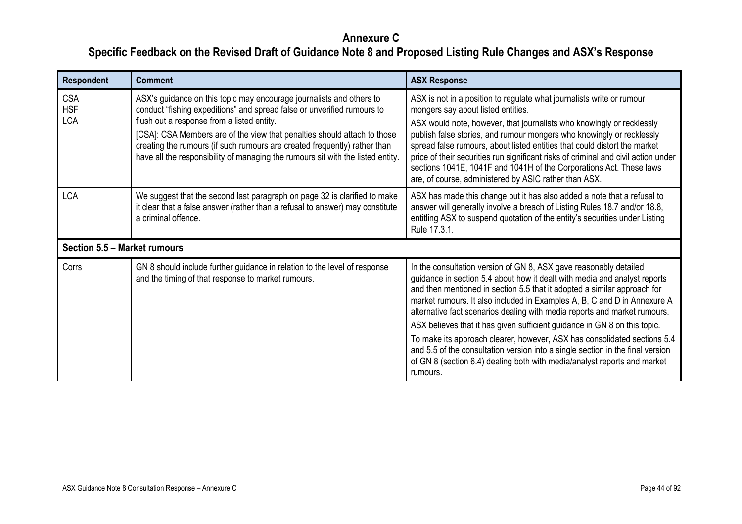# Annexure C

## Specific Feedback on the Revised Draft of Guidance Note 8 and Proposed Listing Rule Changes and ASX's Response

| Respondent | Comment | ASX Response |
|---|---|---|
| CSA<br>HSF<br>LCA | ASX's guidance on this topic may encourage journalists and others to conduct "fishing expeditions" and spread false or unverified rumours to flush out a response from a listed entity.<br>[CSA]: CSA Members are of the view that penalties should attach to those creating the rumours (if such rumours are created frequently) rather than have all the responsibility of managing the rumours sit with the listed entity. | ASX is not in a position to regulate what journalists write or rumour mongers say about listed entities.<br>ASX would note, however, that journalists who knowingly or recklessly publish false stories, and rumour mongers who knowingly or recklessly spread false rumours, about listed entities that could distort the market price of their securities run significant risks of criminal and civil action under sections 1041E, 1041F and 1041H of the Corporations Act. These laws are, of course, administered by ASIC rather than ASX. |
| LCA | We suggest that the second last paragraph on page 32 is clarified to make it clear that a false answer (rather than a refusal to answer) may constitute a criminal offence. | ASX has made this change but it has also added a note that a refusal to answer will generally involve a breach of Listing Rules 18.7 and/or 18.8, entitling ASX to suspend quotation of the entity's securities under Listing Rule 17.3.1. |
| **Section 5.5 – Market rumours** | | |
| Corrs | GN 8 should include further guidance in relation to the level of response and the timing of that response to market rumours. | In the consultation version of GN 8, ASX gave reasonably detailed guidance in section 5.4 about how it dealt with media and analyst reports and then mentioned in section 5.5 that it adopted a similar approach for market rumours. It also included in Examples A, B, C and D in Annexure A alternative fact scenarios dealing with media reports and market rumours.<br>ASX believes that it has given sufficient guidance in GN 8 on this topic.<br>To make its approach clearer, however, ASX has consolidated sections 5.4 and 5.5 of the consultation version into a single section in the final version of GN 8 (section 6.4) dealing both with media/analyst reports and market rumours. |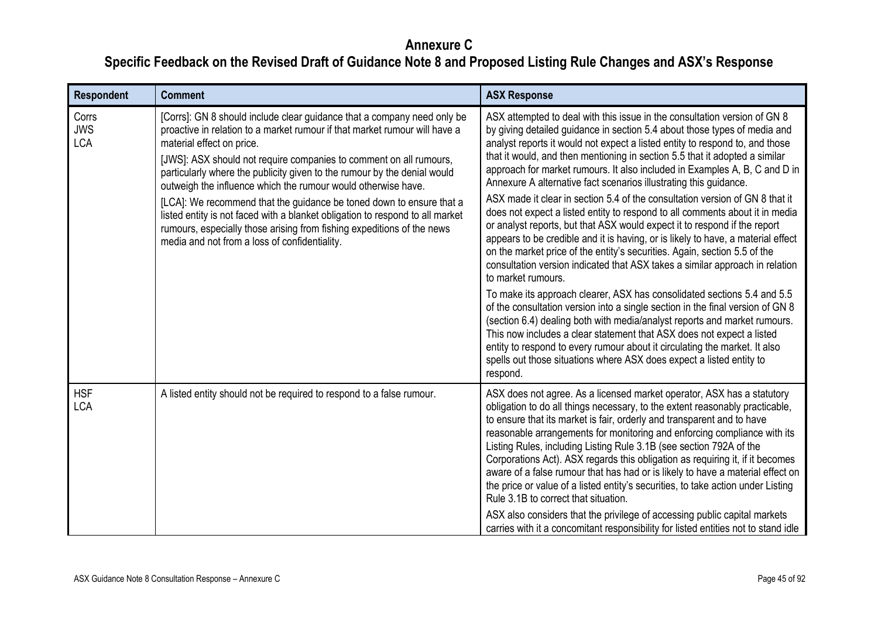# Annexure C

## Specific Feedback on the Revised Draft of Guidance Note 8 and Proposed Listing Rule Changes and ASX's Response

| Respondent | Comment | ASX Response |
|---|---|---|
| Corrs<br>JWS<br>LCA | [Corrs]: GN 8 should include clear guidance that a company need only be proactive in relation to a market rumour if that market rumour will have a material effect on price.<br><br>[JWS]: ASX should not require companies to comment on all rumours, particularly where the publicity given to the rumour by the denial would outweigh the influence which the rumour would otherwise have.<br><br>[LCA]: We recommend that the guidance be toned down to ensure that a listed entity is not faced with a blanket obligation to respond to all market rumours, especially those arising from fishing expeditions of the news media and not from a loss of confidentiality. | ASX attempted to deal with this issue in the consultation version of GN 8 by giving detailed guidance in section 5.4 about those types of media and analyst reports it would not expect a listed entity to respond to, and those that it would, and then mentioning in section 5.5 that it adopted a similar approach for market rumours. It also included in Examples A, B, C and D in Annexure A alternative fact scenarios illustrating this guidance.<br><br>ASX made it clear in section 5.4 of the consultation version of GN 8 that it does not expect a listed entity to respond to all comments about it in media or analyst reports, but that ASX would expect it to respond if the report appears to be credible and it is having, or is likely to have, a material effect on the market price of the entity's securities. Again, section 5.5 of the consultation version indicated that ASX takes a similar approach in relation to market rumours.<br><br>To make its approach clearer, ASX has consolidated sections 5.4 and 5.5 of the consultation version into a single section in the final version of GN 8 (section 6.4) dealing both with media/analyst reports and market rumours. This now includes a clear statement that ASX does not expect a listed entity to respond to every rumour about it circulating the market. It also spells out those situations where ASX does expect a listed entity to respond. |
| HSF<br>LCA | A listed entity should not be required to respond to a false rumour. | ASX does not agree. As a licensed market operator, ASX has a statutory obligation to do all things necessary, to the extent reasonably practicable, to ensure that its market is fair, orderly and transparent and to have reasonable arrangements for monitoring and enforcing compliance with its Listing Rules, including Listing Rule 3.1B (see section 792A of the Corporations Act). ASX regards this obligation as requiring it, if it becomes aware of a false rumour that has had or is likely to have a material effect on the price or value of a listed entity's securities, to take action under Listing Rule 3.1B to correct that situation.<br><br>ASX also considers that the privilege of accessing public capital markets carries with it a concomitant responsibility for listed entities not to stand idle |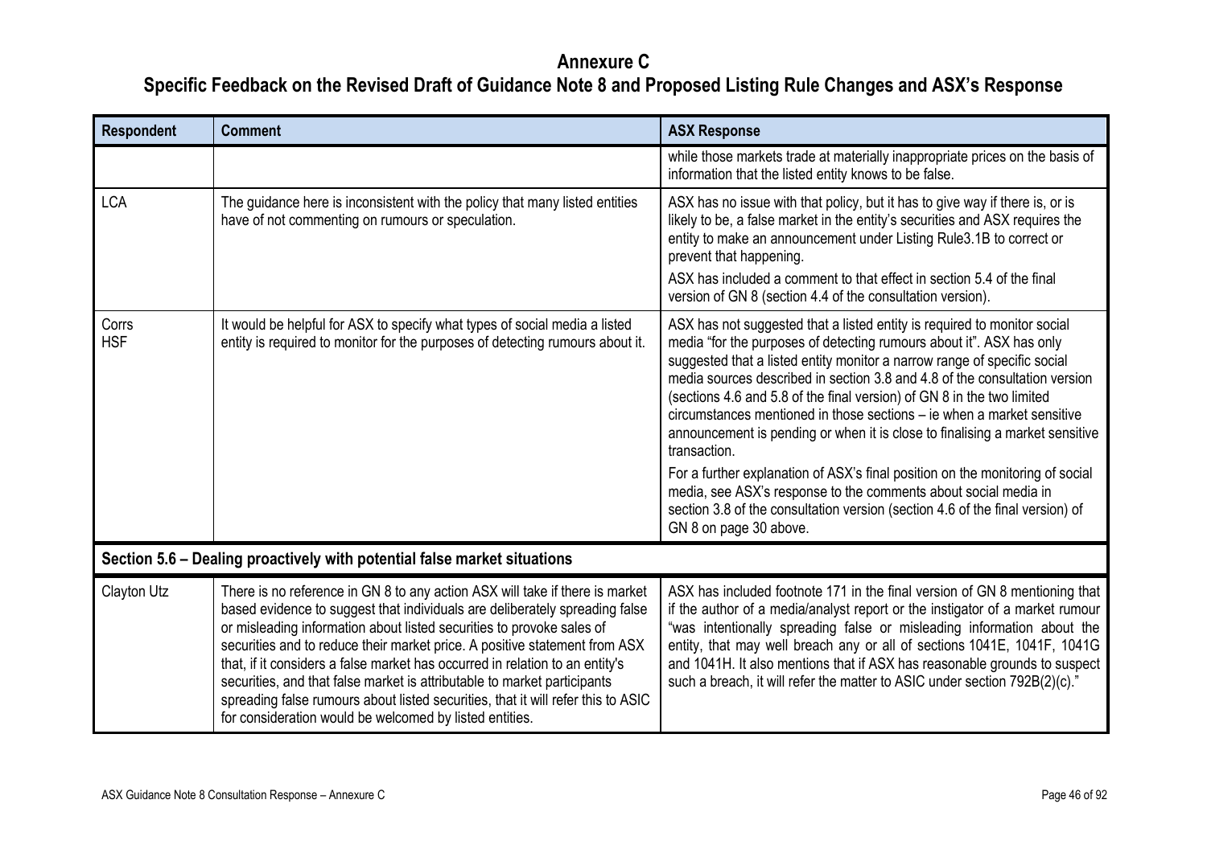# Annexure C

## Specific Feedback on the Revised Draft of Guidance Note 8 and Proposed Listing Rule Changes and ASX's Response

| Respondent | Comment | ASX Response |
|---|---|---|
| | | while those markets trade at materially inappropriate prices on the basis of information that the listed entity knows to be false. |
| LCA | The guidance here is inconsistent with the policy that many listed entities have of not commenting on rumours or speculation. | ASX has no issue with that policy, but it has to give way if there is, or is likely to be, a false market in the entity's securities and ASX requires the entity to make an announcement under Listing Rule3.1B to correct or prevent that happening.<br><br>ASX has included a comment to that effect in section 5.4 of the final version of GN 8 (section 4.4 of the consultation version). |
| Corrs<br>HSF | It would be helpful for ASX to specify what types of social media a listed entity is required to monitor for the purposes of detecting rumours about it. | ASX has not suggested that a listed entity is required to monitor social media "for the purposes of detecting rumours about it". ASX has only suggested that a listed entity monitor a narrow range of specific social media sources described in section 3.8 and 4.8 of the consultation version (sections 4.6 and 5.8 of the final version) of GN 8 in the two limited circumstances mentioned in those sections – ie when a market sensitive announcement is pending or when it is close to finalising a market sensitive transaction.<br><br>For a further explanation of ASX's final position on the monitoring of social media, see ASX's response to the comments about social media in section 3.8 of the consultation version (section 4.6 of the final version) of GN 8 on page 30 above. |
| **Section 5.6 – Dealing proactively with potential false market situations** | | |
| Clayton Utz | There is no reference in GN 8 to any action ASX will take if there is market based evidence to suggest that individuals are deliberately spreading false or misleading information about listed securities to provoke sales of securities and to reduce their market price. A positive statement from ASX that, if it considers a false market has occurred in relation to an entity's securities, and that false market is attributable to market participants spreading false rumours about listed securities, that it will refer this to ASIC for consideration would be welcomed by listed entities. | ASX has included footnote 171 in the final version of GN 8 mentioning that if the author of a media/analyst report or the instigator of a market rumour "was intentionally spreading false or misleading information about the entity, that may well breach any or all of sections 1041E, 1041F, 1041G and 1041H. It also mentions that if ASX has reasonable grounds to suspect such a breach, it will refer the matter to ASIC under section 792B(2)(c)." |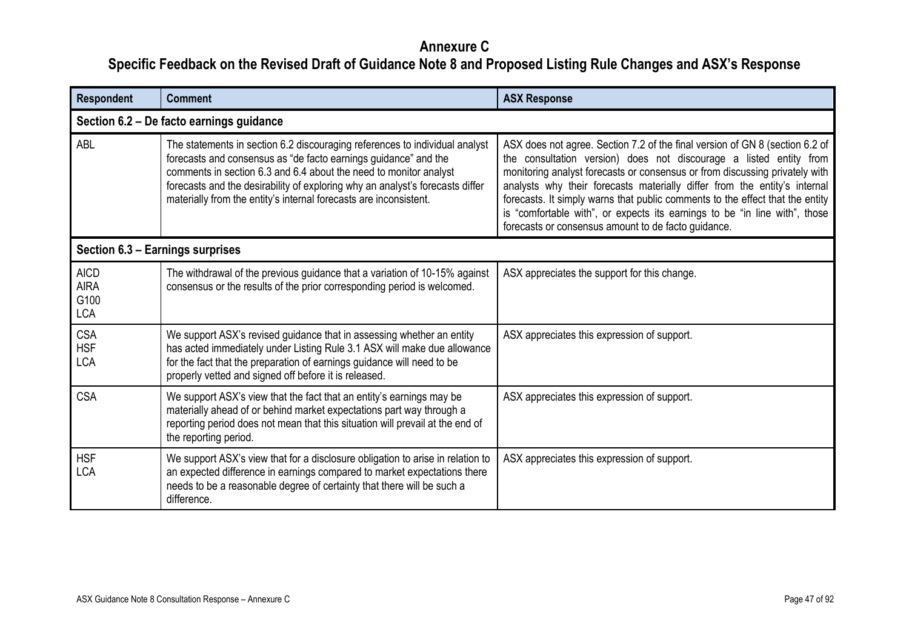# Annexure C

## Specific Feedback on the Revised Draft of Guidance Note 8 and Proposed Listing Rule Changes and ASX's Response

| Respondent | Comment | ASX Response |
|---|---|---|
| **Section 6.2 – De facto earnings guidance** | | |
| ABL | The statements in section 6.2 discouraging references to individual analyst forecasts and consensus as "de facto earnings guidance" and the comments in section 6.3 and 6.4 about the need to monitor analyst forecasts and the desirability of exploring why an analyst's forecasts differ materially from the entity's internal forecasts are inconsistent. | ASX does not agree. Section 7.2 of the final version of GN 8 (section 6.2 of the consultation version) does not discourage a listed entity from monitoring analyst forecasts or consensus or from discussing privately with analysts why their forecasts materially differ from the entity's internal forecasts. It simply warns that public comments to the effect that the entity is "comfortable with", or expects its earnings to be "in line with", those forecasts or consensus amount to de facto guidance. |
| **Section 6.3 – Earnings surprises** | | |
| AICD<br>AIRA<br>G100<br>LCA | The withdrawal of the previous guidance that a variation of 10-15% against consensus or the results of the prior corresponding period is welcomed. | ASX appreciates the support for this change. |
| CSA<br>HSF<br>LCA | We support ASX's revised guidance that in assessing whether an entity has acted immediately under Listing Rule 3.1 ASX will make due allowance for the fact that the preparation of earnings guidance will need to be properly vetted and signed off before it is released. | ASX appreciates this expression of support. |
| CSA | We support ASX's view that the fact that an entity's earnings may be materially ahead of or behind market expectations part way through a reporting period does not mean that this situation will prevail at the end of the reporting period. | ASX appreciates this expression of support. |
| HSF<br>LCA | We support ASX's view that for a disclosure obligation to arise in relation to an expected difference in earnings compared to market expectations there needs to be a reasonable degree of certainty that there will be such a difference. | ASX appreciates this expression of support. |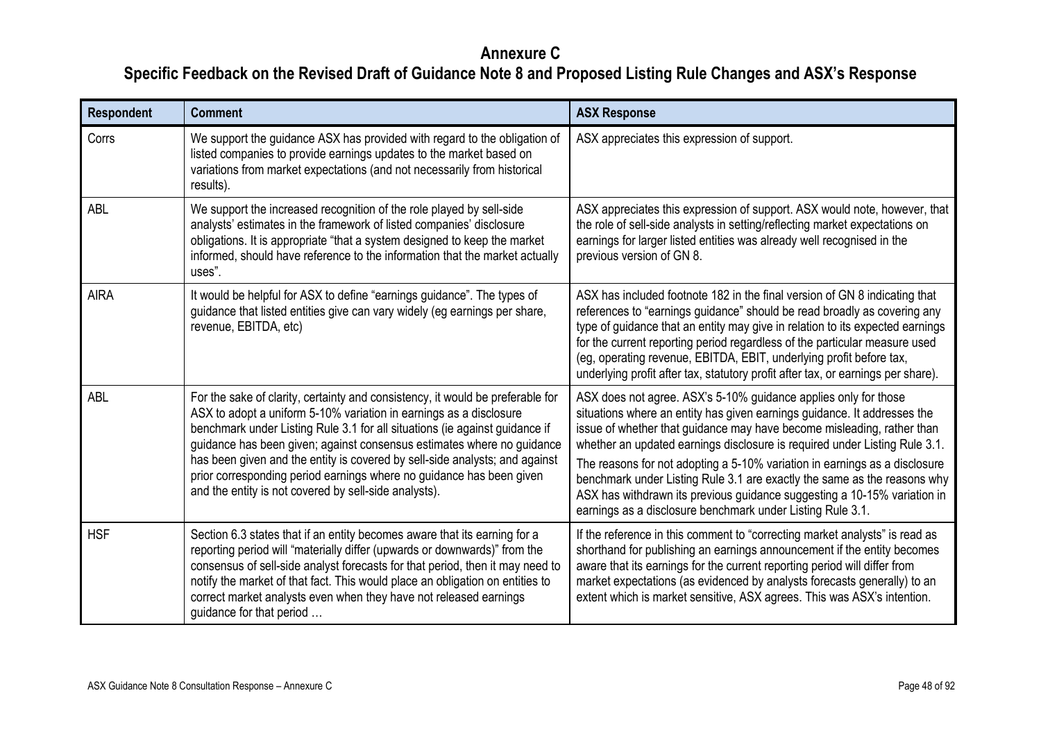# Annexure C

## Specific Feedback on the Revised Draft of Guidance Note 8 and Proposed Listing Rule Changes and ASX's Response

| Respondent | Comment | ASX Response |
|---|---|---|
| Corrs | We support the guidance ASX has provided with regard to the obligation of listed companies to provide earnings updates to the market based on variations from market expectations (and not necessarily from historical results). | ASX appreciates this expression of support. |
| ABL | We support the increased recognition of the role played by sell-side analysts' estimates in the framework of listed companies' disclosure obligations. It is appropriate "that a system designed to keep the market informed, should have reference to the information that the market actually uses". | ASX appreciates this expression of support. ASX would note, however, that the role of sell-side analysts in setting/reflecting market expectations on earnings for larger listed entities was already well recognised in the previous version of GN 8. |
| AIRA | It would be helpful for ASX to define "earnings guidance". The types of guidance that listed entities give can vary widely (eg earnings per share, revenue, EBITDA, etc) | ASX has included footnote 182 in the final version of GN 8 indicating that references to "earnings guidance" should be read broadly as covering any type of guidance that an entity may give in relation to its expected earnings for the current reporting period regardless of the particular measure used (eg, operating revenue, EBITDA, EBIT, underlying profit before tax, underlying profit after tax, statutory profit after tax, or earnings per share). |
| ABL | For the sake of clarity, certainty and consistency, it would be preferable for ASX to adopt a uniform 5-10% variation in earnings as a disclosure benchmark under Listing Rule 3.1 for all situations (ie against guidance if guidance has been given; against consensus estimates where no guidance has been given and the entity is covered by sell-side analysts; and against prior corresponding period earnings where no guidance has been given and the entity is not covered by sell-side analysts). | ASX does not agree. ASX's 5-10% guidance applies only for those situations where an entity has given earnings guidance. It addresses the issue of whether that guidance may have become misleading, rather than whether an updated earnings disclosure is required under Listing Rule 3.1.<br><br>The reasons for not adopting a 5-10% variation in earnings as a disclosure benchmark under Listing Rule 3.1 are exactly the same as the reasons why ASX has withdrawn its previous guidance suggesting a 10-15% variation in earnings as a disclosure benchmark under Listing Rule 3.1. |
| HSF | Section 6.3 states that if an entity becomes aware that its earning for a reporting period will "materially differ (upwards or downwards)" from the consensus of sell-side analyst forecasts for that period, then it may need to notify the market of that fact. This would place an obligation on entities to correct market analysts even when they have not released earnings guidance for that period … | If the reference in this comment to "correcting market analysts" is read as shorthand for publishing an earnings announcement if the entity becomes aware that its earnings for the current reporting period will differ from market expectations (as evidenced by analysts forecasts generally) to an extent which is market sensitive, ASX agrees. This was ASX's intention. |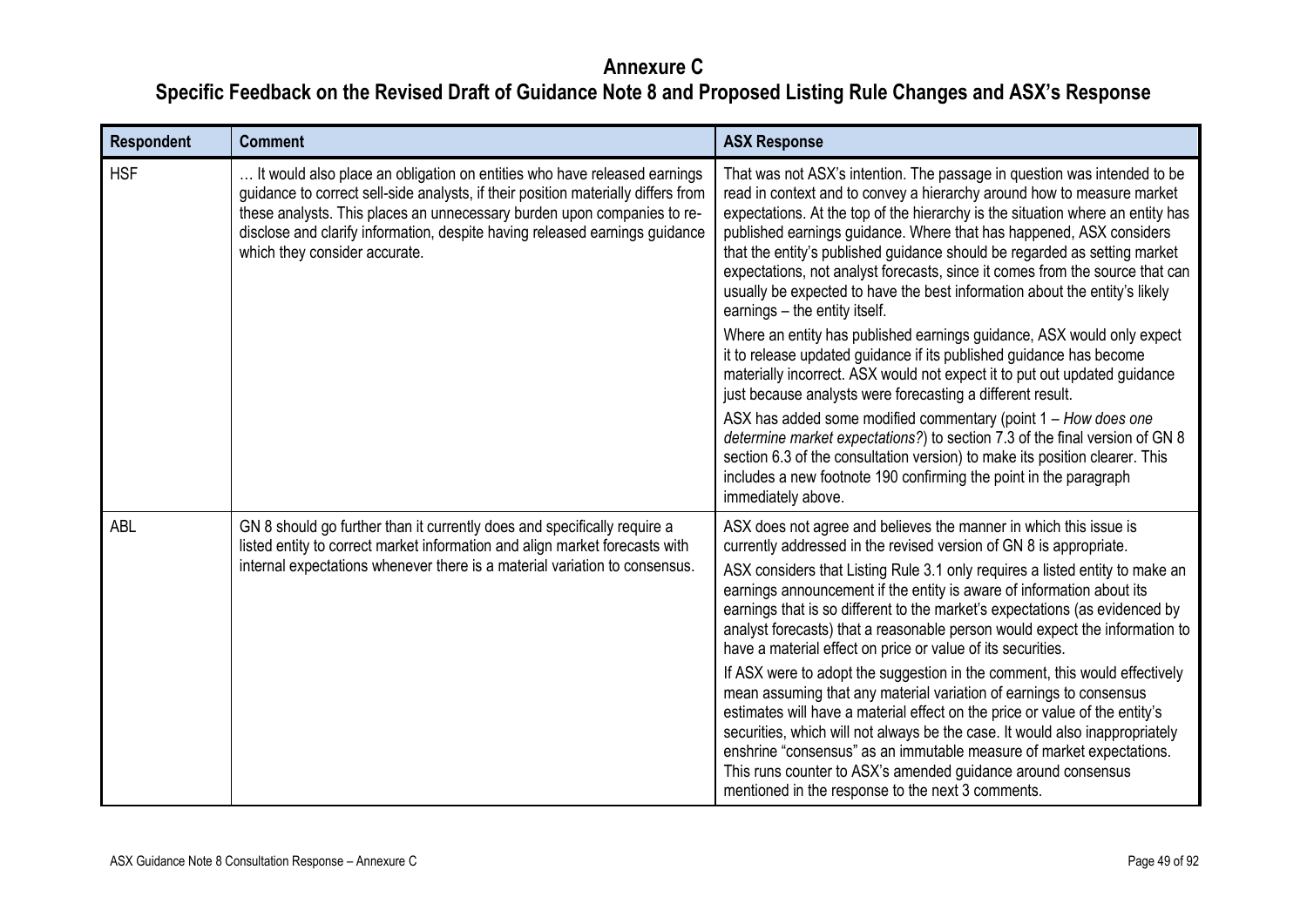# Annexure C

# Specific Feedback on the Revised Draft of Guidance Note 8 and Proposed Listing Rule Changes and ASX's Response

| Respondent | Comment | ASX Response |
|---|---|---|
| HSF | … It would also place an obligation on entities who have released earnings guidance to correct sell-side analysts, if their position materially differs from these analysts. This places an unnecessary burden upon companies to re-disclose and clarify information, despite having released earnings guidance which they consider accurate. | That was not ASX's intention. The passage in question was intended to be read in context and to convey a hierarchy around how to measure market expectations. At the top of the hierarchy is the situation where an entity has published earnings guidance. Where that has happened, ASX considers that the entity's published guidance should be regarded as setting market expectations, not analyst forecasts, since it comes from the source that can usually be expected to have the best information about the entity's likely earnings – the entity itself.<br><br>Where an entity has published earnings guidance, ASX would only expect it to release updated guidance if its published guidance has become materially incorrect. ASX would not expect it to put out updated guidance just because analysts were forecasting a different result.<br><br>ASX has added some modified commentary (point 1 – *How does one determine market expectations?*) to section 7.3 of the final version of GN 8 section 6.3 of the consultation version) to make its position clearer. This includes a new footnote 190 confirming the point in the paragraph immediately above. |
| ABL | GN 8 should go further than it currently does and specifically require a listed entity to correct market information and align market forecasts with internal expectations whenever there is a material variation to consensus. | ASX does not agree and believes the manner in which this issue is currently addressed in the revised version of GN 8 is appropriate.<br><br>ASX considers that Listing Rule 3.1 only requires a listed entity to make an earnings announcement if the entity is aware of information about its earnings that is so different to the market's expectations (as evidenced by analyst forecasts) that a reasonable person would expect the information to have a material effect on price or value of its securities.<br><br>If ASX were to adopt the suggestion in the comment, this would effectively mean assuming that any material variation of earnings to consensus estimates will have a material effect on the price or value of the entity's securities, which will not always be the case. It would also inappropriately enshrine "consensus" as an immutable measure of market expectations. This runs counter to ASX's amended guidance around consensus mentioned in the response to the next 3 comments. |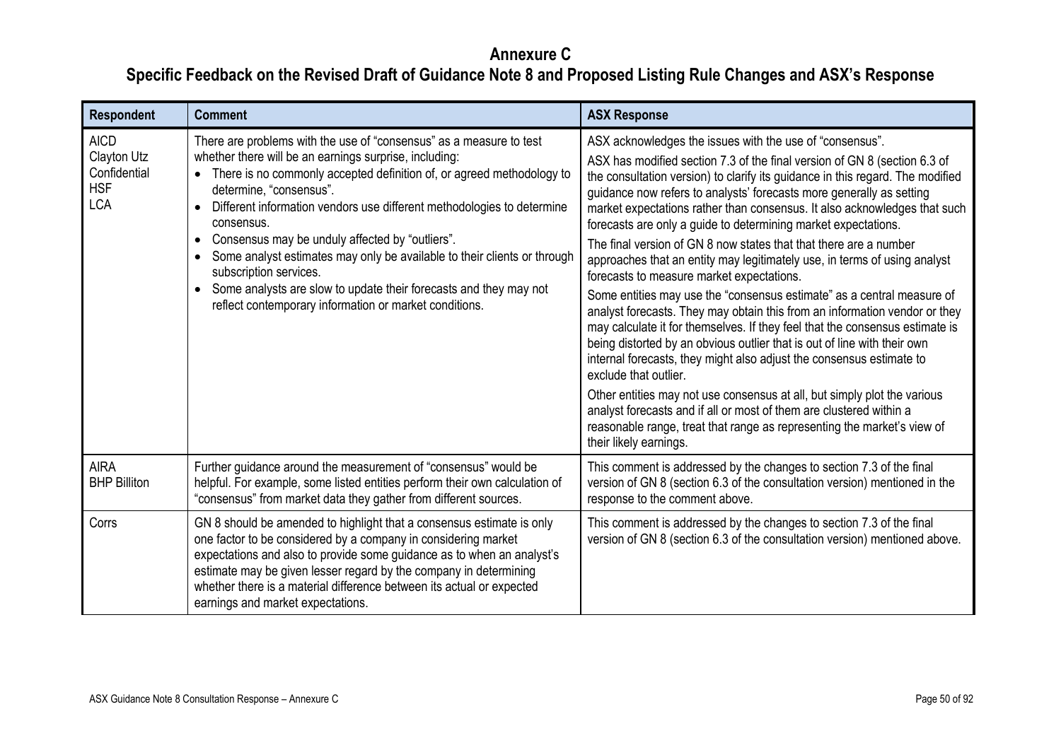# Annexure C

## Specific Feedback on the Revised Draft of Guidance Note 8 and Proposed Listing Rule Changes and ASX's Response

| Respondent | Comment | ASX Response |
|---|---|---|
| AICD<br>Clayton Utz<br>Confidential<br>HSF<br>LCA | There are problems with the use of "consensus" as a measure to test whether there will be an earnings surprise, including:<br>• There is no commonly accepted definition of, or agreed methodology to determine, "consensus".<br>• Different information vendors use different methodologies to determine consensus.<br>• Consensus may be unduly affected by "outliers".<br>• Some analyst estimates may only be available to their clients or through subscription services.<br>• Some analysts are slow to update their forecasts and they may not reflect contemporary information or market conditions. | ASX acknowledges the issues with the use of "consensus".<br>ASX has modified section 7.3 of the final version of GN 8 (section 6.3 of the consultation version) to clarify its guidance in this regard. The modified guidance now refers to analysts' forecasts more generally as setting market expectations rather than consensus. It also acknowledges that such forecasts are only a guide to determining market expectations.<br>The final version of GN 8 now states that that there are a number approaches that an entity may legitimately use, in terms of using analyst forecasts to measure market expectations.<br>Some entities may use the "consensus estimate" as a central measure of analyst forecasts. They may obtain this from an information vendor or they may calculate it for themselves. If they feel that the consensus estimate is being distorted by an obvious outlier that is out of line with their own internal forecasts, they might also adjust the consensus estimate to exclude that outlier.<br>Other entities may not use consensus at all, but simply plot the various analyst forecasts and if all or most of them are clustered within a reasonable range, treat that range as representing the market's view of their likely earnings. |
| AIRA<br>BHP Billiton | Further guidance around the measurement of "consensus" would be helpful. For example, some listed entities perform their own calculation of "consensus" from market data they gather from different sources. | This comment is addressed by the changes to section 7.3 of the final version of GN 8 (section 6.3 of the consultation version) mentioned in the response to the comment above. |
| Corrs | GN 8 should be amended to highlight that a consensus estimate is only one factor to be considered by a company in considering market expectations and also to provide some guidance as to when an analyst's estimate may be given lesser regard by the company in determining whether there is a material difference between its actual or expected earnings and market expectations. | This comment is addressed by the changes to section 7.3 of the final version of GN 8 (section 6.3 of the consultation version) mentioned above. |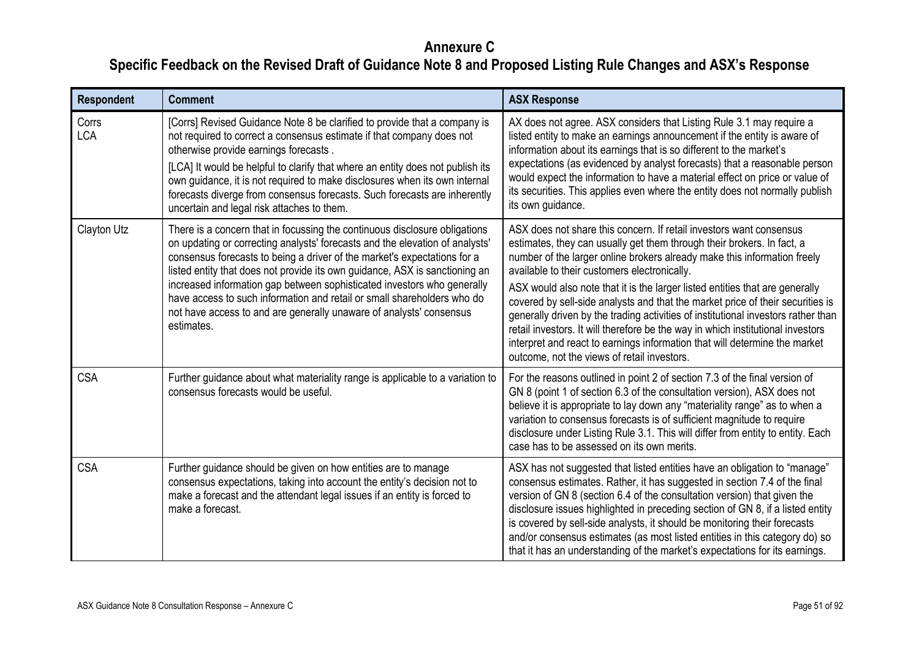# Annexure C

## Specific Feedback on the Revised Draft of Guidance Note 8 and Proposed Listing Rule Changes and ASX's Response

| Respondent | Comment | ASX Response |
|---|---|---|
| Corrs<br>LCA | [Corrs] Revised Guidance Note 8 be clarified to provide that a company is not required to correct a consensus estimate if that company does not otherwise provide earnings forecasts .<br><br>[LCA] It would be helpful to clarify that where an entity does not publish its own guidance, it is not required to make disclosures when its own internal forecasts diverge from consensus forecasts. Such forecasts are inherently uncertain and legal risk attaches to them. | AX does not agree. ASX considers that Listing Rule 3.1 may require a listed entity to make an earnings announcement if the entity is aware of information about its earnings that is so different to the market's expectations (as evidenced by analyst forecasts) that a reasonable person would expect the information to have a material effect on price or value of its securities. This applies even where the entity does not normally publish its own guidance. |
| Clayton Utz | There is a concern that in focussing the continuous disclosure obligations on updating or correcting analysts' forecasts and the elevation of analysts' consensus forecasts to being a driver of the market's expectations for a listed entity that does not provide its own guidance, ASX is sanctioning an increased information gap between sophisticated investors who generally have access to such information and retail or small shareholders who do not have access to and are generally unaware of analysts' consensus estimates. | ASX does not share this concern. If retail investors want consensus estimates, they can usually get them through their brokers. In fact, a number of the larger online brokers already make this information freely available to their customers electronically.<br><br>ASX would also note that it is the larger listed entities that are generally covered by sell-side analysts and that the market price of their securities is generally driven by the trading activities of institutional investors rather than retail investors. It will therefore be the way in which institutional investors interpret and react to earnings information that will determine the market outcome, not the views of retail investors. |
| CSA | Further guidance about what materiality range is applicable to a variation to consensus forecasts would be useful. | For the reasons outlined in point 2 of section 7.3 of the final version of GN 8 (point 1 of section 6.3 of the consultation version), ASX does not believe it is appropriate to lay down any "materiality range" as to when a variation to consensus forecasts is of sufficient magnitude to require disclosure under Listing Rule 3.1. This will differ from entity to entity. Each case has to be assessed on its own merits. |
| CSA | Further guidance should be given on how entities are to manage consensus expectations, taking into account the entity's decision not to make a forecast and the attendant legal issues if an entity is forced to make a forecast. | ASX has not suggested that listed entities have an obligation to "manage" consensus estimates. Rather, it has suggested in section 7.4 of the final version of GN 8 (section 6.4 of the consultation version) that given the disclosure issues highlighted in preceding section of GN 8, if a listed entity is covered by sell-side analysts, it should be monitoring their forecasts and/or consensus estimates (as most listed entities in this category do) so that it has an understanding of the market's expectations for its earnings. |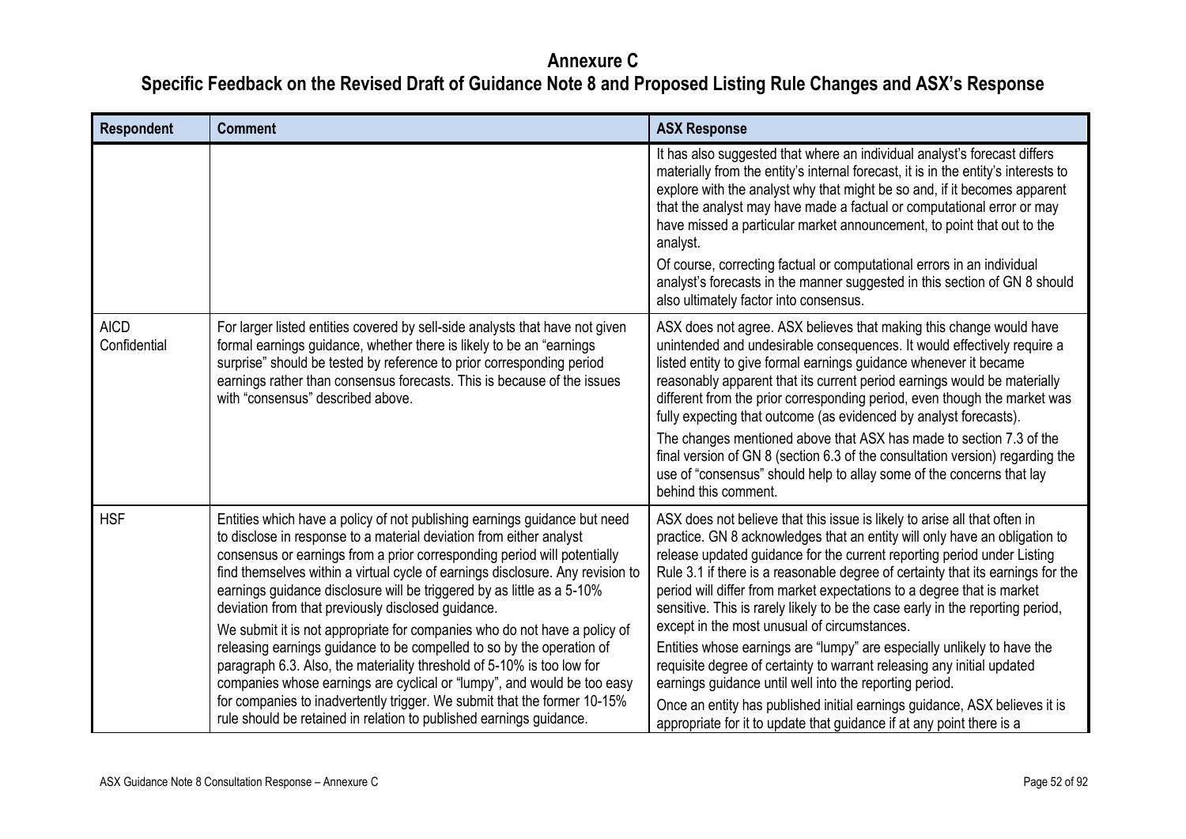# Annexure C

## Specific Feedback on the Revised Draft of Guidance Note 8 and Proposed Listing Rule Changes and ASX's Response

| Respondent | Comment | ASX Response |
|---|---|---|
| | | It has also suggested that where an individual analyst's forecast differs materially from the entity's internal forecast, it is in the entity's interests to explore with the analyst why that might be so and, if it becomes apparent that the analyst may have made a factual or computational error or may have missed a particular market announcement, to point that out to the analyst.<br><br>Of course, correcting factual or computational errors in an individual analyst's forecasts in the manner suggested in this section of GN 8 should also ultimately factor into consensus. |
| AICD Confidential | For larger listed entities covered by sell-side analysts that have not given formal earnings guidance, whether there is likely to be an "earnings surprise" should be tested by reference to prior corresponding period earnings rather than consensus forecasts. This is because of the issues with "consensus" described above. | ASX does not agree. ASX believes that making this change would have unintended and undesirable consequences. It would effectively require a listed entity to give formal earnings guidance whenever it became reasonably apparent that its current period earnings would be materially different from the prior corresponding period, even though the market was fully expecting that outcome (as evidenced by analyst forecasts).<br><br>The changes mentioned above that ASX has made to section 7.3 of the final version of GN 8 (section 6.3 of the consultation version) regarding the use of "consensus" should help to allay some of the concerns that lay behind this comment. |
| HSF | Entities which have a policy of not publishing earnings guidance but need to disclose in response to a material deviation from either analyst consensus or earnings from a prior corresponding period will potentially find themselves within a virtual cycle of earnings disclosure. Any revision to earnings guidance disclosure will be triggered by as little as a 5-10% deviation from that previously disclosed guidance.<br><br>We submit it is not appropriate for companies who do not have a policy of releasing earnings guidance to be compelled to so by the operation of paragraph 6.3. Also, the materiality threshold of 5-10% is too low for companies whose earnings are cyclical or "lumpy", and would be too easy for companies to inadvertently trigger. We submit that the former 10-15% rule should be retained in relation to published earnings guidance. | ASX does not believe that this issue is likely to arise all that often in practice. GN 8 acknowledges that an entity will only have an obligation to release updated guidance for the current reporting period under Listing Rule 3.1 if there is a reasonable degree of certainty that its earnings for the period will differ from market expectations to a degree that is market sensitive. This is rarely likely to be the case early in the reporting period, except in the most unusual of circumstances.<br><br>Entities whose earnings are "lumpy" are especially unlikely to have the requisite degree of certainty to warrant releasing any initial updated earnings guidance until well into the reporting period.<br><br>Once an entity has published initial earnings guidance, ASX believes it is appropriate for it to update that guidance if at any point there is a |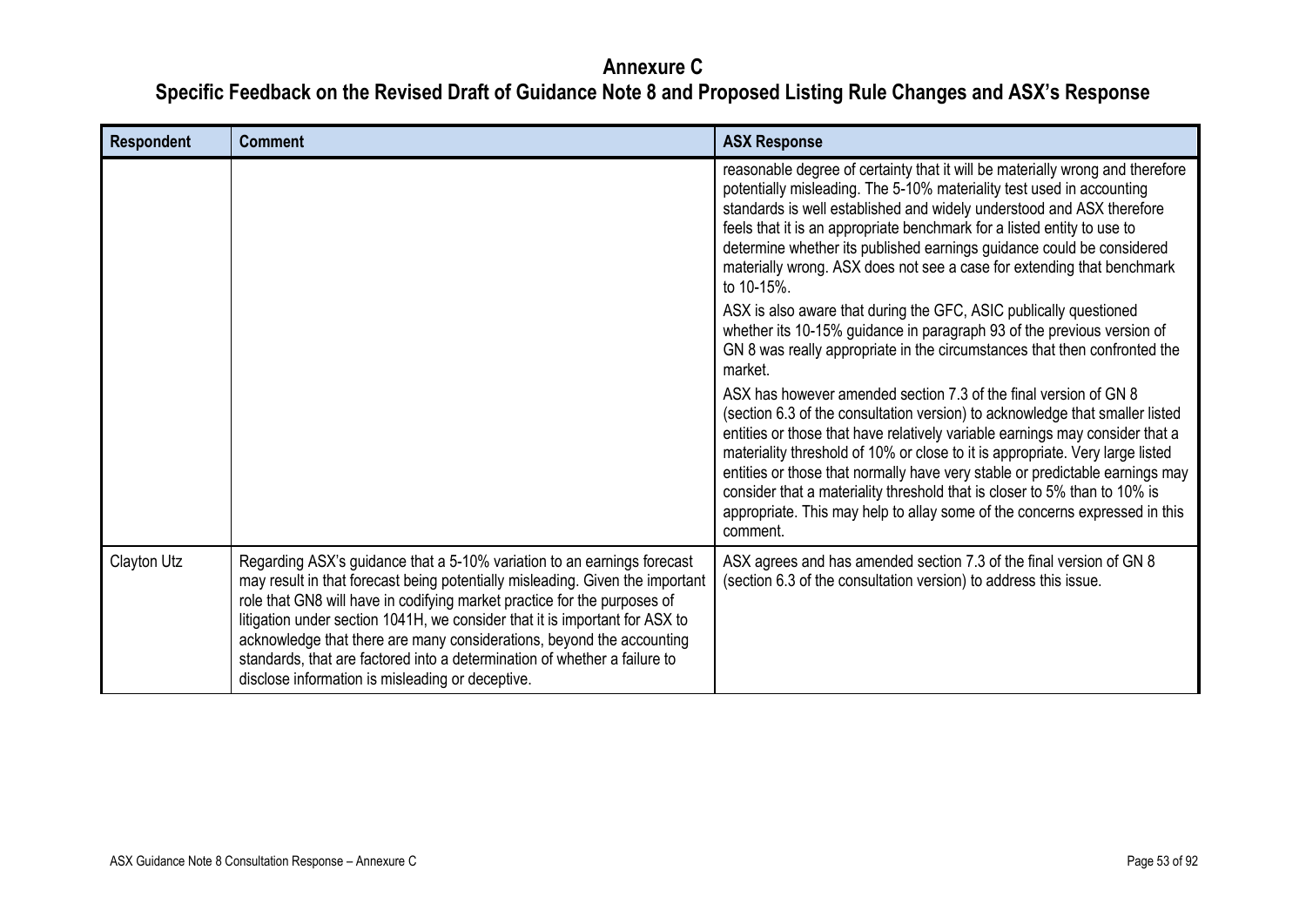# Annexure C

## Specific Feedback on the Revised Draft of Guidance Note 8 and Proposed Listing Rule Changes and ASX's Response

| Respondent | Comment | ASX Response |
|---|---|---|
| | | reasonable degree of certainty that it will be materially wrong and therefore potentially misleading. The 5-10% materiality test used in accounting standards is well established and widely understood and ASX therefore feels that it is an appropriate benchmark for a listed entity to use to determine whether its published earnings guidance could be considered materially wrong. ASX does not see a case for extending that benchmark to 10-15%.<br><br>ASX is also aware that during the GFC, ASIC publically questioned whether its 10-15% guidance in paragraph 93 of the previous version of GN 8 was really appropriate in the circumstances that then confronted the market.<br><br>ASX has however amended section 7.3 of the final version of GN 8 (section 6.3 of the consultation version) to acknowledge that smaller listed entities or those that have relatively variable earnings may consider that a materiality threshold of 10% or close to it is appropriate. Very large listed entities or those that normally have very stable or predictable earnings may consider that a materiality threshold that is closer to 5% than to 10% is appropriate. This may help to allay some of the concerns expressed in this comment. |
| Clayton Utz | Regarding ASX's guidance that a 5-10% variation to an earnings forecast may result in that forecast being potentially misleading. Given the important role that GN8 will have in codifying market practice for the purposes of litigation under section 1041H, we consider that it is important for ASX to acknowledge that there are many considerations, beyond the accounting standards, that are factored into a determination of whether a failure to disclose information is misleading or deceptive. | ASX agrees and has amended section 7.3 of the final version of GN 8 (section 6.3 of the consultation version) to address this issue. |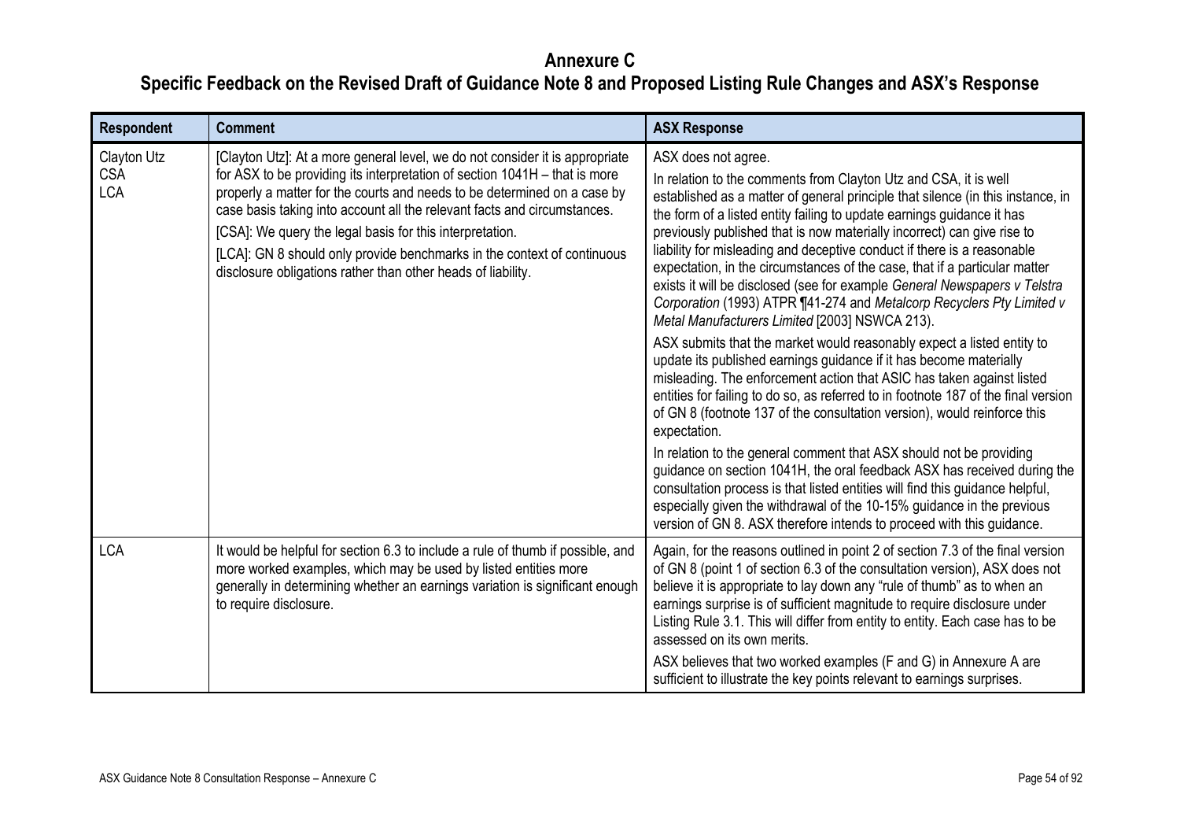# Annexure C

# Specific Feedback on the Revised Draft of Guidance Note 8 and Proposed Listing Rule Changes and ASX's Response

| Respondent | Comment | ASX Response |
|---|---|---|
| Clayton Utz<br>CSA<br>LCA | [Clayton Utz]: At a more general level, we do not consider it is appropriate for ASX to be providing its interpretation of section 1041H – that is more properly a matter for the courts and needs to be determined on a case by case basis taking into account all the relevant facts and circumstances.<br>[CSA]: We query the legal basis for this interpretation.<br>[LCA]: GN 8 should only provide benchmarks in the context of continuous disclosure obligations rather than other heads of liability. | ASX does not agree.<br>In relation to the comments from Clayton Utz and CSA, it is well established as a matter of general principle that silence (in this instance, in the form of a listed entity failing to update earnings guidance it has previously published that is now materially incorrect) can give rise to liability for misleading and deceptive conduct if there is a reasonable expectation, in the circumstances of the case, that if a particular matter exists it will be disclosed (see for example *General Newspapers v Telstra Corporation* (1993) ATPR ¶41-274 and *Metalcorp Recyclers Pty Limited v Metal Manufacturers Limited* [2003] NSWCA 213).<br>ASX submits that the market would reasonably expect a listed entity to update its published earnings guidance if it has become materially misleading. The enforcement action that ASIC has taken against listed entities for failing to do so, as referred to in footnote 187 of the final version of GN 8 (footnote 137 of the consultation version), would reinforce this expectation.<br>In relation to the general comment that ASX should not be providing guidance on section 1041H, the oral feedback ASX has received during the consultation process is that listed entities will find this guidance helpful, especially given the withdrawal of the 10-15% guidance in the previous version of GN 8. ASX therefore intends to proceed with this guidance. |
| LCA | It would be helpful for section 6.3 to include a rule of thumb if possible, and more worked examples, which may be used by listed entities more generally in determining whether an earnings variation is significant enough to require disclosure. | Again, for the reasons outlined in point 2 of section 7.3 of the final version of GN 8 (point 1 of section 6.3 of the consultation version), ASX does not believe it is appropriate to lay down any "rule of thumb" as to when an earnings surprise is of sufficient magnitude to require disclosure under Listing Rule 3.1. This will differ from entity to entity. Each case has to be assessed on its own merits.<br>ASX believes that two worked examples (F and G) in Annexure A are sufficient to illustrate the key points relevant to earnings surprises. |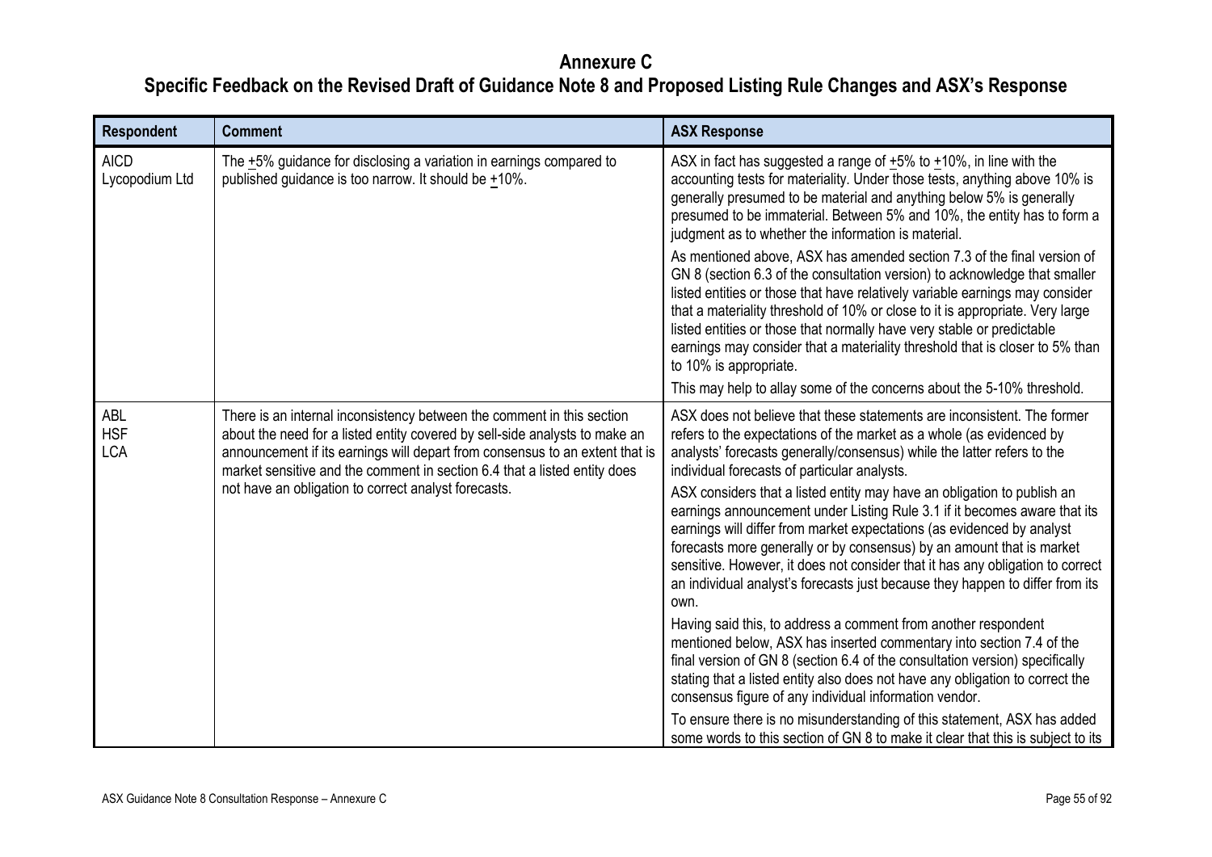# Annexure C

## Specific Feedback on the Revised Draft of Guidance Note 8 and Proposed Listing Rule Changes and ASX's Response

| Respondent | Comment | ASX Response |
|---|---|---|
| AICD<br>Lycopodium Ltd | The ±5% guidance for disclosing a variation in earnings compared to published guidance is too narrow. It should be ±10%. | ASX in fact has suggested a range of ±5% to ±10%, in line with the accounting tests for materiality. Under those tests, anything above 10% is generally presumed to be material and anything below 5% is generally presumed to be immaterial. Between 5% and 10%, the entity has to form a judgment as to whether the information is material.<br><br>As mentioned above, ASX has amended section 7.3 of the final version of GN 8 (section 6.3 of the consultation version) to acknowledge that smaller listed entities or those that have relatively variable earnings may consider that a materiality threshold of 10% or close to it is appropriate. Very large listed entities or those that normally have very stable or predictable earnings may consider that a materiality threshold that is closer to 5% than to 10% is appropriate.<br><br>This may help to allay some of the concerns about the 5-10% threshold. |
| ABL<br>HSF<br>LCA | There is an internal inconsistency between the comment in this section about the need for a listed entity covered by sell-side analysts to make an announcement if its earnings will depart from consensus to an extent that is market sensitive and the comment in section 6.4 that a listed entity does not have an obligation to correct analyst forecasts. | ASX does not believe that these statements are inconsistent. The former refers to the expectations of the market as a whole (as evidenced by analysts' forecasts generally/consensus) while the latter refers to the individual forecasts of particular analysts.<br><br>ASX considers that a listed entity may have an obligation to publish an earnings announcement under Listing Rule 3.1 if it becomes aware that its earnings will differ from market expectations (as evidenced by analyst forecasts more generally or by consensus) by an amount that is market sensitive. However, it does not consider that it has any obligation to correct an individual analyst's forecasts just because they happen to differ from its own.<br><br>Having said this, to address a comment from another respondent mentioned below, ASX has inserted commentary into section 7.4 of the final version of GN 8 (section 6.4 of the consultation version) specifically stating that a listed entity also does not have any obligation to correct the consensus figure of any individual information vendor.<br><br>To ensure there is no misunderstanding of this statement, ASX has added some words to this section of GN 8 to make it clear that this is subject to its |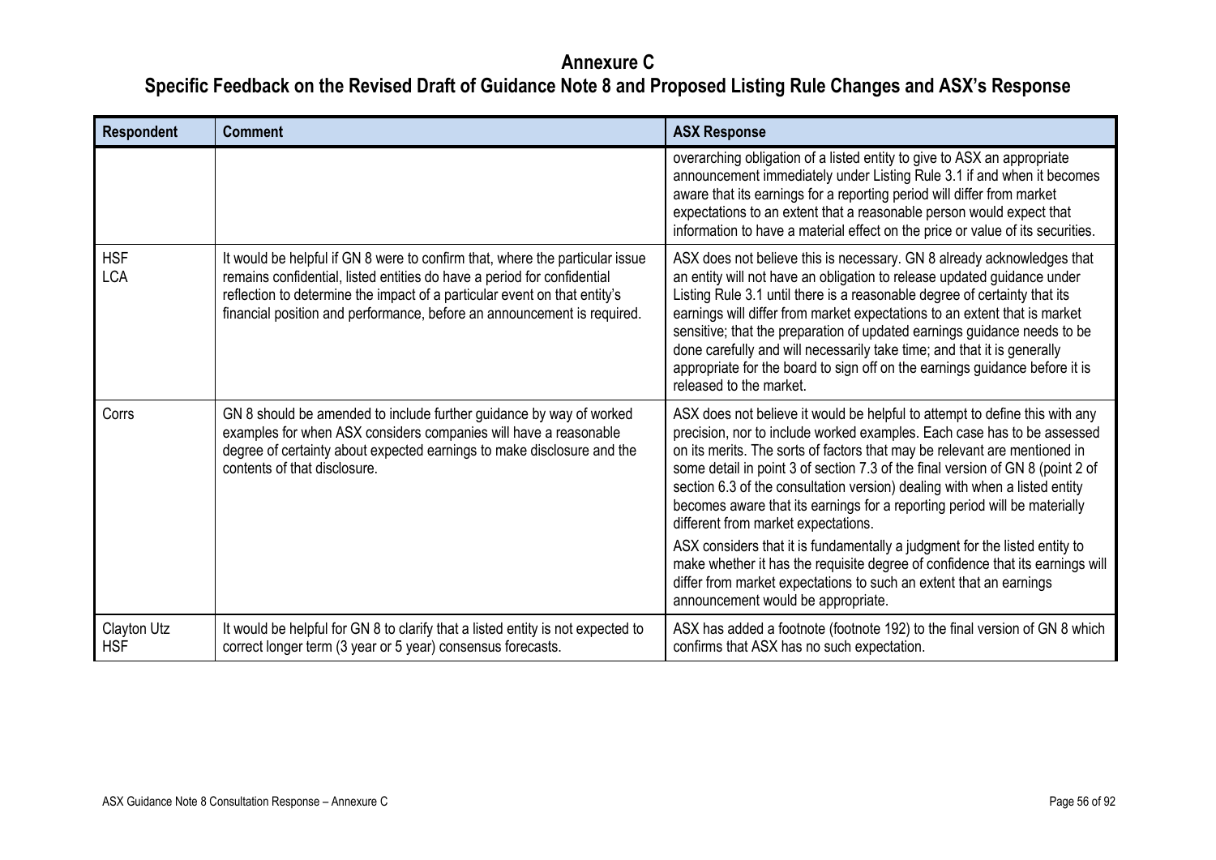# Annexure C

## Specific Feedback on the Revised Draft of Guidance Note 8 and Proposed Listing Rule Changes and ASX's Response

| Respondent | Comment | ASX Response |
|---|---|---|
| | | overarching obligation of a listed entity to give to ASX an appropriate announcement immediately under Listing Rule 3.1 if and when it becomes aware that its earnings for a reporting period will differ from market expectations to an extent that a reasonable person would expect that information to have a material effect on the price or value of its securities. |
| HSF<br>LCA | It would be helpful if GN 8 were to confirm that, where the particular issue remains confidential, listed entities do have a period for confidential reflection to determine the impact of a particular event on that entity's financial position and performance, before an announcement is required. | ASX does not believe this is necessary. GN 8 already acknowledges that an entity will not have an obligation to release updated guidance under Listing Rule 3.1 until there is a reasonable degree of certainty that its earnings will differ from market expectations to an extent that is market sensitive; that the preparation of updated earnings guidance needs to be done carefully and will necessarily take time; and that it is generally appropriate for the board to sign off on the earnings guidance before it is released to the market. |
| Corrs | GN 8 should be amended to include further guidance by way of worked examples for when ASX considers companies will have a reasonable degree of certainty about expected earnings to make disclosure and the contents of that disclosure. | ASX does not believe it would be helpful to attempt to define this with any precision, nor to include worked examples. Each case has to be assessed on its merits. The sorts of factors that may be relevant are mentioned in some detail in point 3 of section 7.3 of the final version of GN 8 (point 2 of section 6.3 of the consultation version) dealing with when a listed entity becomes aware that its earnings for a reporting period will be materially different from market expectations.<br><br>ASX considers that it is fundamentally a judgment for the listed entity to make whether it has the requisite degree of confidence that its earnings will differ from market expectations to such an extent that an earnings announcement would be appropriate. |
| Clayton Utz<br>HSF | It would be helpful for GN 8 to clarify that a listed entity is not expected to correct longer term (3 year or 5 year) consensus forecasts. | ASX has added a footnote (footnote 192) to the final version of GN 8 which confirms that ASX has no such expectation. |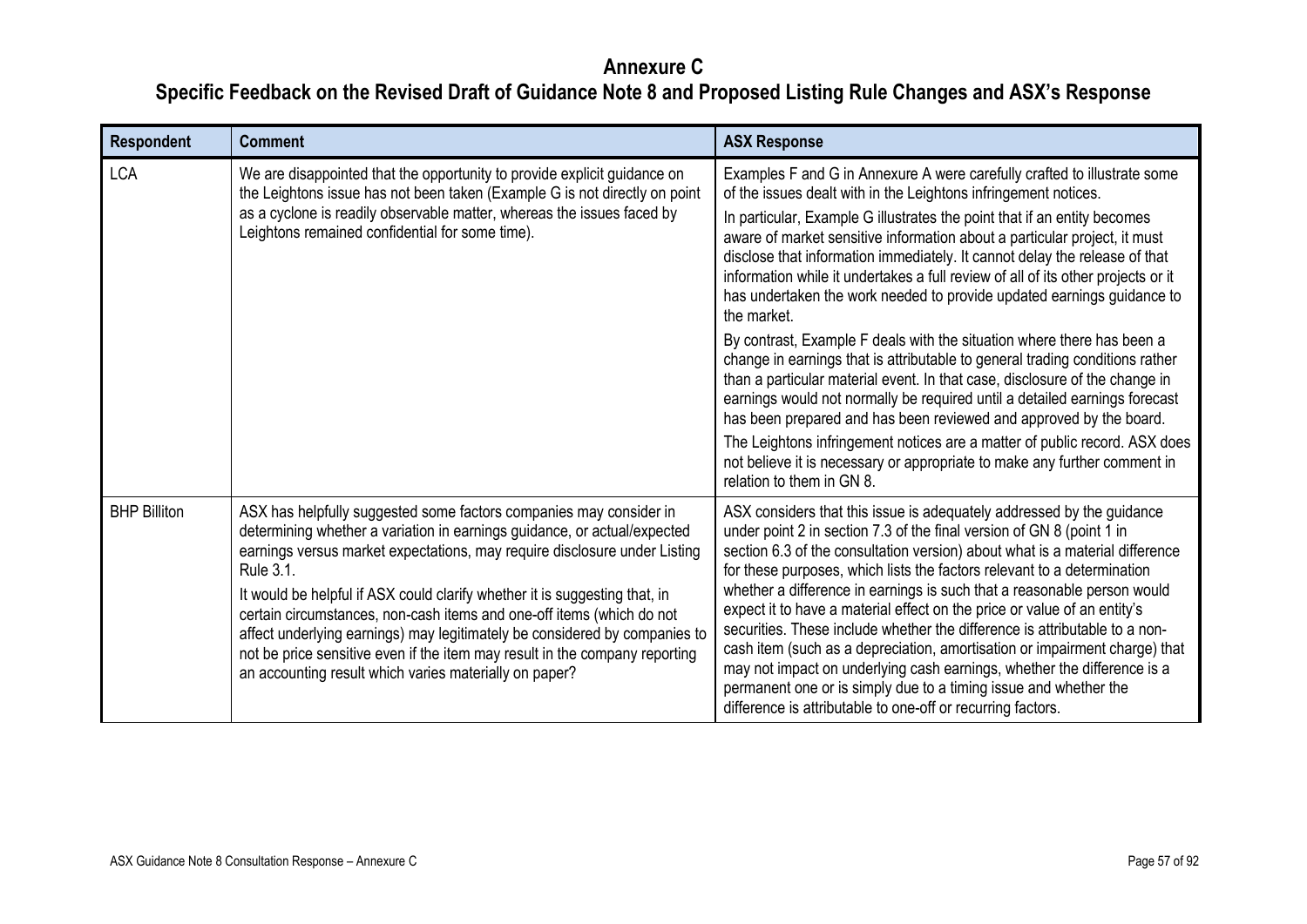# Annexure C

## Specific Feedback on the Revised Draft of Guidance Note 8 and Proposed Listing Rule Changes and ASX's Response

| Respondent | Comment | ASX Response |
|---|---|---|
| LCA | We are disappointed that the opportunity to provide explicit guidance on the Leightons issue has not been taken (Example G is not directly on point as a cyclone is readily observable matter, whereas the issues faced by Leightons remained confidential for some time). | Examples F and G in Annexure A were carefully crafted to illustrate some of the issues dealt with in the Leightons infringement notices.<br><br>In particular, Example G illustrates the point that if an entity becomes aware of market sensitive information about a particular project, it must disclose that information immediately. It cannot delay the release of that information while it undertakes a full review of all of its other projects or it has undertaken the work needed to provide updated earnings guidance to the market.<br><br>By contrast, Example F deals with the situation where there has been a change in earnings that is attributable to general trading conditions rather than a particular material event. In that case, disclosure of the change in earnings would not normally be required until a detailed earnings forecast has been prepared and has been reviewed and approved by the board.<br><br>The Leightons infringement notices are a matter of public record. ASX does not believe it is necessary or appropriate to make any further comment in relation to them in GN 8. |
| BHP Billiton | ASX has helpfully suggested some factors companies may consider in determining whether a variation in earnings guidance, or actual/expected earnings versus market expectations, may require disclosure under Listing Rule 3.1.<br><br>It would be helpful if ASX could clarify whether it is suggesting that, in certain circumstances, non-cash items and one-off items (which do not affect underlying earnings) may legitimately be considered by companies to not be price sensitive even if the item may result in the company reporting an accounting result which varies materially on paper? | ASX considers that this issue is adequately addressed by the guidance under point 2 in section 7.3 of the final version of GN 8 (point 1 in section 6.3 of the consultation version) about what is a material difference for these purposes, which lists the factors relevant to a determination whether a difference in earnings is such that a reasonable person would expect it to have a material effect on the price or value of an entity's securities. These include whether the difference is attributable to a non-cash item (such as a depreciation, amortisation or impairment charge) that may not impact on underlying cash earnings, whether the difference is a permanent one or is simply due to a timing issue and whether the difference is attributable to one-off or recurring factors. |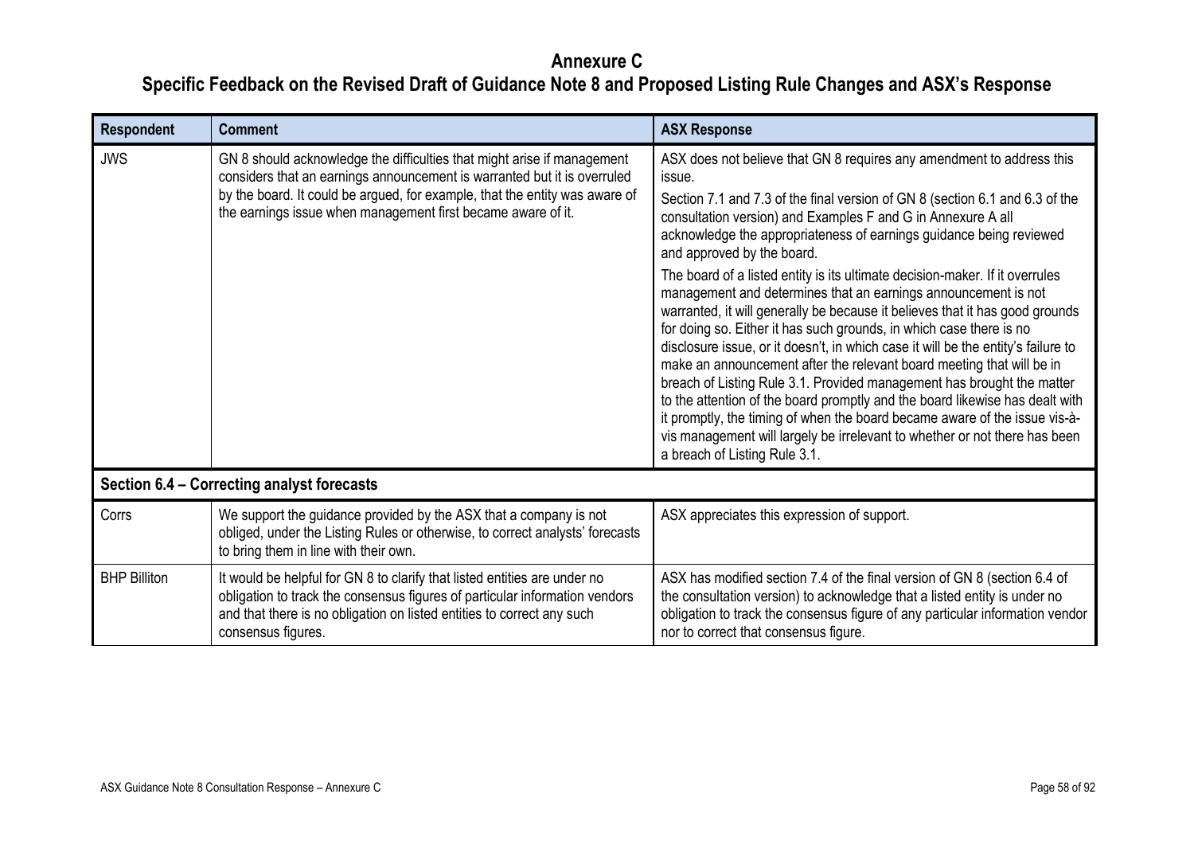# Annexure C

## Specific Feedback on the Revised Draft of Guidance Note 8 and Proposed Listing Rule Changes and ASX's Response

| Respondent | Comment | ASX Response |
|---|---|---|
| JWS | GN 8 should acknowledge the difficulties that might arise if management considers that an earnings announcement is warranted but it is overruled by the board. It could be argued, for example, that the entity was aware of the earnings issue when management first became aware of it. | ASX does not believe that GN 8 requires any amendment to address this issue.<br><br>Section 7.1 and 7.3 of the final version of GN 8 (section 6.1 and 6.3 of the consultation version) and Examples F and G in Annexure A all acknowledge the appropriateness of earnings guidance being reviewed and approved by the board.<br><br>The board of a listed entity is its ultimate decision-maker. If it overrules management and determines that an earnings announcement is not warranted, it will generally be because it believes that it has good grounds for doing so. Either it has such grounds, in which case there is no disclosure issue, or it doesn't, in which case it will be the entity's failure to make an announcement after the relevant board meeting that will be in breach of Listing Rule 3.1. Provided management has brought the matter to the attention of the board promptly and the board likewise has dealt with it promptly, the timing of when the board became aware of the issue vis-à-vis management will largely be irrelevant to whether or not there has been a breach of Listing Rule 3.1. |
| **Section 6.4 – Correcting analyst forecasts** | | |
| Corrs | We support the guidance provided by the ASX that a company is not obliged, under the Listing Rules or otherwise, to correct analysts' forecasts to bring them in line with their own. | ASX appreciates this expression of support. |
| BHP Billiton | It would be helpful for GN 8 to clarify that listed entities are under no obligation to track the consensus figures of particular information vendors and that there is no obligation on listed entities to correct any such consensus figures. | ASX has modified section 7.4 of the final version of GN 8 (section 6.4 of the consultation version) to acknowledge that a listed entity is under no obligation to track the consensus figure of any particular information vendor nor to correct that consensus figure. |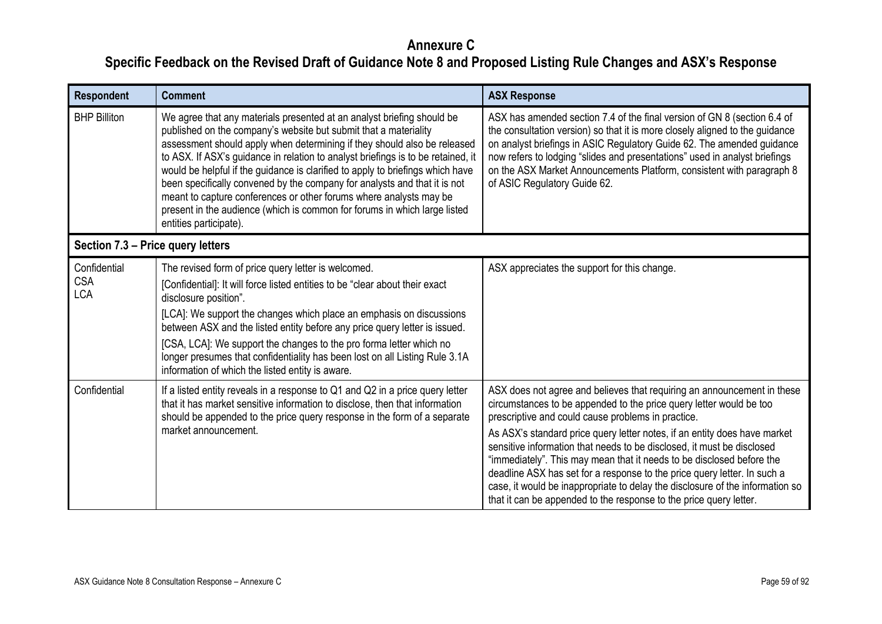# Annexure C

## Specific Feedback on the Revised Draft of Guidance Note 8 and Proposed Listing Rule Changes and ASX's Response

| Respondent | Comment | ASX Response |
|---|---|---|
| BHP Billiton | We agree that any materials presented at an analyst briefing should be published on the company's website but submit that a materiality assessment should apply when determining if they should also be released to ASX. If ASX's guidance in relation to analyst briefings is to be retained, it would be helpful if the guidance is clarified to apply to briefings which have been specifically convened by the company for analysts and that it is not meant to capture conferences or other forums where analysts may be present in the audience (which is common for forums in which large listed entities participate). | ASX has amended section 7.4 of the final version of GN 8 (section 6.4 of the consultation version) so that it is more closely aligned to the guidance on analyst briefings in ASIC Regulatory Guide 62. The amended guidance now refers to lodging "slides and presentations" used in analyst briefings on the ASX Market Announcements Platform, consistent with paragraph 8 of ASIC Regulatory Guide 62. |
| **Section 7.3 – Price query letters** | | |
| Confidential<br>CSA<br>LCA | The revised form of price query letter is welcomed.<br>[Confidential]: It will force listed entities to be "clear about their exact disclosure position".<br>[LCA]: We support the changes which place an emphasis on discussions between ASX and the listed entity before any price query letter is issued.<br>[CSA, LCA]: We support the changes to the pro forma letter which no longer presumes that confidentiality has been lost on all Listing Rule 3.1A information of which the listed entity is aware. | ASX appreciates the support for this change. |
| Confidential | If a listed entity reveals in a response to Q1 and Q2 in a price query letter that it has market sensitive information to disclose, then that information should be appended to the price query response in the form of a separate market announcement. | ASX does not agree and believes that requiring an announcement in these circumstances to be appended to the price query letter would be too prescriptive and could cause problems in practice.<br>As ASX's standard price query letter notes, if an entity does have market sensitive information that needs to be disclosed, it must be disclosed "immediately". This may mean that it needs to be disclosed before the deadline ASX has set for a response to the price query letter. In such a case, it would be inappropriate to delay the disclosure of the information so that it can be appended to the response to the price query letter. |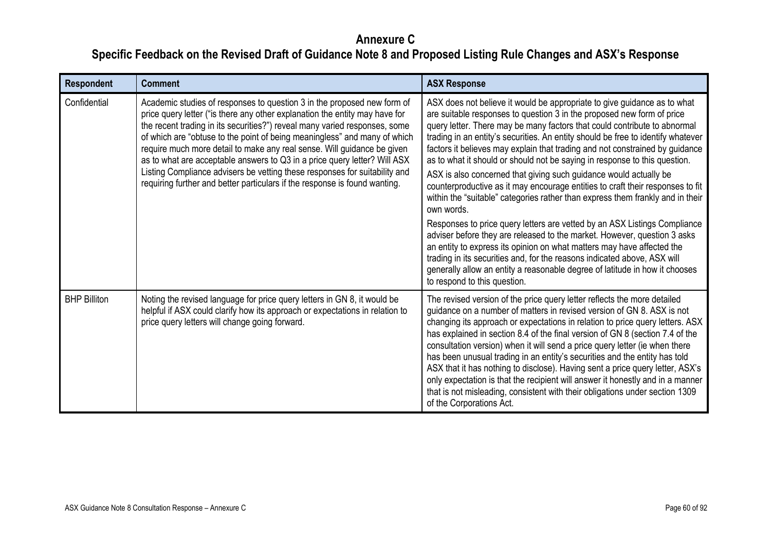# Annexure C

## Specific Feedback on the Revised Draft of Guidance Note 8 and Proposed Listing Rule Changes and ASX's Response

| Respondent | Comment | ASX Response |
|---|---|---|
| Confidential | Academic studies of responses to question 3 in the proposed new form of price query letter ("is there any other explanation the entity may have for the recent trading in its securities?") reveal many varied responses, some of which are "obtuse to the point of being meaningless" and many of which require much more detail to make any real sense. Will guidance be given as to what are acceptable answers to Q3 in a price query letter? Will ASX Listing Compliance advisers be vetting these responses for suitability and requiring further and better particulars if the response is found wanting. | ASX does not believe it would be appropriate to give guidance as to what are suitable responses to question 3 in the proposed new form of price query letter. There may be many factors that could contribute to abnormal trading in an entity's securities. An entity should be free to identify whatever factors it believes may explain that trading and not constrained by guidance as to what it should or should not be saying in response to this question.<br><br>ASX is also concerned that giving such guidance would actually be counterproductive as it may encourage entities to craft their responses to fit within the "suitable" categories rather than express them frankly and in their own words.<br><br>Responses to price query letters are vetted by an ASX Listings Compliance adviser before they are released to the market. However, question 3 asks an entity to express its opinion on what matters may have affected the trading in its securities and, for the reasons indicated above, ASX will generally allow an entity a reasonable degree of latitude in how it chooses to respond to this question. |
| BHP Billiton | Noting the revised language for price query letters in GN 8, it would be helpful if ASX could clarify how its approach or expectations in relation to price query letters will change going forward. | The revised version of the price query letter reflects the more detailed guidance on a number of matters in revised version of GN 8. ASX is not changing its approach or expectations in relation to price query letters. ASX has explained in section 8.4 of the final version of GN 8 (section 7.4 of the consultation version) when it will send a price query letter (ie when there has been unusual trading in an entity's securities and the entity has told ASX that it has nothing to disclose). Having sent a price query letter, ASX's only expectation is that the recipient will answer it honestly and in a manner that is not misleading, consistent with their obligations under section 1309 of the Corporations Act. |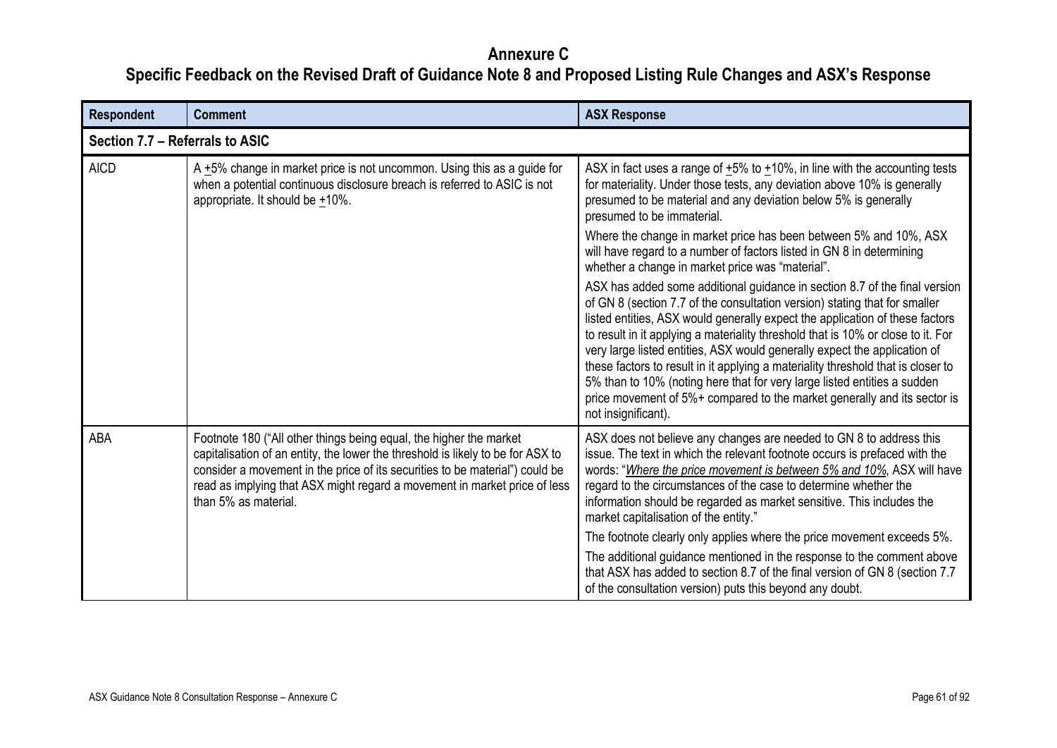# Annexure C

## Specific Feedback on the Revised Draft of Guidance Note 8 and Proposed Listing Rule Changes and ASX's Response

| Respondent | Comment | ASX Response |
|---|---|---|
| **Section 7.7 – Referrals to ASIC** | | |
| AICD | A ±5% change in market price is not uncommon. Using this as a guide for when a potential continuous disclosure breach is referred to ASIC is not appropriate. It should be ±10%. | ASX in fact uses a range of ±5% to ±10%, in line with the accounting tests for materiality. Under those tests, any deviation above 10% is generally presumed to be material and any deviation below 5% is generally presumed to be immaterial.<br><br>Where the change in market price has been between 5% and 10%, ASX will have regard to a number of factors listed in GN 8 in determining whether a change in market price was "material".<br><br>ASX has added some additional guidance in section 8.7 of the final version of GN 8 (section 7.7 of the consultation version) stating that for smaller listed entities, ASX would generally expect the application of these factors to result in it applying a materiality threshold that is 10% or close to it. For very large listed entities, ASX would generally expect the application of these factors to result in it applying a materiality threshold that is closer to 5% than to 10% (noting here that for very large listed entities a sudden price movement of 5%+ compared to the market generally and its sector is not insignificant). |
| ABA | Footnote 180 ("All other things being equal, the higher the market capitalisation of an entity, the lower the threshold is likely to be for ASX to consider a movement in the price of its securities to be material") could be read as implying that ASX might regard a movement in market price of less than 5% as material. | ASX does not believe any changes are needed to GN 8 to address this issue. The text in which the relevant footnote occurs is prefaced with the words: "*Where the price movement is between 5% and 10%*, ASX will have regard to the circumstances of the case to determine whether the information should be regarded as market sensitive. This includes the market capitalisation of the entity."<br><br>The footnote clearly only applies where the price movement exceeds 5%.<br><br>The additional guidance mentioned in the response to the comment above that ASX has added to section 8.7 of the final version of GN 8 (section 7.7 of the consultation version) puts this beyond any doubt. |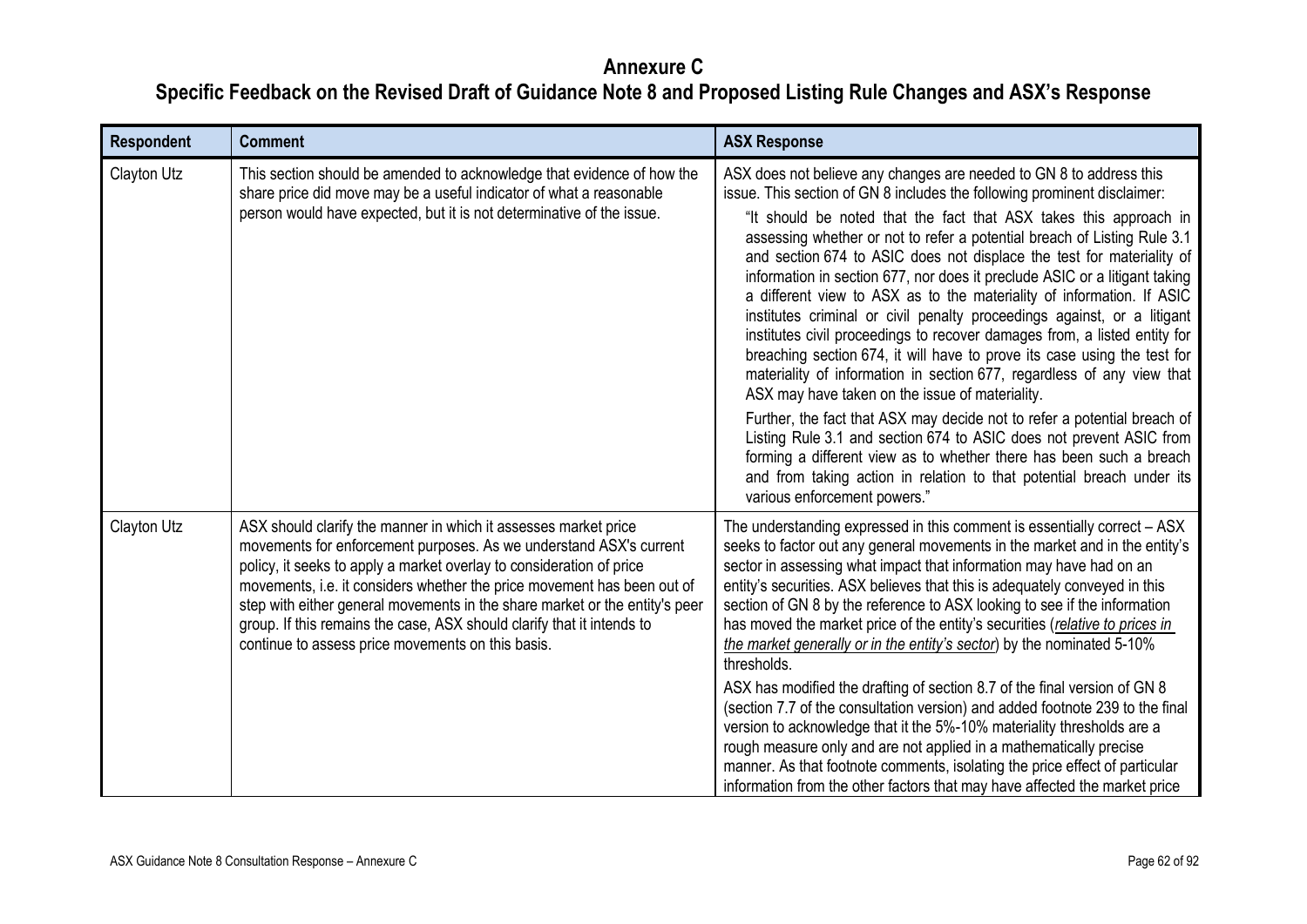# Annexure C

## Specific Feedback on the Revised Draft of Guidance Note 8 and Proposed Listing Rule Changes and ASX's Response

| Respondent | Comment | ASX Response |
|---|---|---|
| Clayton Utz | This section should be amended to acknowledge that evidence of how the share price did move may be a useful indicator of what a reasonable person would have expected, but it is not determinative of the issue. | ASX does not believe any changes are needed to GN 8 to address this issue. This section of GN 8 includes the following prominent disclaimer:<br>"It should be noted that the fact that ASX takes this approach in assessing whether or not to refer a potential breach of Listing Rule 3.1 and section 674 to ASIC does not displace the test for materiality of information in section 677, nor does it preclude ASIC or a litigant taking a different view to ASX as to the materiality of information. If ASIC institutes criminal or civil penalty proceedings against, or a litigant institutes civil proceedings to recover damages from, a listed entity for breaching section 674, it will have to prove its case using the test for materiality of information in section 677, regardless of any view that ASX may have taken on the issue of materiality.<br>Further, the fact that ASX may decide not to refer a potential breach of Listing Rule 3.1 and section 674 to ASIC does not prevent ASIC from forming a different view as to whether there has been such a breach and from taking action in relation to that potential breach under its various enforcement powers." |
| Clayton Utz | ASX should clarify the manner in which it assesses market price movements for enforcement purposes. As we understand ASX's current policy, it seeks to apply a market overlay to consideration of price movements, i.e. it considers whether the price movement has been out of step with either general movements in the share market or the entity's peer group. If this remains the case, ASX should clarify that it intends to continue to assess price movements on this basis. | The understanding expressed in this comment is essentially correct – ASX seeks to factor out any general movements in the market and in the entity's sector in assessing what impact that information may have had on an entity's securities. ASX believes that this is adequately conveyed in this section of GN 8 by the reference to ASX looking to see if the information has moved the market price of the entity's securities (*relative to prices in the market generally or in the entity's sector*) by the nominated 5-10% thresholds.<br>ASX has modified the drafting of section 8.7 of the final version of GN 8 (section 7.7 of the consultation version) and added footnote 239 to the final version to acknowledge that it the 5%-10% materiality thresholds are a rough measure only and are not applied in a mathematically precise manner. As that footnote comments, isolating the price effect of particular information from the other factors that may have affected the market price |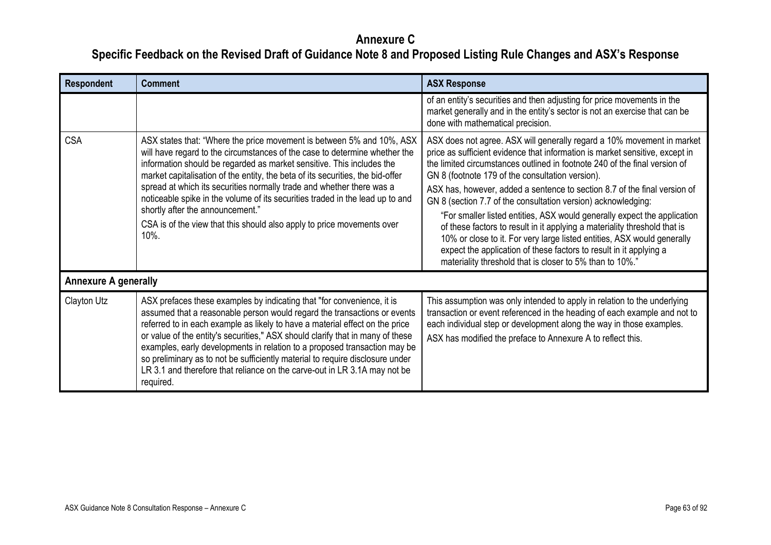# Annexure C

## Specific Feedback on the Revised Draft of Guidance Note 8 and Proposed Listing Rule Changes and ASX's Response

| Respondent | Comment | ASX Response |
|---|---|---|
| | | of an entity's securities and then adjusting for price movements in the market generally and in the entity's sector is not an exercise that can be done with mathematical precision. |
| CSA | ASX states that: "Where the price movement is between 5% and 10%, ASX will have regard to the circumstances of the case to determine whether the information should be regarded as market sensitive. This includes the market capitalisation of the entity, the beta of its securities, the bid-offer spread at which its securities normally trade and whether there was a noticeable spike in the volume of its securities traded in the lead up to and shortly after the announcement."<br><br>CSA is of the view that this should also apply to price movements over 10%. | ASX does not agree. ASX will generally regard a 10% movement in market price as sufficient evidence that information is market sensitive, except in the limited circumstances outlined in footnote 240 of the final version of GN 8 (footnote 179 of the consultation version).<br><br>ASX has, however, added a sentence to section 8.7 of the final version of GN 8 (section 7.7 of the consultation version) acknowledging:<br><br>"For smaller listed entities, ASX would generally expect the application of these factors to result in it applying a materiality threshold that is 10% or close to it. For very large listed entities, ASX would generally expect the application of these factors to result in it applying a materiality threshold that is closer to 5% than to 10%." |
| **Annexure A generally** | | |
| Clayton Utz | ASX prefaces these examples by indicating that "for convenience, it is assumed that a reasonable person would regard the transactions or events referred to in each example as likely to have a material effect on the price or value of the entity's securities," ASX should clarify that in many of these examples, early developments in relation to a proposed transaction may be so preliminary as to not be sufficiently material to require disclosure under LR 3.1 and therefore that reliance on the carve-out in LR 3.1A may not be required. | This assumption was only intended to apply in relation to the underlying transaction or event referenced in the heading of each example and not to each individual step or development along the way in those examples.<br><br>ASX has modified the preface to Annexure A to reflect this. |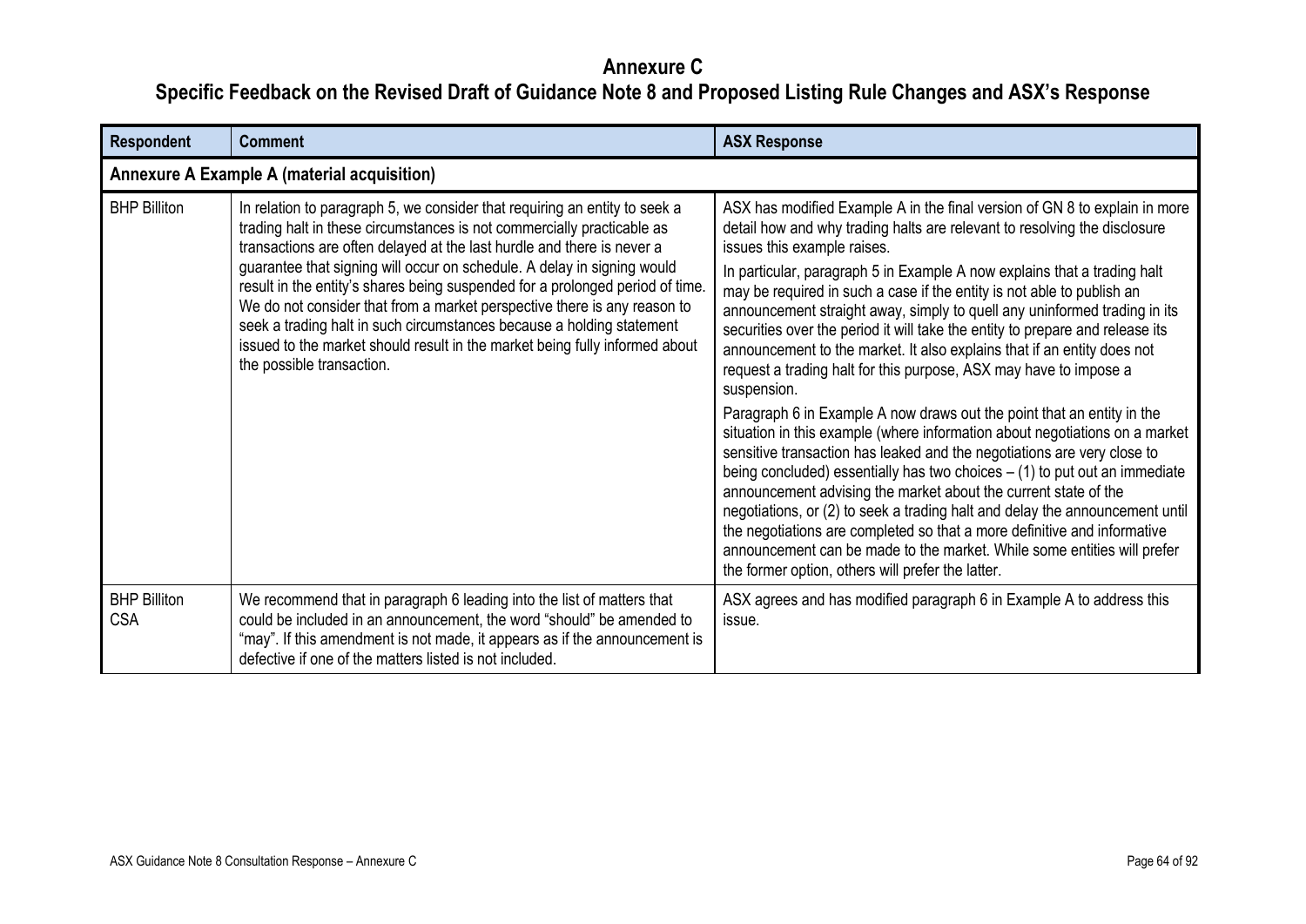# Annexure C

## Specific Feedback on the Revised Draft of Guidance Note 8 and Proposed Listing Rule Changes and ASX's Response

| Respondent | Comment | ASX Response |
|---|---|---|
| **Annexure A Example A (material acquisition)** | | |
| BHP Billiton | In relation to paragraph 5, we consider that requiring an entity to seek a trading halt in these circumstances is not commercially practicable as transactions are often delayed at the last hurdle and there is never a guarantee that signing will occur on schedule. A delay in signing would result in the entity's shares being suspended for a prolonged period of time. We do not consider that from a market perspective there is any reason to seek a trading halt in such circumstances because a holding statement issued to the market should result in the market being fully informed about the possible transaction. | ASX has modified Example A in the final version of GN 8 to explain in more detail how and why trading halts are relevant to resolving the disclosure issues this example raises.<br><br>In particular, paragraph 5 in Example A now explains that a trading halt may be required in such a case if the entity is not able to publish an announcement straight away, simply to quell any uninformed trading in its securities over the period it will take the entity to prepare and release its announcement to the market. It also explains that if an entity does not request a trading halt for this purpose, ASX may have to impose a suspension.<br><br>Paragraph 6 in Example A now draws out the point that an entity in the situation in this example (where information about negotiations on a market sensitive transaction has leaked and the negotiations are very close to being concluded) essentially has two choices – (1) to put out an immediate announcement advising the market about the current state of the negotiations, or (2) to seek a trading halt and delay the announcement until the negotiations are completed so that a more definitive and informative announcement can be made to the market. While some entities will prefer the former option, others will prefer the latter. |
| BHP Billiton CSA | We recommend that in paragraph 6 leading into the list of matters that could be included in an announcement, the word "should" be amended to "may". If this amendment is not made, it appears as if the announcement is defective if one of the matters listed is not included. | ASX agrees and has modified paragraph 6 in Example A to address this issue. |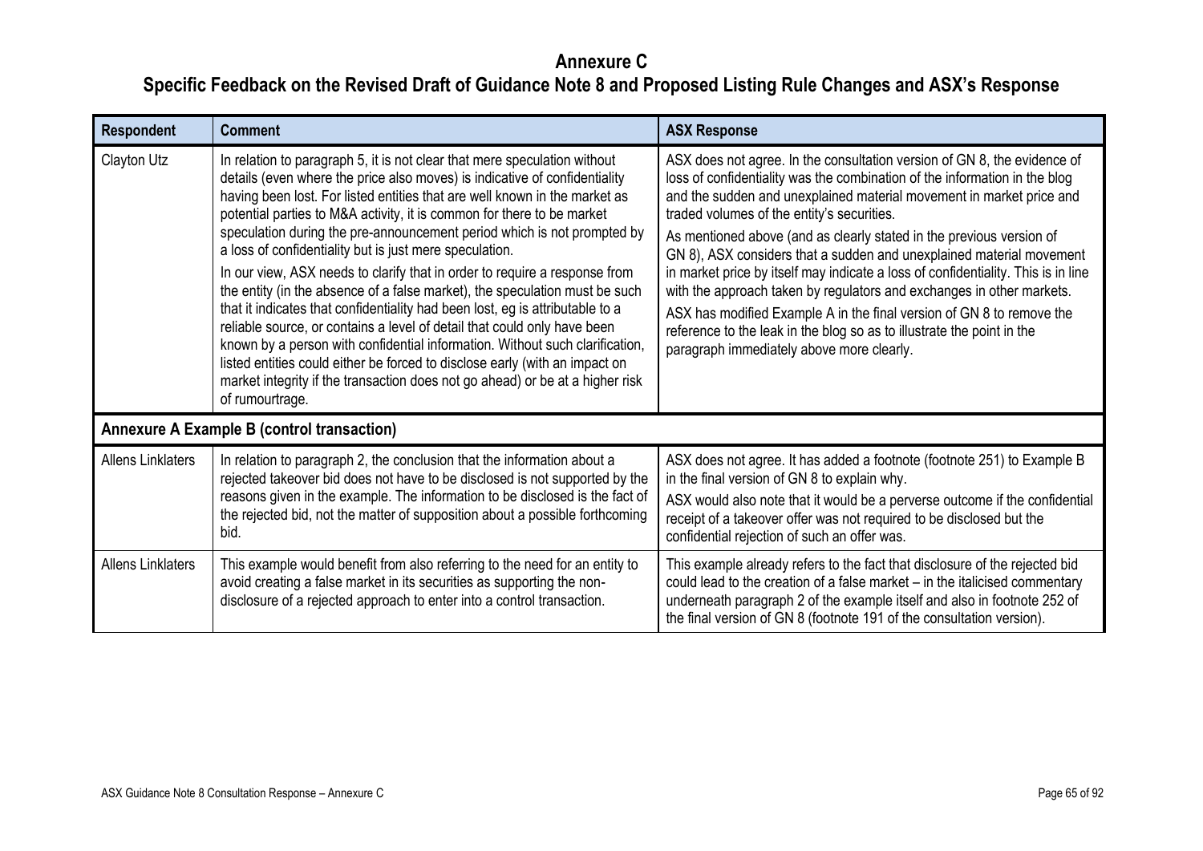# Annexure C

## Specific Feedback on the Revised Draft of Guidance Note 8 and Proposed Listing Rule Changes and ASX's Response

| Respondent | Comment | ASX Response |
|---|---|---|
| Clayton Utz | In relation to paragraph 5, it is not clear that mere speculation without details (even where the price also moves) is indicative of confidentiality having been lost. For listed entities that are well known in the market as potential parties to M&A activity, it is common for there to be market speculation during the pre-announcement period which is not prompted by a loss of confidentiality but is just mere speculation.<br><br>In our view, ASX needs to clarify that in order to require a response from the entity (in the absence of a false market), the speculation must be such that it indicates that confidentiality had been lost, eg is attributable to a reliable source, or contains a level of detail that could only have been known by a person with confidential information. Without such clarification, listed entities could either be forced to disclose early (with an impact on market integrity if the transaction does not go ahead) or be at a higher risk of rumourtrage. | ASX does not agree. In the consultation version of GN 8, the evidence of loss of confidentiality was the combination of the information in the blog and the sudden and unexplained material movement in market price and traded volumes of the entity's securities.<br><br>As mentioned above (and as clearly stated in the previous version of GN 8), ASX considers that a sudden and unexplained material movement in market price by itself may indicate a loss of confidentiality. This is in line with the approach taken by regulators and exchanges in other markets.<br><br>ASX has modified Example A in the final version of GN 8 to remove the reference to the leak in the blog so as to illustrate the point in the paragraph immediately above more clearly. |
| **Annexure A Example B (control transaction)** | | |
| Allens Linklaters | In relation to paragraph 2, the conclusion that the information about a rejected takeover bid does not have to be disclosed is not supported by the reasons given in the example. The information to be disclosed is the fact of the rejected bid, not the matter of supposition about a possible forthcoming bid. | ASX does not agree. It has added a footnote (footnote 251) to Example B in the final version of GN 8 to explain why.<br><br>ASX would also note that it would be a perverse outcome if the confidential receipt of a takeover offer was not required to be disclosed but the confidential rejection of such an offer was. |
| Allens Linklaters | This example would benefit from also referring to the need for an entity to avoid creating a false market in its securities as supporting the non-disclosure of a rejected approach to enter into a control transaction. | This example already refers to the fact that disclosure of the rejected bid could lead to the creation of a false market – in the italicised commentary underneath paragraph 2 of the example itself and also in footnote 252 of the final version of GN 8 (footnote 191 of the consultation version). |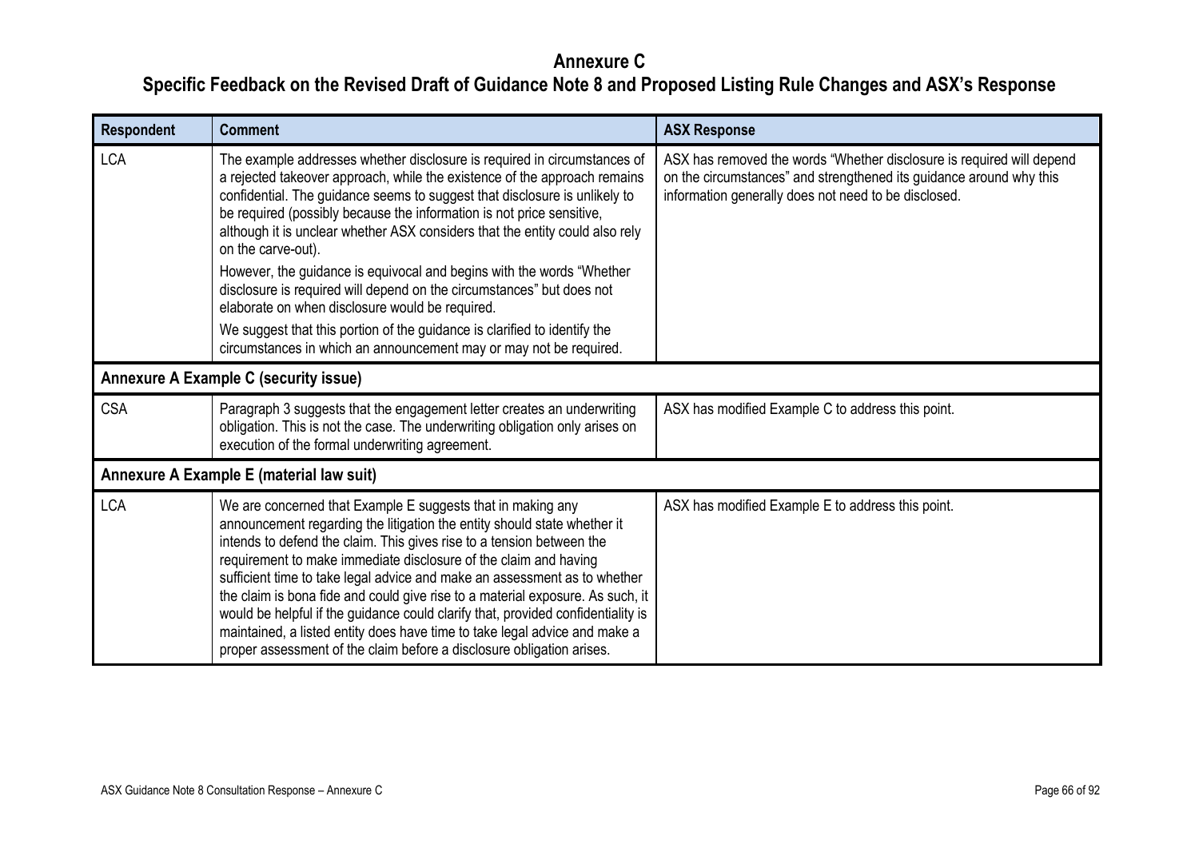# Annexure C

## Specific Feedback on the Revised Draft of Guidance Note 8 and Proposed Listing Rule Changes and ASX's Response

| Respondent | Comment | ASX Response |
|---|---|---|
| LCA | The example addresses whether disclosure is required in circumstances of a rejected takeover approach, while the existence of the approach remains confidential. The guidance seems to suggest that disclosure is unlikely to be required (possibly because the information is not price sensitive, although it is unclear whether ASX considers that the entity could also rely on the carve-out).<br><br>However, the guidance is equivocal and begins with the words "Whether disclosure is required will depend on the circumstances" but does not elaborate on when disclosure would be required.<br><br>We suggest that this portion of the guidance is clarified to identify the circumstances in which an announcement may or may not be required. | ASX has removed the words "Whether disclosure is required will depend on the circumstances" and strengthened its guidance around why this information generally does not need to be disclosed. |
| **Annexure A Example C (security issue)** | | |
| CSA | Paragraph 3 suggests that the engagement letter creates an underwriting obligation. This is not the case. The underwriting obligation only arises on execution of the formal underwriting agreement. | ASX has modified Example C to address this point. |
| **Annexure A Example E (material law suit)** | | |
| LCA | We are concerned that Example E suggests that in making any announcement regarding the litigation the entity should state whether it intends to defend the claim. This gives rise to a tension between the requirement to make immediate disclosure of the claim and having sufficient time to take legal advice and make an assessment as to whether the claim is bona fide and could give rise to a material exposure. As such, it would be helpful if the guidance could clarify that, provided confidentiality is maintained, a listed entity does have time to take legal advice and make a proper assessment of the claim before a disclosure obligation arises. | ASX has modified Example E to address this point. |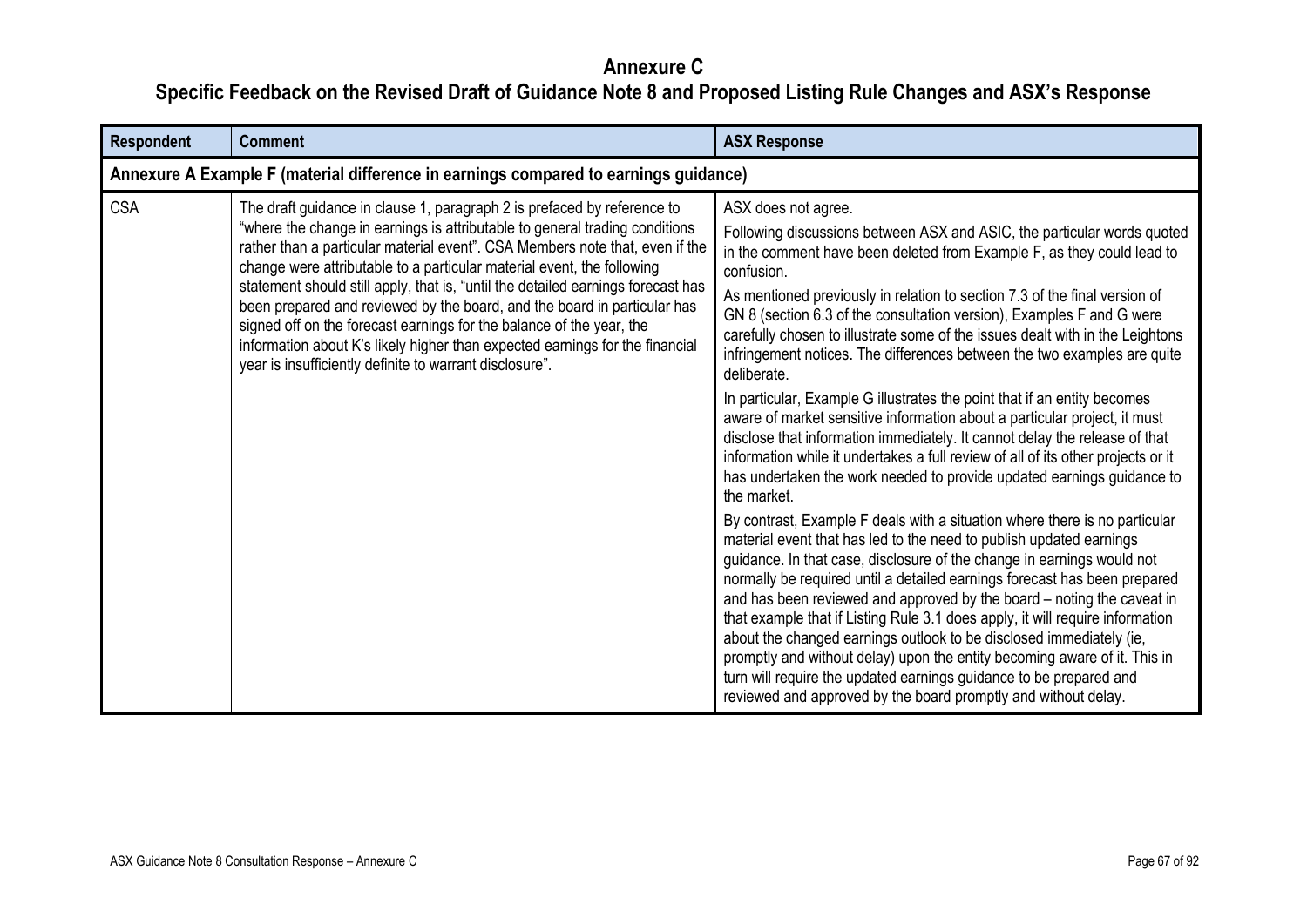# Annexure C

## Specific Feedback on the Revised Draft of Guidance Note 8 and Proposed Listing Rule Changes and ASX's Response

| Respondent | Comment | ASX Response |
|---|---|---|
| **Annexure A Example F (material difference in earnings compared to earnings guidance)** | | |
| CSA | The draft guidance in clause 1, paragraph 2 is prefaced by reference to "where the change in earnings is attributable to general trading conditions rather than a particular material event". CSA Members note that, even if the change were attributable to a particular material event, the following statement should still apply, that is, "until the detailed earnings forecast has been prepared and reviewed by the board, and the board in particular has signed off on the forecast earnings for the balance of the year, the information about K's likely higher than expected earnings for the financial year is insufficiently definite to warrant disclosure". | ASX does not agree.<br><br>Following discussions between ASX and ASIC, the particular words quoted in the comment have been deleted from Example F, as they could lead to confusion.<br><br>As mentioned previously in relation to section 7.3 of the final version of GN 8 (section 6.3 of the consultation version), Examples F and G were carefully chosen to illustrate some of the issues dealt with in the Leightons infringement notices. The differences between the two examples are quite deliberate.<br><br>In particular, Example G illustrates the point that if an entity becomes aware of market sensitive information about a particular project, it must disclose that information immediately. It cannot delay the release of that information while it undertakes a full review of all of its other projects or it has undertaken the work needed to provide updated earnings guidance to the market.<br><br>By contrast, Example F deals with a situation where there is no particular material event that has led to the need to publish updated earnings guidance. In that case, disclosure of the change in earnings would not normally be required until a detailed earnings forecast has been prepared and has been reviewed and approved by the board – noting the caveat in that example that if Listing Rule 3.1 does apply, it will require information about the changed earnings outlook to be disclosed immediately (ie, promptly and without delay) upon the entity becoming aware of it. This in turn will require the updated earnings guidance to be prepared and reviewed and approved by the board promptly and without delay. |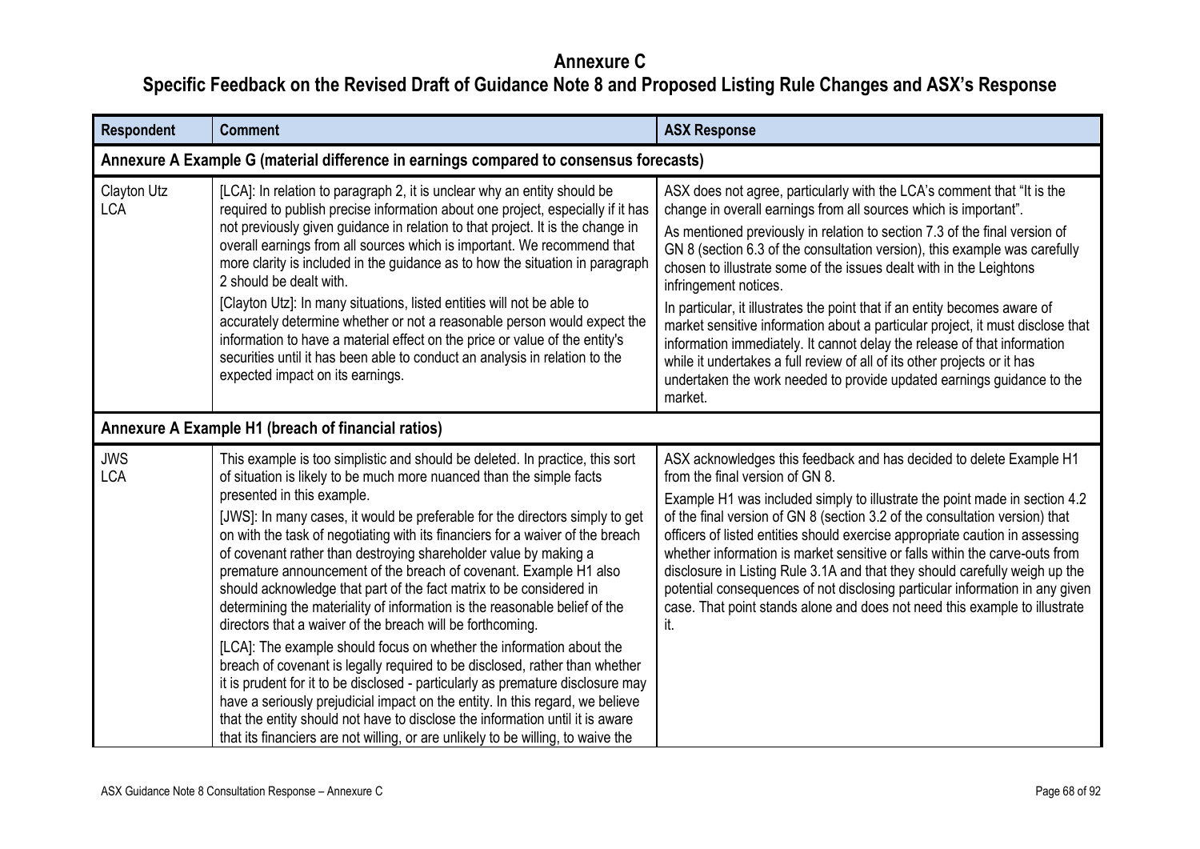# Annexure C

## Specific Feedback on the Revised Draft of Guidance Note 8 and Proposed Listing Rule Changes and ASX's Response

| Respondent | Comment | ASX Response |
|---|---|---|
| **Annexure A Example G (material difference in earnings compared to consensus forecasts)** | | |
| Clayton Utz<br>LCA | [LCA]: In relation to paragraph 2, it is unclear why an entity should be required to publish precise information about one project, especially if it has not previously given guidance in relation to that project. It is the change in overall earnings from all sources which is important. We recommend that more clarity is included in the guidance as to how the situation in paragraph 2 should be dealt with.<br>[Clayton Utz]: In many situations, listed entities will not be able to accurately determine whether or not a reasonable person would expect the information to have a material effect on the price or value of the entity's securities until it has been able to conduct an analysis in relation to the expected impact on its earnings. | ASX does not agree, particularly with the LCA's comment that "It is the change in overall earnings from all sources which is important".<br>As mentioned previously in relation to section 7.3 of the final version of GN 8 (section 6.3 of the consultation version), this example was carefully chosen to illustrate some of the issues dealt with in the Leightons infringement notices.<br>In particular, it illustrates the point that if an entity becomes aware of market sensitive information about a particular project, it must disclose that information immediately. It cannot delay the release of that information while it undertakes a full review of all of its other projects or it has undertaken the work needed to provide updated earnings guidance to the market. |
| **Annexure A Example H1 (breach of financial ratios)** | | |
| JWS<br>LCA | This example is too simplistic and should be deleted. In practice, this sort of situation is likely to be much more nuanced than the simple facts presented in this example.<br>[JWS]: In many cases, it would be preferable for the directors simply to get on with the task of negotiating with its financiers for a waiver of the breach of covenant rather than destroying shareholder value by making a premature announcement of the breach of covenant. Example H1 also should acknowledge that part of the fact matrix to be considered in determining the materiality of information is the reasonable belief of the directors that a waiver of the breach will be forthcoming.<br>[LCA]: The example should focus on whether the information about the breach of covenant is legally required to be disclosed, rather than whether it is prudent for it to be disclosed - particularly as premature disclosure may have a seriously prejudicial impact on the entity. In this regard, we believe that the entity should not have to disclose the information until it is aware that its financiers are not willing, or are unlikely to be willing, to waive the | ASX acknowledges this feedback and has decided to delete Example H1 from the final version of GN 8.<br>Example H1 was included simply to illustrate the point made in section 4.2 of the final version of GN 8 (section 3.2 of the consultation version) that officers of listed entities should exercise appropriate caution in assessing whether information is market sensitive or falls within the carve-outs from disclosure in Listing Rule 3.1A and that they should carefully weigh up the potential consequences of not disclosing particular information in any given case. That point stands alone and does not need this example to illustrate it. |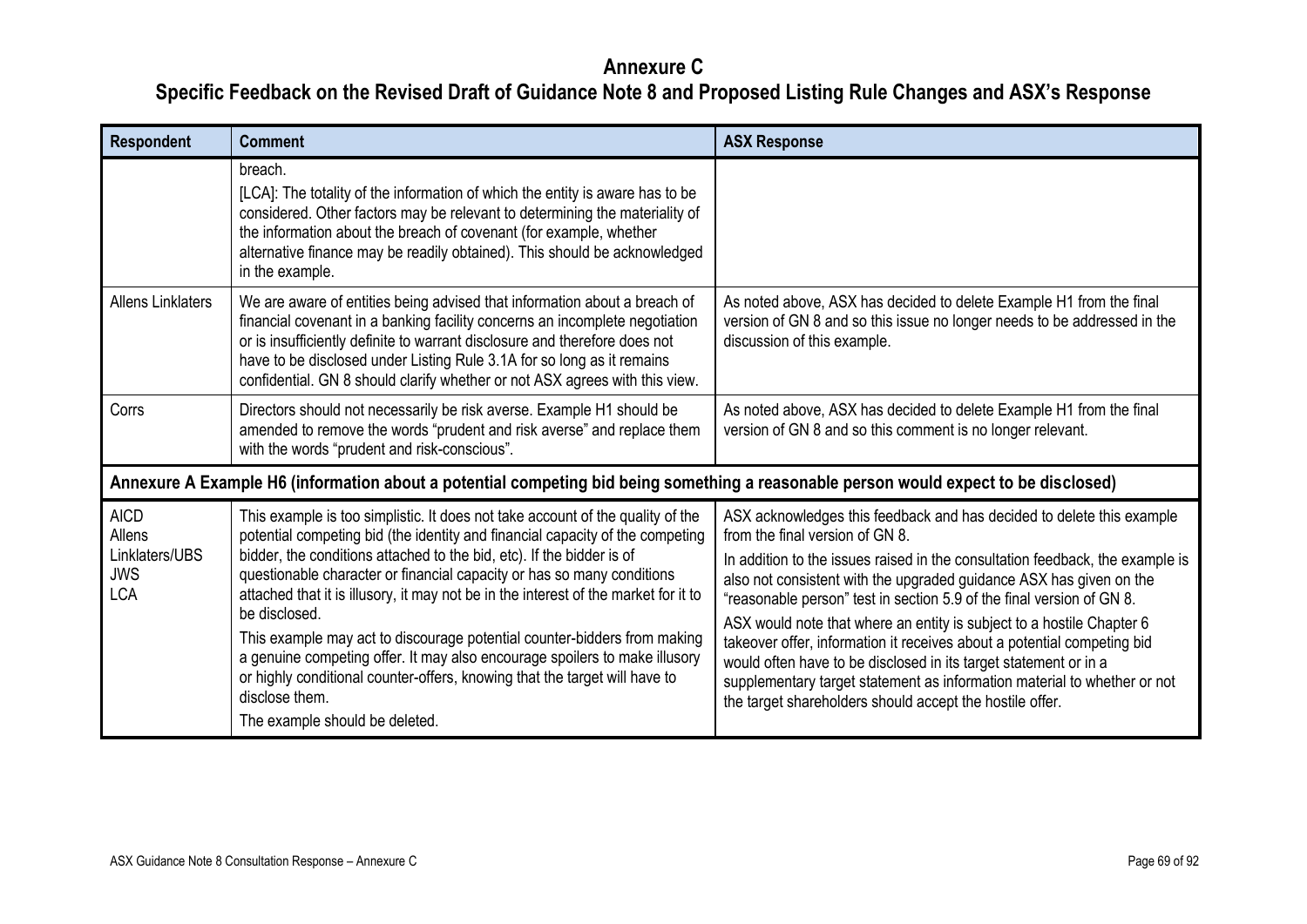# Annexure C

## Specific Feedback on the Revised Draft of Guidance Note 8 and Proposed Listing Rule Changes and ASX's Response

| Respondent | Comment | ASX Response |
|---|---|---|
| | breach.<br>[LCA]: The totality of the information of which the entity is aware has to be considered. Other factors may be relevant to determining the materiality of the information about the breach of covenant (for example, whether alternative finance may be readily obtained). This should be acknowledged in the example. | |
| Allens Linklaters | We are aware of entities being advised that information about a breach of financial covenant in a banking facility concerns an incomplete negotiation or is insufficiently definite to warrant disclosure and therefore does not have to be disclosed under Listing Rule 3.1A for so long as it remains confidential. GN 8 should clarify whether or not ASX agrees with this view. | As noted above, ASX has decided to delete Example H1 from the final version of GN 8 and so this issue no longer needs to be addressed in the discussion of this example. |
| Corrs | Directors should not necessarily be risk averse. Example H1 should be amended to remove the words "prudent and risk averse" and replace them with the words "prudent and risk-conscious". | As noted above, ASX has decided to delete Example H1 from the final version of GN 8 and so this comment is no longer relevant. |
| **Annexure A Example H6 (information about a potential competing bid being something a reasonable person would expect to be disclosed)** | | |
| AICD<br>Allens Linklaters/UBS<br>JWS<br>LCA | This example is too simplistic. It does not take account of the quality of the potential competing bid (the identity and financial capacity of the competing bidder, the conditions attached to the bid, etc). If the bidder is of questionable character or financial capacity or has so many conditions attached that it is illusory, it may not be in the interest of the market for it to be disclosed.<br>This example may act to discourage potential counter-bidders from making a genuine competing offer. It may also encourage spoilers to make illusory or highly conditional counter-offers, knowing that the target will have to disclose them.<br>The example should be deleted. | ASX acknowledges this feedback and has decided to delete this example from the final version of GN 8.<br>In addition to the issues raised in the consultation feedback, the example is also not consistent with the upgraded guidance ASX has given on the "reasonable person" test in section 5.9 of the final version of GN 8.<br>ASX would note that where an entity is subject to a hostile Chapter 6 takeover offer, information it receives about a potential competing bid would often have to be disclosed in its target statement or in a supplementary target statement as information material to whether or not the target shareholders should accept the hostile offer. |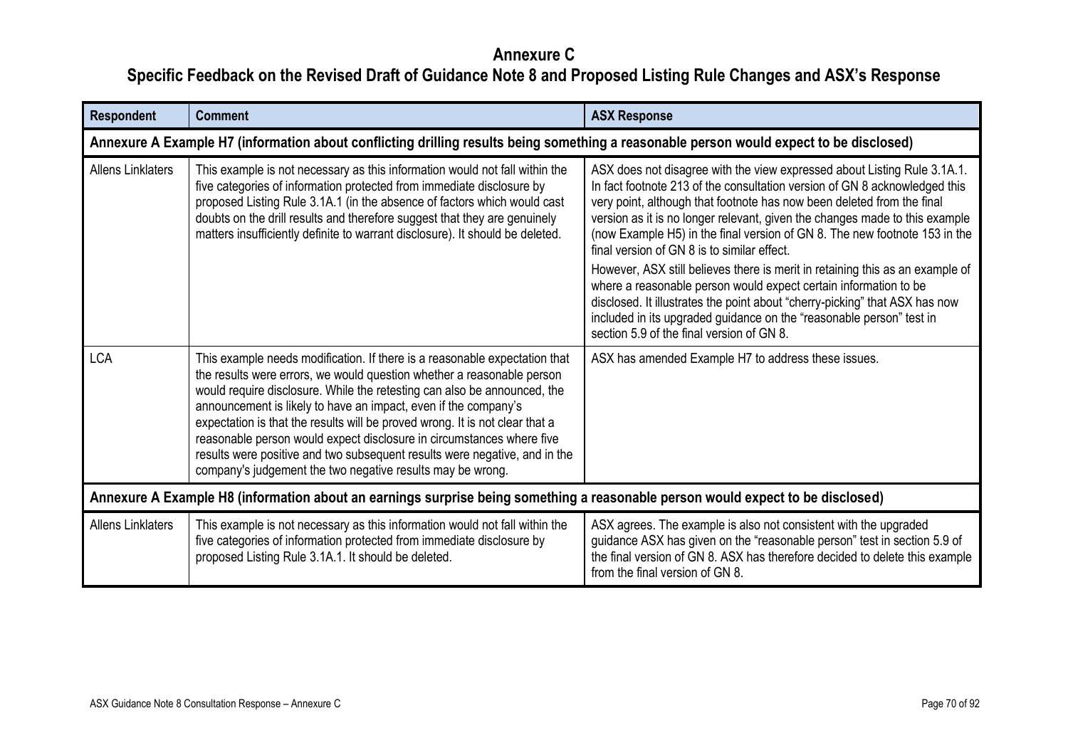# Annexure C

## Specific Feedback on the Revised Draft of Guidance Note 8 and Proposed Listing Rule Changes and ASX's Response

| Respondent | Comment | ASX Response |
|---|---|---|
| **Annexure A Example H7 (information about conflicting drilling results being something a reasonable person would expect to be disclosed)** | | |
| Allens Linklaters | This example is not necessary as this information would not fall within the five categories of information protected from immediate disclosure by proposed Listing Rule 3.1A.1 (in the absence of factors which would cast doubts on the drill results and therefore suggest that they are genuinely matters insufficiently definite to warrant disclosure). It should be deleted. | ASX does not disagree with the view expressed about Listing Rule 3.1A.1. In fact footnote 213 of the consultation version of GN 8 acknowledged this very point, although that footnote has now been deleted from the final version as it is no longer relevant, given the changes made to this example (now Example H5) in the final version of GN 8. The new footnote 153 in the final version of GN 8 is to similar effect.<br><br>However, ASX still believes there is merit in retaining this as an example of where a reasonable person would expect certain information to be disclosed. It illustrates the point about "cherry-picking" that ASX has now included in its upgraded guidance on the "reasonable person" test in section 5.9 of the final version of GN 8. |
| LCA | This example needs modification. If there is a reasonable expectation that the results were errors, we would question whether a reasonable person would require disclosure. While the retesting can also be announced, the announcement is likely to have an impact, even if the company's expectation is that the results will be proved wrong. It is not clear that a reasonable person would expect disclosure in circumstances where five results were positive and two subsequent results were negative, and in the company's judgement the two negative results may be wrong. | ASX has amended Example H7 to address these issues. |
| **Annexure A Example H8 (information about an earnings surprise being something a reasonable person would expect to be disclosed)** | | |
| Allens Linklaters | This example is not necessary as this information would not fall within the five categories of information protected from immediate disclosure by proposed Listing Rule 3.1A.1. It should be deleted. | ASX agrees. The example is also not consistent with the upgraded guidance ASX has given on the "reasonable person" test in section 5.9 of the final version of GN 8. ASX has therefore decided to delete this example from the final version of GN 8. |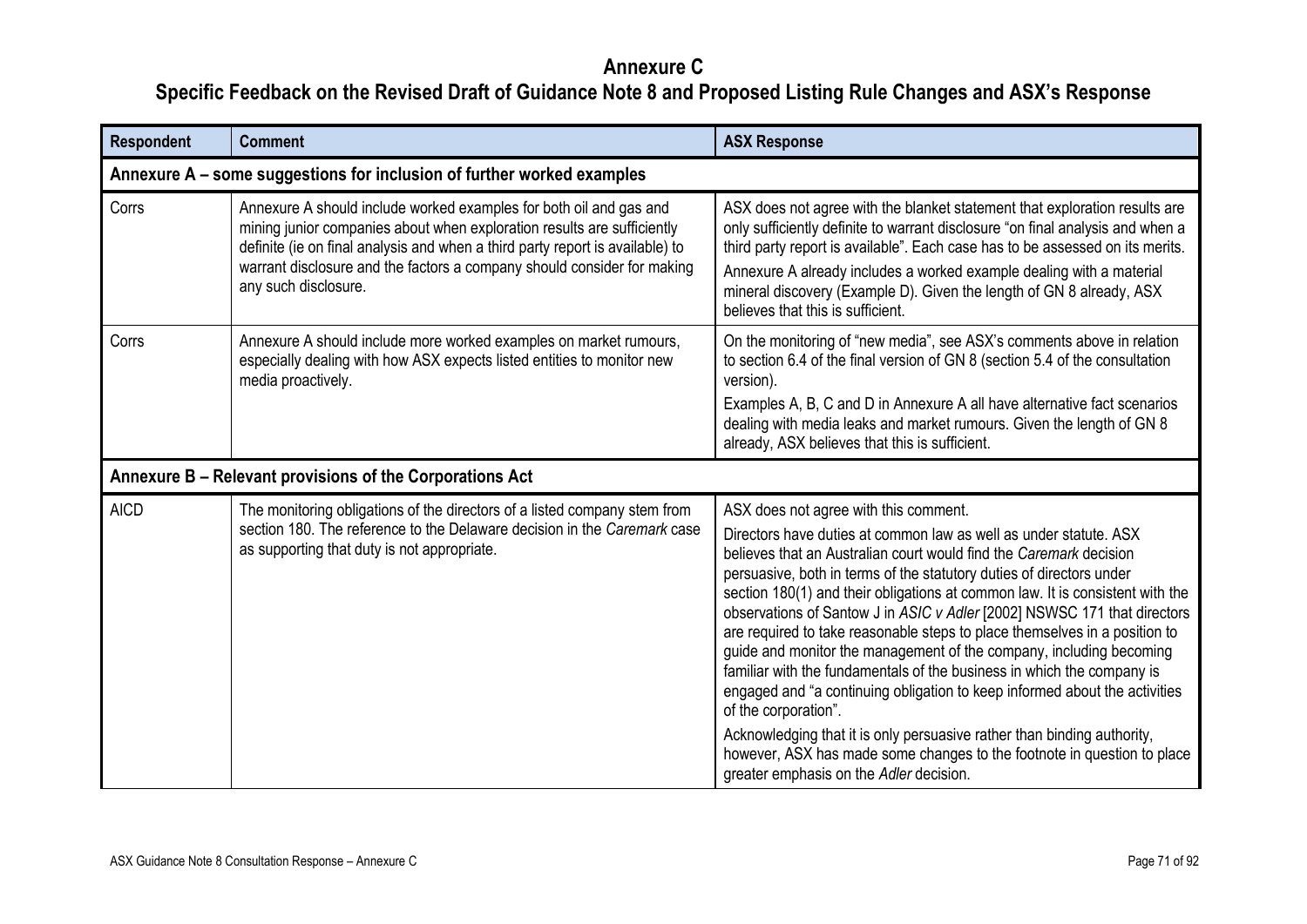# Annexure C

## Specific Feedback on the Revised Draft of Guidance Note 8 and Proposed Listing Rule Changes and ASX's Response

| Respondent | Comment | ASX Response |
|---|---|---|
| **Annexure A – some suggestions for inclusion of further worked examples** | | |
| Corrs | Annexure A should include worked examples for both oil and gas and mining junior companies about when exploration results are sufficiently definite (ie on final analysis and when a third party report is available) to warrant disclosure and the factors a company should consider for making any such disclosure. | ASX does not agree with the blanket statement that exploration results are only sufficiently definite to warrant disclosure "on final analysis and when a third party report is available". Each case has to be assessed on its merits.<br>Annexure A already includes a worked example dealing with a material mineral discovery (Example D). Given the length of GN 8 already, ASX believes that this is sufficient. |
| Corrs | Annexure A should include more worked examples on market rumours, especially dealing with how ASX expects listed entities to monitor new media proactively. | On the monitoring of "new media", see ASX's comments above in relation to section 6.4 of the final version of GN 8 (section 5.4 of the consultation version).<br>Examples A, B, C and D in Annexure A all have alternative fact scenarios dealing with media leaks and market rumours. Given the length of GN 8 already, ASX believes that this is sufficient. |
| **Annexure B – Relevant provisions of the Corporations Act** | | |
| AICD | The monitoring obligations of the directors of a listed company stem from section 180. The reference to the Delaware decision in the *Caremark* case as supporting that duty is not appropriate. | ASX does not agree with this comment.<br>Directors have duties at common law as well as under statute. ASX believes that an Australian court would find the *Caremark* decision persuasive, both in terms of the statutory duties of directors under section 180(1) and their obligations at common law. It is consistent with the observations of Santow J in *ASIC v Adler* [2002] NSWSC 171 that directors are required to take reasonable steps to place themselves in a position to guide and monitor the management of the company, including becoming familiar with the fundamentals of the business in which the company is engaged and "a continuing obligation to keep informed about the activities of the corporation".<br>Acknowledging that it is only persuasive rather than binding authority, however, ASX has made some changes to the footnote in question to place greater emphasis on the *Adler* decision. |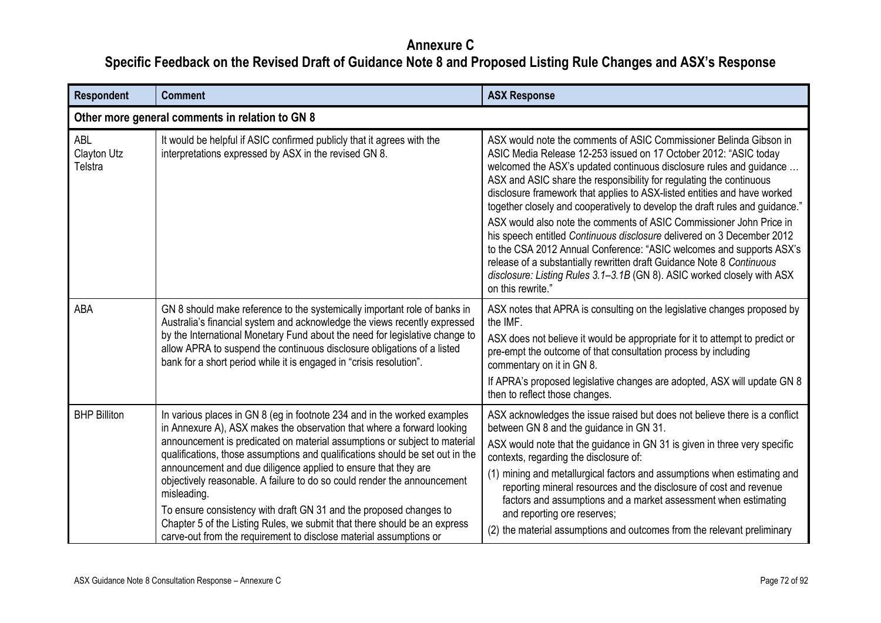# Annexure C

## Specific Feedback on the Revised Draft of Guidance Note 8 and Proposed Listing Rule Changes and ASX's Response

| Respondent | Comment | ASX Response |
|---|---|---|
| **Other more general comments in relation to GN 8** | | |
| ABL<br>Clayton Utz<br>Telstra | It would be helpful if ASIC confirmed publicly that it agrees with the interpretations expressed by ASX in the revised GN 8. | ASX would note the comments of ASIC Commissioner Belinda Gibson in ASIC Media Release 12-253 issued on 17 October 2012: "ASIC today welcomed the ASX's updated continuous disclosure rules and guidance … ASX and ASIC share the responsibility for regulating the continuous disclosure framework that applies to ASX-listed entities and have worked together closely and cooperatively to develop the draft rules and guidance."<br>ASX would also note the comments of ASIC Commissioner John Price in his speech entitled *Continuous disclosure* delivered on 3 December 2012 to the CSA 2012 Annual Conference: "ASIC welcomes and supports ASX's release of a substantially rewritten draft Guidance Note 8 *Continuous disclosure: Listing Rules 3.1–3.1B* (GN 8). ASIC worked closely with ASX on this rewrite." |
| ABA | GN 8 should make reference to the systemically important role of banks in Australia's financial system and acknowledge the views recently expressed by the International Monetary Fund about the need for legislative change to allow APRA to suspend the continuous disclosure obligations of a listed bank for a short period while it is engaged in "crisis resolution". | ASX notes that APRA is consulting on the legislative changes proposed by the IMF.<br>ASX does not believe it would be appropriate for it to attempt to predict or pre-empt the outcome of that consultation process by including commentary on it in GN 8.<br>If APRA's proposed legislative changes are adopted, ASX will update GN 8 then to reflect those changes. |
| BHP Billiton | In various places in GN 8 (eg in footnote 234 and in the worked examples in Annexure A), ASX makes the observation that where a forward looking announcement is predicated on material assumptions or subject to material qualifications, those assumptions and qualifications should be set out in the announcement and due diligence applied to ensure that they are objectively reasonable. A failure to do so could render the announcement misleading.<br>To ensure consistency with draft GN 31 and the proposed changes to Chapter 5 of the Listing Rules, we submit that there should be an express carve-out from the requirement to disclose material assumptions or | ASX acknowledges the issue raised but does not believe there is a conflict between GN 8 and the guidance in GN 31.<br>ASX would note that the guidance in GN 31 is given in three very specific contexts, regarding the disclosure of:<br>(1) mining and metallurgical factors and assumptions when estimating and reporting mineral resources and the disclosure of cost and revenue factors and assumptions and a market assessment when estimating and reporting ore reserves;<br>(2) the material assumptions and outcomes from the relevant preliminary |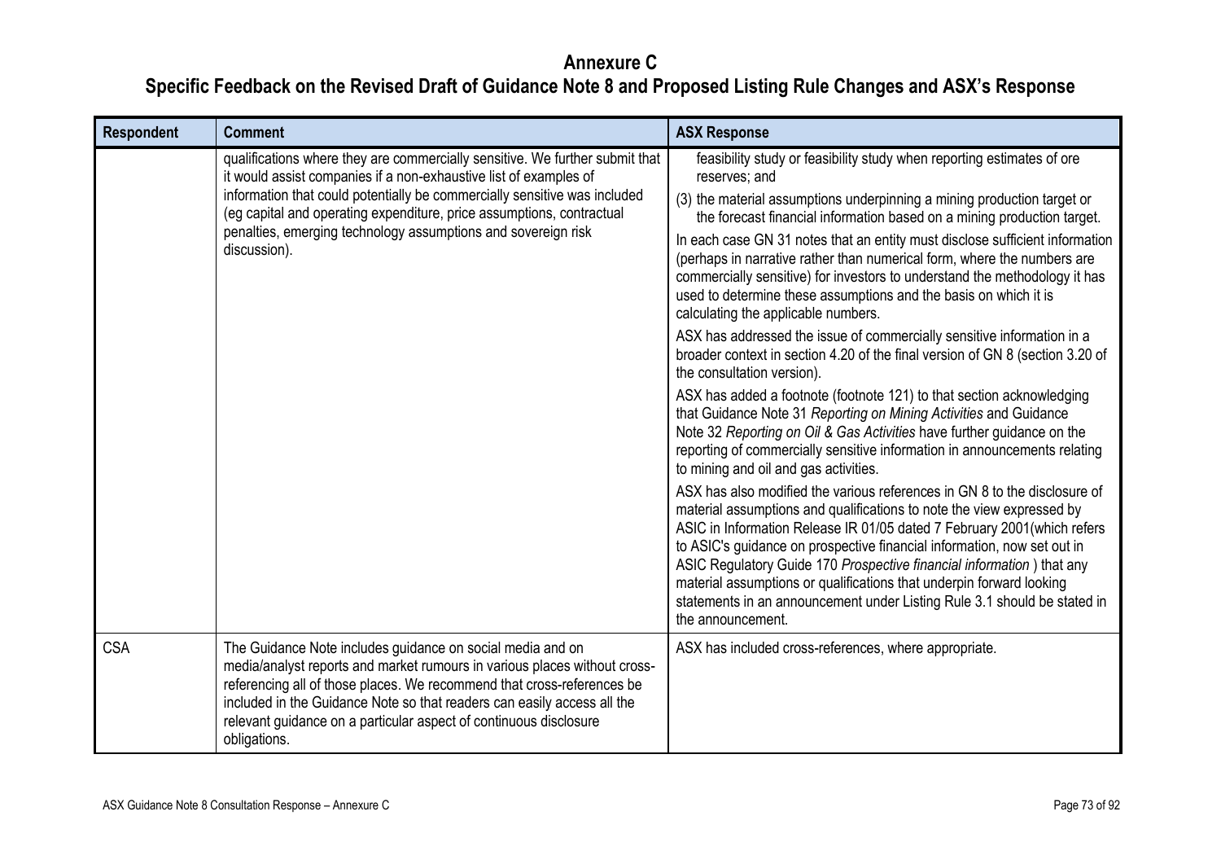# Annexure C

## Specific Feedback on the Revised Draft of Guidance Note 8 and Proposed Listing Rule Changes and ASX's Response

| Respondent | Comment | ASX Response |
|---|---|---|
| | qualifications where they are commercially sensitive. We further submit that it would assist companies if a non-exhaustive list of examples of information that could potentially be commercially sensitive was included (eg capital and operating expenditure, price assumptions, contractual penalties, emerging technology assumptions and sovereign risk discussion). | feasibility study or feasibility study when reporting estimates of ore reserves; and<br>(3) the material assumptions underpinning a mining production target or the forecast financial information based on a mining production target.<br>In each case GN 31 notes that an entity must disclose sufficient information (perhaps in narrative rather than numerical form, where the numbers are commercially sensitive) for investors to understand the methodology it has used to determine these assumptions and the basis on which it is calculating the applicable numbers.<br>ASX has addressed the issue of commercially sensitive information in a broader context in section 4.20 of the final version of GN 8 (section 3.20 of the consultation version).<br>ASX has added a footnote (footnote 121) to that section acknowledging that Guidance Note 31 *Reporting on Mining Activities* and Guidance Note 32 *Reporting on Oil & Gas Activities* have further guidance on the reporting of commercially sensitive information in announcements relating to mining and oil and gas activities.<br>ASX has also modified the various references in GN 8 to the disclosure of material assumptions and qualifications to note the view expressed by ASIC in Information Release IR 01/05 dated 7 February 2001(which refers to ASIC's guidance on prospective financial information, now set out in ASIC Regulatory Guide 170 *Prospective financial information* ) that any material assumptions or qualifications that underpin forward looking statements in an announcement under Listing Rule 3.1 should be stated in the announcement. |
| CSA | The Guidance Note includes guidance on social media and on media/analyst reports and market rumours in various places without cross-referencing all of those places. We recommend that cross-references be included in the Guidance Note so that readers can easily access all the relevant guidance on a particular aspect of continuous disclosure obligations. | ASX has included cross-references, where appropriate. |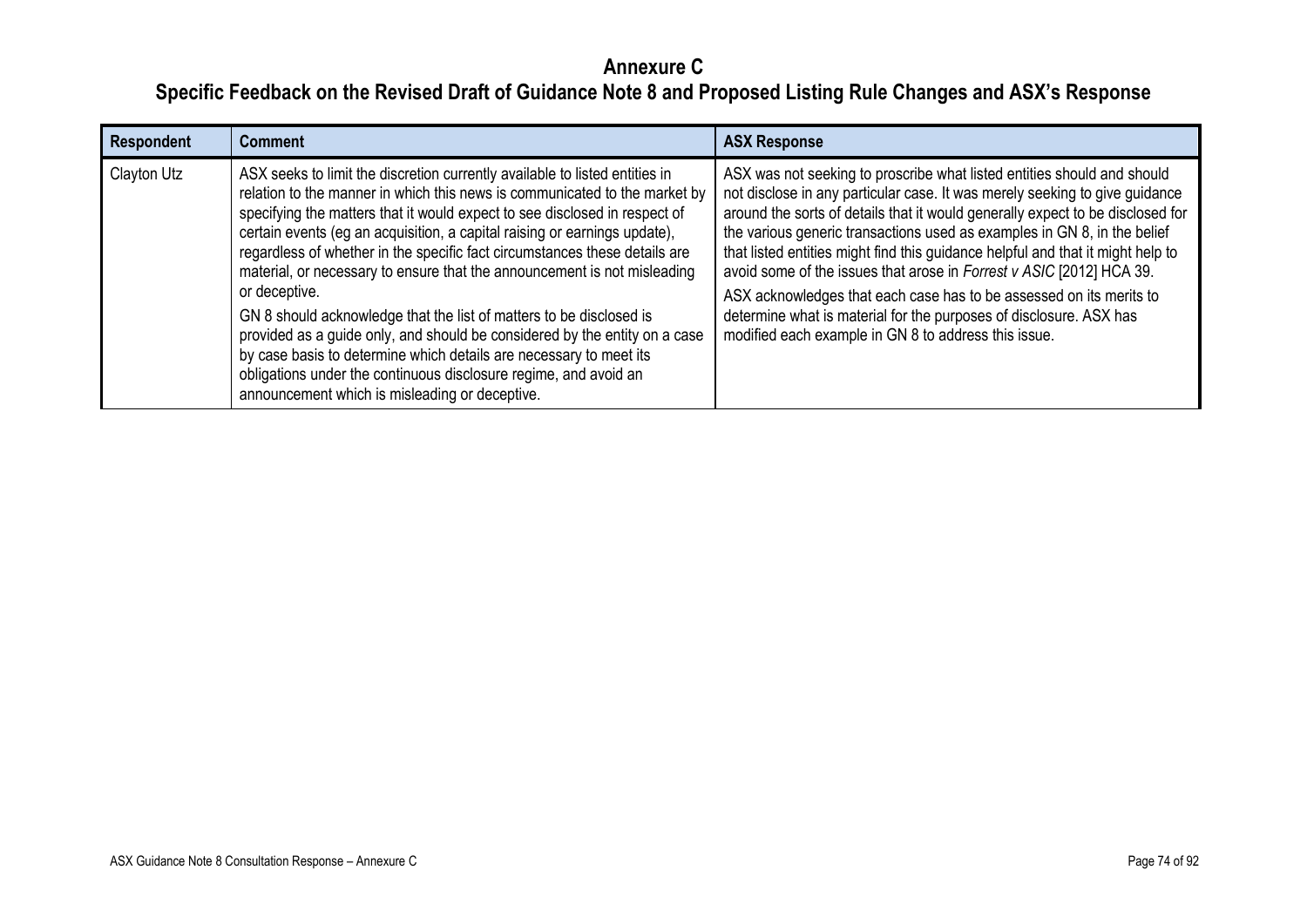# Annexure C

## Specific Feedback on the Revised Draft of Guidance Note 8 and Proposed Listing Rule Changes and ASX's Response

| Respondent | Comment | ASX Response |
|---|---|---|
| Clayton Utz | ASX seeks to limit the discretion currently available to listed entities in relation to the manner in which this news is communicated to the market by specifying the matters that it would expect to see disclosed in respect of certain events (eg an acquisition, a capital raising or earnings update), regardless of whether in the specific fact circumstances these details are material, or necessary to ensure that the announcement is not misleading or deceptive.<br><br>GN 8 should acknowledge that the list of matters to be disclosed is provided as a guide only, and should be considered by the entity on a case by case basis to determine which details are necessary to meet its obligations under the continuous disclosure regime, and avoid an announcement which is misleading or deceptive. | ASX was not seeking to proscribe what listed entities should and should not disclose in any particular case. It was merely seeking to give guidance around the sorts of details that it would generally expect to be disclosed for the various generic transactions used as examples in GN 8, in the belief that listed entities might find this guidance helpful and that it might help to avoid some of the issues that arose in *Forrest v ASIC* [2012] HCA 39.<br><br>ASX acknowledges that each case has to be assessed on its merits to determine what is material for the purposes of disclosure. ASX has modified each example in GN 8 to address this issue. |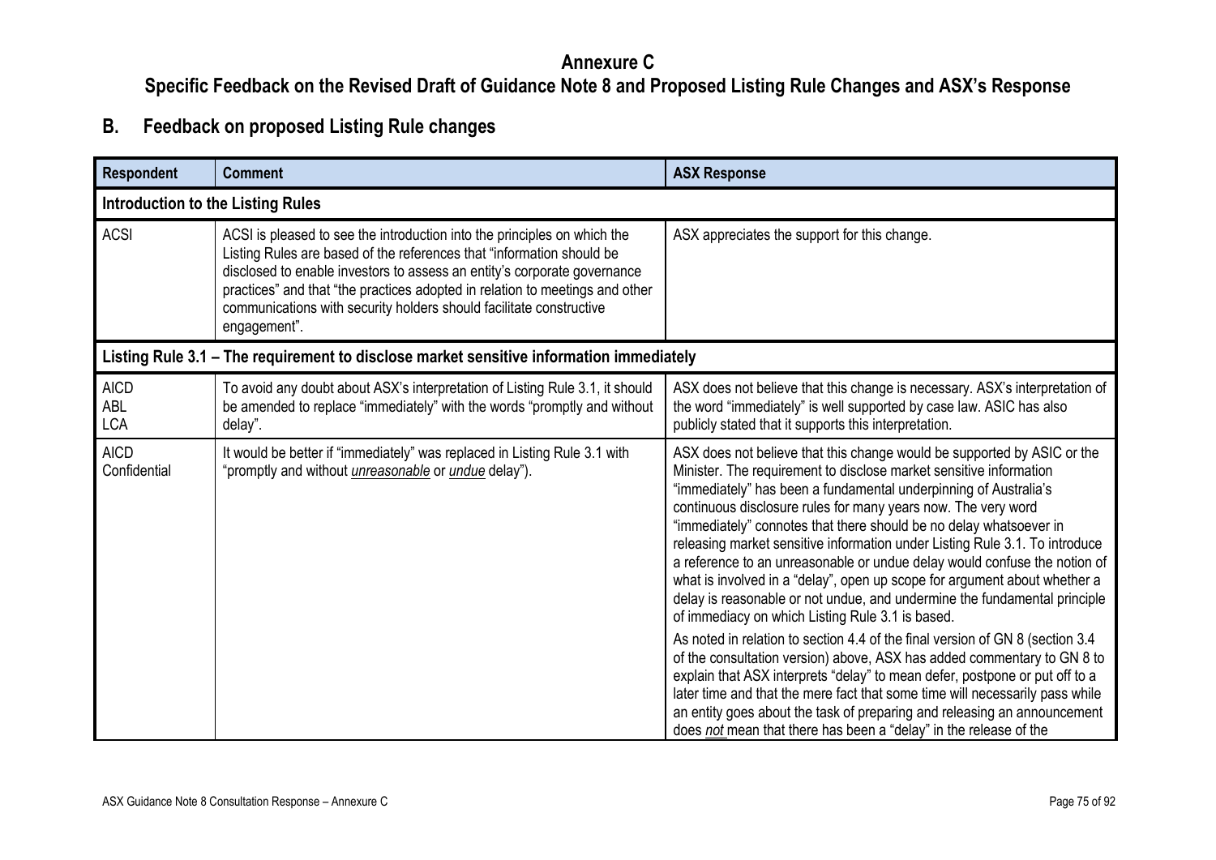# Annexure C

## Specific Feedback on the Revised Draft of Guidance Note 8 and Proposed Listing Rule Changes and ASX's Response

## B. Feedback on proposed Listing Rule changes

| Respondent | Comment | ASX Response |
|---|---|---|
| **Introduction to the Listing Rules** | | |
| ACSI | ACSI is pleased to see the introduction into the principles on which the Listing Rules are based of the references that "information should be disclosed to enable investors to assess an entity's corporate governance practices" and that "the practices adopted in relation to meetings and other communications with security holders should facilitate constructive engagement". | ASX appreciates the support for this change. |
| **Listing Rule 3.1 – The requirement to disclose market sensitive information immediately** | | |
| AICD<br>ABL<br>LCA | To avoid any doubt about ASX's interpretation of Listing Rule 3.1, it should be amended to replace "immediately" with the words "promptly and without delay". | ASX does not believe that this change is necessary. ASX's interpretation of the word "immediately" is well supported by case law. ASIC has also publicly stated that it supports this interpretation. |
| AICD<br>Confidential | It would be better if "immediately" was replaced in Listing Rule 3.1 with "promptly and without *__unreasonable__* or *__undue__* delay"). | ASX does not believe that this change would be supported by ASIC or the Minister. The requirement to disclose market sensitive information "immediately" has been a fundamental underpinning of Australia's continuous disclosure rules for many years now. The very word "immediately" connotes that there should be no delay whatsoever in releasing market sensitive information under Listing Rule 3.1. To introduce a reference to an unreasonable or undue delay would confuse the notion of what is involved in a "delay", open up scope for argument about whether a delay is reasonable or not undue, and undermine the fundamental principle of immediacy on which Listing Rule 3.1 is based.<br><br>As noted in relation to section 4.4 of the final version of GN 8 (section 3.4 of the consultation version) above, ASX has added commentary to GN 8 to explain that ASX interprets "delay" to mean defer, postpone or put off to a later time and that the mere fact that some time will necessarily pass while an entity goes about the task of preparing and releasing an announcement does *__not__* mean that there has been a "delay" in the release of the |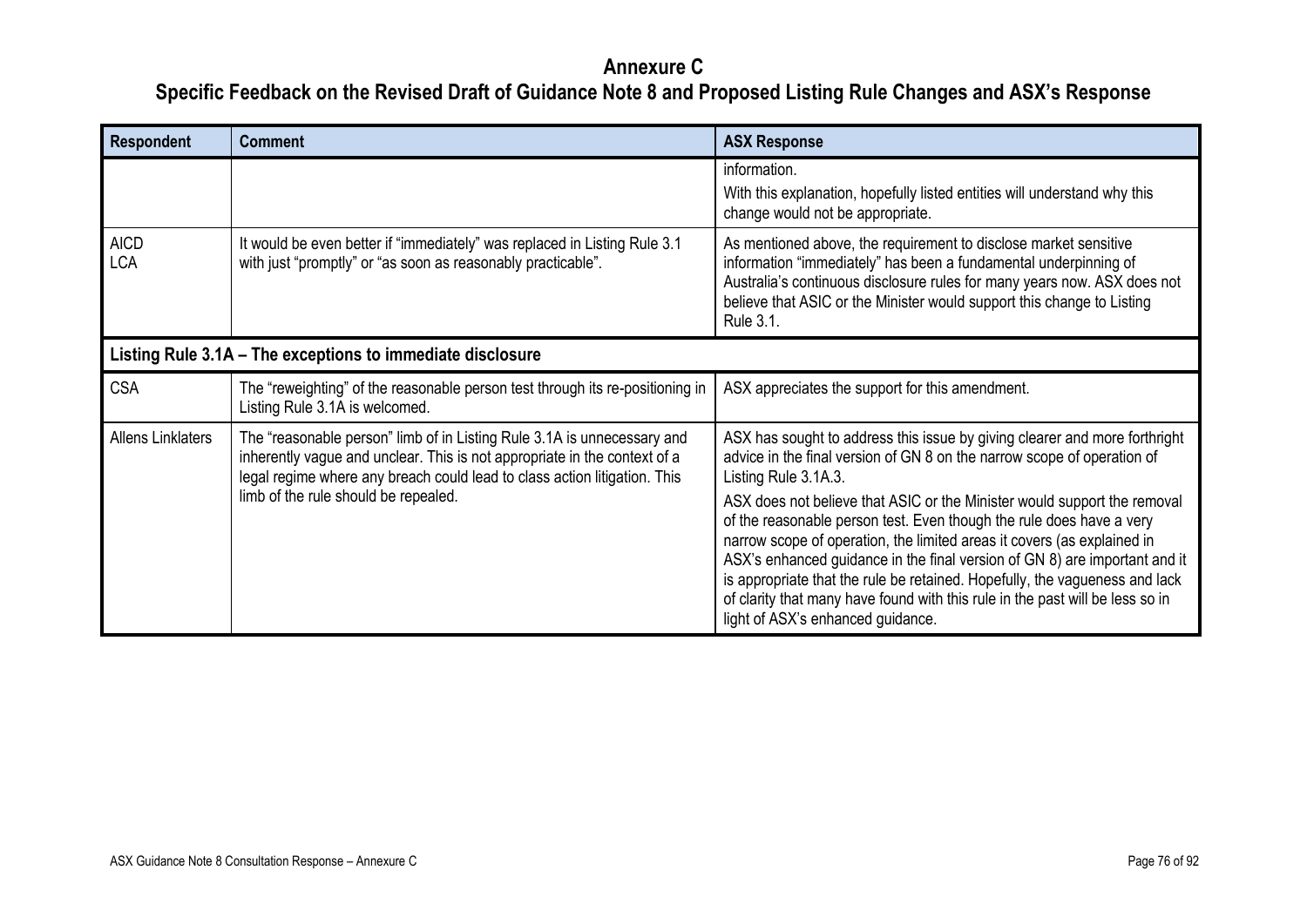# Annexure C

## Specific Feedback on the Revised Draft of Guidance Note 8 and Proposed Listing Rule Changes and ASX's Response

| Respondent | Comment | ASX Response |
|---|---|---|
| | | information.<br>With this explanation, hopefully listed entities will understand why this change would not be appropriate. |
| AICD<br>LCA | It would be even better if "immediately" was replaced in Listing Rule 3.1 with just "promptly" or "as soon as reasonably practicable". | As mentioned above, the requirement to disclose market sensitive information "immediately" has been a fundamental underpinning of Australia's continuous disclosure rules for many years now. ASX does not believe that ASIC or the Minister would support this change to Listing Rule 3.1. |
| **Listing Rule 3.1A – The exceptions to immediate disclosure** | | |
| CSA | The "reweighting" of the reasonable person test through its re-positioning in Listing Rule 3.1A is welcomed. | ASX appreciates the support for this amendment. |
| Allens Linklaters | The "reasonable person" limb of in Listing Rule 3.1A is unnecessary and inherently vague and unclear. This is not appropriate in the context of a legal regime where any breach could lead to class action litigation. This limb of the rule should be repealed. | ASX has sought to address this issue by giving clearer and more forthright advice in the final version of GN 8 on the narrow scope of operation of Listing Rule 3.1A.3.<br>ASX does not believe that ASIC or the Minister would support the removal of the reasonable person test. Even though the rule does have a very narrow scope of operation, the limited areas it covers (as explained in ASX's enhanced guidance in the final version of GN 8) are important and it is appropriate that the rule be retained. Hopefully, the vagueness and lack of clarity that many have found with this rule in the past will be less so in light of ASX's enhanced guidance. |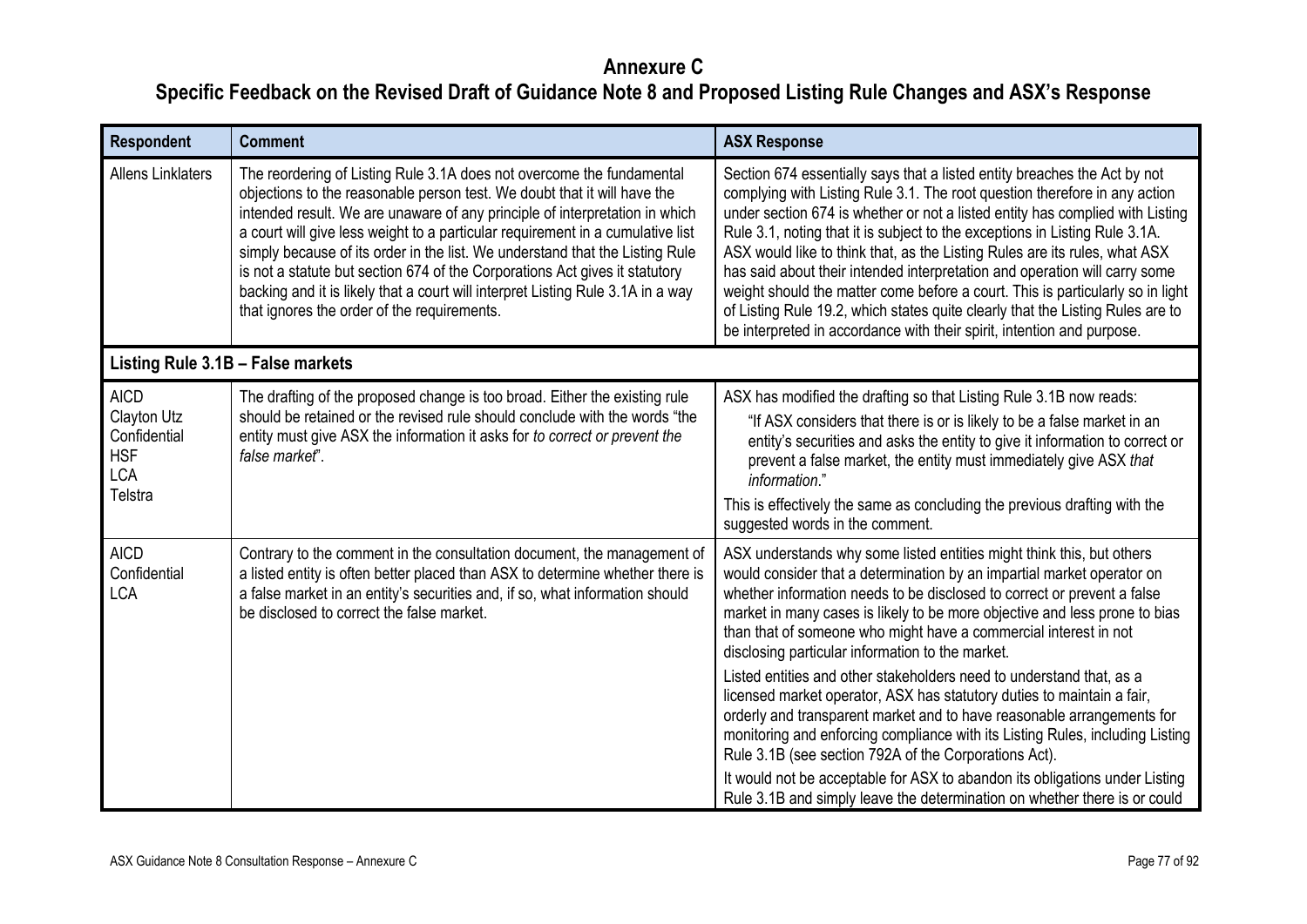# Annexure C

## Specific Feedback on the Revised Draft of Guidance Note 8 and Proposed Listing Rule Changes and ASX's Response

| Respondent | Comment | ASX Response |
|---|---|---|
| Allens Linklaters | The reordering of Listing Rule 3.1A does not overcome the fundamental objections to the reasonable person test. We doubt that it will have the intended result. We are unaware of any principle of interpretation in which a court will give less weight to a particular requirement in a cumulative list simply because of its order in the list. We understand that the Listing Rule is not a statute but section 674 of the Corporations Act gives it statutory backing and it is likely that a court will interpret Listing Rule 3.1A in a way that ignores the order of the requirements. | Section 674 essentially says that a listed entity breaches the Act by not complying with Listing Rule 3.1. The root question therefore in any action under section 674 is whether or not a listed entity has complied with Listing Rule 3.1, noting that it is subject to the exceptions in Listing Rule 3.1A. ASX would like to think that, as the Listing Rules are its rules, what ASX has said about their intended interpretation and operation will carry some weight should the matter come before a court. This is particularly so in light of Listing Rule 19.2, which states quite clearly that the Listing Rules are to be interpreted in accordance with their spirit, intention and purpose. |
| **Listing Rule 3.1B – False markets** | | |
| AICD<br>Clayton Utz<br>Confidential<br>HSF<br>LCA<br>Telstra | The drafting of the proposed change is too broad. Either the existing rule should be retained or the revised rule should conclude with the words "the entity must give ASX the information it asks for *to correct or prevent the false market*". | ASX has modified the drafting so that Listing Rule 3.1B now reads:<br>"If ASX considers that there is or is likely to be a false market in an entity's securities and asks the entity to give it information to correct or prevent a false market, the entity must immediately give ASX *that information*."<br>This is effectively the same as concluding the previous drafting with the suggested words in the comment. |
| AICD<br>Confidential<br>LCA | Contrary to the comment in the consultation document, the management of a listed entity is often better placed than ASX to determine whether there is a false market in an entity's securities and, if so, what information should be disclosed to correct the false market. | ASX understands why some listed entities might think this, but others would consider that a determination by an impartial market operator on whether information needs to be disclosed to correct or prevent a false market in many cases is likely to be more objective and less prone to bias than that of someone who might have a commercial interest in not disclosing particular information to the market.<br>Listed entities and other stakeholders need to understand that, as a licensed market operator, ASX has statutory duties to maintain a fair, orderly and transparent market and to have reasonable arrangements for monitoring and enforcing compliance with its Listing Rules, including Listing Rule 3.1B (see section 792A of the Corporations Act).<br>It would not be acceptable for ASX to abandon its obligations under Listing Rule 3.1B and simply leave the determination on whether there is or could |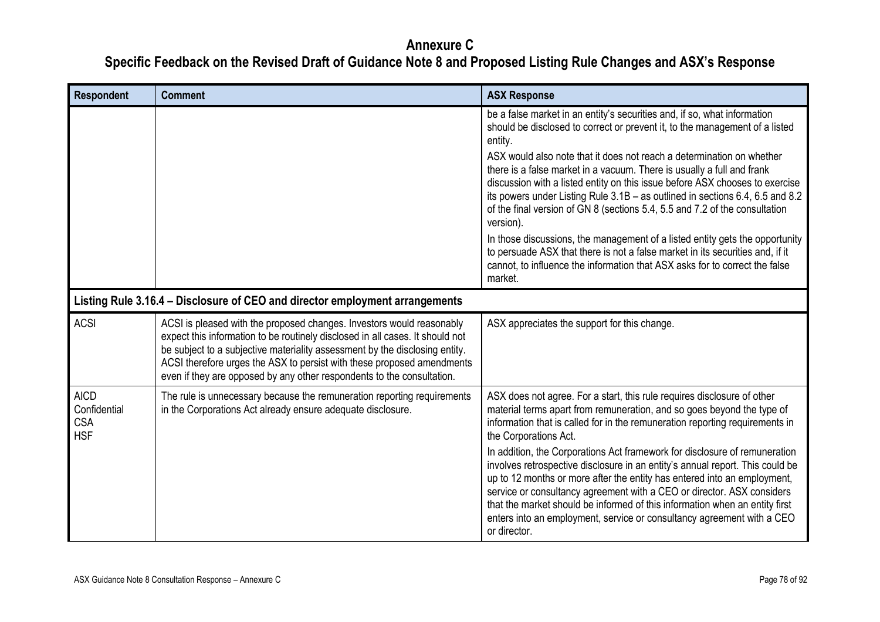# Annexure C

## Specific Feedback on the Revised Draft of Guidance Note 8 and Proposed Listing Rule Changes and ASX's Response

| Respondent | Comment | ASX Response |
|---|---|---|
| | | be a false market in an entity's securities and, if so, what information should be disclosed to correct or prevent it, to the management of a listed entity.<br><br>ASX would also note that it does not reach a determination on whether there is a false market in a vacuum. There is usually a full and frank discussion with a listed entity on this issue before ASX chooses to exercise its powers under Listing Rule 3.1B – as outlined in sections 6.4, 6.5 and 8.2 of the final version of GN 8 (sections 5.4, 5.5 and 7.2 of the consultation version).<br><br>In those discussions, the management of a listed entity gets the opportunity to persuade ASX that there is not a false market in its securities and, if it cannot, to influence the information that ASX asks for to correct the false market. |
| **Listing Rule 3.16.4 – Disclosure of CEO and director employment arrangements** | | |
| ACSI | ACSI is pleased with the proposed changes. Investors would reasonably expect this information to be routinely disclosed in all cases. It should not be subject to a subjective materiality assessment by the disclosing entity. ACSI therefore urges the ASX to persist with these proposed amendments even if they are opposed by any other respondents to the consultation. | ASX appreciates the support for this change. |
| AICD<br>Confidential<br>CSA<br>HSF | The rule is unnecessary because the remuneration reporting requirements in the Corporations Act already ensure adequate disclosure. | ASX does not agree. For a start, this rule requires disclosure of other material terms apart from remuneration, and so goes beyond the type of information that is called for in the remuneration reporting requirements in the Corporations Act.<br><br>In addition, the Corporations Act framework for disclosure of remuneration involves retrospective disclosure in an entity's annual report. This could be up to 12 months or more after the entity has entered into an employment, service or consultancy agreement with a CEO or director. ASX considers that the market should be informed of this information when an entity first enters into an employment, service or consultancy agreement with a CEO or director. |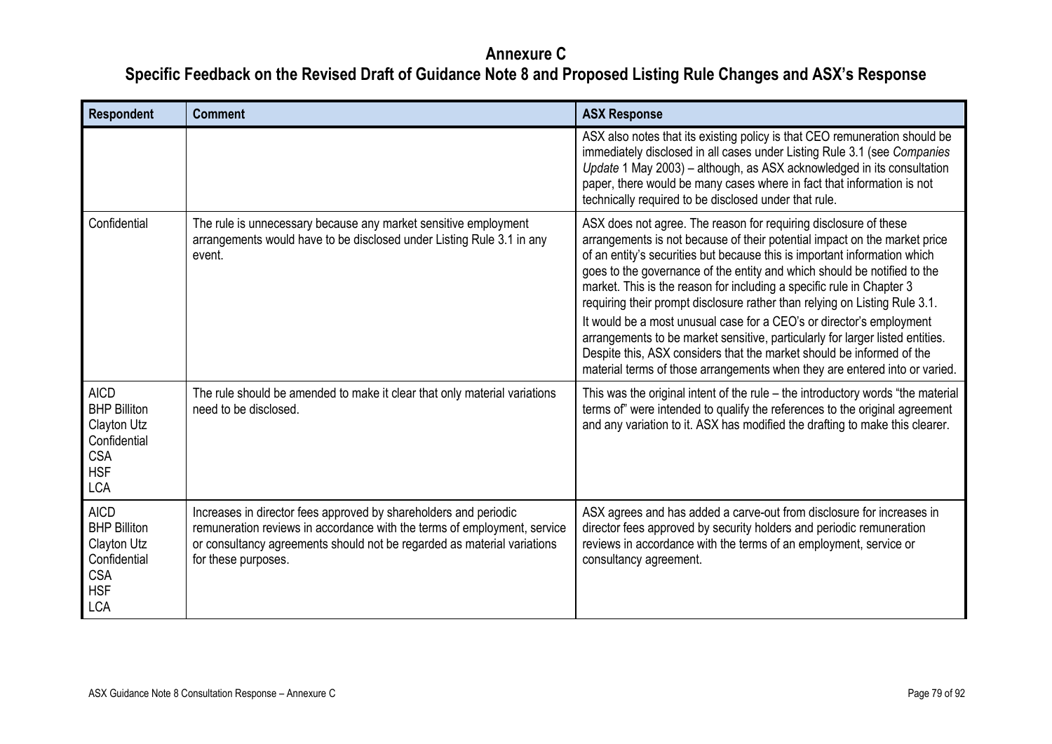# Annexure C

## Specific Feedback on the Revised Draft of Guidance Note 8 and Proposed Listing Rule Changes and ASX's Response

| Respondent | Comment | ASX Response |
|---|---|---|
| | | ASX also notes that its existing policy is that CEO remuneration should be immediately disclosed in all cases under Listing Rule 3.1 (see *Companies Update* 1 May 2003) – although, as ASX acknowledged in its consultation paper, there would be many cases where in fact that information is not technically required to be disclosed under that rule. |
| Confidential | The rule is unnecessary because any market sensitive employment arrangements would have to be disclosed under Listing Rule 3.1 in any event. | ASX does not agree. The reason for requiring disclosure of these arrangements is not because of their potential impact on the market price of an entity's securities but because this is important information which goes to the governance of the entity and which should be notified to the market. This is the reason for including a specific rule in Chapter 3 requiring their prompt disclosure rather than relying on Listing Rule 3.1.<br>It would be a most unusual case for a CEO's or director's employment arrangements to be market sensitive, particularly for larger listed entities. Despite this, ASX considers that the market should be informed of the material terms of those arrangements when they are entered into or varied. |
| AICD<br>BHP Billiton<br>Clayton Utz<br>Confidential<br>CSA<br>HSF<br>LCA | The rule should be amended to make it clear that only material variations need to be disclosed. | This was the original intent of the rule – the introductory words "the material terms of" were intended to qualify the references to the original agreement and any variation to it. ASX has modified the drafting to make this clearer. |
| AICD<br>BHP Billiton<br>Clayton Utz<br>Confidential<br>CSA<br>HSF<br>LCA | Increases in director fees approved by shareholders and periodic remuneration reviews in accordance with the terms of employment, service or consultancy agreements should not be regarded as material variations for these purposes. | ASX agrees and has added a carve-out from disclosure for increases in director fees approved by security holders and periodic remuneration reviews in accordance with the terms of an employment, service or consultancy agreement. |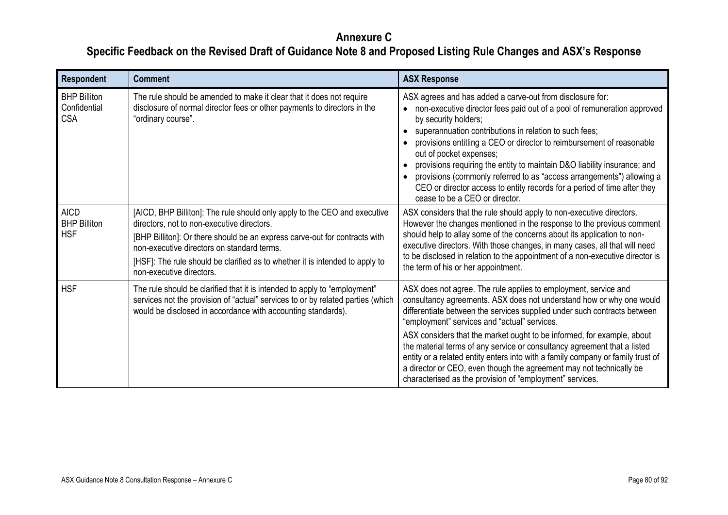# Annexure C

## Specific Feedback on the Revised Draft of Guidance Note 8 and Proposed Listing Rule Changes and ASX's Response

| Respondent | Comment | ASX Response |
|---|---|---|
| BHP Billiton<br>Confidential<br>CSA | The rule should be amended to make it clear that it does not require disclosure of normal director fees or other payments to directors in the "ordinary course". | ASX agrees and has added a carve-out from disclosure for:<br>• non-executive director fees paid out of a pool of remuneration approved by security holders;<br>• superannuation contributions in relation to such fees;<br>• provisions entitling a CEO or director to reimbursement of reasonable out of pocket expenses;<br>• provisions requiring the entity to maintain D&O liability insurance; and<br>• provisions (commonly referred to as "access arrangements") allowing a CEO or director access to entity records for a period of time after they cease to be a CEO or director. |
| AICD<br>BHP Billiton<br>HSF | [AICD, BHP Billiton]: The rule should only apply to the CEO and executive directors, not to non-executive directors.<br>[BHP Billiton]: Or there should be an express carve-out for contracts with non-executive directors on standard terms.<br>[HSF]: The rule should be clarified as to whether it is intended to apply to non-executive directors. | ASX considers that the rule should apply to non-executive directors. However the changes mentioned in the response to the previous comment should help to allay some of the concerns about its application to non-executive directors. With those changes, in many cases, all that will need to be disclosed in relation to the appointment of a non-executive director is the term of his or her appointment. |
| HSF | The rule should be clarified that it is intended to apply to "employment" services not the provision of "actual" services to or by related parties (which would be disclosed in accordance with accounting standards). | ASX does not agree. The rule applies to employment, service and consultancy agreements. ASX does not understand how or why one would differentiate between the services supplied under such contracts between "employment" services and "actual" services.<br>ASX considers that the market ought to be informed, for example, about the material terms of any service or consultancy agreement that a listed entity or a related entity enters into with a family company or family trust of a director or CEO, even though the agreement may not technically be characterised as the provision of "employment" services. |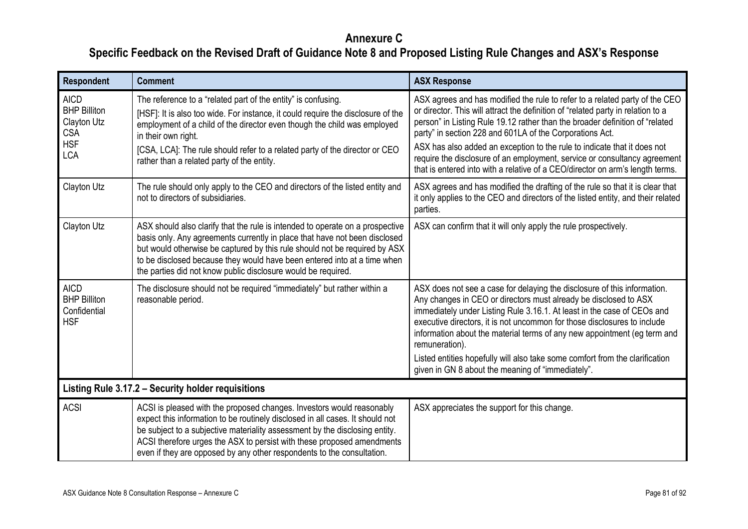# Annexure C

## Specific Feedback on the Revised Draft of Guidance Note 8 and Proposed Listing Rule Changes and ASX's Response

| Respondent | Comment | ASX Response |
|---|---|---|
| AICD<br>BHP Billiton<br>Clayton Utz<br>CSA<br>HSF<br>LCA | The reference to a "related part of the entity" is confusing.<br>[HSF]: It is also too wide. For instance, it could require the disclosure of the employment of a child of the director even though the child was employed in their own right.<br>[CSA, LCA]: The rule should refer to a related party of the director or CEO rather than a related party of the entity. | ASX agrees and has modified the rule to refer to a related party of the CEO or director. This will attract the definition of "related party in relation to a person" in Listing Rule 19.12 rather than the broader definition of "related party" in section 228 and 601LA of the Corporations Act.<br>ASX has also added an exception to the rule to indicate that it does not require the disclosure of an employment, service or consultancy agreement that is entered into with a relative of a CEO/director on arm's length terms. |
| Clayton Utz | The rule should only apply to the CEO and directors of the listed entity and not to directors of subsidiaries. | ASX agrees and has modified the drafting of the rule so that it is clear that it only applies to the CEO and directors of the listed entity, and their related parties. |
| Clayton Utz | ASX should also clarify that the rule is intended to operate on a prospective basis only. Any agreements currently in place that have not been disclosed but would otherwise be captured by this rule should not be required by ASX to be disclosed because they would have been entered into at a time when the parties did not know public disclosure would be required. | ASX can confirm that it will only apply the rule prospectively. |
| AICD<br>BHP Billiton<br>Confidential<br>HSF | The disclosure should not be required "immediately" but rather within a reasonable period. | ASX does not see a case for delaying the disclosure of this information. Any changes in CEO or directors must already be disclosed to ASX immediately under Listing Rule 3.16.1. At least in the case of CEOs and executive directors, it is not uncommon for those disclosures to include information about the material terms of any new appointment (eg term and remuneration).<br>Listed entities hopefully will also take some comfort from the clarification given in GN 8 about the meaning of "immediately". |
| **Listing Rule 3.17.2 – Security holder requisitions** | | |
| ACSI | ACSI is pleased with the proposed changes. Investors would reasonably expect this information to be routinely disclosed in all cases. It should not be subject to a subjective materiality assessment by the disclosing entity. ACSI therefore urges the ASX to persist with these proposed amendments even if they are opposed by any other respondents to the consultation. | ASX appreciates the support for this change. |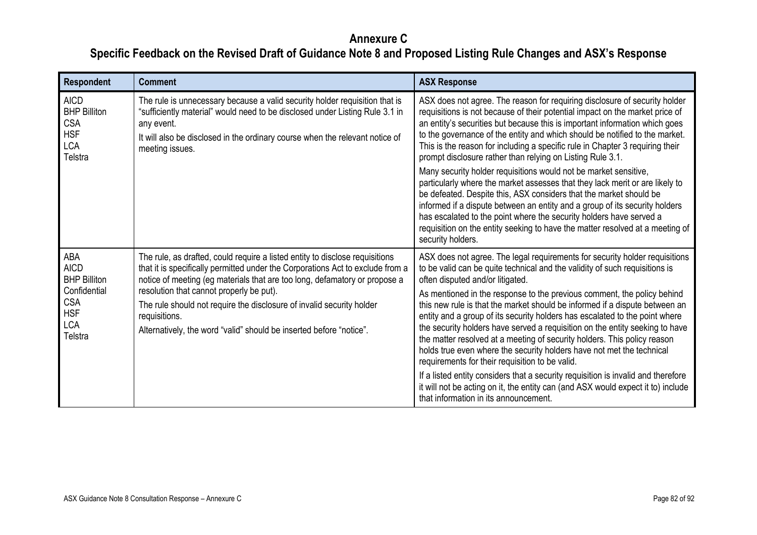# Annexure C

## Specific Feedback on the Revised Draft of Guidance Note 8 and Proposed Listing Rule Changes and ASX's Response

| Respondent | Comment | ASX Response |
|---|---|---|
| AICD<br>BHP Billiton<br>CSA<br>HSF<br>LCA<br>Telstra | The rule is unnecessary because a valid security holder requisition that is "sufficiently material" would need to be disclosed under Listing Rule 3.1 in any event.<br>It will also be disclosed in the ordinary course when the relevant notice of meeting issues. | ASX does not agree. The reason for requiring disclosure of security holder requisitions is not because of their potential impact on the market price of an entity's securities but because this is important information which goes to the governance of the entity and which should be notified to the market. This is the reason for including a specific rule in Chapter 3 requiring their prompt disclosure rather than relying on Listing Rule 3.1.<br>Many security holder requisitions would not be market sensitive, particularly where the market assesses that they lack merit or are likely to be defeated. Despite this, ASX considers that the market should be informed if a dispute between an entity and a group of its security holders has escalated to the point where the security holders have served a requisition on the entity seeking to have the matter resolved at a meeting of security holders. |
| ABA<br>AICD<br>BHP Billiton<br>Confidential<br>CSA<br>HSF<br>LCA<br>Telstra | The rule, as drafted, could require a listed entity to disclose requisitions that it is specifically permitted under the Corporations Act to exclude from a notice of meeting (eg materials that are too long, defamatory or propose a resolution that cannot properly be put).<br>The rule should not require the disclosure of invalid security holder requisitions.<br>Alternatively, the word "valid" should be inserted before "notice". | ASX does not agree. The legal requirements for security holder requisitions to be valid can be quite technical and the validity of such requisitions is often disputed and/or litigated.<br>As mentioned in the response to the previous comment, the policy behind this new rule is that the market should be informed if a dispute between an entity and a group of its security holders has escalated to the point where the security holders have served a requisition on the entity seeking to have the matter resolved at a meeting of security holders. This policy reason holds true even where the security holders have not met the technical requirements for their requisition to be valid.<br>If a listed entity considers that a security requisition is invalid and therefore it will not be acting on it, the entity can (and ASX would expect it to) include that information in its announcement. |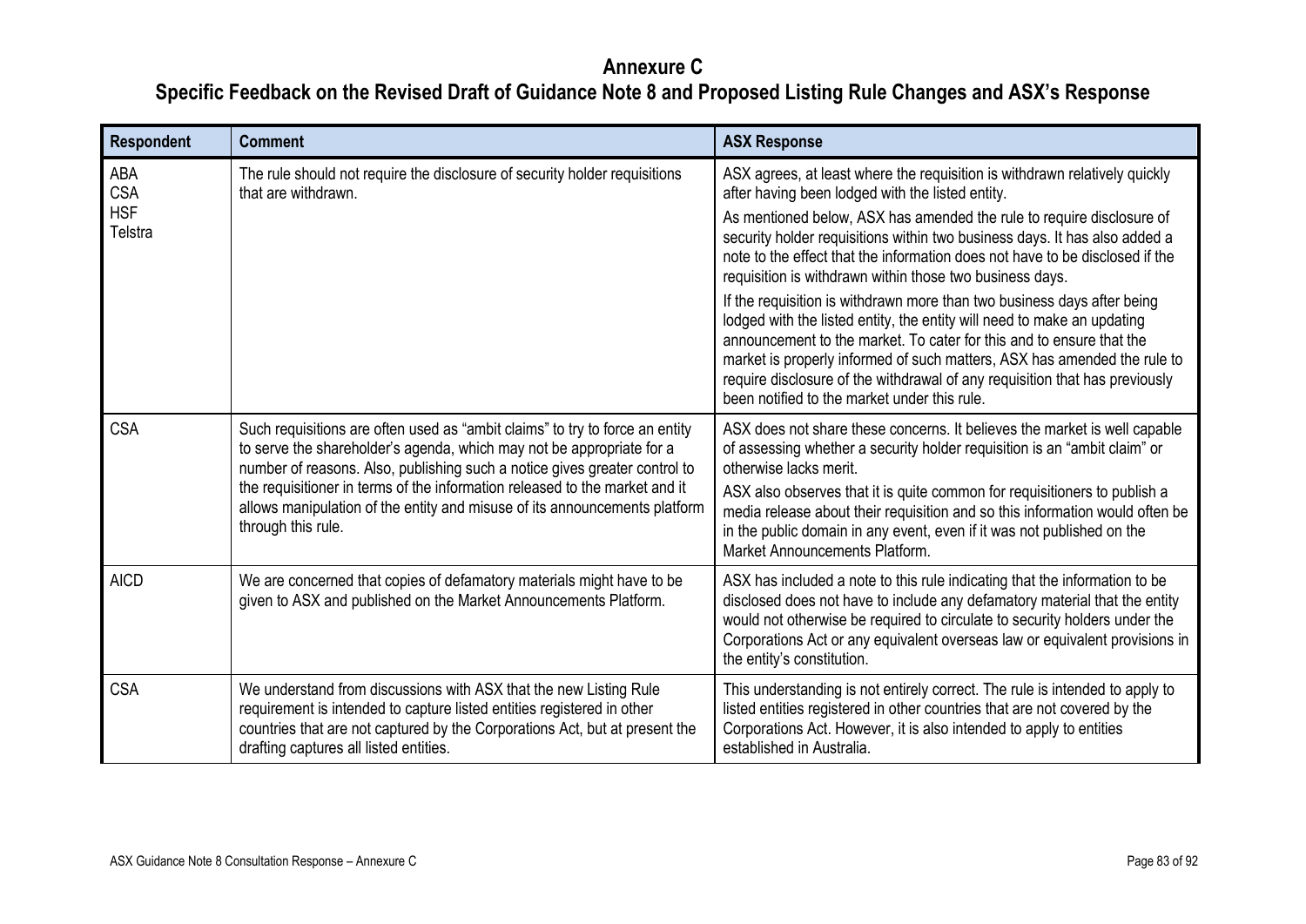# Annexure C

## Specific Feedback on the Revised Draft of Guidance Note 8 and Proposed Listing Rule Changes and ASX's Response

| Respondent | Comment | ASX Response |
|---|---|---|
| ABA<br>CSA<br>HSF<br>Telstra | The rule should not require the disclosure of security holder requisitions that are withdrawn. | ASX agrees, at least where the requisition is withdrawn relatively quickly after having been lodged with the listed entity.<br><br>As mentioned below, ASX has amended the rule to require disclosure of security holder requisitions within two business days. It has also added a note to the effect that the information does not have to be disclosed if the requisition is withdrawn within those two business days.<br><br>If the requisition is withdrawn more than two business days after being lodged with the listed entity, the entity will need to make an updating announcement to the market. To cater for this and to ensure that the market is properly informed of such matters, ASX has amended the rule to require disclosure of the withdrawal of any requisition that has previously been notified to the market under this rule. |
| CSA | Such requisitions are often used as "ambit claims" to try to force an entity to serve the shareholder's agenda, which may not be appropriate for a number of reasons. Also, publishing such a notice gives greater control to the requisitioner in terms of the information released to the market and it allows manipulation of the entity and misuse of its announcements platform through this rule. | ASX does not share these concerns. It believes the market is well capable of assessing whether a security holder requisition is an "ambit claim" or otherwise lacks merit.<br><br>ASX also observes that it is quite common for requisitioners to publish a media release about their requisition and so this information would often be in the public domain in any event, even if it was not published on the Market Announcements Platform. |
| AICD | We are concerned that copies of defamatory materials might have to be given to ASX and published on the Market Announcements Platform. | ASX has included a note to this rule indicating that the information to be disclosed does not have to include any defamatory material that the entity would not otherwise be required to circulate to security holders under the Corporations Act or any equivalent overseas law or equivalent provisions in the entity's constitution. |
| CSA | We understand from discussions with ASX that the new Listing Rule requirement is intended to capture listed entities registered in other countries that are not captured by the Corporations Act, but at present the drafting captures all listed entities. | This understanding is not entirely correct. The rule is intended to apply to listed entities registered in other countries that are not covered by the Corporations Act. However, it is also intended to apply to entities established in Australia. |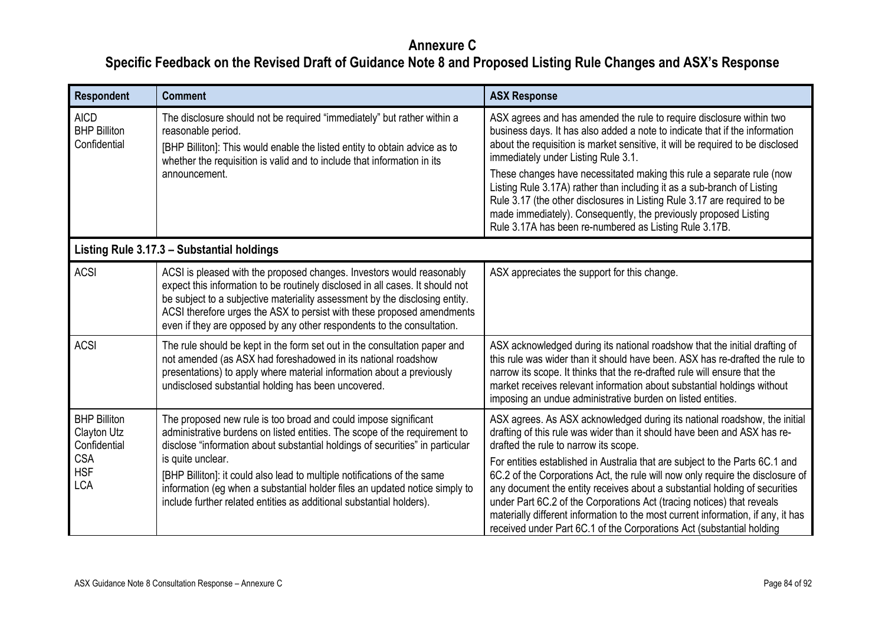# Annexure C

## Specific Feedback on the Revised Draft of Guidance Note 8 and Proposed Listing Rule Changes and ASX's Response

| Respondent | Comment | ASX Response |
|---|---|---|
| AICD<br>BHP Billiton<br>Confidential | The disclosure should not be required "immediately" but rather within a reasonable period.<br>[BHP Billiton]: This would enable the listed entity to obtain advice as to whether the requisition is valid and to include that information in its announcement. | ASX agrees and has amended the rule to require disclosure within two business days. It has also added a note to indicate that if the information about the requisition is market sensitive, it will be required to be disclosed immediately under Listing Rule 3.1.<br>These changes have necessitated making this rule a separate rule (now Listing Rule 3.17A) rather than including it as a sub-branch of Listing Rule 3.17 (the other disclosures in Listing Rule 3.17 are required to be made immediately). Consequently, the previously proposed Listing Rule 3.17A has been re-numbered as Listing Rule 3.17B. |
| **Listing Rule 3.17.3 – Substantial holdings** | | |
| ACSI | ACSI is pleased with the proposed changes. Investors would reasonably expect this information to be routinely disclosed in all cases. It should not be subject to a subjective materiality assessment by the disclosing entity. ACSI therefore urges the ASX to persist with these proposed amendments even if they are opposed by any other respondents to the consultation. | ASX appreciates the support for this change. |
| ACSI | The rule should be kept in the form set out in the consultation paper and not amended (as ASX had foreshadowed in its national roadshow presentations) to apply where material information about a previously undisclosed substantial holding has been uncovered. | ASX acknowledged during its national roadshow that the initial drafting of this rule was wider than it should have been. ASX has re-drafted the rule to narrow its scope. It thinks that the re-drafted rule will ensure that the market receives relevant information about substantial holdings without imposing an undue administrative burden on listed entities. |
| BHP Billiton<br>Clayton Utz<br>Confidential<br>CSA<br>HSF<br>LCA | The proposed new rule is too broad and could impose significant administrative burdens on listed entities. The scope of the requirement to disclose "information about substantial holdings of securities" in particular is quite unclear.<br>[BHP Billiton]: it could also lead to multiple notifications of the same information (eg when a substantial holder files an updated notice simply to include further related entities as additional substantial holders). | ASX agrees. As ASX acknowledged during its national roadshow, the initial drafting of this rule was wider than it should have been and ASX has re-drafted the rule to narrow its scope.<br>For entities established in Australia that are subject to the Parts 6C.1 and 6C.2 of the Corporations Act, the rule will now only require the disclosure of any document the entity receives about a substantial holding of securities under Part 6C.2 of the Corporations Act (tracing notices) that reveals materially different information to the most current information, if any, it has received under Part 6C.1 of the Corporations Act (substantial holding |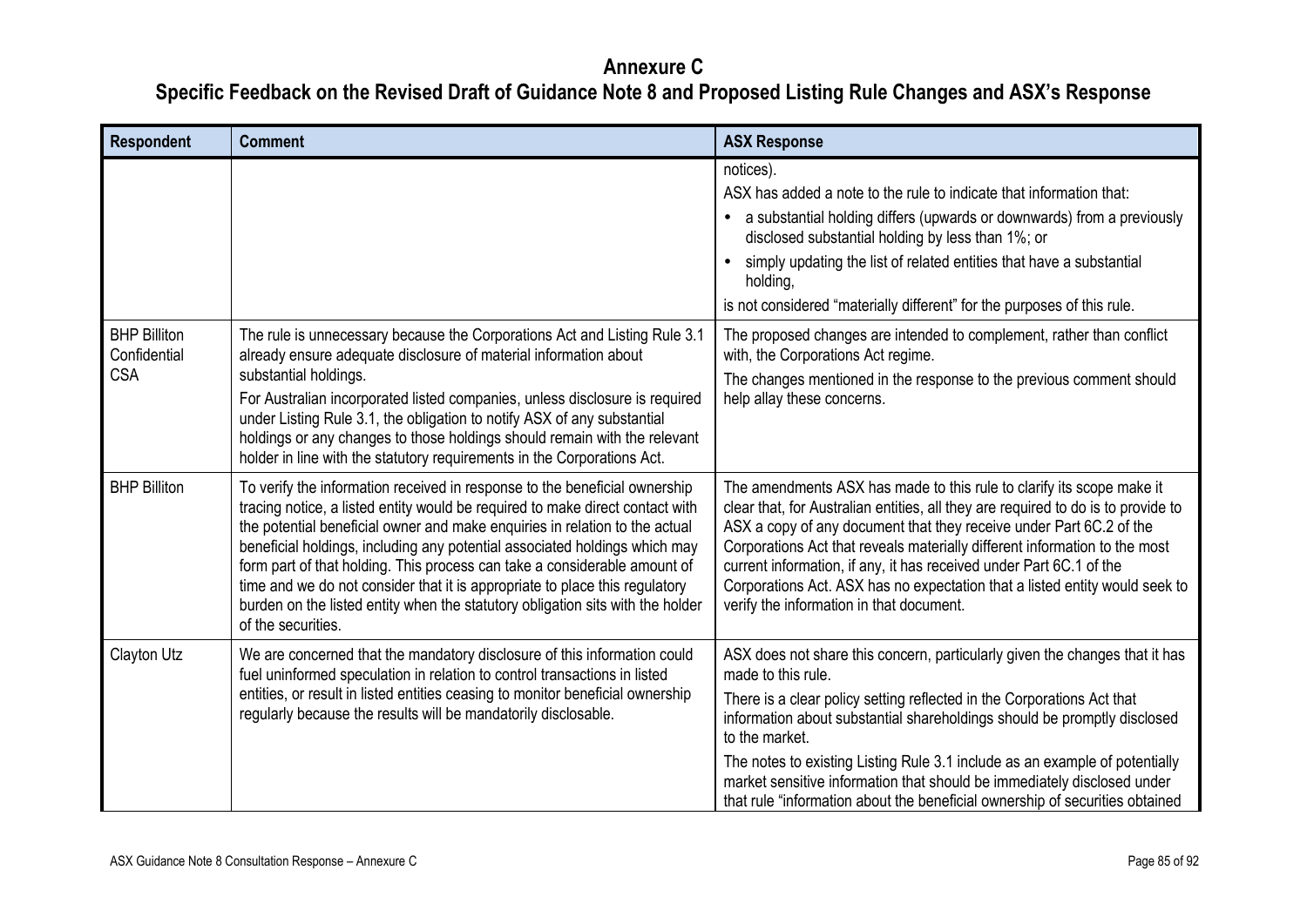# Annexure C

## Specific Feedback on the Revised Draft of Guidance Note 8 and Proposed Listing Rule Changes and ASX's Response

| Respondent | Comment | ASX Response |
|---|---|---|
| | | notices).<br>ASX has added a note to the rule to indicate that information that:<br>• a substantial holding differs (upwards or downwards) from a previously disclosed substantial holding by less than 1%; or<br>• simply updating the list of related entities that have a substantial holding,<br>is not considered "materially different" for the purposes of this rule. |
| BHP Billiton Confidential CSA | The rule is unnecessary because the Corporations Act and Listing Rule 3.1 already ensure adequate disclosure of material information about substantial holdings.<br>For Australian incorporated listed companies, unless disclosure is required under Listing Rule 3.1, the obligation to notify ASX of any substantial holdings or any changes to those holdings should remain with the relevant holder in line with the statutory requirements in the Corporations Act. | The proposed changes are intended to complement, rather than conflict with, the Corporations Act regime.<br>The changes mentioned in the response to the previous comment should help allay these concerns. |
| BHP Billiton | To verify the information received in response to the beneficial ownership tracing notice, a listed entity would be required to make direct contact with the potential beneficial owner and make enquiries in relation to the actual beneficial holdings, including any potential associated holdings which may form part of that holding. This process can take a considerable amount of time and we do not consider that it is appropriate to place this regulatory burden on the listed entity when the statutory obligation sits with the holder of the securities. | The amendments ASX has made to this rule to clarify its scope make it clear that, for Australian entities, all they are required to do is to provide to ASX a copy of any document that they receive under Part 6C.2 of the Corporations Act that reveals materially different information to the most current information, if any, it has received under Part 6C.1 of the Corporations Act. ASX has no expectation that a listed entity would seek to verify the information in that document. |
| Clayton Utz | We are concerned that the mandatory disclosure of this information could fuel uninformed speculation in relation to control transactions in listed entities, or result in listed entities ceasing to monitor beneficial ownership regularly because the results will be mandatorily disclosable. | ASX does not share this concern, particularly given the changes that it has made to this rule.<br>There is a clear policy setting reflected in the Corporations Act that information about substantial shareholdings should be promptly disclosed to the market.<br>The notes to existing Listing Rule 3.1 include as an example of potentially market sensitive information that should be immediately disclosed under that rule "information about the beneficial ownership of securities obtained |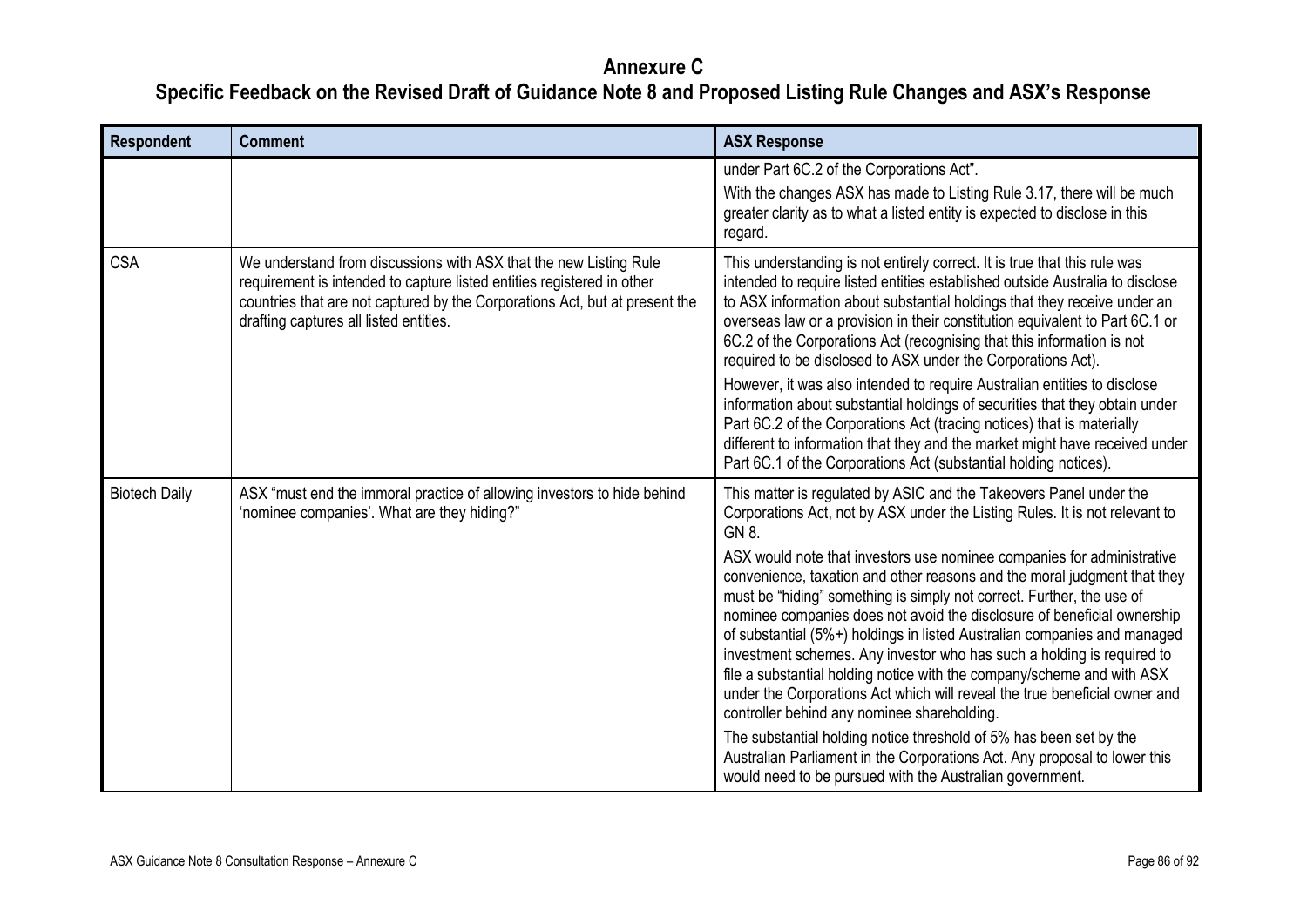# Annexure C

## Specific Feedback on the Revised Draft of Guidance Note 8 and Proposed Listing Rule Changes and ASX's Response

| Respondent | Comment | ASX Response |
|---|---|---|
| | | under Part 6C.2 of the Corporations Act".<br><br>With the changes ASX has made to Listing Rule 3.17, there will be much greater clarity as to what a listed entity is expected to disclose in this regard. |
| CSA | We understand from discussions with ASX that the new Listing Rule requirement is intended to capture listed entities registered in other countries that are not captured by the Corporations Act, but at present the drafting captures all listed entities. | This understanding is not entirely correct. It is true that this rule was intended to require listed entities established outside Australia to disclose to ASX information about substantial holdings that they receive under an overseas law or a provision in their constitution equivalent to Part 6C.1 or 6C.2 of the Corporations Act (recognising that this information is not required to be disclosed to ASX under the Corporations Act).<br><br>However, it was also intended to require Australian entities to disclose information about substantial holdings of securities that they obtain under Part 6C.2 of the Corporations Act (tracing notices) that is materially different to information that they and the market might have received under Part 6C.1 of the Corporations Act (substantial holding notices). |
| Biotech Daily | ASX "must end the immoral practice of allowing investors to hide behind 'nominee companies'. What are they hiding?" | This matter is regulated by ASIC and the Takeovers Panel under the Corporations Act, not by ASX under the Listing Rules. It is not relevant to GN 8.<br><br>ASX would note that investors use nominee companies for administrative convenience, taxation and other reasons and the moral judgment that they must be "hiding" something is simply not correct. Further, the use of nominee companies does not avoid the disclosure of beneficial ownership of substantial (5%+) holdings in listed Australian companies and managed investment schemes. Any investor who has such a holding is required to file a substantial holding notice with the company/scheme and with ASX under the Corporations Act which will reveal the true beneficial owner and controller behind any nominee shareholding.<br><br>The substantial holding notice threshold of 5% has been set by the Australian Parliament in the Corporations Act. Any proposal to lower this would need to be pursued with the Australian government. |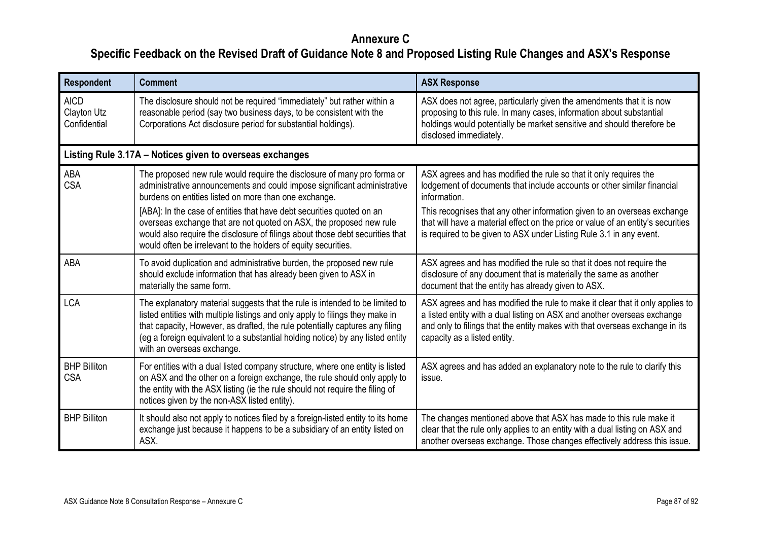# Annexure C

## Specific Feedback on the Revised Draft of Guidance Note 8 and Proposed Listing Rule Changes and ASX's Response

| Respondent | Comment | ASX Response |
|---|---|---|
| AICD<br>Clayton Utz<br>Confidential | The disclosure should not be required "immediately" but rather within a reasonable period (say two business days, to be consistent with the Corporations Act disclosure period for substantial holdings). | ASX does not agree, particularly given the amendments that it is now proposing to this rule. In many cases, information about substantial holdings would potentially be market sensitive and should therefore be disclosed immediately. |
| **Listing Rule 3.17A – Notices given to overseas exchanges** | | |
| ABA<br>CSA | The proposed new rule would require the disclosure of many pro forma or administrative announcements and could impose significant administrative burdens on entities listed on more than one exchange.<br>[ABA]: In the case of entities that have debt securities quoted on an overseas exchange that are not quoted on ASX, the proposed new rule would also require the disclosure of filings about those debt securities that would often be irrelevant to the holders of equity securities. | ASX agrees and has modified the rule so that it only requires the lodgement of documents that include accounts or other similar financial information.<br>This recognises that any other information given to an overseas exchange that will have a material effect on the price or value of an entity's securities is required to be given to ASX under Listing Rule 3.1 in any event. |
| ABA | To avoid duplication and administrative burden, the proposed new rule should exclude information that has already been given to ASX in materially the same form. | ASX agrees and has modified the rule so that it does not require the disclosure of any document that is materially the same as another document that the entity has already given to ASX. |
| LCA | The explanatory material suggests that the rule is intended to be limited to listed entities with multiple listings and only apply to filings they make in that capacity, However, as drafted, the rule potentially captures any filing (eg a foreign equivalent to a substantial holding notice) by any listed entity with an overseas exchange. | ASX agrees and has modified the rule to make it clear that it only applies to a listed entity with a dual listing on ASX and another overseas exchange and only to filings that the entity makes with that overseas exchange in its capacity as a listed entity. |
| BHP Billiton<br>CSA | For entities with a dual listed company structure, where one entity is listed on ASX and the other on a foreign exchange, the rule should only apply to the entity with the ASX listing (ie the rule should not require the filing of notices given by the non-ASX listed entity). | ASX agrees and has added an explanatory note to the rule to clarify this issue. |
| BHP Billiton | It should also not apply to notices filed by a foreign-listed entity to its home exchange just because it happens to be a subsidiary of an entity listed on ASX. | The changes mentioned above that ASX has made to this rule make it clear that the rule only applies to an entity with a dual listing on ASX and another overseas exchange. Those changes effectively address this issue. |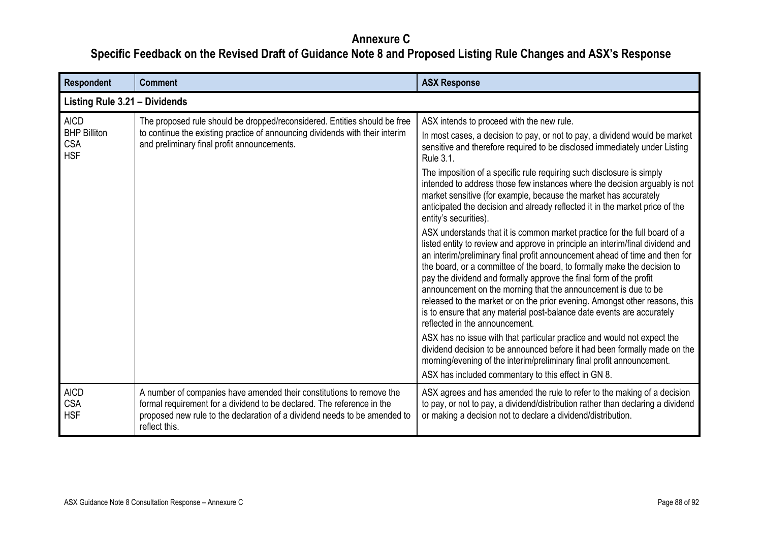# Annexure C

## Specific Feedback on the Revised Draft of Guidance Note 8 and Proposed Listing Rule Changes and ASX's Response

| Respondent | Comment | ASX Response |
|---|---|---|
| **Listing Rule 3.21 – Dividends** | | |
| AICD<br>BHP Billiton<br>CSA<br>HSF | The proposed rule should be dropped/reconsidered. Entities should be free to continue the existing practice of announcing dividends with their interim and preliminary final profit announcements. | ASX intends to proceed with the new rule.<br><br>In most cases, a decision to pay, or not to pay, a dividend would be market sensitive and therefore required to be disclosed immediately under Listing Rule 3.1.<br><br>The imposition of a specific rule requiring such disclosure is simply intended to address those few instances where the decision arguably is not market sensitive (for example, because the market has accurately anticipated the decision and already reflected it in the market price of the entity's securities).<br><br>ASX understands that it is common market practice for the full board of a listed entity to review and approve in principle an interim/final dividend and an interim/preliminary final profit announcement ahead of time and then for the board, or a committee of the board, to formally make the decision to pay the dividend and formally approve the final form of the profit announcement on the morning that the announcement is due to be released to the market or on the prior evening. Amongst other reasons, this is to ensure that any material post-balance date events are accurately reflected in the announcement.<br><br>ASX has no issue with that particular practice and would not expect the dividend decision to be announced before it had been formally made on the morning/evening of the interim/preliminary final profit announcement.<br><br>ASX has included commentary to this effect in GN 8. |
| AICD<br>CSA<br>HSF | A number of companies have amended their constitutions to remove the formal requirement for a dividend to be declared. The reference in the proposed new rule to the declaration of a dividend needs to be amended to reflect this. | ASX agrees and has amended the rule to refer to the making of a decision to pay, or not to pay, a dividend/distribution rather than declaring a dividend or making a decision not to declare a dividend/distribution. |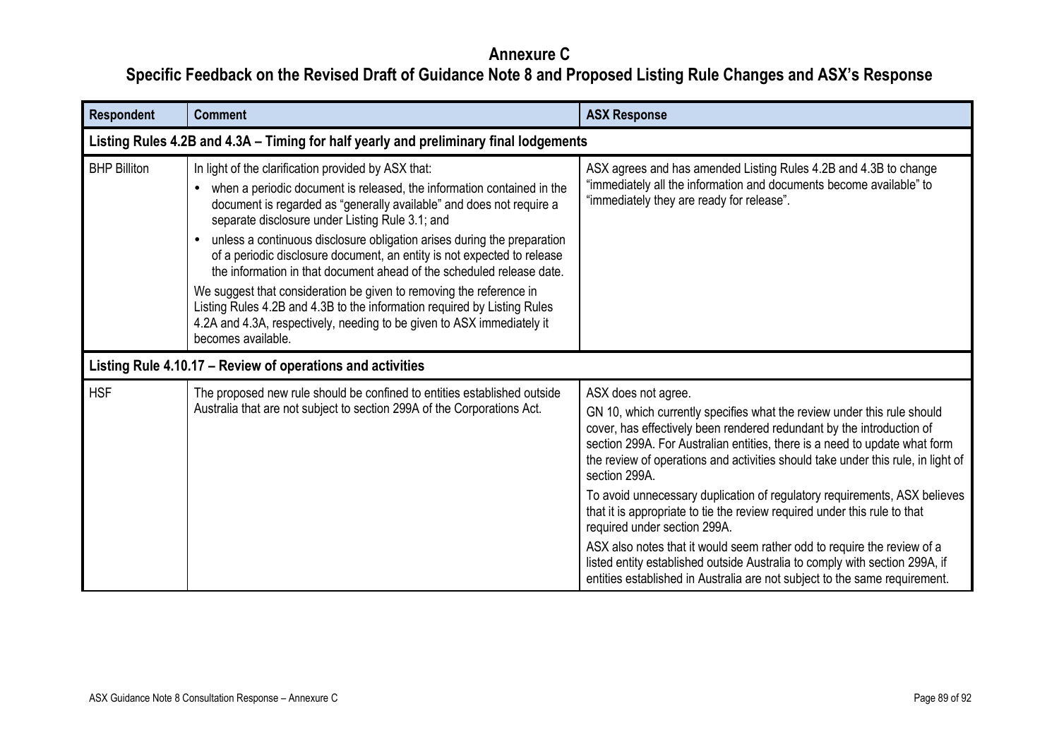# Annexure C

## Specific Feedback on the Revised Draft of Guidance Note 8 and Proposed Listing Rule Changes and ASX's Response

| Respondent | Comment | ASX Response |
|---|---|---|
| **Listing Rules 4.2B and 4.3A – Timing for half yearly and preliminary final lodgements** | | |
| BHP Billiton | In light of the clarification provided by ASX that:<br>• when a periodic document is released, the information contained in the document is regarded as "generally available" and does not require a separate disclosure under Listing Rule 3.1; and<br>• unless a continuous disclosure obligation arises during the preparation of a periodic disclosure document, an entity is not expected to release the information in that document ahead of the scheduled release date.<br>We suggest that consideration be given to removing the reference in Listing Rules 4.2B and 4.3B to the information required by Listing Rules 4.2A and 4.3A, respectively, needing to be given to ASX immediately it becomes available. | ASX agrees and has amended Listing Rules 4.2B and 4.3B to change "immediately all the information and documents become available" to "immediately they are ready for release". |
| **Listing Rule 4.10.17 – Review of operations and activities** | | |
| HSF | The proposed new rule should be confined to entities established outside Australia that are not subject to section 299A of the Corporations Act. | ASX does not agree.<br>GN 10, which currently specifies what the review under this rule should cover, has effectively been rendered redundant by the introduction of section 299A. For Australian entities, there is a need to update what form the review of operations and activities should take under this rule, in light of section 299A.<br>To avoid unnecessary duplication of regulatory requirements, ASX believes that it is appropriate to tie the review required under this rule to that required under section 299A.<br>ASX also notes that it would seem rather odd to require the review of a listed entity established outside Australia to comply with section 299A, if entities established in Australia are not subject to the same requirement. |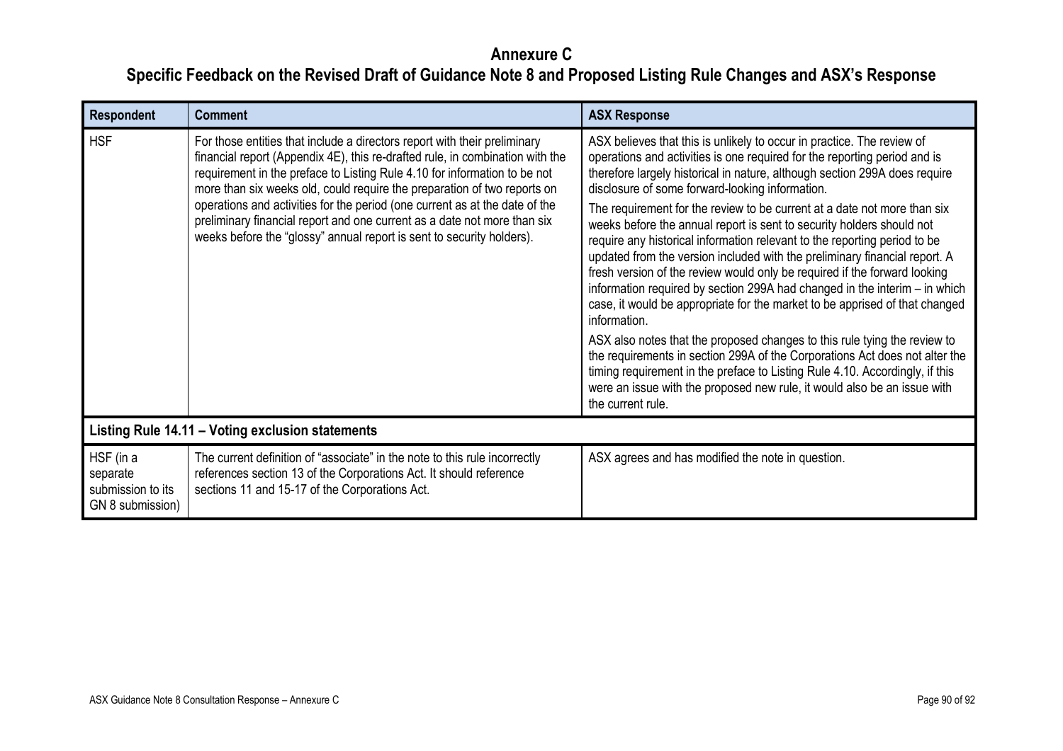# Annexure C

## Specific Feedback on the Revised Draft of Guidance Note 8 and Proposed Listing Rule Changes and ASX's Response

| Respondent | Comment | ASX Response |
|---|---|---|
| HSF | For those entities that include a directors report with their preliminary financial report (Appendix 4E), this re-drafted rule, in combination with the requirement in the preface to Listing Rule 4.10 for information to be not more than six weeks old, could require the preparation of two reports on operations and activities for the period (one current as at the date of the preliminary financial report and one current as a date not more than six weeks before the "glossy" annual report is sent to security holders). | ASX believes that this is unlikely to occur in practice. The review of operations and activities is one required for the reporting period and is therefore largely historical in nature, although section 299A does require disclosure of some forward-looking information.<br><br>The requirement for the review to be current at a date not more than six weeks before the annual report is sent to security holders should not require any historical information relevant to the reporting period to be updated from the version included with the preliminary financial report. A fresh version of the review would only be required if the forward looking information required by section 299A had changed in the interim – in which case, it would be appropriate for the market to be apprised of that changed information.<br><br>ASX also notes that the proposed changes to this rule tying the review to the requirements in section 299A of the Corporations Act does not alter the timing requirement in the preface to Listing Rule 4.10. Accordingly, if this were an issue with the proposed new rule, it would also be an issue with the current rule. |
| **Listing Rule 14.11 – Voting exclusion statements** | | |
| HSF (in a separate submission to its GN 8 submission) | The current definition of "associate" in the note to this rule incorrectly references section 13 of the Corporations Act. It should reference sections 11 and 15-17 of the Corporations Act. | ASX agrees and has modified the note in question. |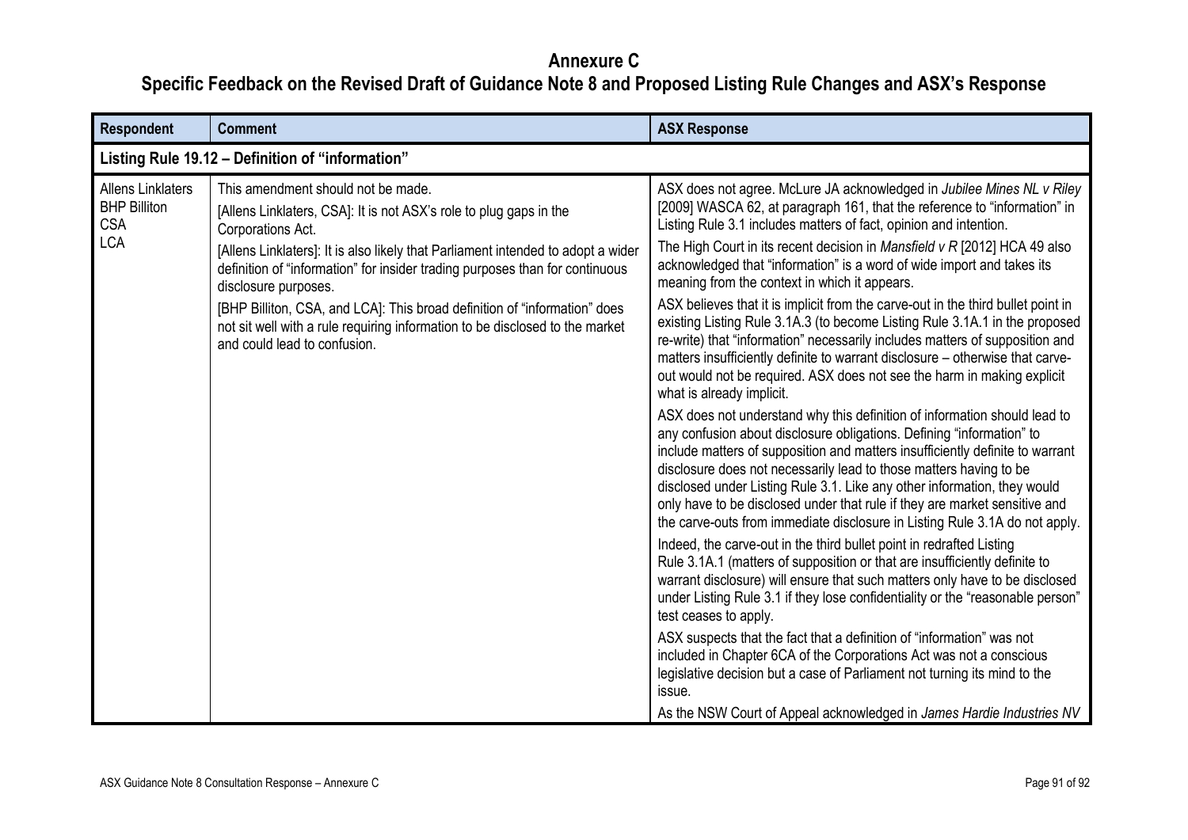# Annexure C

## Specific Feedback on the Revised Draft of Guidance Note 8 and Proposed Listing Rule Changes and ASX's Response

| Respondent | Comment | ASX Response |
|---|---|---|
| **Listing Rule 19.12 – Definition of "information"** | | |
| Allens Linklaters<br>BHP Billiton<br>CSA<br>LCA | This amendment should not be made.<br>[Allens Linklaters, CSA]: It is not ASX's role to plug gaps in the Corporations Act.<br>[Allens Linklaters]: It is also likely that Parliament intended to adopt a wider definition of "information" for insider trading purposes than for continuous disclosure purposes.<br>[BHP Billiton, CSA, and LCA]: This broad definition of "information" does not sit well with a rule requiring information to be disclosed to the market and could lead to confusion. | ASX does not agree. McLure JA acknowledged in *Jubilee Mines NL v Riley* [2009] WASCA 62, at paragraph 161, that the reference to "information" in Listing Rule 3.1 includes matters of fact, opinion and intention.<br>The High Court in its recent decision in *Mansfield v R* [2012] HCA 49 also acknowledged that "information" is a word of wide import and takes its meaning from the context in which it appears.<br>ASX believes that it is implicit from the carve-out in the third bullet point in existing Listing Rule 3.1A.3 (to become Listing Rule 3.1A.1 in the proposed re-write) that "information" necessarily includes matters of supposition and matters insufficiently definite to warrant disclosure – otherwise that carve-out would not be required. ASX does not see the harm in making explicit what is already implicit.<br>ASX does not understand why this definition of information should lead to any confusion about disclosure obligations. Defining "information" to include matters of supposition and matters insufficiently definite to warrant disclosure does not necessarily lead to those matters having to be disclosed under Listing Rule 3.1. Like any other information, they would only have to be disclosed under that rule if they are market sensitive and the carve-outs from immediate disclosure in Listing Rule 3.1A do not apply.<br>Indeed, the carve-out in the third bullet point in redrafted Listing Rule 3.1A.1 (matters of supposition or that are insufficiently definite to warrant disclosure) will ensure that such matters only have to be disclosed under Listing Rule 3.1 if they lose confidentiality or the "reasonable person" test ceases to apply.<br>ASX suspects that the fact that a definition of "information" was not included in Chapter 6CA of the Corporations Act was not a conscious legislative decision but a case of Parliament not turning its mind to the issue.<br>As the NSW Court of Appeal acknowledged in *James Hardie Industries NV* |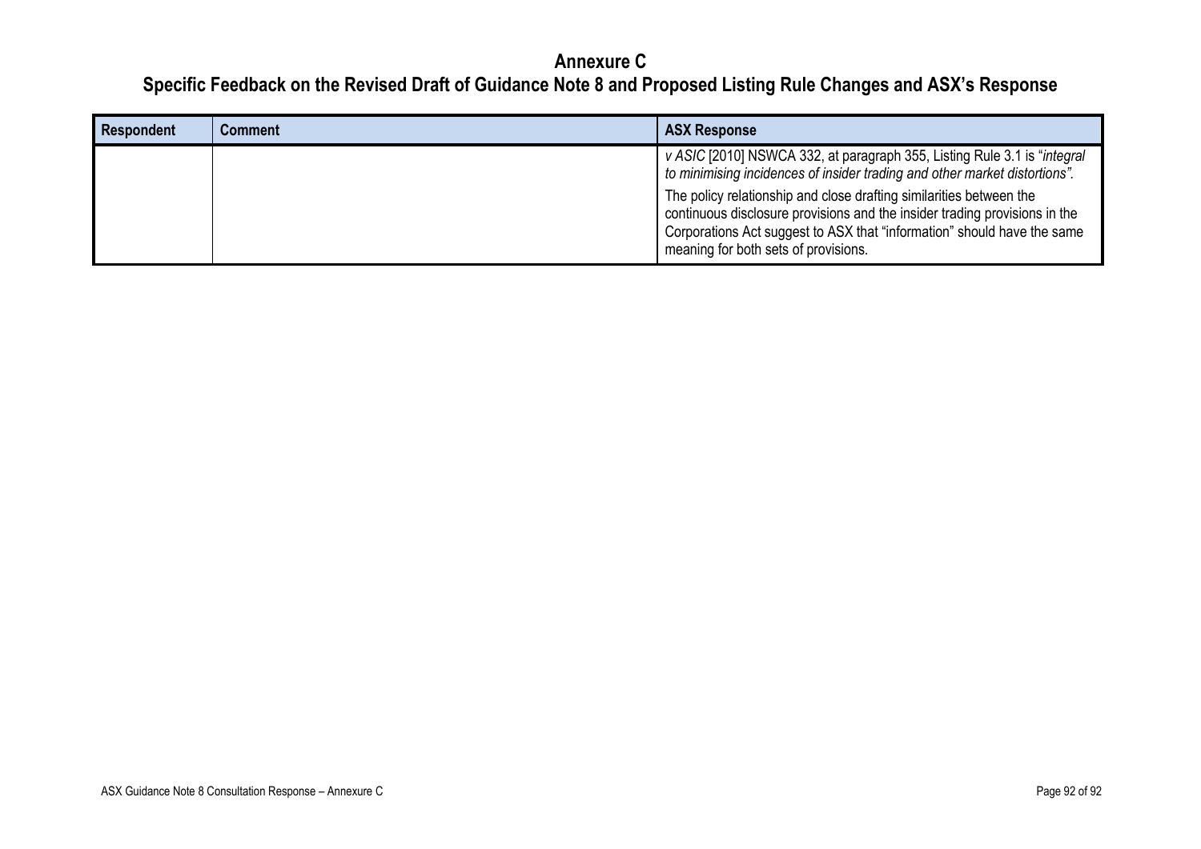# Annexure C

## Specific Feedback on the Revised Draft of Guidance Note 8 and Proposed Listing Rule Changes and ASX's Response

| Respondent | Comment | ASX Response |
| --- | --- | --- |
| | | *v ASIC* [2010] NSWCA 332, at paragraph 355, Listing Rule 3.1 is "*integral to minimising incidences of insider trading and other market distortions"*.<br><br>The policy relationship and close drafting similarities between the continuous disclosure provisions and the insider trading provisions in the Corporations Act suggest to ASX that "information" should have the same meaning for both sets of provisions. |